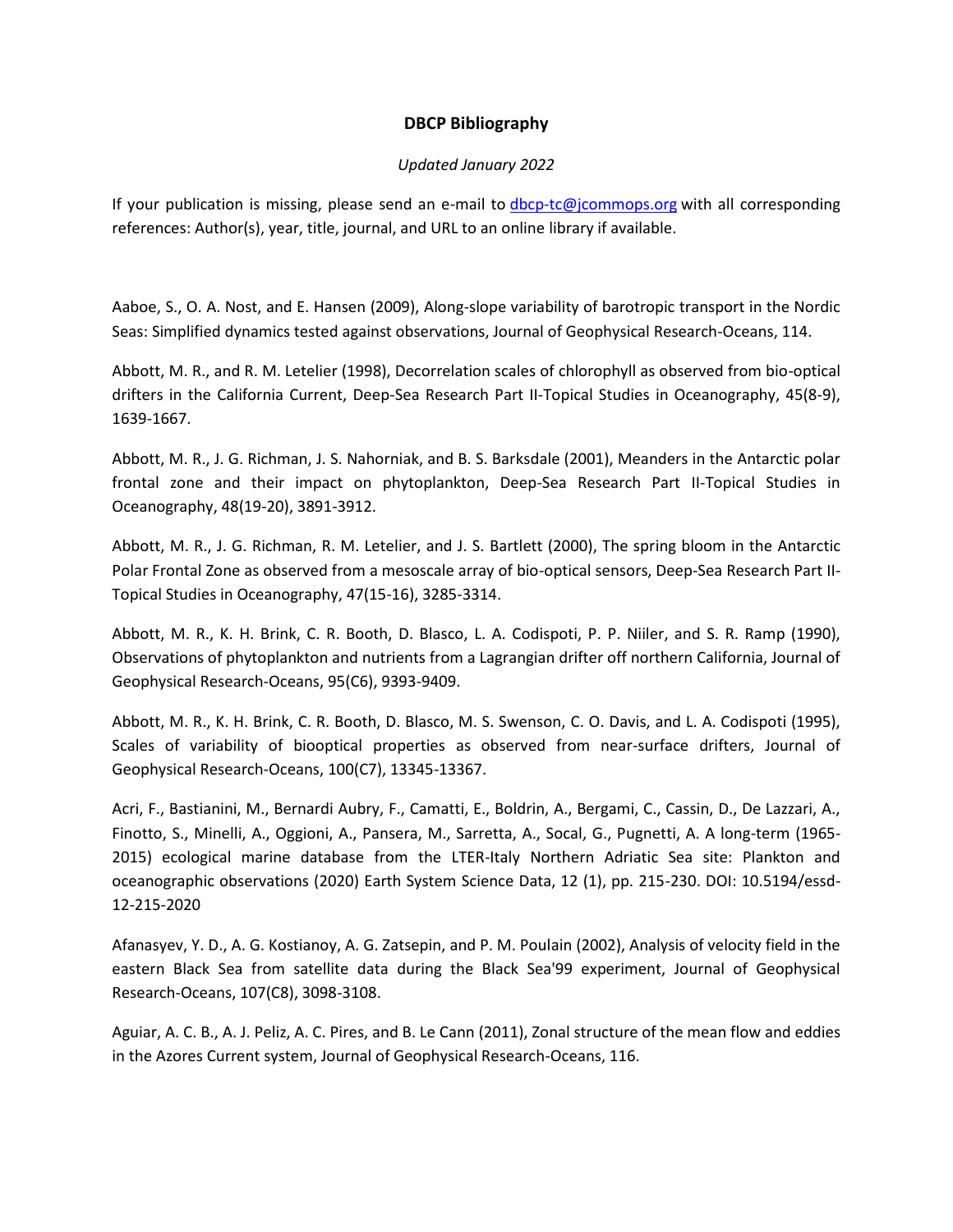# DBCP Bibliography

*Updated January 2022*

If your publication is missing, please send an e-mail to dbcp-tc@jcommops.org with all corresponding references: Author(s), year, title, journal, and URL to an online library if available.

Aaboe, S., O. A. Nost, and E. Hansen (2009), Along-slope variability of barotropic transport in the Nordic Seas: Simplified dynamics tested against observations, Journal of Geophysical Research-Oceans, 114.

Abbott, M. R., and R. M. Letelier (1998), Decorrelation scales of chlorophyll as observed from bio-optical drifters in the California Current, Deep-Sea Research Part II-Topical Studies in Oceanography, 45(8-9), 1639-1667.

Abbott, M. R., J. G. Richman, J. S. Nahorniak, and B. S. Barksdale (2001), Meanders in the Antarctic polar frontal zone and their impact on phytoplankton, Deep-Sea Research Part II-Topical Studies in Oceanography, 48(19-20), 3891-3912.

Abbott, M. R., J. G. Richman, R. M. Letelier, and J. S. Bartlett (2000), The spring bloom in the Antarctic Polar Frontal Zone as observed from a mesoscale array of bio-optical sensors, Deep-Sea Research Part II-Topical Studies in Oceanography, 47(15-16), 3285-3314.

Abbott, M. R., K. H. Brink, C. R. Booth, D. Blasco, L. A. Codispoti, P. P. Niiler, and S. R. Ramp (1990), Observations of phytoplankton and nutrients from a Lagrangian drifter off northern California, Journal of Geophysical Research-Oceans, 95(C6), 9393-9409.

Abbott, M. R., K. H. Brink, C. R. Booth, D. Blasco, M. S. Swenson, C. O. Davis, and L. A. Codispoti (1995), Scales of variability of biooptical properties as observed from near-surface drifters, Journal of Geophysical Research-Oceans, 100(C7), 13345-13367.

Acri, F., Bastianini, M., Bernardi Aubry, F., Camatti, E., Boldrin, A., Bergami, C., Cassin, D., De Lazzari, A., Finotto, S., Minelli, A., Oggioni, A., Pansera, M., Sarretta, A., Socal, G., Pugnetti, A. A long-term (1965-2015) ecological marine database from the LTER-Italy Northern Adriatic Sea site: Plankton and oceanographic observations (2020) Earth System Science Data, 12 (1), pp. 215-230. DOI: 10.5194/essd-12-215-2020

Afanasyev, Y. D., A. G. Kostianoy, A. G. Zatsepin, and P. M. Poulain (2002), Analysis of velocity field in the eastern Black Sea from satellite data during the Black Sea'99 experiment, Journal of Geophysical Research-Oceans, 107(C8), 3098-3108.

Aguiar, A. C. B., A. J. Peliz, A. C. Pires, and B. Le Cann (2011), Zonal structure of the mean flow and eddies in the Azores Current system, Journal of Geophysical Research-Oceans, 116.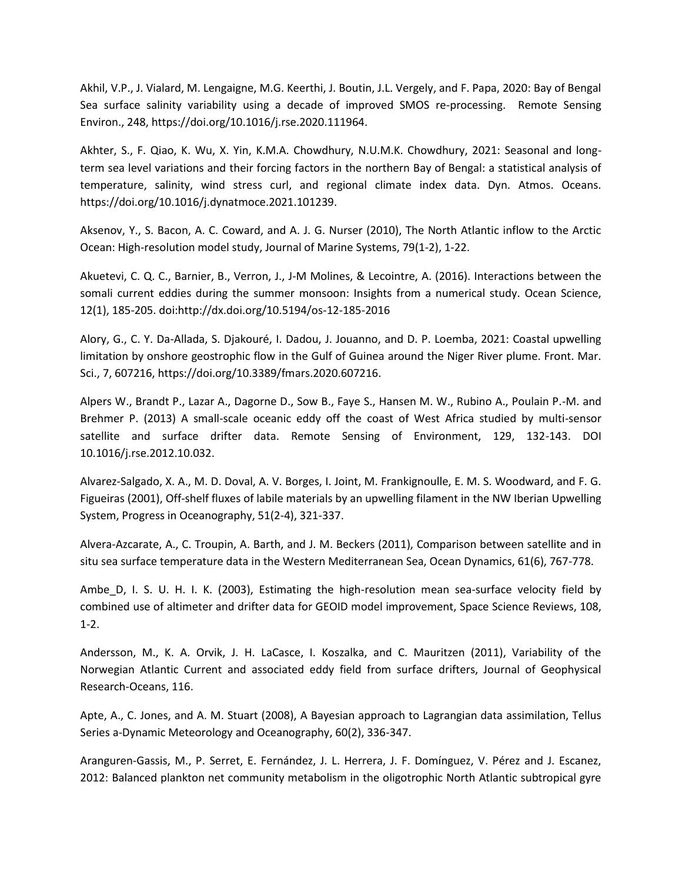Akhil, V.P., J. Vialard, M. Lengaigne, M.G. Keerthi, J. Boutin, J.L. Vergely, and F. Papa, 2020: Bay of Bengal Sea surface salinity variability using a decade of improved SMOS re-processing. Remote Sensing Environ., 248, https://doi.org/10.1016/j.rse.2020.111964.

Akhter, S., F. Qiao, K. Wu, X. Yin, K.M.A. Chowdhury, N.U.M.K. Chowdhury, 2021: Seasonal and long-term sea level variations and their forcing factors in the northern Bay of Bengal: a statistical analysis of temperature, salinity, wind stress curl, and regional climate index data. Dyn. Atmos. Oceans. https://doi.org/10.1016/j.dynatmoce.2021.101239.

Aksenov, Y., S. Bacon, A. C. Coward, and A. J. G. Nurser (2010), The North Atlantic inflow to the Arctic Ocean: High-resolution model study, Journal of Marine Systems, 79(1-2), 1-22.

Akuetevi, C. Q. C., Barnier, B., Verron, J., J-M Molines, & Lecointre, A. (2016). Interactions between the somali current eddies during the summer monsoon: Insights from a numerical study. Ocean Science, 12(1), 185-205. doi:http://dx.doi.org/10.5194/os-12-185-2016

Alory, G., C. Y. Da-Allada, S. Djakouré, I. Dadou, J. Jouanno, and D. P. Loemba, 2021: Coastal upwelling limitation by onshore geostrophic flow in the Gulf of Guinea around the Niger River plume. Front. Mar. Sci., 7, 607216, https://doi.org/10.3389/fmars.2020.607216.

Alpers W., Brandt P., Lazar A., Dagorne D., Sow B., Faye S., Hansen M. W., Rubino A., Poulain P.-M. and Brehmer P. (2013) A small-scale oceanic eddy off the coast of West Africa studied by multi-sensor satellite and surface drifter data. Remote Sensing of Environment, 129, 132-143. DOI 10.1016/j.rse.2012.10.032.

Alvarez-Salgado, X. A., M. D. Doval, A. V. Borges, I. Joint, M. Frankignoulle, E. M. S. Woodward, and F. G. Figueiras (2001), Off-shelf fluxes of labile materials by an upwelling filament in the NW Iberian Upwelling System, Progress in Oceanography, 51(2-4), 321-337.

Alvera-Azcarate, A., C. Troupin, A. Barth, and J. M. Beckers (2011), Comparison between satellite and in situ sea surface temperature data in the Western Mediterranean Sea, Ocean Dynamics, 61(6), 767-778.

Ambe_D, I. S. U. H. I. K. (2003), Estimating the high-resolution mean sea-surface velocity field by combined use of altimeter and drifter data for GEOID model improvement, Space Science Reviews, 108, 1-2.

Andersson, M., K. A. Orvik, J. H. LaCasce, I. Koszalka, and C. Mauritzen (2011), Variability of the Norwegian Atlantic Current and associated eddy field from surface drifters, Journal of Geophysical Research-Oceans, 116.

Apte, A., C. Jones, and A. M. Stuart (2008), A Bayesian approach to Lagrangian data assimilation, Tellus Series a-Dynamic Meteorology and Oceanography, 60(2), 336-347.

Aranguren-Gassis, M., P. Serret, E. Fernández, J. L. Herrera, J. F. Domínguez, V. Pérez and J. Escanez, 2012: Balanced plankton net community metabolism in the oligotrophic North Atlantic subtropical gyre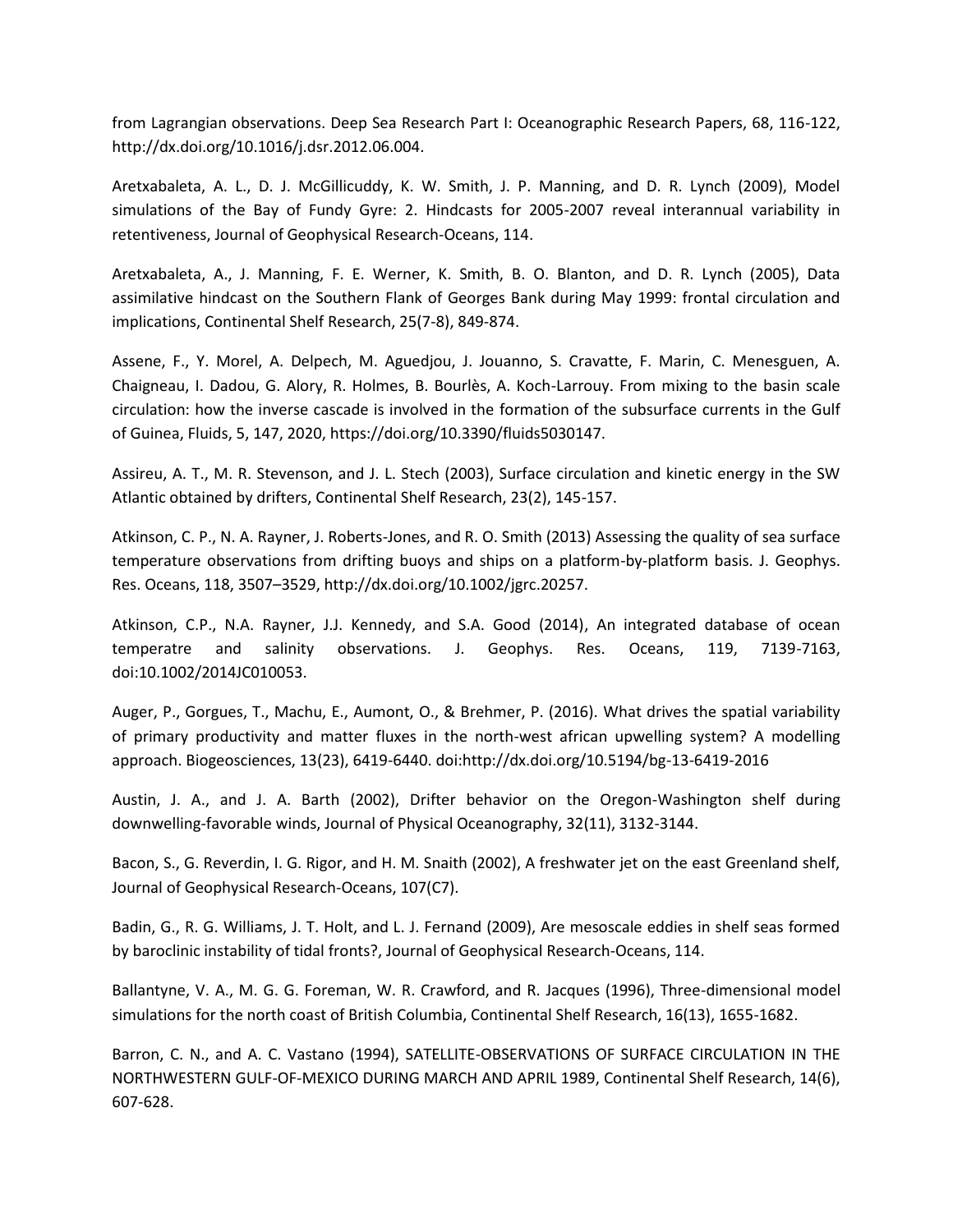from Lagrangian observations. Deep Sea Research Part I: Oceanographic Research Papers, 68, 116-122, http://dx.doi.org/10.1016/j.dsr.2012.06.004.

Aretxabaleta, A. L., D. J. McGillicuddy, K. W. Smith, J. P. Manning, and D. R. Lynch (2009), Model simulations of the Bay of Fundy Gyre: 2. Hindcasts for 2005-2007 reveal interannual variability in retentiveness, Journal of Geophysical Research-Oceans, 114.

Aretxabaleta, A., J. Manning, F. E. Werner, K. Smith, B. O. Blanton, and D. R. Lynch (2005), Data assimilative hindcast on the Southern Flank of Georges Bank during May 1999: frontal circulation and implications, Continental Shelf Research, 25(7-8), 849-874.

Assene, F., Y. Morel, A. Delpech, M. Aguedjou, J. Jouanno, S. Cravatte, F. Marin, C. Menesguen, A. Chaigneau, I. Dadou, G. Alory, R. Holmes, B. Bourlès, A. Koch-Larrouy. From mixing to the basin scale circulation: how the inverse cascade is involved in the formation of the subsurface currents in the Gulf of Guinea, Fluids, 5, 147, 2020, https://doi.org/10.3390/fluids5030147.

Assireu, A. T., M. R. Stevenson, and J. L. Stech (2003), Surface circulation and kinetic energy in the SW Atlantic obtained by drifters, Continental Shelf Research, 23(2), 145-157.

Atkinson, C. P., N. A. Rayner, J. Roberts-Jones, and R. O. Smith (2013) Assessing the quality of sea surface temperature observations from drifting buoys and ships on a platform-by-platform basis. J. Geophys. Res. Oceans, 118, 3507–3529, http://dx.doi.org/10.1002/jgrc.20257.

Atkinson, C.P., N.A. Rayner, J.J. Kennedy, and S.A. Good (2014), An integrated database of ocean temperatre and salinity observations. J. Geophys. Res. Oceans, 119, 7139-7163, doi:10.1002/2014JC010053.

Auger, P., Gorgues, T., Machu, E., Aumont, O., & Brehmer, P. (2016). What drives the spatial variability of primary productivity and matter fluxes in the north-west african upwelling system? A modelling approach. Biogeosciences, 13(23), 6419-6440. doi:http://dx.doi.org/10.5194/bg-13-6419-2016

Austin, J. A., and J. A. Barth (2002), Drifter behavior on the Oregon-Washington shelf during downwelling-favorable winds, Journal of Physical Oceanography, 32(11), 3132-3144.

Bacon, S., G. Reverdin, I. G. Rigor, and H. M. Snaith (2002), A freshwater jet on the east Greenland shelf, Journal of Geophysical Research-Oceans, 107(C7).

Badin, G., R. G. Williams, J. T. Holt, and L. J. Fernand (2009), Are mesoscale eddies in shelf seas formed by baroclinic instability of tidal fronts?, Journal of Geophysical Research-Oceans, 114.

Ballantyne, V. A., M. G. G. Foreman, W. R. Crawford, and R. Jacques (1996), Three-dimensional model simulations for the north coast of British Columbia, Continental Shelf Research, 16(13), 1655-1682.

Barron, C. N., and A. C. Vastano (1994), SATELLITE-OBSERVATIONS OF SURFACE CIRCULATION IN THE NORTHWESTERN GULF-OF-MEXICO DURING MARCH AND APRIL 1989, Continental Shelf Research, 14(6), 607-628.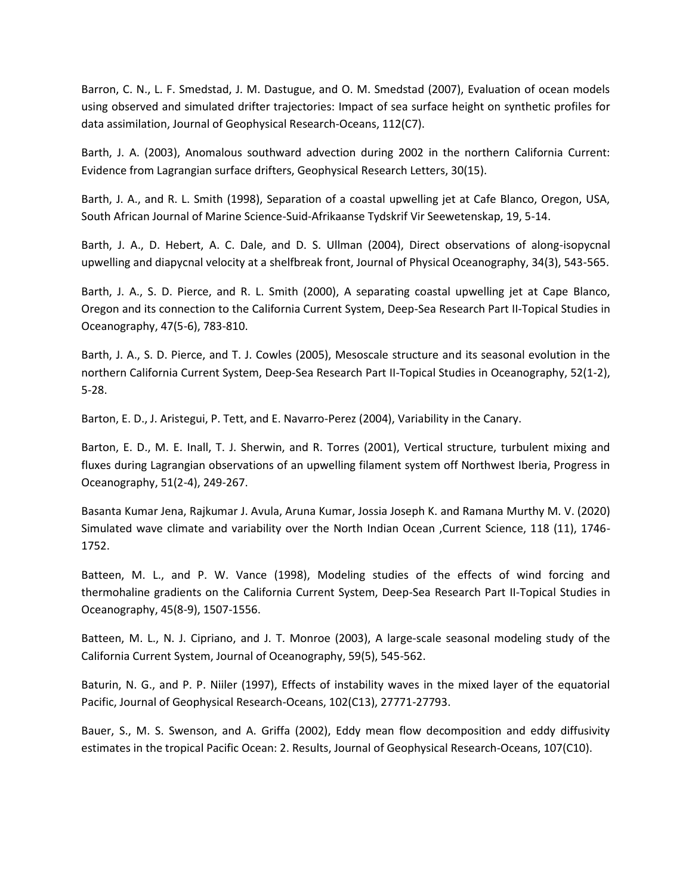Barron, C. N., L. F. Smedstad, J. M. Dastugue, and O. M. Smedstad (2007), Evaluation of ocean models using observed and simulated drifter trajectories: Impact of sea surface height on synthetic profiles for data assimilation, Journal of Geophysical Research-Oceans, 112(C7).

Barth, J. A. (2003), Anomalous southward advection during 2002 in the northern California Current: Evidence from Lagrangian surface drifters, Geophysical Research Letters, 30(15).

Barth, J. A., and R. L. Smith (1998), Separation of a coastal upwelling jet at Cafe Blanco, Oregon, USA, South African Journal of Marine Science-Suid-Afrikaanse Tydskrif Vir Seewetenskap, 19, 5-14.

Barth, J. A., D. Hebert, A. C. Dale, and D. S. Ullman (2004), Direct observations of along-isopycnal upwelling and diapycnal velocity at a shelfbreak front, Journal of Physical Oceanography, 34(3), 543-565.

Barth, J. A., S. D. Pierce, and R. L. Smith (2000), A separating coastal upwelling jet at Cape Blanco, Oregon and its connection to the California Current System, Deep-Sea Research Part II-Topical Studies in Oceanography, 47(5-6), 783-810.

Barth, J. A., S. D. Pierce, and T. J. Cowles (2005), Mesoscale structure and its seasonal evolution in the northern California Current System, Deep-Sea Research Part II-Topical Studies in Oceanography, 52(1-2), 5-28.

Barton, E. D., J. Aristegui, P. Tett, and E. Navarro-Perez (2004), Variability in the Canary.

Barton, E. D., M. E. Inall, T. J. Sherwin, and R. Torres (2001), Vertical structure, turbulent mixing and fluxes during Lagrangian observations of an upwelling filament system off Northwest Iberia, Progress in Oceanography, 51(2-4), 249-267.

Basanta Kumar Jena, Rajkumar J. Avula, Aruna Kumar, Jossia Joseph K. and Ramana Murthy M. V. (2020) Simulated wave climate and variability over the North Indian Ocean ,Current Science, 118 (11), 1746-1752.

Batteen, M. L., and P. W. Vance (1998), Modeling studies of the effects of wind forcing and thermohaline gradients on the California Current System, Deep-Sea Research Part II-Topical Studies in Oceanography, 45(8-9), 1507-1556.

Batteen, M. L., N. J. Cipriano, and J. T. Monroe (2003), A large-scale seasonal modeling study of the California Current System, Journal of Oceanography, 59(5), 545-562.

Baturin, N. G., and P. P. Niiler (1997), Effects of instability waves in the mixed layer of the equatorial Pacific, Journal of Geophysical Research-Oceans, 102(C13), 27771-27793.

Bauer, S., M. S. Swenson, and A. Griffa (2002), Eddy mean flow decomposition and eddy diffusivity estimates in the tropical Pacific Ocean: 2. Results, Journal of Geophysical Research-Oceans, 107(C10).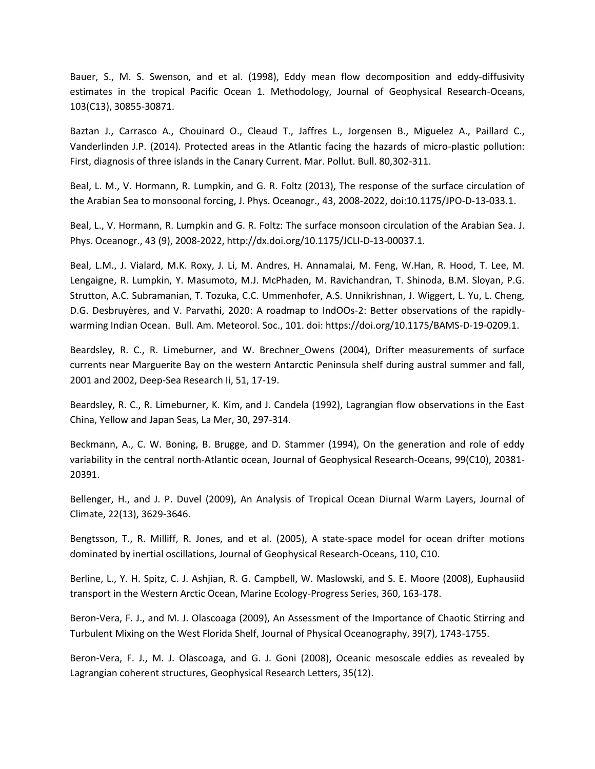Bauer, S., M. S. Swenson, and et al. (1998), Eddy mean flow decomposition and eddy-diffusivity estimates in the tropical Pacific Ocean 1. Methodology, Journal of Geophysical Research-Oceans, 103(C13), 30855-30871.

Baztan J., Carrasco A., Chouinard O., Cleaud T., Jaffres L., Jorgensen B., Miguelez A., Paillard C., Vanderlinden J.P. (2014). Protected areas in the Atlantic facing the hazards of micro-plastic pollution: First, diagnosis of three islands in the Canary Current. Mar. Pollut. Bull. 80,302-311.

Beal, L. M., V. Hormann, R. Lumpkin, and G. R. Foltz (2013), The response of the surface circulation of the Arabian Sea to monsoonal forcing, J. Phys. Oceanogr., 43, 2008-2022, doi:10.1175/JPO-D-13-033.1.

Beal, L., V. Hormann, R. Lumpkin and G. R. Foltz: The surface monsoon circulation of the Arabian Sea. J. Phys. Oceanogr., 43 (9), 2008-2022, http://dx.doi.org/10.1175/JCLI-D-13-00037.1.

Beal, L.M., J. Vialard, M.K. Roxy, J. Li, M. Andres, H. Annamalai, M. Feng, W.Han, R. Hood, T. Lee, M. Lengaigne, R. Lumpkin, Y. Masumoto, M.J. McPhaden, M. Ravichandran, T. Shinoda, B.M. Sloyan, P.G. Strutton, A.C. Subramanian, T. Tozuka, C.C. Ummenhofer, A.S. Unnikrishnan, J. Wiggert, L. Yu, L. Cheng, D.G. Desbruyères, and V. Parvathi, 2020: A roadmap to IndOOs-2: Better observations of the rapidly-warming Indian Ocean. Bull. Am. Meteorol. Soc., 101. doi: https://doi.org/10.1175/BAMS-D-19-0209.1.

Beardsley, R. C., R. Limeburner, and W. Brechner_Owens (2004), Drifter measurements of surface currents near Marguerite Bay on the western Antarctic Peninsula shelf during austral summer and fall, 2001 and 2002, Deep-Sea Research Ii, 51, 17-19.

Beardsley, R. C., R. Limeburner, K. Kim, and J. Candela (1992), Lagrangian flow observations in the East China, Yellow and Japan Seas, La Mer, 30, 297-314.

Beckmann, A., C. W. Boning, B. Brugge, and D. Stammer (1994), On the generation and role of eddy variability in the central north-Atlantic ocean, Journal of Geophysical Research-Oceans, 99(C10), 20381-20391.

Bellenger, H., and J. P. Duvel (2009), An Analysis of Tropical Ocean Diurnal Warm Layers, Journal of Climate, 22(13), 3629-3646.

Bengtsson, T., R. Milliff, R. Jones, and et al. (2005), A state-space model for ocean drifter motions dominated by inertial oscillations, Journal of Geophysical Research-Oceans, 110, C10.

Berline, L., Y. H. Spitz, C. J. Ashjian, R. G. Campbell, W. Maslowski, and S. E. Moore (2008), Euphausiid transport in the Western Arctic Ocean, Marine Ecology-Progress Series, 360, 163-178.

Beron-Vera, F. J., and M. J. Olascoaga (2009), An Assessment of the Importance of Chaotic Stirring and Turbulent Mixing on the West Florida Shelf, Journal of Physical Oceanography, 39(7), 1743-1755.

Beron-Vera, F. J., M. J. Olascoaga, and G. J. Goni (2008), Oceanic mesoscale eddies as revealed by Lagrangian coherent structures, Geophysical Research Letters, 35(12).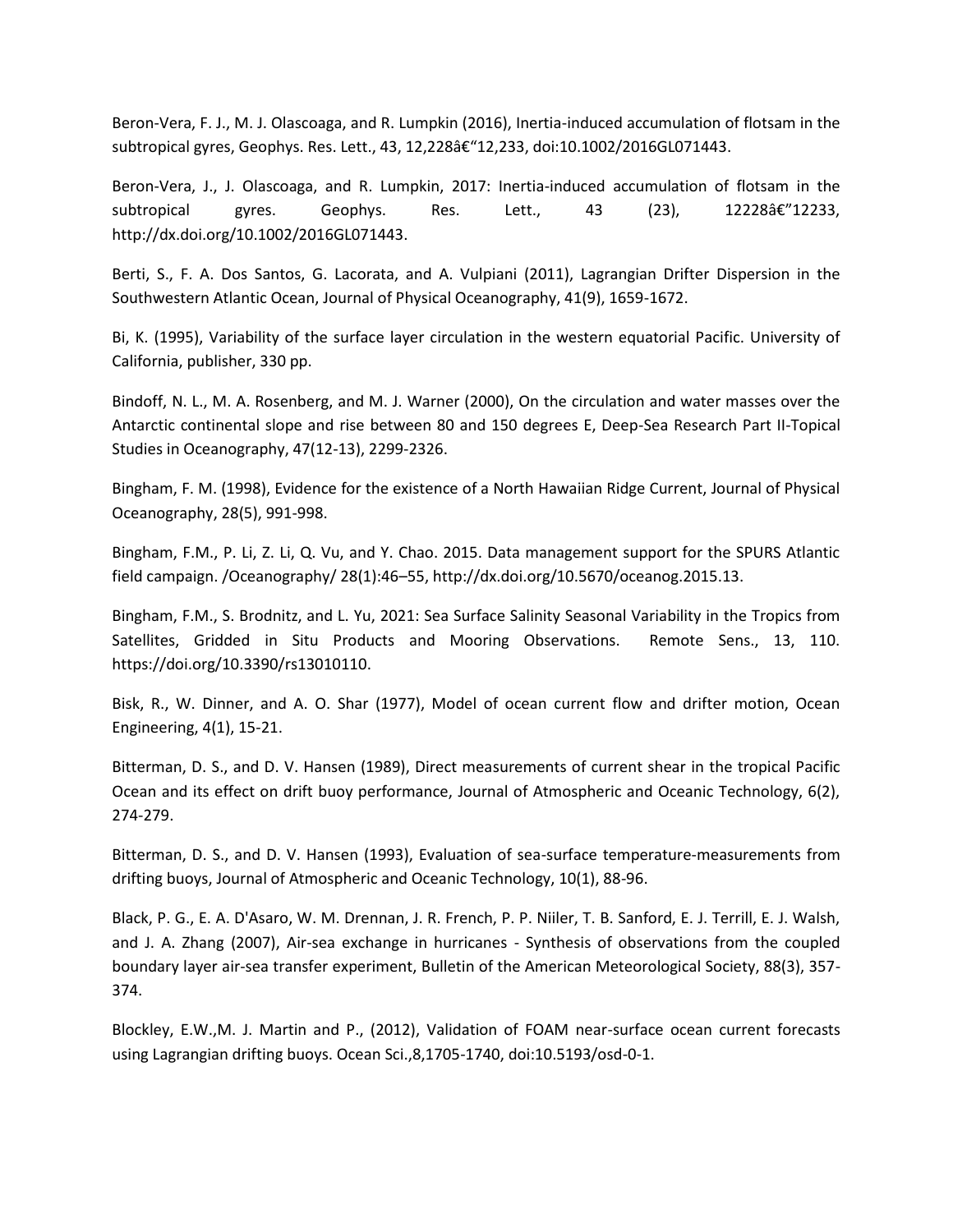Beron-Vera, F. J., M. J. Olascoaga, and R. Lumpkin (2016), Inertia-induced accumulation of flotsam in the subtropical gyres, Geophys. Res. Lett., 43, 12,228â€“12,233, doi:10.1002/2016GL071443.

Beron-Vera, J., J. Olascoaga, and R. Lumpkin, 2017: Inertia-induced accumulation of flotsam in the subtropical gyres. Geophys. Res. Lett., 43 (23), 12228â€”12233, http://dx.doi.org/10.1002/2016GL071443.

Berti, S., F. A. Dos Santos, G. Lacorata, and A. Vulpiani (2011), Lagrangian Drifter Dispersion in the Southwestern Atlantic Ocean, Journal of Physical Oceanography, 41(9), 1659-1672.

Bi, K. (1995), Variability of the surface layer circulation in the western equatorial Pacific. University of California, publisher, 330 pp.

Bindoff, N. L., M. A. Rosenberg, and M. J. Warner (2000), On the circulation and water masses over the Antarctic continental slope and rise between 80 and 150 degrees E, Deep-Sea Research Part II-Topical Studies in Oceanography, 47(12-13), 2299-2326.

Bingham, F. M. (1998), Evidence for the existence of a North Hawaiian Ridge Current, Journal of Physical Oceanography, 28(5), 991-998.

Bingham, F.M., P. Li, Z. Li, Q. Vu, and Y. Chao. 2015. Data management support for the SPURS Atlantic field campaign. /Oceanography/ 28(1):46–55, http://dx.doi.org/10.5670/oceanog.2015.13.

Bingham, F.M., S. Brodnitz, and L. Yu, 2021: Sea Surface Salinity Seasonal Variability in the Tropics from Satellites, Gridded in Situ Products and Mooring Observations. Remote Sens., 13, 110. https://doi.org/10.3390/rs13010110.

Bisk, R., W. Dinner, and A. O. Shar (1977), Model of ocean current flow and drifter motion, Ocean Engineering, 4(1), 15-21.

Bitterman, D. S., and D. V. Hansen (1989), Direct measurements of current shear in the tropical Pacific Ocean and its effect on drift buoy performance, Journal of Atmospheric and Oceanic Technology, 6(2), 274-279.

Bitterman, D. S., and D. V. Hansen (1993), Evaluation of sea-surface temperature-measurements from drifting buoys, Journal of Atmospheric and Oceanic Technology, 10(1), 88-96.

Black, P. G., E. A. D'Asaro, W. M. Drennan, J. R. French, P. P. Niiler, T. B. Sanford, E. J. Terrill, E. J. Walsh, and J. A. Zhang (2007), Air-sea exchange in hurricanes - Synthesis of observations from the coupled boundary layer air-sea transfer experiment, Bulletin of the American Meteorological Society, 88(3), 357-374.

Blockley, E.W.,M. J. Martin and P., (2012), Validation of FOAM near-surface ocean current forecasts using Lagrangian drifting buoys. Ocean Sci.,8,1705-1740, doi:10.5193/osd-0-1.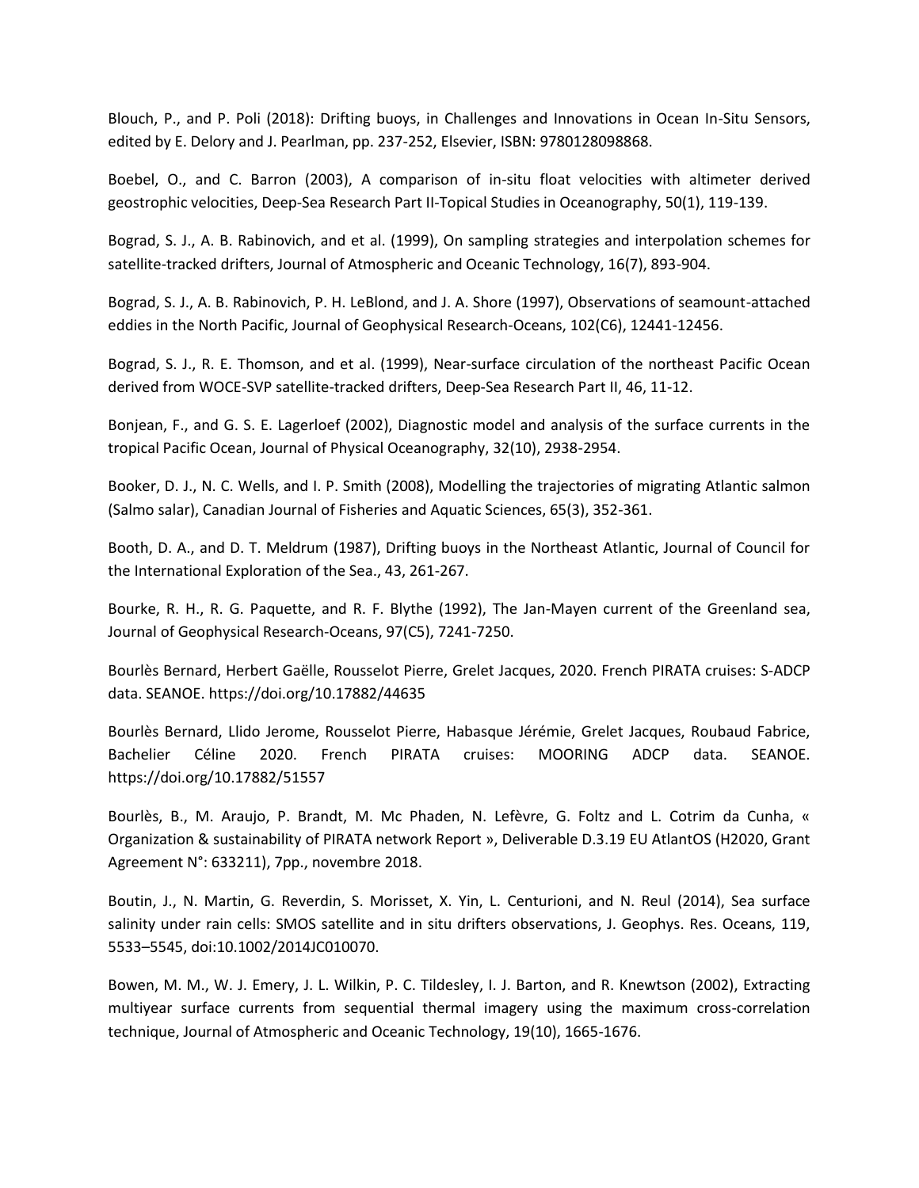Blouch, P., and P. Poli (2018): Drifting buoys, in Challenges and Innovations in Ocean In-Situ Sensors, edited by E. Delory and J. Pearlman, pp. 237-252, Elsevier, ISBN: 9780128098868.

Boebel, O., and C. Barron (2003), A comparison of in-situ float velocities with altimeter derived geostrophic velocities, Deep-Sea Research Part II-Topical Studies in Oceanography, 50(1), 119-139.

Bograd, S. J., A. B. Rabinovich, and et al. (1999), On sampling strategies and interpolation schemes for satellite-tracked drifters, Journal of Atmospheric and Oceanic Technology, 16(7), 893-904.

Bograd, S. J., A. B. Rabinovich, P. H. LeBlond, and J. A. Shore (1997), Observations of seamount-attached eddies in the North Pacific, Journal of Geophysical Research-Oceans, 102(C6), 12441-12456.

Bograd, S. J., R. E. Thomson, and et al. (1999), Near-surface circulation of the northeast Pacific Ocean derived from WOCE-SVP satellite-tracked drifters, Deep-Sea Research Part II, 46, 11-12.

Bonjean, F., and G. S. E. Lagerloef (2002), Diagnostic model and analysis of the surface currents in the tropical Pacific Ocean, Journal of Physical Oceanography, 32(10), 2938-2954.

Booker, D. J., N. C. Wells, and I. P. Smith (2008), Modelling the trajectories of migrating Atlantic salmon (Salmo salar), Canadian Journal of Fisheries and Aquatic Sciences, 65(3), 352-361.

Booth, D. A., and D. T. Meldrum (1987), Drifting buoys in the Northeast Atlantic, Journal of Council for the International Exploration of the Sea., 43, 261-267.

Bourke, R. H., R. G. Paquette, and R. F. Blythe (1992), The Jan-Mayen current of the Greenland sea, Journal of Geophysical Research-Oceans, 97(C5), 7241-7250.

Bourlès Bernard, Herbert Gaëlle, Rousselot Pierre, Grelet Jacques, 2020. French PIRATA cruises: S-ADCP data. SEANOE. https://doi.org/10.17882/44635

Bourlès Bernard, Llido Jerome, Rousselot Pierre, Habasque Jérémie, Grelet Jacques, Roubaud Fabrice, Bachelier Céline 2020. French PIRATA cruises: MOORING ADCP data. SEANOE. https://doi.org/10.17882/51557

Bourlès, B., M. Araujo, P. Brandt, M. Mc Phaden, N. Lefèvre, G. Foltz and L. Cotrim da Cunha, « Organization & sustainability of PIRATA network Report », Deliverable D.3.19 EU AtlantOS (H2020, Grant Agreement N°: 633211), 7pp., novembre 2018.

Boutin, J., N. Martin, G. Reverdin, S. Morisset, X. Yin, L. Centurioni, and N. Reul (2014), Sea surface salinity under rain cells: SMOS satellite and in situ drifters observations, J. Geophys. Res. Oceans, 119, 5533–5545, doi:10.1002/2014JC010070.

Bowen, M. M., W. J. Emery, J. L. Wilkin, P. C. Tildesley, I. J. Barton, and R. Knewtson (2002), Extracting multiyear surface currents from sequential thermal imagery using the maximum cross-correlation technique, Journal of Atmospheric and Oceanic Technology, 19(10), 1665-1676.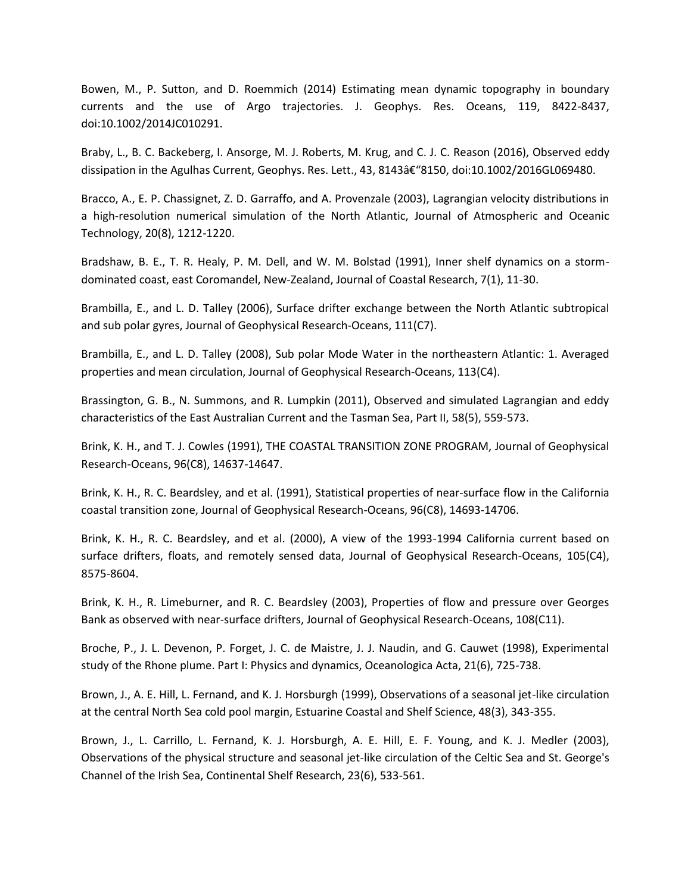Bowen, M., P. Sutton, and D. Roemmich (2014) Estimating mean dynamic topography in boundary currents and the use of Argo trajectories. J. Geophys. Res. Oceans, 119, 8422-8437, doi:10.1002/2014JC010291.

Braby, L., B. C. Backeberg, I. Ansorge, M. J. Roberts, M. Krug, and C. J. C. Reason (2016), Observed eddy dissipation in the Agulhas Current, Geophys. Res. Lett., 43, 8143â€“8150, doi:10.1002/2016GL069480.

Bracco, A., E. P. Chassignet, Z. D. Garraffo, and A. Provenzale (2003), Lagrangian velocity distributions in a high-resolution numerical simulation of the North Atlantic, Journal of Atmospheric and Oceanic Technology, 20(8), 1212-1220.

Bradshaw, B. E., T. R. Healy, P. M. Dell, and W. M. Bolstad (1991), Inner shelf dynamics on a storm-dominated coast, east Coromandel, New-Zealand, Journal of Coastal Research, 7(1), 11-30.

Brambilla, E., and L. D. Talley (2006), Surface drifter exchange between the North Atlantic subtropical and sub polar gyres, Journal of Geophysical Research-Oceans, 111(C7).

Brambilla, E., and L. D. Talley (2008), Sub polar Mode Water in the northeastern Atlantic: 1. Averaged properties and mean circulation, Journal of Geophysical Research-Oceans, 113(C4).

Brassington, G. B., N. Summons, and R. Lumpkin (2011), Observed and simulated Lagrangian and eddy characteristics of the East Australian Current and the Tasman Sea, Part II, 58(5), 559-573.

Brink, K. H., and T. J. Cowles (1991), THE COASTAL TRANSITION ZONE PROGRAM, Journal of Geophysical Research-Oceans, 96(C8), 14637-14647.

Brink, K. H., R. C. Beardsley, and et al. (1991), Statistical properties of near-surface flow in the California coastal transition zone, Journal of Geophysical Research-Oceans, 96(C8), 14693-14706.

Brink, K. H., R. C. Beardsley, and et al. (2000), A view of the 1993-1994 California current based on surface drifters, floats, and remotely sensed data, Journal of Geophysical Research-Oceans, 105(C4), 8575-8604.

Brink, K. H., R. Limeburner, and R. C. Beardsley (2003), Properties of flow and pressure over Georges Bank as observed with near-surface drifters, Journal of Geophysical Research-Oceans, 108(C11).

Broche, P., J. L. Devenon, P. Forget, J. C. de Maistre, J. J. Naudin, and G. Cauwet (1998), Experimental study of the Rhone plume. Part I: Physics and dynamics, Oceanologica Acta, 21(6), 725-738.

Brown, J., A. E. Hill, L. Fernand, and K. J. Horsburgh (1999), Observations of a seasonal jet-like circulation at the central North Sea cold pool margin, Estuarine Coastal and Shelf Science, 48(3), 343-355.

Brown, J., L. Carrillo, L. Fernand, K. J. Horsburgh, A. E. Hill, E. F. Young, and K. J. Medler (2003), Observations of the physical structure and seasonal jet-like circulation of the Celtic Sea and St. George's Channel of the Irish Sea, Continental Shelf Research, 23(6), 533-561.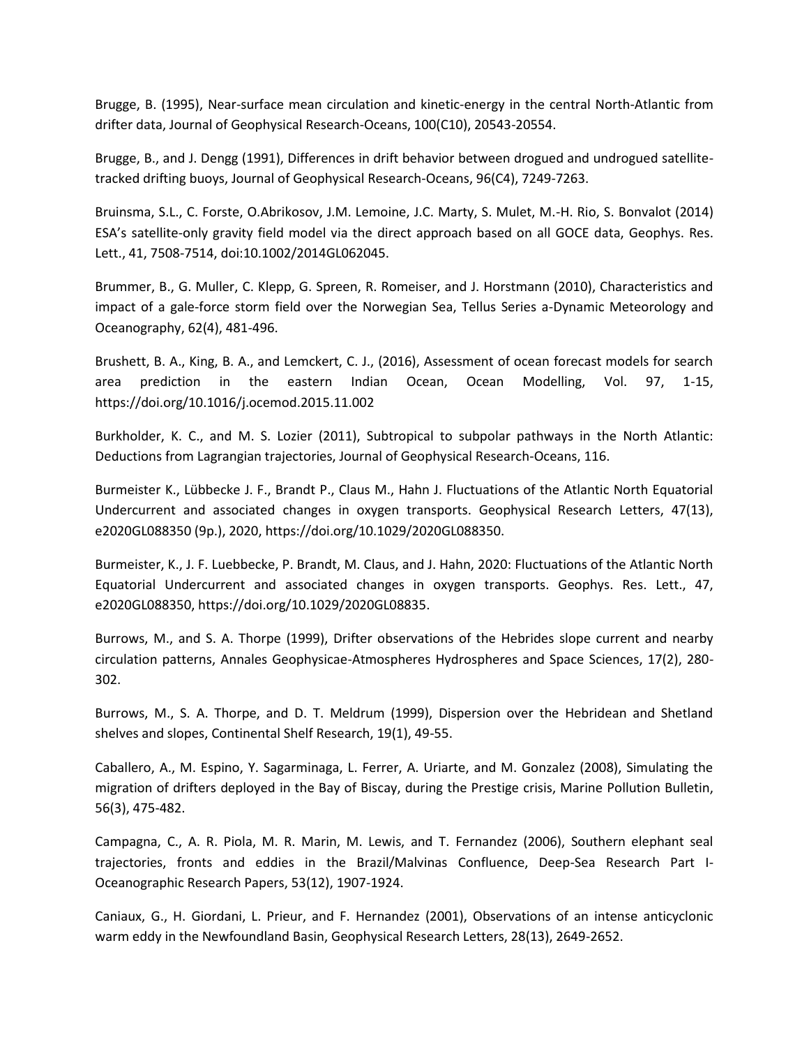Brugge, B. (1995), Near-surface mean circulation and kinetic-energy in the central North-Atlantic from drifter data, Journal of Geophysical Research-Oceans, 100(C10), 20543-20554.

Brugge, B., and J. Dengg (1991), Differences in drift behavior between drogued and undrogued satellite-tracked drifting buoys, Journal of Geophysical Research-Oceans, 96(C4), 7249-7263.

Bruinsma, S.L., C. Forste, O.Abrikosov, J.M. Lemoine, J.C. Marty, S. Mulet, M.-H. Rio, S. Bonvalot (2014) ESA's satellite-only gravity field model via the direct approach based on all GOCE data, Geophys. Res. Lett., 41, 7508-7514, doi:10.1002/2014GL062045.

Brummer, B., G. Muller, C. Klepp, G. Spreen, R. Romeiser, and J. Horstmann (2010), Characteristics and impact of a gale-force storm field over the Norwegian Sea, Tellus Series a-Dynamic Meteorology and Oceanography, 62(4), 481-496.

Brushett, B. A., King, B. A., and Lemckert, C. J., (2016), Assessment of ocean forecast models for search area prediction in the eastern Indian Ocean, Ocean Modelling, Vol. 97, 1-15, https://doi.org/10.1016/j.ocemod.2015.11.002

Burkholder, K. C., and M. S. Lozier (2011), Subtropical to subpolar pathways in the North Atlantic: Deductions from Lagrangian trajectories, Journal of Geophysical Research-Oceans, 116.

Burmeister K., Lübbecke J. F., Brandt P., Claus M., Hahn J. Fluctuations of the Atlantic North Equatorial Undercurrent and associated changes in oxygen transports. Geophysical Research Letters, 47(13), e2020GL088350 (9p.), 2020, https://doi.org/10.1029/2020GL088350.

Burmeister, K., J. F. Luebbecke, P. Brandt, M. Claus, and J. Hahn, 2020: Fluctuations of the Atlantic North Equatorial Undercurrent and associated changes in oxygen transports. Geophys. Res. Lett., 47, e2020GL088350, https://doi.org/10.1029/2020GL08835.

Burrows, M., and S. A. Thorpe (1999), Drifter observations of the Hebrides slope current and nearby circulation patterns, Annales Geophysicae-Atmospheres Hydrospheres and Space Sciences, 17(2), 280-302.

Burrows, M., S. A. Thorpe, and D. T. Meldrum (1999), Dispersion over the Hebridean and Shetland shelves and slopes, Continental Shelf Research, 19(1), 49-55.

Caballero, A., M. Espino, Y. Sagarminaga, L. Ferrer, A. Uriarte, and M. Gonzalez (2008), Simulating the migration of drifters deployed in the Bay of Biscay, during the Prestige crisis, Marine Pollution Bulletin, 56(3), 475-482.

Campagna, C., A. R. Piola, M. R. Marin, M. Lewis, and T. Fernandez (2006), Southern elephant seal trajectories, fronts and eddies in the Brazil/Malvinas Confluence, Deep-Sea Research Part I-Oceanographic Research Papers, 53(12), 1907-1924.

Caniaux, G., H. Giordani, L. Prieur, and F. Hernandez (2001), Observations of an intense anticyclonic warm eddy in the Newfoundland Basin, Geophysical Research Letters, 28(13), 2649-2652.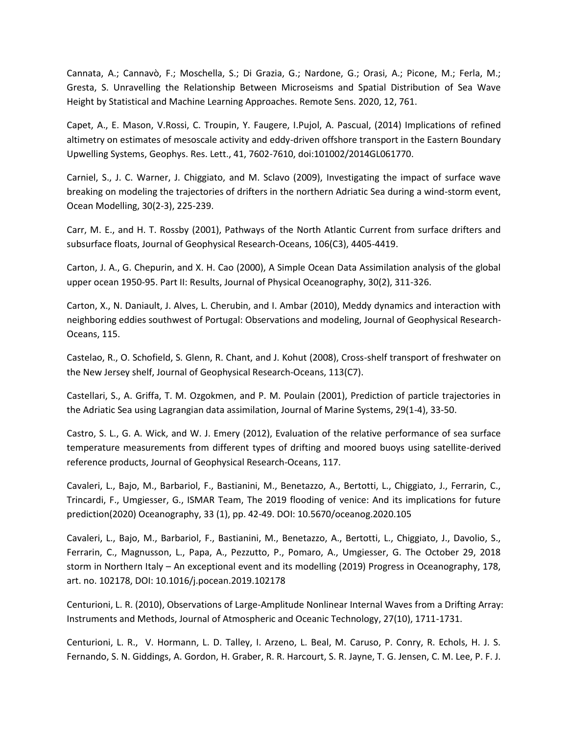Cannata, A.; Cannavò, F.; Moschella, S.; Di Grazia, G.; Nardone, G.; Orasi, A.; Picone, M.; Ferla, M.; Gresta, S. Unravelling the Relationship Between Microseisms and Spatial Distribution of Sea Wave Height by Statistical and Machine Learning Approaches. Remote Sens. 2020, 12, 761.

Capet, A., E. Mason, V.Rossi, C. Troupin, Y. Faugere, I.Pujol, A. Pascual, (2014) Implications of refined altimetry on estimates of mesoscale activity and eddy-driven offshore transport in the Eastern Boundary Upwelling Systems, Geophys. Res. Lett., 41, 7602-7610, doi:101002/2014GL061770.

Carniel, S., J. C. Warner, J. Chiggiato, and M. Sclavo (2009), Investigating the impact of surface wave breaking on modeling the trajectories of drifters in the northern Adriatic Sea during a wind-storm event, Ocean Modelling, 30(2-3), 225-239.

Carr, M. E., and H. T. Rossby (2001), Pathways of the North Atlantic Current from surface drifters and subsurface floats, Journal of Geophysical Research-Oceans, 106(C3), 4405-4419.

Carton, J. A., G. Chepurin, and X. H. Cao (2000), A Simple Ocean Data Assimilation analysis of the global upper ocean 1950-95. Part II: Results, Journal of Physical Oceanography, 30(2), 311-326.

Carton, X., N. Daniault, J. Alves, L. Cherubin, and I. Ambar (2010), Meddy dynamics and interaction with neighboring eddies southwest of Portugal: Observations and modeling, Journal of Geophysical Research-Oceans, 115.

Castelao, R., O. Schofield, S. Glenn, R. Chant, and J. Kohut (2008), Cross-shelf transport of freshwater on the New Jersey shelf, Journal of Geophysical Research-Oceans, 113(C7).

Castellari, S., A. Griffa, T. M. Ozgokmen, and P. M. Poulain (2001), Prediction of particle trajectories in the Adriatic Sea using Lagrangian data assimilation, Journal of Marine Systems, 29(1-4), 33-50.

Castro, S. L., G. A. Wick, and W. J. Emery (2012), Evaluation of the relative performance of sea surface temperature measurements from different types of drifting and moored buoys using satellite-derived reference products, Journal of Geophysical Research-Oceans, 117.

Cavaleri, L., Bajo, M., Barbariol, F., Bastianini, M., Benetazzo, A., Bertotti, L., Chiggiato, J., Ferrarin, C., Trincardi, F., Umgiesser, G., ISMAR Team, The 2019 flooding of venice: And its implications for future prediction(2020) Oceanography, 33 (1), pp. 42-49. DOI: 10.5670/oceanog.2020.105

Cavaleri, L., Bajo, M., Barbariol, F., Bastianini, M., Benetazzo, A., Bertotti, L., Chiggiato, J., Davolio, S., Ferrarin, C., Magnusson, L., Papa, A., Pezzutto, P., Pomaro, A., Umgiesser, G. The October 29, 2018 storm in Northern Italy – An exceptional event and its modelling (2019) Progress in Oceanography, 178, art. no. 102178, DOI: 10.1016/j.pocean.2019.102178

Centurioni, L. R. (2010), Observations of Large-Amplitude Nonlinear Internal Waves from a Drifting Array: Instruments and Methods, Journal of Atmospheric and Oceanic Technology, 27(10), 1711-1731.

Centurioni, L. R., V. Hormann, L. D. Talley, I. Arzeno, L. Beal, M. Caruso, P. Conry, R. Echols, H. J. S. Fernando, S. N. Giddings, A. Gordon, H. Graber, R. R. Harcourt, S. R. Jayne, T. G. Jensen, C. M. Lee, P. F. J.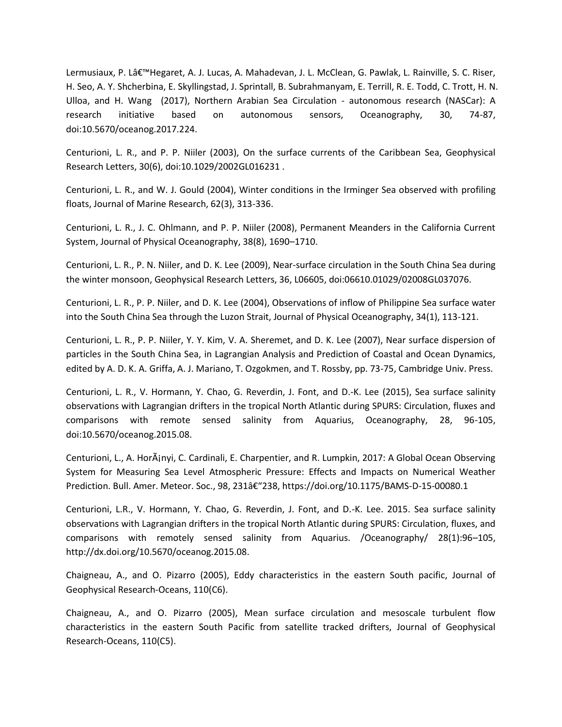Lermusiaux, P. Lâ€™Hegaret, A. J. Lucas, A. Mahadevan, J. L. McClean, G. Pawlak, L. Rainville, S. C. Riser, H. Seo, A. Y. Shcherbina, E. Skyllingstad, J. Sprintall, B. Subrahmanyam, E. Terrill, R. E. Todd, C. Trott, H. N. Ulloa, and H. Wang (2017), Northern Arabian Sea Circulation - autonomous research (NASCar): A research initiative based on autonomous sensors, Oceanography, 30, 74-87, doi:10.5670/oceanog.2017.224.

Centurioni, L. R., and P. P. Niiler (2003), On the surface currents of the Caribbean Sea, Geophysical Research Letters, 30(6), doi:10.1029/2002GL016231 .

Centurioni, L. R., and W. J. Gould (2004), Winter conditions in the Irminger Sea observed with profiling floats, Journal of Marine Research, 62(3), 313-336.

Centurioni, L. R., J. C. Ohlmann, and P. P. Niiler (2008), Permanent Meanders in the California Current System, Journal of Physical Oceanography, 38(8), 1690–1710.

Centurioni, L. R., P. N. Niiler, and D. K. Lee (2009), Near-surface circulation in the South China Sea during the winter monsoon, Geophysical Research Letters, 36, L06605, doi:06610.01029/02008GL037076.

Centurioni, L. R., P. P. Niiler, and D. K. Lee (2004), Observations of inflow of Philippine Sea surface water into the South China Sea through the Luzon Strait, Journal of Physical Oceanography, 34(1), 113-121.

Centurioni, L. R., P. P. Niiler, Y. Y. Kim, V. A. Sheremet, and D. K. Lee (2007), Near surface dispersion of particles in the South China Sea, in Lagrangian Analysis and Prediction of Coastal and Ocean Dynamics, edited by A. D. K. A. Griffa, A. J. Mariano, T. Ozgokmen, and T. Rossby, pp. 73-75, Cambridge Univ. Press.

Centurioni, L. R., V. Hormann, Y. Chao, G. Reverdin, J. Font, and D.-K. Lee (2015), Sea surface salinity observations with Lagrangian drifters in the tropical North Atlantic during SPURS: Circulation, fluxes and comparisons with remote sensed salinity from Aquarius, Oceanography, 28, 96-105, doi:10.5670/oceanog.2015.08.

Centurioni, L., A. HorÃ¡nyi, C. Cardinali, E. Charpentier, and R. Lumpkin, 2017: A Global Ocean Observing System for Measuring Sea Level Atmospheric Pressure: Effects and Impacts on Numerical Weather Prediction. Bull. Amer. Meteor. Soc., 98, 231â€“238, https://doi.org/10.1175/BAMS-D-15-00080.1

Centurioni, L.R., V. Hormann, Y. Chao, G. Reverdin, J. Font, and D.-K. Lee. 2015. Sea surface salinity observations with Lagrangian drifters in the tropical North Atlantic during SPURS: Circulation, fluxes, and comparisons with remotely sensed salinity from Aquarius. /Oceanography/ 28(1):96–105, http://dx.doi.org/10.5670/oceanog.2015.08.

Chaigneau, A., and O. Pizarro (2005), Eddy characteristics in the eastern South pacific, Journal of Geophysical Research-Oceans, 110(C6).

Chaigneau, A., and O. Pizarro (2005), Mean surface circulation and mesoscale turbulent flow characteristics in the eastern South Pacific from satellite tracked drifters, Journal of Geophysical Research-Oceans, 110(C5).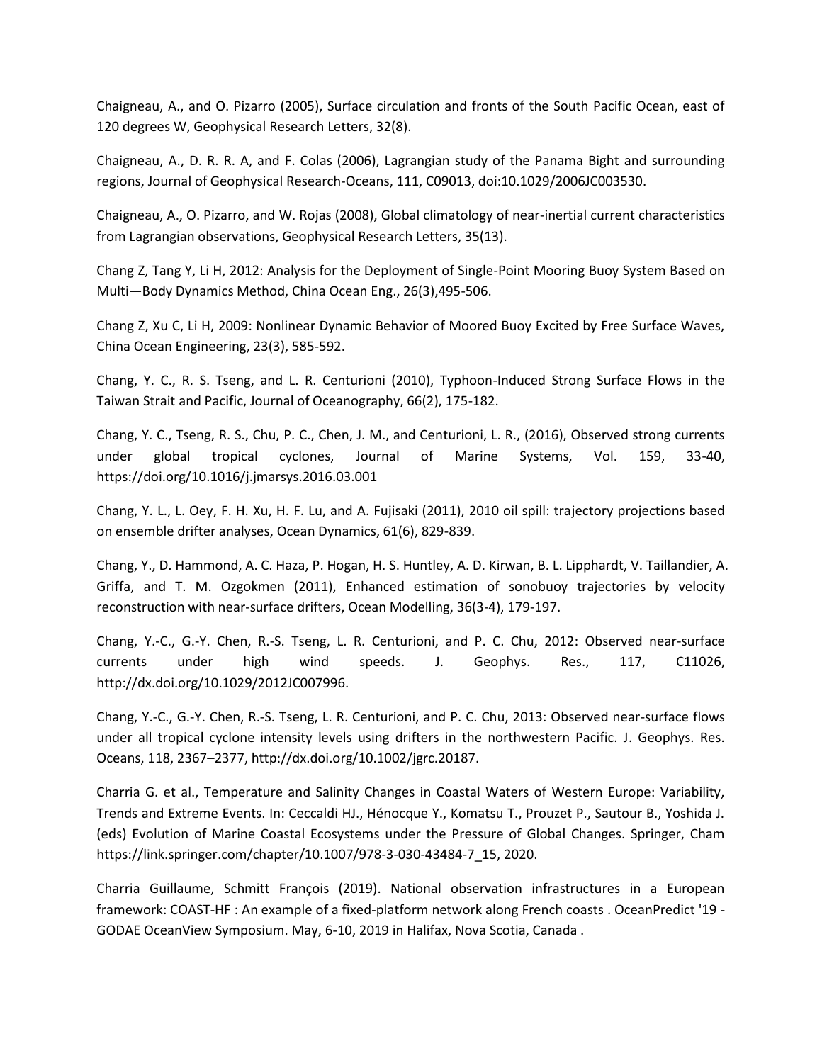Chaigneau, A., and O. Pizarro (2005), Surface circulation and fronts of the South Pacific Ocean, east of 120 degrees W, Geophysical Research Letters, 32(8).

Chaigneau, A., D. R. R. A, and F. Colas (2006), Lagrangian study of the Panama Bight and surrounding regions, Journal of Geophysical Research-Oceans, 111, C09013, doi:10.1029/2006JC003530.

Chaigneau, A., O. Pizarro, and W. Rojas (2008), Global climatology of near-inertial current characteristics from Lagrangian observations, Geophysical Research Letters, 35(13).

Chang Z, Tang Y, Li H, 2012: Analysis for the Deployment of Single-Point Mooring Buoy System Based on Multi—Body Dynamics Method, China Ocean Eng., 26(3),495-506.

Chang Z, Xu C, Li H, 2009: Nonlinear Dynamic Behavior of Moored Buoy Excited by Free Surface Waves, China Ocean Engineering, 23(3), 585-592.

Chang, Y. C., R. S. Tseng, and L. R. Centurioni (2010), Typhoon-Induced Strong Surface Flows in the Taiwan Strait and Pacific, Journal of Oceanography, 66(2), 175-182.

Chang, Y. C., Tseng, R. S., Chu, P. C., Chen, J. M., and Centurioni, L. R., (2016), Observed strong currents under global tropical cyclones, Journal of Marine Systems, Vol. 159, 33-40, https://doi.org/10.1016/j.jmarsys.2016.03.001

Chang, Y. L., L. Oey, F. H. Xu, H. F. Lu, and A. Fujisaki (2011), 2010 oil spill: trajectory projections based on ensemble drifter analyses, Ocean Dynamics, 61(6), 829-839.

Chang, Y., D. Hammond, A. C. Haza, P. Hogan, H. S. Huntley, A. D. Kirwan, B. L. Lipphardt, V. Taillandier, A. Griffa, and T. M. Ozgokmen (2011), Enhanced estimation of sonobuoy trajectories by velocity reconstruction with near-surface drifters, Ocean Modelling, 36(3-4), 179-197.

Chang, Y.-C., G.-Y. Chen, R.-S. Tseng, L. R. Centurioni, and P. C. Chu, 2012: Observed near-surface currents under high wind speeds. J. Geophys. Res., 117, C11026, http://dx.doi.org/10.1029/2012JC007996.

Chang, Y.-C., G.-Y. Chen, R.-S. Tseng, L. R. Centurioni, and P. C. Chu, 2013: Observed near-surface flows under all tropical cyclone intensity levels using drifters in the northwestern Pacific. J. Geophys. Res. Oceans, 118, 2367–2377, http://dx.doi.org/10.1002/jgrc.20187.

Charria G. et al., Temperature and Salinity Changes in Coastal Waters of Western Europe: Variability, Trends and Extreme Events. In: Ceccaldi HJ., Hénocque Y., Komatsu T., Prouzet P., Sautour B., Yoshida J. (eds) Evolution of Marine Coastal Ecosystems under the Pressure of Global Changes. Springer, Cham https://link.springer.com/chapter/10.1007/978-3-030-43484-7_15, 2020.

Charria Guillaume, Schmitt François (2019). National observation infrastructures in a European framework: COAST-HF : An example of a fixed-platform network along French coasts . OceanPredict '19 - GODAE OceanView Symposium. May, 6-10, 2019 in Halifax, Nova Scotia, Canada .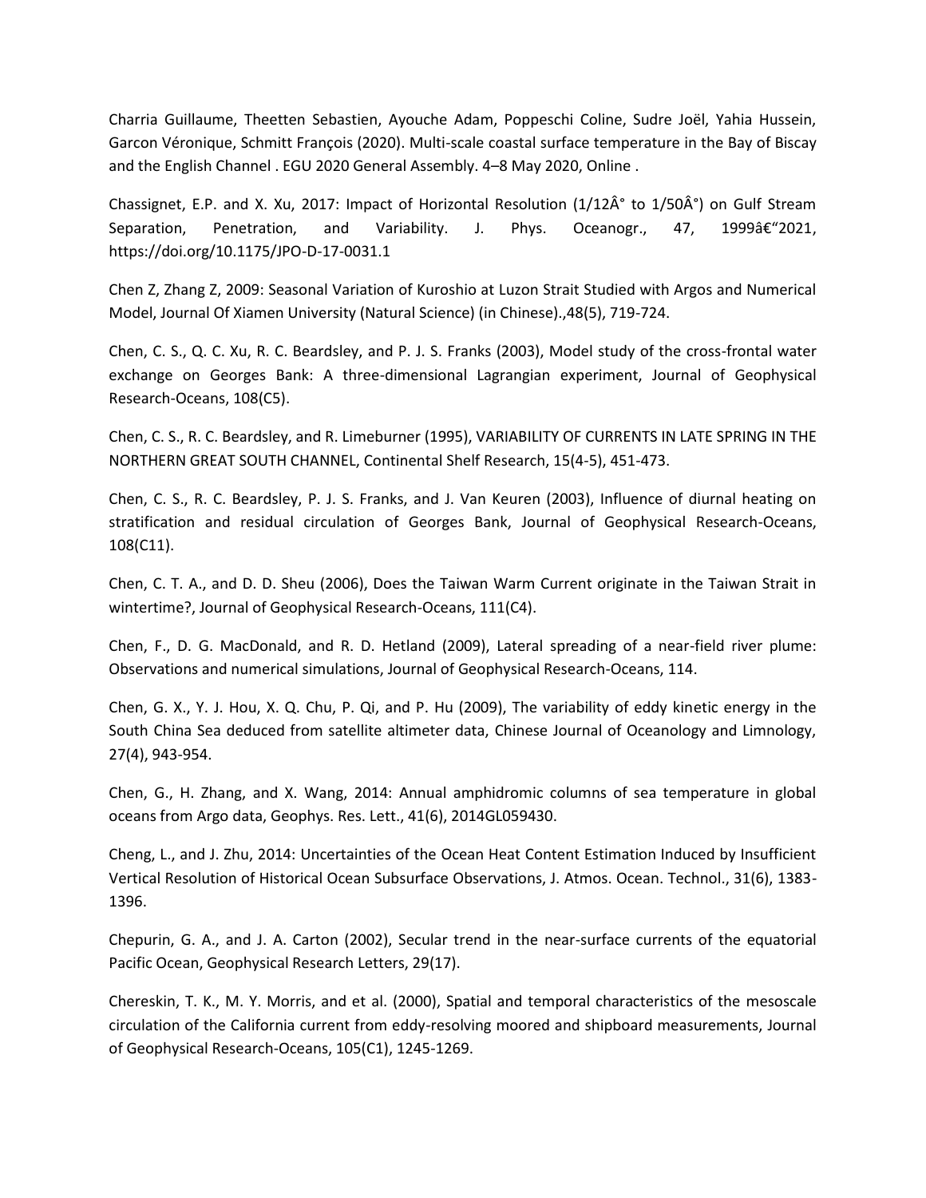Charria Guillaume, Theetten Sebastien, Ayouche Adam, Poppeschi Coline, Sudre Joël, Yahia Hussein, Garcon Véronique, Schmitt François (2020). Multi-scale coastal surface temperature in the Bay of Biscay and the English Channel . EGU 2020 General Assembly. 4–8 May 2020, Online .

Chassignet, E.P. and X. Xu, 2017: Impact of Horizontal Resolution (1/12Â° to 1/50Â°) on Gulf Stream Separation, Penetration, and Variability. J. Phys. Oceanogr., 47, 1999â€"2021, https://doi.org/10.1175/JPO-D-17-0031.1

Chen Z, Zhang Z, 2009: Seasonal Variation of Kuroshio at Luzon Strait Studied with Argos and Numerical Model, Journal Of Xiamen University (Natural Science) (in Chinese).,48(5), 719-724.

Chen, C. S., Q. C. Xu, R. C. Beardsley, and P. J. S. Franks (2003), Model study of the cross-frontal water exchange on Georges Bank: A three-dimensional Lagrangian experiment, Journal of Geophysical Research-Oceans, 108(C5).

Chen, C. S., R. C. Beardsley, and R. Limeburner (1995), VARIABILITY OF CURRENTS IN LATE SPRING IN THE NORTHERN GREAT SOUTH CHANNEL, Continental Shelf Research, 15(4-5), 451-473.

Chen, C. S., R. C. Beardsley, P. J. S. Franks, and J. Van Keuren (2003), Influence of diurnal heating on stratification and residual circulation of Georges Bank, Journal of Geophysical Research-Oceans, 108(C11).

Chen, C. T. A., and D. D. Sheu (2006), Does the Taiwan Warm Current originate in the Taiwan Strait in wintertime?, Journal of Geophysical Research-Oceans, 111(C4).

Chen, F., D. G. MacDonald, and R. D. Hetland (2009), Lateral spreading of a near-field river plume: Observations and numerical simulations, Journal of Geophysical Research-Oceans, 114.

Chen, G. X., Y. J. Hou, X. Q. Chu, P. Qi, and P. Hu (2009), The variability of eddy kinetic energy in the South China Sea deduced from satellite altimeter data, Chinese Journal of Oceanology and Limnology, 27(4), 943-954.

Chen, G., H. Zhang, and X. Wang, 2014: Annual amphidromic columns of sea temperature in global oceans from Argo data, Geophys. Res. Lett., 41(6), 2014GL059430.

Cheng, L., and J. Zhu, 2014: Uncertainties of the Ocean Heat Content Estimation Induced by Insufficient Vertical Resolution of Historical Ocean Subsurface Observations, J. Atmos. Ocean. Technol., 31(6), 1383-1396.

Chepurin, G. A., and J. A. Carton (2002), Secular trend in the near-surface currents of the equatorial Pacific Ocean, Geophysical Research Letters, 29(17).

Chereskin, T. K., M. Y. Morris, and et al. (2000), Spatial and temporal characteristics of the mesoscale circulation of the California current from eddy-resolving moored and shipboard measurements, Journal of Geophysical Research-Oceans, 105(C1), 1245-1269.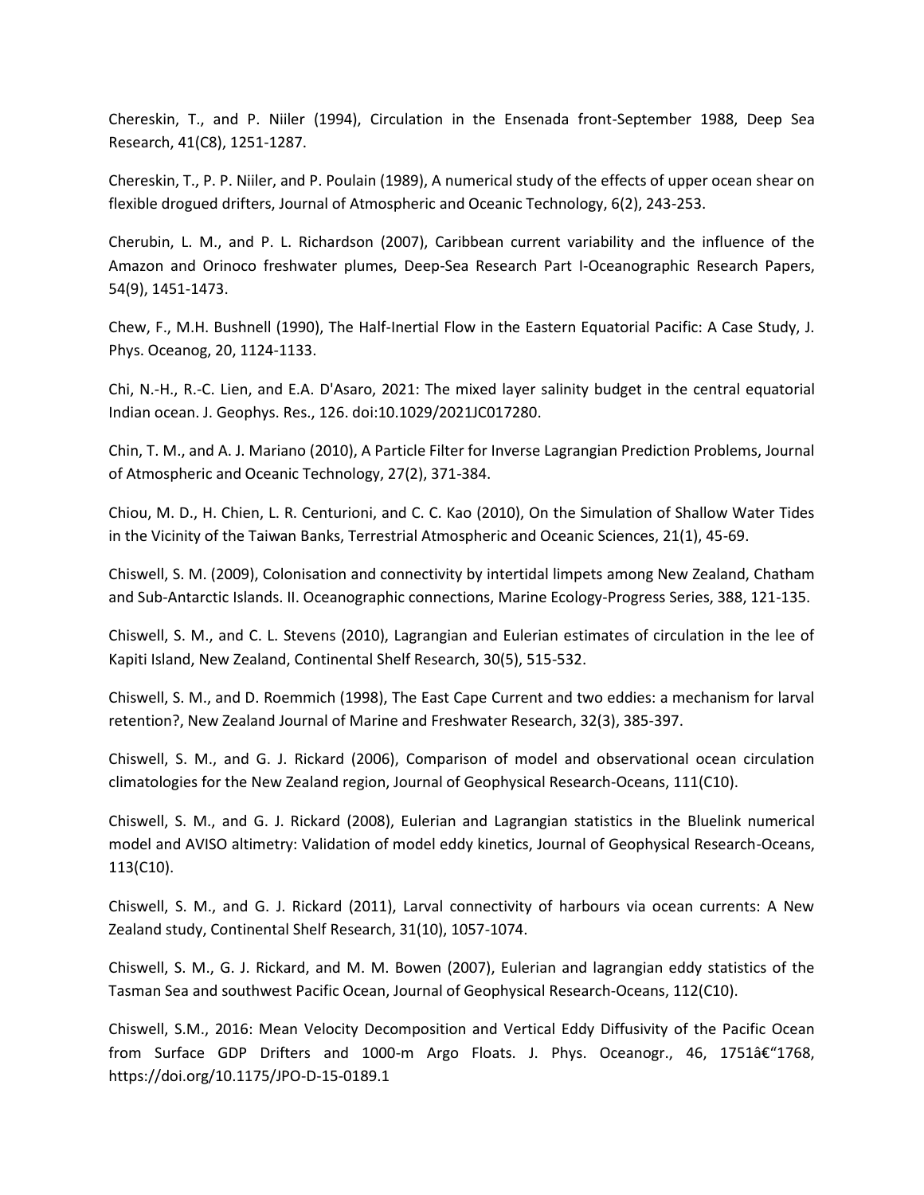Chereskin, T., and P. Niiler (1994), Circulation in the Ensenada front-September 1988, Deep Sea Research, 41(C8), 1251-1287.

Chereskin, T., P. P. Niiler, and P. Poulain (1989), A numerical study of the effects of upper ocean shear on flexible drogued drifters, Journal of Atmospheric and Oceanic Technology, 6(2), 243-253.

Cherubin, L. M., and P. L. Richardson (2007), Caribbean current variability and the influence of the Amazon and Orinoco freshwater plumes, Deep-Sea Research Part I-Oceanographic Research Papers, 54(9), 1451-1473.

Chew, F., M.H. Bushnell (1990), The Half-Inertial Flow in the Eastern Equatorial Pacific: A Case Study, J. Phys. Oceanog, 20, 1124-1133.

Chi, N.-H., R.-C. Lien, and E.A. D'Asaro, 2021: The mixed layer salinity budget in the central equatorial Indian ocean. J. Geophys. Res., 126. doi:10.1029/2021JC017280.

Chin, T. M., and A. J. Mariano (2010), A Particle Filter for Inverse Lagrangian Prediction Problems, Journal of Atmospheric and Oceanic Technology, 27(2), 371-384.

Chiou, M. D., H. Chien, L. R. Centurioni, and C. C. Kao (2010), On the Simulation of Shallow Water Tides in the Vicinity of the Taiwan Banks, Terrestrial Atmospheric and Oceanic Sciences, 21(1), 45-69.

Chiswell, S. M. (2009), Colonisation and connectivity by intertidal limpets among New Zealand, Chatham and Sub-Antarctic Islands. II. Oceanographic connections, Marine Ecology-Progress Series, 388, 121-135.

Chiswell, S. M., and C. L. Stevens (2010), Lagrangian and Eulerian estimates of circulation in the lee of Kapiti Island, New Zealand, Continental Shelf Research, 30(5), 515-532.

Chiswell, S. M., and D. Roemmich (1998), The East Cape Current and two eddies: a mechanism for larval retention?, New Zealand Journal of Marine and Freshwater Research, 32(3), 385-397.

Chiswell, S. M., and G. J. Rickard (2006), Comparison of model and observational ocean circulation climatologies for the New Zealand region, Journal of Geophysical Research-Oceans, 111(C10).

Chiswell, S. M., and G. J. Rickard (2008), Eulerian and Lagrangian statistics in the Bluelink numerical model and AVISO altimetry: Validation of model eddy kinetics, Journal of Geophysical Research-Oceans, 113(C10).

Chiswell, S. M., and G. J. Rickard (2011), Larval connectivity of harbours via ocean currents: A New Zealand study, Continental Shelf Research, 31(10), 1057-1074.

Chiswell, S. M., G. J. Rickard, and M. M. Bowen (2007), Eulerian and lagrangian eddy statistics of the Tasman Sea and southwest Pacific Ocean, Journal of Geophysical Research-Oceans, 112(C10).

Chiswell, S.M., 2016: Mean Velocity Decomposition and Vertical Eddy Diffusivity of the Pacific Ocean from Surface GDP Drifters and 1000-m Argo Floats. J. Phys. Oceanogr., 46, 1751â€"1768, https://doi.org/10.1175/JPO-D-15-0189.1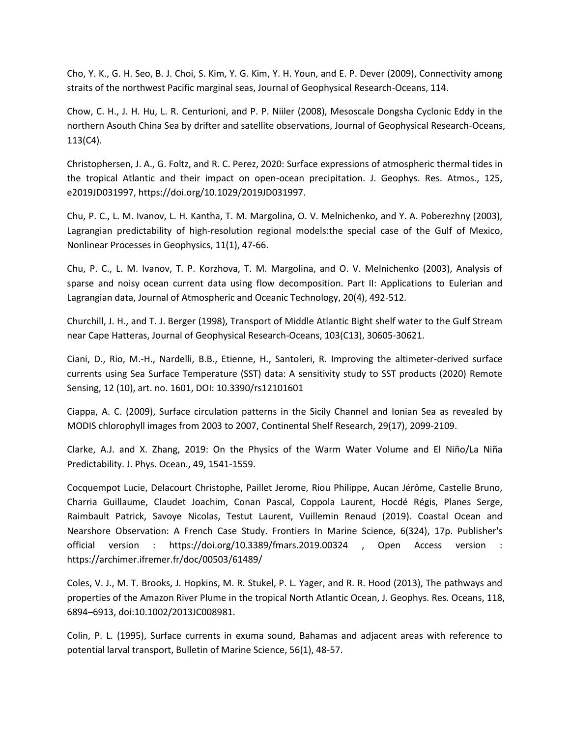Cho, Y. K., G. H. Seo, B. J. Choi, S. Kim, Y. G. Kim, Y. H. Youn, and E. P. Dever (2009), Connectivity among straits of the northwest Pacific marginal seas, Journal of Geophysical Research-Oceans, 114.

Chow, C. H., J. H. Hu, L. R. Centurioni, and P. P. Niiler (2008), Mesoscale Dongsha Cyclonic Eddy in the northern Asouth China Sea by drifter and satellite observations, Journal of Geophysical Research-Oceans, 113(C4).

Christophersen, J. A., G. Foltz, and R. C. Perez, 2020: Surface expressions of atmospheric thermal tides in the tropical Atlantic and their impact on open-ocean precipitation. J. Geophys. Res. Atmos., 125, e2019JD031997, https://doi.org/10.1029/2019JD031997.

Chu, P. C., L. M. Ivanov, L. H. Kantha, T. M. Margolina, O. V. Melnichenko, and Y. A. Poberezhny (2003), Lagrangian predictability of high-resolution regional models:the special case of the Gulf of Mexico, Nonlinear Processes in Geophysics, 11(1), 47-66.

Chu, P. C., L. M. Ivanov, T. P. Korzhova, T. M. Margolina, and O. V. Melnichenko (2003), Analysis of sparse and noisy ocean current data using flow decomposition. Part II: Applications to Eulerian and Lagrangian data, Journal of Atmospheric and Oceanic Technology, 20(4), 492-512.

Churchill, J. H., and T. J. Berger (1998), Transport of Middle Atlantic Bight shelf water to the Gulf Stream near Cape Hatteras, Journal of Geophysical Research-Oceans, 103(C13), 30605-30621.

Ciani, D., Rio, M.-H., Nardelli, B.B., Etienne, H., Santoleri, R. Improving the altimeter-derived surface currents using Sea Surface Temperature (SST) data: A sensitivity study to SST products (2020) Remote Sensing, 12 (10), art. no. 1601, DOI: 10.3390/rs12101601

Ciappa, A. C. (2009), Surface circulation patterns in the Sicily Channel and Ionian Sea as revealed by MODIS chlorophyll images from 2003 to 2007, Continental Shelf Research, 29(17), 2099-2109.

Clarke, A.J. and X. Zhang, 2019: On the Physics of the Warm Water Volume and El Niño/La Niña Predictability. J. Phys. Ocean., 49, 1541-1559.

Cocquempot Lucie, Delacourt Christophe, Paillet Jerome, Riou Philippe, Aucan Jérôme, Castelle Bruno, Charria Guillaume, Claudet Joachim, Conan Pascal, Coppola Laurent, Hocdé Régis, Planes Serge, Raimbault Patrick, Savoye Nicolas, Testut Laurent, Vuillemin Renaud (2019). Coastal Ocean and Nearshore Observation: A French Case Study. Frontiers In Marine Science, 6(324), 17p. Publisher's official version : https://doi.org/10.3389/fmars.2019.00324 , Open Access version : https://archimer.ifremer.fr/doc/00503/61489/

Coles, V. J., M. T. Brooks, J. Hopkins, M. R. Stukel, P. L. Yager, and R. R. Hood (2013), The pathways and properties of the Amazon River Plume in the tropical North Atlantic Ocean, J. Geophys. Res. Oceans, 118, 6894–6913, doi:10.1002/2013JC008981.

Colin, P. L. (1995), Surface currents in exuma sound, Bahamas and adjacent areas with reference to potential larval transport, Bulletin of Marine Science, 56(1), 48-57.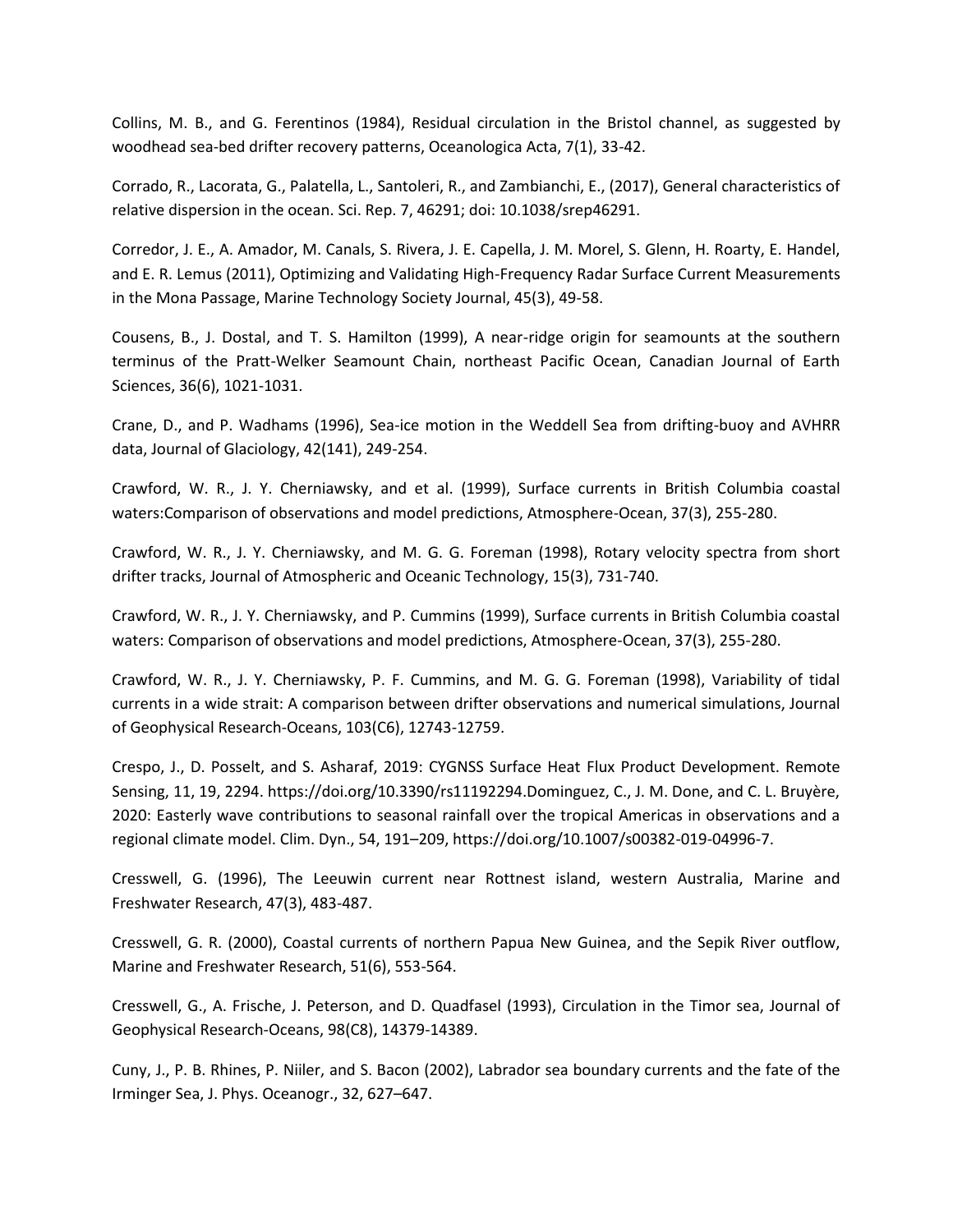Collins, M. B., and G. Ferentinos (1984), Residual circulation in the Bristol channel, as suggested by woodhead sea-bed drifter recovery patterns, Oceanologica Acta, 7(1), 33-42.

Corrado, R., Lacorata, G., Palatella, L., Santoleri, R., and Zambianchi, E., (2017), General characteristics of relative dispersion in the ocean. Sci. Rep. 7, 46291; doi: 10.1038/srep46291.

Corredor, J. E., A. Amador, M. Canals, S. Rivera, J. E. Capella, J. M. Morel, S. Glenn, H. Roarty, E. Handel, and E. R. Lemus (2011), Optimizing and Validating High-Frequency Radar Surface Current Measurements in the Mona Passage, Marine Technology Society Journal, 45(3), 49-58.

Cousens, B., J. Dostal, and T. S. Hamilton (1999), A near-ridge origin for seamounts at the southern terminus of the Pratt-Welker Seamount Chain, northeast Pacific Ocean, Canadian Journal of Earth Sciences, 36(6), 1021-1031.

Crane, D., and P. Wadhams (1996), Sea-ice motion in the Weddell Sea from drifting-buoy and AVHRR data, Journal of Glaciology, 42(141), 249-254.

Crawford, W. R., J. Y. Cherniawsky, and et al. (1999), Surface currents in British Columbia coastal waters:Comparison of observations and model predictions, Atmosphere-Ocean, 37(3), 255-280.

Crawford, W. R., J. Y. Cherniawsky, and M. G. G. Foreman (1998), Rotary velocity spectra from short drifter tracks, Journal of Atmospheric and Oceanic Technology, 15(3), 731-740.

Crawford, W. R., J. Y. Cherniawsky, and P. Cummins (1999), Surface currents in British Columbia coastal waters: Comparison of observations and model predictions, Atmosphere-Ocean, 37(3), 255-280.

Crawford, W. R., J. Y. Cherniawsky, P. F. Cummins, and M. G. G. Foreman (1998), Variability of tidal currents in a wide strait: A comparison between drifter observations and numerical simulations, Journal of Geophysical Research-Oceans, 103(C6), 12743-12759.

Crespo, J., D. Posselt, and S. Asharaf, 2019: CYGNSS Surface Heat Flux Product Development. Remote Sensing, 11, 19, 2294. https://doi.org/10.3390/rs11192294.Dominguez, C., J. M. Done, and C. L. Bruyère, 2020: Easterly wave contributions to seasonal rainfall over the tropical Americas in observations and a regional climate model. Clim. Dyn., 54, 191–209, https://doi.org/10.1007/s00382-019-04996-7.

Cresswell, G. (1996), The Leeuwin current near Rottnest island, western Australia, Marine and Freshwater Research, 47(3), 483-487.

Cresswell, G. R. (2000), Coastal currents of northern Papua New Guinea, and the Sepik River outflow, Marine and Freshwater Research, 51(6), 553-564.

Cresswell, G., A. Frische, J. Peterson, and D. Quadfasel (1993), Circulation in the Timor sea, Journal of Geophysical Research-Oceans, 98(C8), 14379-14389.

Cuny, J., P. B. Rhines, P. Niiler, and S. Bacon (2002), Labrador sea boundary currents and the fate of the Irminger Sea, J. Phys. Oceanogr., 32, 627–647.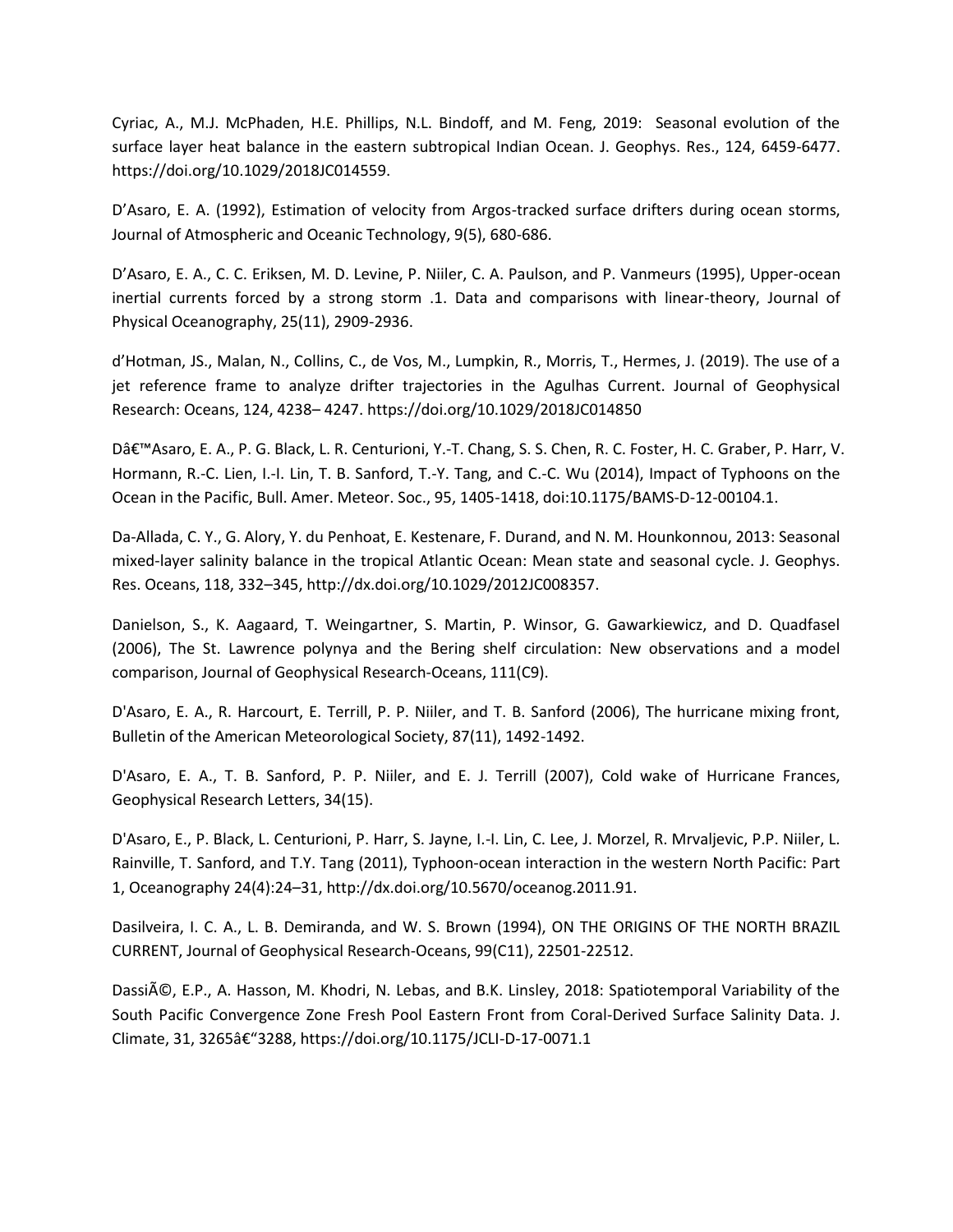Cyriac, A., M.J. McPhaden, H.E. Phillips, N.L. Bindoff, and M. Feng, 2019: Seasonal evolution of the surface layer heat balance in the eastern subtropical Indian Ocean. J. Geophys. Res., 124, 6459-6477. https://doi.org/10.1029/2018JC014559.

D'Asaro, E. A. (1992), Estimation of velocity from Argos-tracked surface drifters during ocean storms, Journal of Atmospheric and Oceanic Technology, 9(5), 680-686.

D'Asaro, E. A., C. C. Eriksen, M. D. Levine, P. Niiler, C. A. Paulson, and P. Vanmeurs (1995), Upper-ocean inertial currents forced by a strong storm .1. Data and comparisons with linear-theory, Journal of Physical Oceanography, 25(11), 2909-2936.

d'Hotman, JS., Malan, N., Collins, C., de Vos, M., Lumpkin, R., Morris, T., Hermes, J. (2019). The use of a jet reference frame to analyze drifter trajectories in the Agulhas Current. Journal of Geophysical Research: Oceans, 124, 4238– 4247. https://doi.org/10.1029/2018JC014850

Dâ€™Asaro, E. A., P. G. Black, L. R. Centurioni, Y.-T. Chang, S. S. Chen, R. C. Foster, H. C. Graber, P. Harr, V. Hormann, R.-C. Lien, I.-I. Lin, T. B. Sanford, T.-Y. Tang, and C.-C. Wu (2014), Impact of Typhoons on the Ocean in the Pacific, Bull. Amer. Meteor. Soc., 95, 1405-1418, doi:10.1175/BAMS-D-12-00104.1.

Da-Allada, C. Y., G. Alory, Y. du Penhoat, E. Kestenare, F. Durand, and N. M. Hounkonnou, 2013: Seasonal mixed-layer salinity balance in the tropical Atlantic Ocean: Mean state and seasonal cycle. J. Geophys. Res. Oceans, 118, 332–345, http://dx.doi.org/10.1029/2012JC008357.

Danielson, S., K. Aagaard, T. Weingartner, S. Martin, P. Winsor, G. Gawarkiewicz, and D. Quadfasel (2006), The St. Lawrence polynya and the Bering shelf circulation: New observations and a model comparison, Journal of Geophysical Research-Oceans, 111(C9).

D'Asaro, E. A., R. Harcourt, E. Terrill, P. P. Niiler, and T. B. Sanford (2006), The hurricane mixing front, Bulletin of the American Meteorological Society, 87(11), 1492-1492.

D'Asaro, E. A., T. B. Sanford, P. P. Niiler, and E. J. Terrill (2007), Cold wake of Hurricane Frances, Geophysical Research Letters, 34(15).

D'Asaro, E., P. Black, L. Centurioni, P. Harr, S. Jayne, I.-I. Lin, C. Lee, J. Morzel, R. Mrvaljevic, P.P. Niiler, L. Rainville, T. Sanford, and T.Y. Tang (2011), Typhoon-ocean interaction in the western North Pacific: Part 1, Oceanography 24(4):24–31, http://dx.doi.org/10.5670/oceanog.2011.91.

Dasilveira, I. C. A., L. B. Demiranda, and W. S. Brown (1994), ON THE ORIGINS OF THE NORTH BRAZIL CURRENT, Journal of Geophysical Research-Oceans, 99(C11), 22501-22512.

DassiÃ©, E.P., A. Hasson, M. Khodri, N. Lebas, and B.K. Linsley, 2018: Spatiotemporal Variability of the South Pacific Convergence Zone Fresh Pool Eastern Front from Coral-Derived Surface Salinity Data. J. Climate, 31, 3265â€"3288, https://doi.org/10.1175/JCLI-D-17-0071.1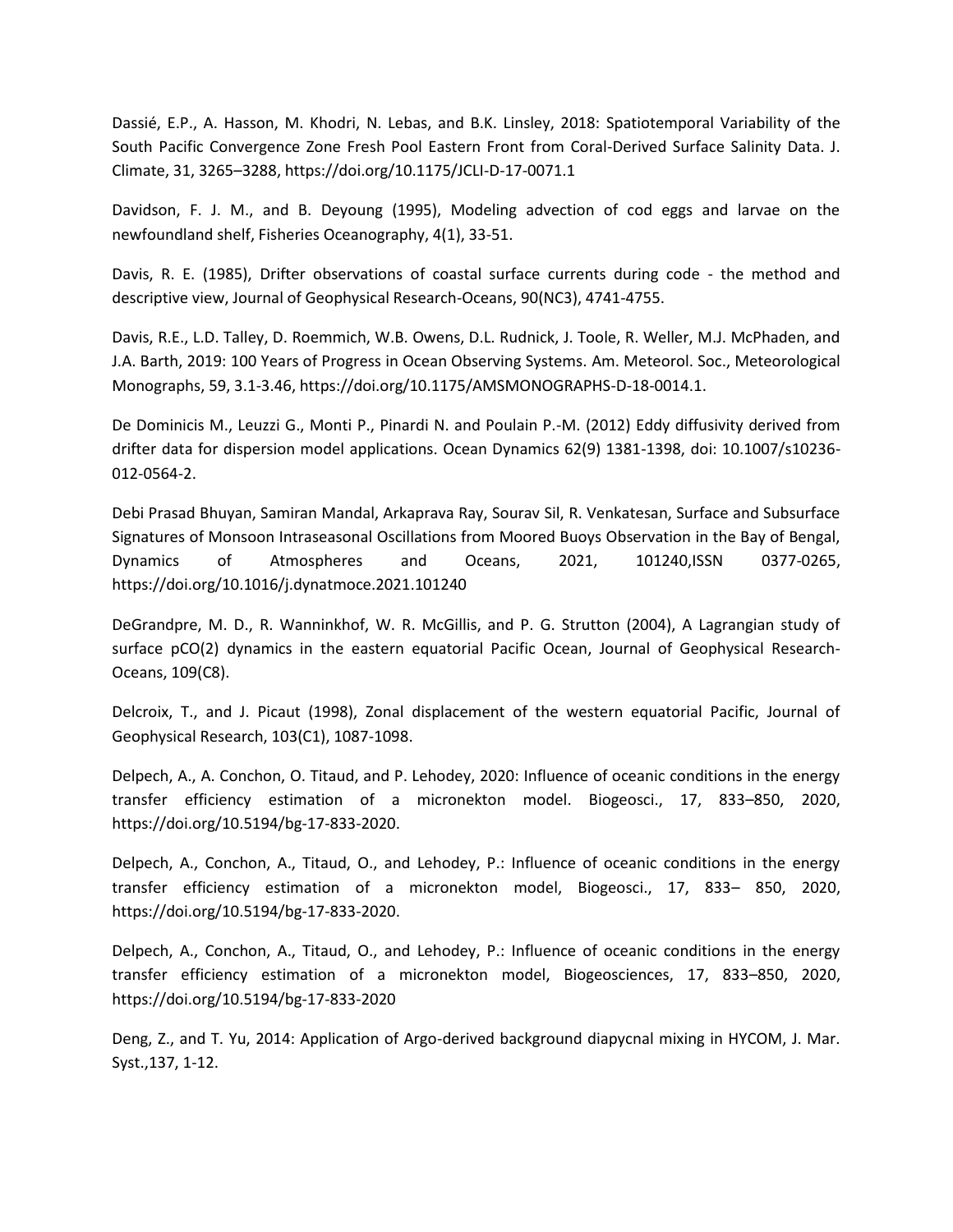Dassié, E.P., A. Hasson, M. Khodri, N. Lebas, and B.K. Linsley, 2018: Spatiotemporal Variability of the South Pacific Convergence Zone Fresh Pool Eastern Front from Coral-Derived Surface Salinity Data. J. Climate, 31, 3265–3288, https://doi.org/10.1175/JCLI-D-17-0071.1

Davidson, F. J. M., and B. Deyoung (1995), Modeling advection of cod eggs and larvae on the newfoundland shelf, Fisheries Oceanography, 4(1), 33-51.

Davis, R. E. (1985), Drifter observations of coastal surface currents during code - the method and descriptive view, Journal of Geophysical Research-Oceans, 90(NC3), 4741-4755.

Davis, R.E., L.D. Talley, D. Roemmich, W.B. Owens, D.L. Rudnick, J. Toole, R. Weller, M.J. McPhaden, and J.A. Barth, 2019: 100 Years of Progress in Ocean Observing Systems. Am. Meteorol. Soc., Meteorological Monographs, 59, 3.1-3.46, https://doi.org/10.1175/AMSMONOGRAPHS-D-18-0014.1.

De Dominicis M., Leuzzi G., Monti P., Pinardi N. and Poulain P.-M. (2012) Eddy diffusivity derived from drifter data for dispersion model applications. Ocean Dynamics 62(9) 1381-1398, doi: 10.1007/s10236-012-0564-2.

Debi Prasad Bhuyan, Samiran Mandal, Arkaprava Ray, Sourav Sil, R. Venkatesan, Surface and Subsurface Signatures of Monsoon Intraseasonal Oscillations from Moored Buoys Observation in the Bay of Bengal, Dynamics of Atmospheres and Oceans, 2021, 101240,ISSN 0377-0265, https://doi.org/10.1016/j.dynatmoce.2021.101240

DeGrandpre, M. D., R. Wanninkhof, W. R. McGillis, and P. G. Strutton (2004), A Lagrangian study of surface pCO(2) dynamics in the eastern equatorial Pacific Ocean, Journal of Geophysical Research-Oceans, 109(C8).

Delcroix, T., and J. Picaut (1998), Zonal displacement of the western equatorial Pacific, Journal of Geophysical Research, 103(C1), 1087-1098.

Delpech, A., A. Conchon, O. Titaud, and P. Lehodey, 2020: Influence of oceanic conditions in the energy transfer efficiency estimation of a micronekton model. Biogeosci., 17, 833–850, 2020, https://doi.org/10.5194/bg-17-833-2020.

Delpech, A., Conchon, A., Titaud, O., and Lehodey, P.: Influence of oceanic conditions in the energy transfer efficiency estimation of a micronekton model, Biogeosci., 17, 833– 850, 2020, https://doi.org/10.5194/bg-17-833-2020.

Delpech, A., Conchon, A., Titaud, O., and Lehodey, P.: Influence of oceanic conditions in the energy transfer efficiency estimation of a micronekton model, Biogeosciences, 17, 833–850, 2020, https://doi.org/10.5194/bg-17-833-2020

Deng, Z., and T. Yu, 2014: Application of Argo-derived background diapycnal mixing in HYCOM, J. Mar. Syst.,137, 1-12.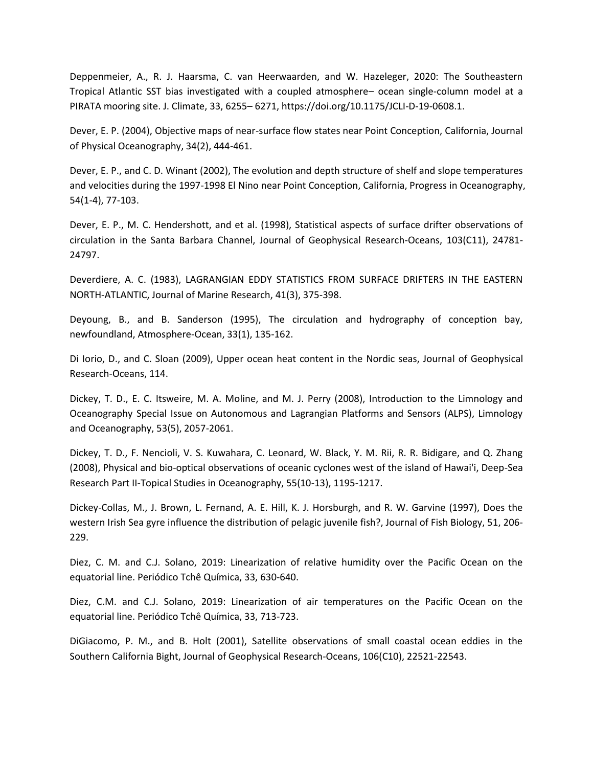Deppenmeier, A., R. J. Haarsma, C. van Heerwaarden, and W. Hazeleger, 2020: The Southeastern Tropical Atlantic SST bias investigated with a coupled atmosphere– ocean single-column model at a PIRATA mooring site. J. Climate, 33, 6255– 6271, https://doi.org/10.1175/JCLI-D-19-0608.1.

Dever, E. P. (2004), Objective maps of near-surface flow states near Point Conception, California, Journal of Physical Oceanography, 34(2), 444-461.

Dever, E. P., and C. D. Winant (2002), The evolution and depth structure of shelf and slope temperatures and velocities during the 1997-1998 El Nino near Point Conception, California, Progress in Oceanography, 54(1-4), 77-103.

Dever, E. P., M. C. Hendershott, and et al. (1998), Statistical aspects of surface drifter observations of circulation in the Santa Barbara Channel, Journal of Geophysical Research-Oceans, 103(C11), 24781-24797.

Deverdiere, A. C. (1983), LAGRANGIAN EDDY STATISTICS FROM SURFACE DRIFTERS IN THE EASTERN NORTH-ATLANTIC, Journal of Marine Research, 41(3), 375-398.

Deyoung, B., and B. Sanderson (1995), The circulation and hydrography of conception bay, newfoundland, Atmosphere-Ocean, 33(1), 135-162.

Di Iorio, D., and C. Sloan (2009), Upper ocean heat content in the Nordic seas, Journal of Geophysical Research-Oceans, 114.

Dickey, T. D., E. C. Itsweire, M. A. Moline, and M. J. Perry (2008), Introduction to the Limnology and Oceanography Special Issue on Autonomous and Lagrangian Platforms and Sensors (ALPS), Limnology and Oceanography, 53(5), 2057-2061.

Dickey, T. D., F. Nencioli, V. S. Kuwahara, C. Leonard, W. Black, Y. M. Rii, R. R. Bidigare, and Q. Zhang (2008), Physical and bio-optical observations of oceanic cyclones west of the island of Hawai'i, Deep-Sea Research Part II-Topical Studies in Oceanography, 55(10-13), 1195-1217.

Dickey-Collas, M., J. Brown, L. Fernand, A. E. Hill, K. J. Horsburgh, and R. W. Garvine (1997), Does the western Irish Sea gyre influence the distribution of pelagic juvenile fish?, Journal of Fish Biology, 51, 206-229.

Diez, C. M. and C.J. Solano, 2019: Linearization of relative humidity over the Pacific Ocean on the equatorial line. Periódico Tchê Química, 33, 630-640.

Diez, C.M. and C.J. Solano, 2019: Linearization of air temperatures on the Pacific Ocean on the equatorial line. Periódico Tchê Química, 33, 713-723.

DiGiacomo, P. M., and B. Holt (2001), Satellite observations of small coastal ocean eddies in the Southern California Bight, Journal of Geophysical Research-Oceans, 106(C10), 22521-22543.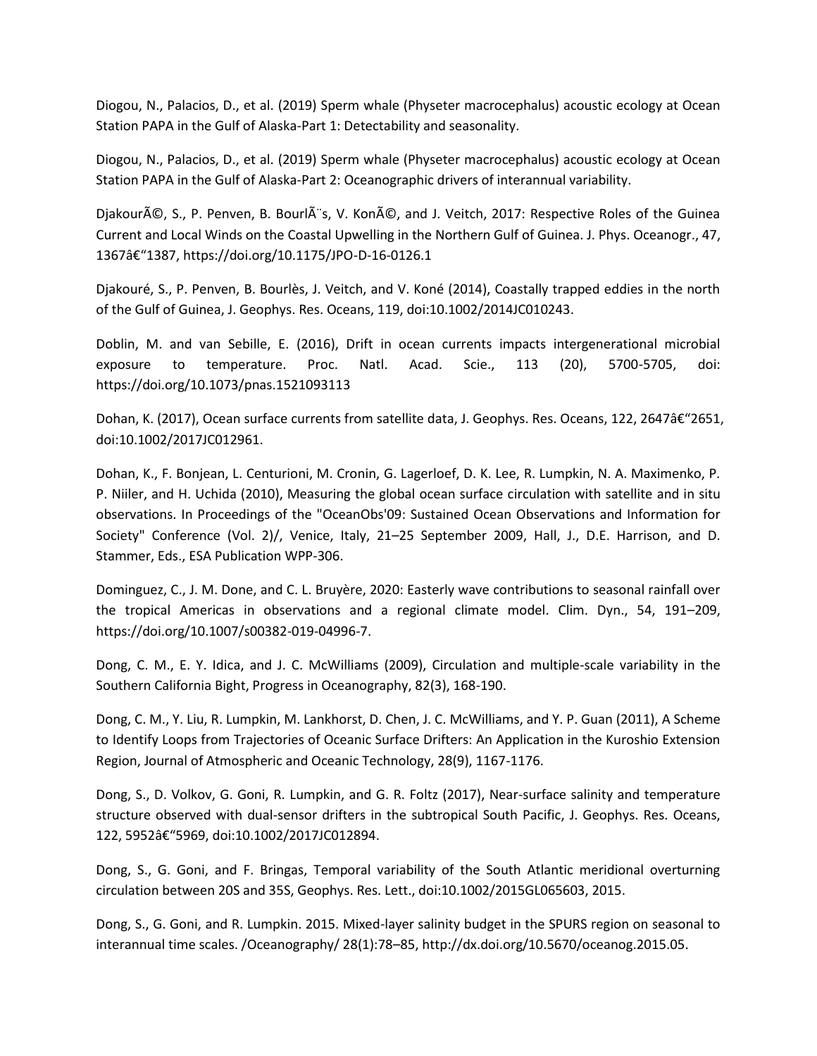Diogou, N., Palacios, D., et al. (2019) Sperm whale (Physeter macrocephalus) acoustic ecology at Ocean Station PAPA in the Gulf of Alaska-Part 1: Detectability and seasonality.

Diogou, N., Palacios, D., et al. (2019) Sperm whale (Physeter macrocephalus) acoustic ecology at Ocean Station PAPA in the Gulf of Alaska-Part 2: Oceanographic drivers of interannual variability.

DjakourÃ©, S., P. Penven, B. BourlÃ¨s, V. KonÃ©, and J. Veitch, 2017: Respective Roles of the Guinea Current and Local Winds on the Coastal Upwelling in the Northern Gulf of Guinea. J. Phys. Oceanogr., 47, 1367â€“1387, https://doi.org/10.1175/JPO-D-16-0126.1

Djakouré, S., P. Penven, B. Bourlès, J. Veitch, and V. Koné (2014), Coastally trapped eddies in the north of the Gulf of Guinea, J. Geophys. Res. Oceans, 119, doi:10.1002/2014JC010243.

Doblin, M. and van Sebille, E. (2016), Drift in ocean currents impacts intergenerational microbial exposure to temperature. Proc. Natl. Acad. Scie., 113 (20), 5700-5705, doi: https://doi.org/10.1073/pnas.1521093113

Dohan, K. (2017), Ocean surface currents from satellite data, J. Geophys. Res. Oceans, 122, 2647â€“2651, doi:10.1002/2017JC012961.

Dohan, K., F. Bonjean, L. Centurioni, M. Cronin, G. Lagerloef, D. K. Lee, R. Lumpkin, N. A. Maximenko, P. P. Niiler, and H. Uchida (2010), Measuring the global ocean surface circulation with satellite and in situ observations. In Proceedings of the "OceanObs'09: Sustained Ocean Observations and Information for Society" Conference (Vol. 2)/, Venice, Italy, 21–25 September 2009, Hall, J., D.E. Harrison, and D. Stammer, Eds., ESA Publication WPP-306.

Dominguez, C., J. M. Done, and C. L. Bruyère, 2020: Easterly wave contributions to seasonal rainfall over the tropical Americas in observations and a regional climate model. Clim. Dyn., 54, 191–209, https://doi.org/10.1007/s00382-019-04996-7.

Dong, C. M., E. Y. Idica, and J. C. McWilliams (2009), Circulation and multiple-scale variability in the Southern California Bight, Progress in Oceanography, 82(3), 168-190.

Dong, C. M., Y. Liu, R. Lumpkin, M. Lankhorst, D. Chen, J. C. McWilliams, and Y. P. Guan (2011), A Scheme to Identify Loops from Trajectories of Oceanic Surface Drifters: An Application in the Kuroshio Extension Region, Journal of Atmospheric and Oceanic Technology, 28(9), 1167-1176.

Dong, S., D. Volkov, G. Goni, R. Lumpkin, and G. R. Foltz (2017), Near-surface salinity and temperature structure observed with dual-sensor drifters in the subtropical South Pacific, J. Geophys. Res. Oceans, 122, 5952â€“5969, doi:10.1002/2017JC012894.

Dong, S., G. Goni, and F. Bringas, Temporal variability of the South Atlantic meridional overturning circulation between 20S and 35S, Geophys. Res. Lett., doi:10.1002/2015GL065603, 2015.

Dong, S., G. Goni, and R. Lumpkin. 2015. Mixed-layer salinity budget in the SPURS region on seasonal to interannual time scales. /Oceanography/ 28(1):78–85, http://dx.doi.org/10.5670/oceanog.2015.05.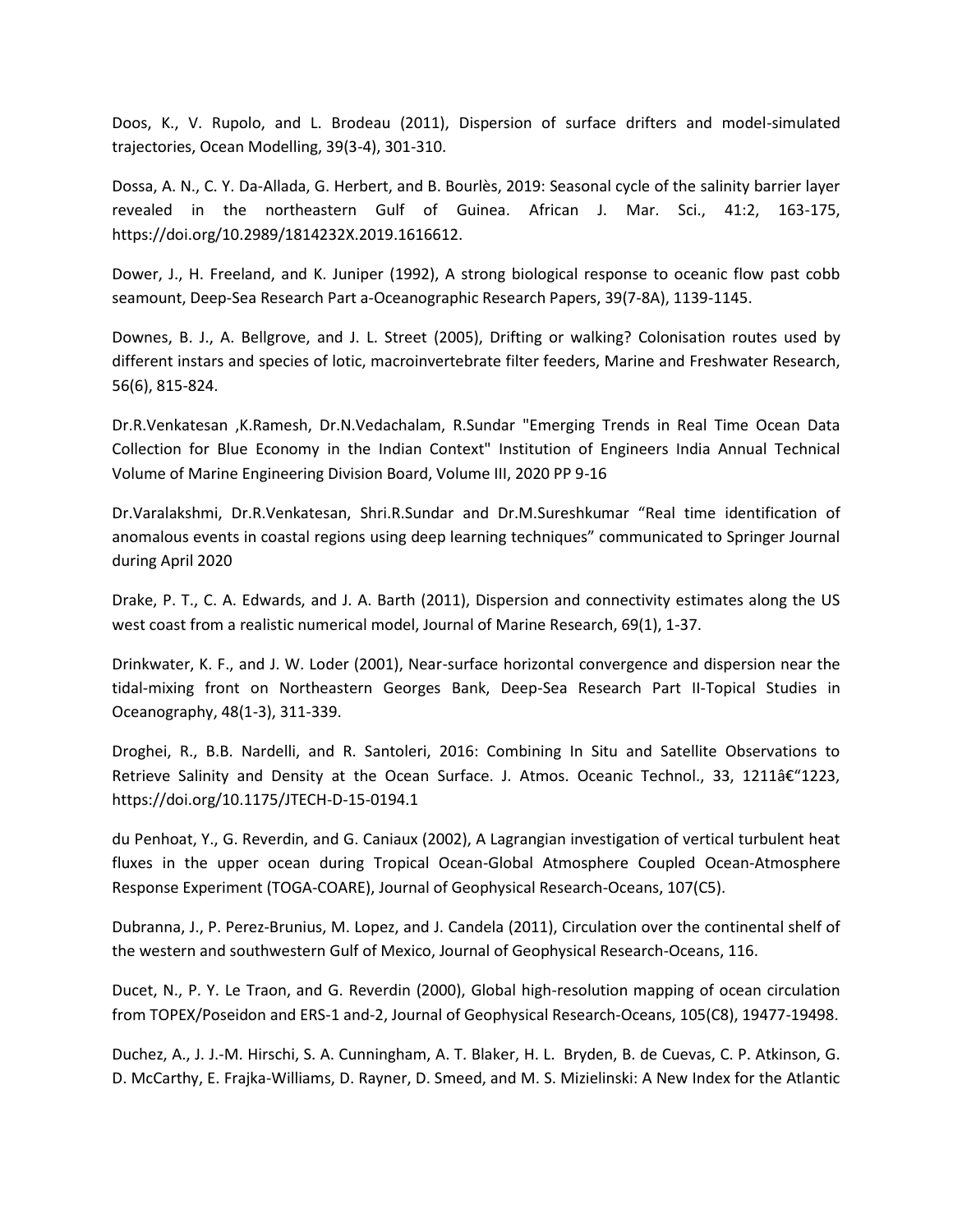Doos, K., V. Rupolo, and L. Brodeau (2011), Dispersion of surface drifters and model-simulated trajectories, Ocean Modelling, 39(3-4), 301-310.

Dossa, A. N., C. Y. Da-Allada, G. Herbert, and B. Bourlès, 2019: Seasonal cycle of the salinity barrier layer revealed in the northeastern Gulf of Guinea. African J. Mar. Sci., 41:2, 163-175, https://doi.org/10.2989/1814232X.2019.1616612.

Dower, J., H. Freeland, and K. Juniper (1992), A strong biological response to oceanic flow past cobb seamount, Deep-Sea Research Part a-Oceanographic Research Papers, 39(7-8A), 1139-1145.

Downes, B. J., A. Bellgrove, and J. L. Street (2005), Drifting or walking? Colonisation routes used by different instars and species of lotic, macroinvertebrate filter feeders, Marine and Freshwater Research, 56(6), 815-824.

Dr.R.Venkatesan ,K.Ramesh, Dr.N.Vedachalam, R.Sundar "Emerging Trends in Real Time Ocean Data Collection for Blue Economy in the Indian Context" Institution of Engineers India Annual Technical Volume of Marine Engineering Division Board, Volume III, 2020 PP 9-16

Dr.Varalakshmi, Dr.R.Venkatesan, Shri.R.Sundar and Dr.M.Sureshkumar "Real time identification of anomalous events in coastal regions using deep learning techniques" communicated to Springer Journal during April 2020

Drake, P. T., C. A. Edwards, and J. A. Barth (2011), Dispersion and connectivity estimates along the US west coast from a realistic numerical model, Journal of Marine Research, 69(1), 1-37.

Drinkwater, K. F., and J. W. Loder (2001), Near-surface horizontal convergence and dispersion near the tidal-mixing front on Northeastern Georges Bank, Deep-Sea Research Part II-Topical Studies in Oceanography, 48(1-3), 311-339.

Droghei, R., B.B. Nardelli, and R. Santoleri, 2016: Combining In Situ and Satellite Observations to Retrieve Salinity and Density at the Ocean Surface. J. Atmos. Oceanic Technol., 33, 1211â€"1223, https://doi.org/10.1175/JTECH-D-15-0194.1

du Penhoat, Y., G. Reverdin, and G. Caniaux (2002), A Lagrangian investigation of vertical turbulent heat fluxes in the upper ocean during Tropical Ocean-Global Atmosphere Coupled Ocean-Atmosphere Response Experiment (TOGA-COARE), Journal of Geophysical Research-Oceans, 107(C5).

Dubranna, J., P. Perez-Brunius, M. Lopez, and J. Candela (2011), Circulation over the continental shelf of the western and southwestern Gulf of Mexico, Journal of Geophysical Research-Oceans, 116.

Ducet, N., P. Y. Le Traon, and G. Reverdin (2000), Global high-resolution mapping of ocean circulation from TOPEX/Poseidon and ERS-1 and-2, Journal of Geophysical Research-Oceans, 105(C8), 19477-19498.

Duchez, A., J. J.-M. Hirschi, S. A. Cunningham, A. T. Blaker, H. L. Bryden, B. de Cuevas, C. P. Atkinson, G. D. McCarthy, E. Frajka-Williams, D. Rayner, D. Smeed, and M. S. Mizielinski: A New Index for the Atlantic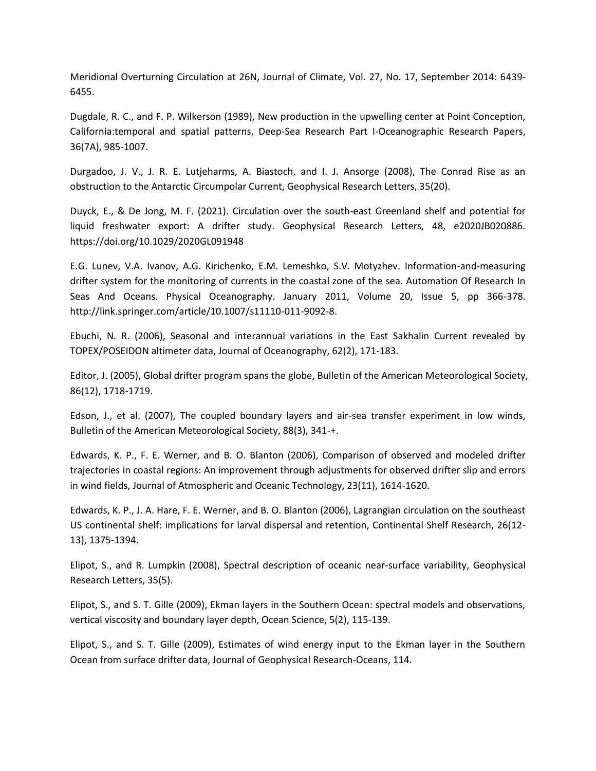Meridional Overturning Circulation at 26N, Journal of Climate, Vol. 27, No. 17, September 2014: 6439-6455.

Dugdale, R. C., and F. P. Wilkerson (1989), New production in the upwelling center at Point Conception, California:temporal and spatial patterns, Deep-Sea Research Part I-Oceanographic Research Papers, 36(7A), 985-1007.

Durgadoo, J. V., J. R. E. Lutjeharms, A. Biastoch, and I. J. Ansorge (2008), The Conrad Rise as an obstruction to the Antarctic Circumpolar Current, Geophysical Research Letters, 35(20).

Duyck, E., & De Jong, M. F. (2021). Circulation over the south-east Greenland shelf and potential for liquid freshwater export: A drifter study. Geophysical Research Letters, 48, e2020JB020886. https://doi.org/10.1029/2020GL091948

E.G. Lunev, V.A. Ivanov, A.G. Kirichenko, E.M. Lemeshko, S.V. Motyzhev. Information-and-measuring drifter system for the monitoring of currents in the coastal zone of the sea. Automation Of Research In Seas And Oceans. Physical Oceanography. January 2011, Volume 20, Issue 5, pp 366-378. http://link.springer.com/article/10.1007/s11110-011-9092-8.

Ebuchi, N. R. (2006), Seasonal and interannual variations in the East Sakhalin Current revealed by TOPEX/POSEIDON altimeter data, Journal of Oceanography, 62(2), 171-183.

Editor, J. (2005), Global drifter program spans the globe, Bulletin of the American Meteorological Society, 86(12), 1718-1719.

Edson, J., et al. (2007), The coupled boundary layers and air-sea transfer experiment in low winds, Bulletin of the American Meteorological Society, 88(3), 341-+.

Edwards, K. P., F. E. Werner, and B. O. Blanton (2006), Comparison of observed and modeled drifter trajectories in coastal regions: An improvement through adjustments for observed drifter slip and errors in wind fields, Journal of Atmospheric and Oceanic Technology, 23(11), 1614-1620.

Edwards, K. P., J. A. Hare, F. E. Werner, and B. O. Blanton (2006), Lagrangian circulation on the southeast US continental shelf: implications for larval dispersal and retention, Continental Shelf Research, 26(12-13), 1375-1394.

Elipot, S., and R. Lumpkin (2008), Spectral description of oceanic near-surface variability, Geophysical Research Letters, 35(5).

Elipot, S., and S. T. Gille (2009), Ekman layers in the Southern Ocean: spectral models and observations, vertical viscosity and boundary layer depth, Ocean Science, 5(2), 115-139.

Elipot, S., and S. T. Gille (2009), Estimates of wind energy input to the Ekman layer in the Southern Ocean from surface drifter data, Journal of Geophysical Research-Oceans, 114.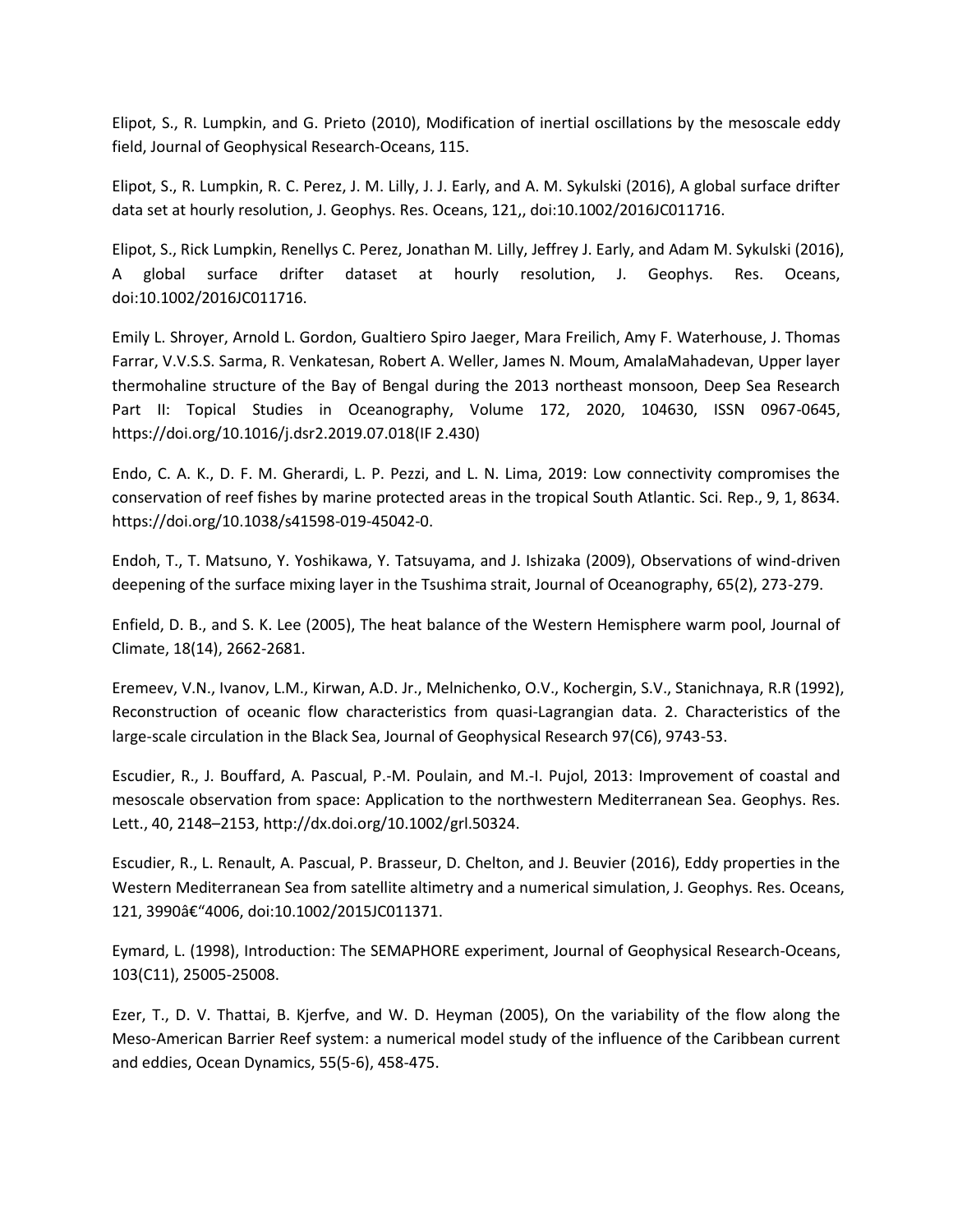Elipot, S., R. Lumpkin, and G. Prieto (2010), Modification of inertial oscillations by the mesoscale eddy field, Journal of Geophysical Research-Oceans, 115.

Elipot, S., R. Lumpkin, R. C. Perez, J. M. Lilly, J. J. Early, and A. M. Sykulski (2016), A global surface drifter data set at hourly resolution, J. Geophys. Res. Oceans, 121,, doi:10.1002/2016JC011716.

Elipot, S., Rick Lumpkin, Renellys C. Perez, Jonathan M. Lilly, Jeffrey J. Early, and Adam M. Sykulski (2016), A global surface drifter dataset at hourly resolution, J. Geophys. Res. Oceans, doi:10.1002/2016JC011716.

Emily L. Shroyer, Arnold L. Gordon, Gualtiero Spiro Jaeger, Mara Freilich, Amy F. Waterhouse, J. Thomas Farrar, V.V.S.S. Sarma, R. Venkatesan, Robert A. Weller, James N. Moum, AmalaMahadevan, Upper layer thermohaline structure of the Bay of Bengal during the 2013 northeast monsoon, Deep Sea Research Part II: Topical Studies in Oceanography, Volume 172, 2020, 104630, ISSN 0967-0645, https://doi.org/10.1016/j.dsr2.2019.07.018(IF 2.430)

Endo, C. A. K., D. F. M. Gherardi, L. P. Pezzi, and L. N. Lima, 2019: Low connectivity compromises the conservation of reef fishes by marine protected areas in the tropical South Atlantic. Sci. Rep., 9, 1, 8634. https://doi.org/10.1038/s41598-019-45042-0.

Endoh, T., T. Matsuno, Y. Yoshikawa, Y. Tatsuyama, and J. Ishizaka (2009), Observations of wind-driven deepening of the surface mixing layer in the Tsushima strait, Journal of Oceanography, 65(2), 273-279.

Enfield, D. B., and S. K. Lee (2005), The heat balance of the Western Hemisphere warm pool, Journal of Climate, 18(14), 2662-2681.

Eremeev, V.N., Ivanov, L.M., Kirwan, A.D. Jr., Melnichenko, O.V., Kochergin, S.V., Stanichnaya, R.R (1992), Reconstruction of oceanic flow characteristics from quasi-Lagrangian data. 2. Characteristics of the large-scale circulation in the Black Sea, Journal of Geophysical Research 97(C6), 9743-53.

Escudier, R., J. Bouffard, A. Pascual, P.-M. Poulain, and M.-I. Pujol, 2013: Improvement of coastal and mesoscale observation from space: Application to the northwestern Mediterranean Sea. Geophys. Res. Lett., 40, 2148–2153, http://dx.doi.org/10.1002/grl.50324.

Escudier, R., L. Renault, A. Pascual, P. Brasseur, D. Chelton, and J. Beuvier (2016), Eddy properties in the Western Mediterranean Sea from satellite altimetry and a numerical simulation, J. Geophys. Res. Oceans, 121, 3990â€“4006, doi:10.1002/2015JC011371.

Eymard, L. (1998), Introduction: The SEMAPHORE experiment, Journal of Geophysical Research-Oceans, 103(C11), 25005-25008.

Ezer, T., D. V. Thattai, B. Kjerfve, and W. D. Heyman (2005), On the variability of the flow along the Meso-American Barrier Reef system: a numerical model study of the influence of the Caribbean current and eddies, Ocean Dynamics, 55(5-6), 458-475.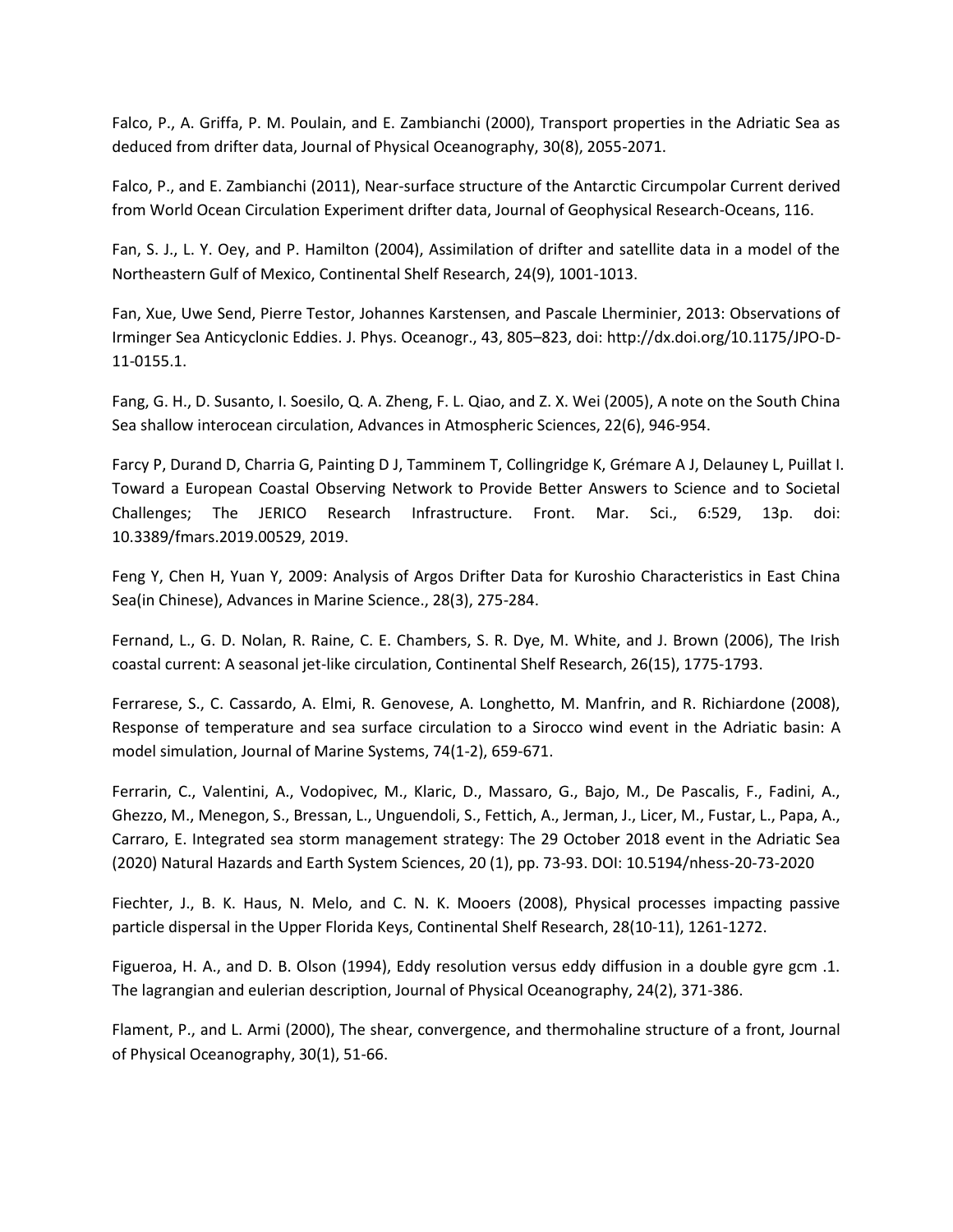Falco, P., A. Griffa, P. M. Poulain, and E. Zambianchi (2000), Transport properties in the Adriatic Sea as deduced from drifter data, Journal of Physical Oceanography, 30(8), 2055-2071.

Falco, P., and E. Zambianchi (2011), Near-surface structure of the Antarctic Circumpolar Current derived from World Ocean Circulation Experiment drifter data, Journal of Geophysical Research-Oceans, 116.

Fan, S. J., L. Y. Oey, and P. Hamilton (2004), Assimilation of drifter and satellite data in a model of the Northeastern Gulf of Mexico, Continental Shelf Research, 24(9), 1001-1013.

Fan, Xue, Uwe Send, Pierre Testor, Johannes Karstensen, and Pascale Lherminier, 2013: Observations of Irminger Sea Anticyclonic Eddies. J. Phys. Oceanogr., 43, 805–823, doi: http://dx.doi.org/10.1175/JPO-D-11-0155.1.

Fang, G. H., D. Susanto, I. Soesilo, Q. A. Zheng, F. L. Qiao, and Z. X. Wei (2005), A note on the South China Sea shallow interocean circulation, Advances in Atmospheric Sciences, 22(6), 946-954.

Farcy P, Durand D, Charria G, Painting D J, Tamminem T, Collingridge K, Grémare A J, Delauney L, Puillat I. Toward a European Coastal Observing Network to Provide Better Answers to Science and to Societal Challenges; The JERICO Research Infrastructure. Front. Mar. Sci., 6:529, 13p. doi: 10.3389/fmars.2019.00529, 2019.

Feng Y, Chen H, Yuan Y, 2009: Analysis of Argos Drifter Data for Kuroshio Characteristics in East China Sea(in Chinese), Advances in Marine Science., 28(3), 275-284.

Fernand, L., G. D. Nolan, R. Raine, C. E. Chambers, S. R. Dye, M. White, and J. Brown (2006), The Irish coastal current: A seasonal jet-like circulation, Continental Shelf Research, 26(15), 1775-1793.

Ferrarese, S., C. Cassardo, A. Elmi, R. Genovese, A. Longhetto, M. Manfrin, and R. Richiardone (2008), Response of temperature and sea surface circulation to a Sirocco wind event in the Adriatic basin: A model simulation, Journal of Marine Systems, 74(1-2), 659-671.

Ferrarin, C., Valentini, A., Vodopivec, M., Klaric, D., Massaro, G., Bajo, M., De Pascalis, F., Fadini, A., Ghezzo, M., Menegon, S., Bressan, L., Unguendoli, S., Fettich, A., Jerman, J., Licer, M., Fustar, L., Papa, A., Carraro, E. Integrated sea storm management strategy: The 29 October 2018 event in the Adriatic Sea (2020) Natural Hazards and Earth System Sciences, 20 (1), pp. 73-93. DOI: 10.5194/nhess-20-73-2020

Fiechter, J., B. K. Haus, N. Melo, and C. N. K. Mooers (2008), Physical processes impacting passive particle dispersal in the Upper Florida Keys, Continental Shelf Research, 28(10-11), 1261-1272.

Figueroa, H. A., and D. B. Olson (1994), Eddy resolution versus eddy diffusion in a double gyre gcm .1. The lagrangian and eulerian description, Journal of Physical Oceanography, 24(2), 371-386.

Flament, P., and L. Armi (2000), The shear, convergence, and thermohaline structure of a front, Journal of Physical Oceanography, 30(1), 51-66.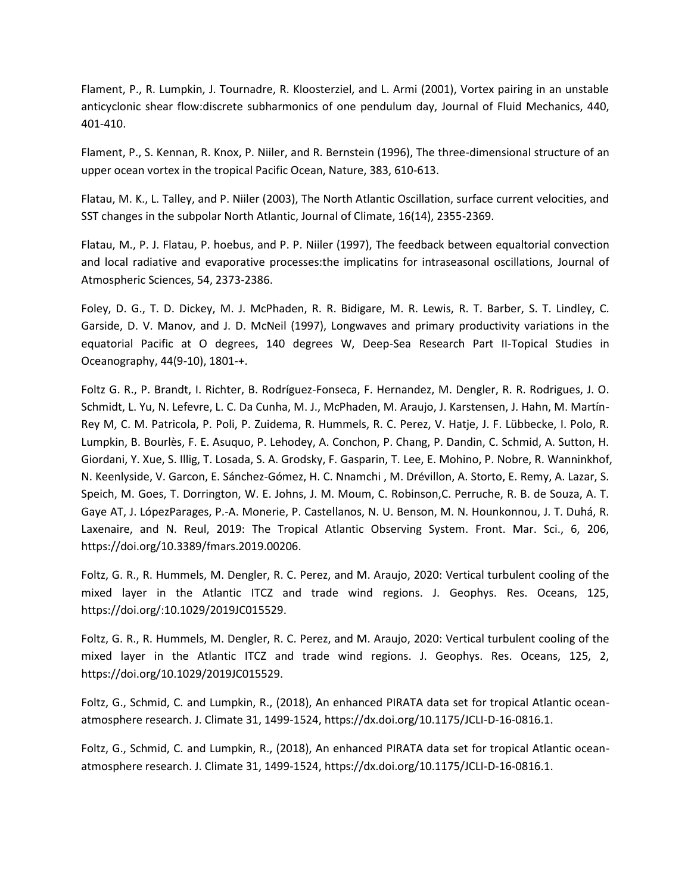Flament, P., R. Lumpkin, J. Tournadre, R. Kloosterziel, and L. Armi (2001), Vortex pairing in an unstable anticyclonic shear flow:discrete subharmonics of one pendulum day, Journal of Fluid Mechanics, 440, 401-410.

Flament, P., S. Kennan, R. Knox, P. Niiler, and R. Bernstein (1996), The three-dimensional structure of an upper ocean vortex in the tropical Pacific Ocean, Nature, 383, 610-613.

Flatau, M. K., L. Talley, and P. Niiler (2003), The North Atlantic Oscillation, surface current velocities, and SST changes in the subpolar North Atlantic, Journal of Climate, 16(14), 2355-2369.

Flatau, M., P. J. Flatau, P. hoebus, and P. P. Niiler (1997), The feedback between equaltorial convection and local radiative and evaporative processes:the implicatins for intraseasonal oscillations, Journal of Atmospheric Sciences, 54, 2373-2386.

Foley, D. G., T. D. Dickey, M. J. McPhaden, R. R. Bidigare, M. R. Lewis, R. T. Barber, S. T. Lindley, C. Garside, D. V. Manov, and J. D. McNeil (1997), Longwaves and primary productivity variations in the equatorial Pacific at O degrees, 140 degrees W, Deep-Sea Research Part II-Topical Studies in Oceanography, 44(9-10), 1801-+.

Foltz G. R., P. Brandt, I. Richter, B. Rodríguez-Fonseca, F. Hernandez, M. Dengler, R. R. Rodrigues, J. O. Schmidt, L. Yu, N. Lefevre, L. C. Da Cunha, M. J., McPhaden, M. Araujo, J. Karstensen, J. Hahn, M. Martín-Rey M, C. M. Patricola, P. Poli, P. Zuidema, R. Hummels, R. C. Perez, V. Hatje, J. F. Lübbecke, I. Polo, R. Lumpkin, B. Bourlès, F. E. Asuquo, P. Lehodey, A. Conchon, P. Chang, P. Dandin, C. Schmid, A. Sutton, H. Giordani, Y. Xue, S. Illig, T. Losada, S. A. Grodsky, F. Gasparin, T. Lee, E. Mohino, P. Nobre, R. Wanninkhof, N. Keenlyside, V. Garcon, E. Sánchez-Gómez, H. C. Nnamchi , M. Drévillon, A. Storto, E. Remy, A. Lazar, S. Speich, M. Goes, T. Dorrington, W. E. Johns, J. M. Moum, C. Robinson,C. Perruche, R. B. de Souza, A. T. Gaye AT, J. LópezParages, P.-A. Monerie, P. Castellanos, N. U. Benson, M. N. Hounkonnou, J. T. Duhá, R. Laxenaire, and N. Reul, 2019: The Tropical Atlantic Observing System. Front. Mar. Sci., 6, 206, https://doi.org/10.3389/fmars.2019.00206.

Foltz, G. R., R. Hummels, M. Dengler, R. C. Perez, and M. Araujo, 2020: Vertical turbulent cooling of the mixed layer in the Atlantic ITCZ and trade wind regions. J. Geophys. Res. Oceans, 125, https://doi.org/:10.1029/2019JC015529.

Foltz, G. R., R. Hummels, M. Dengler, R. C. Perez, and M. Araujo, 2020: Vertical turbulent cooling of the mixed layer in the Atlantic ITCZ and trade wind regions. J. Geophys. Res. Oceans, 125, 2, https://doi.org/10.1029/2019JC015529.

Foltz, G., Schmid, C. and Lumpkin, R., (2018), An enhanced PIRATA data set for tropical Atlantic ocean-atmosphere research. J. Climate 31, 1499-1524, https://dx.doi.org/10.1175/JCLI-D-16-0816.1.

Foltz, G., Schmid, C. and Lumpkin, R., (2018), An enhanced PIRATA data set for tropical Atlantic ocean-atmosphere research. J. Climate 31, 1499-1524, https://dx.doi.org/10.1175/JCLI-D-16-0816.1.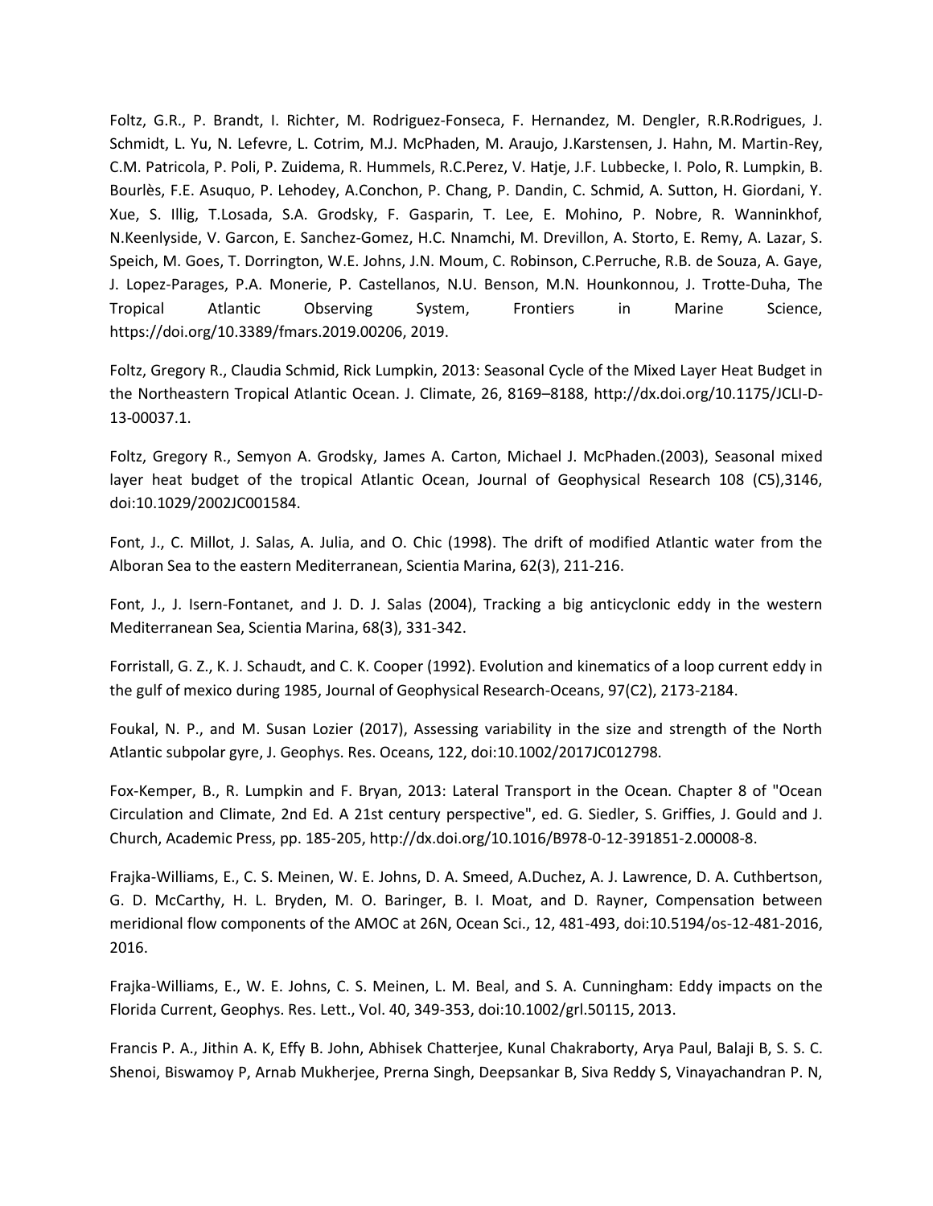Foltz, G.R., P. Brandt, I. Richter, M. Rodriguez-Fonseca, F. Hernandez, M. Dengler, R.R.Rodrigues, J. Schmidt, L. Yu, N. Lefevre, L. Cotrim, M.J. McPhaden, M. Araujo, J.Karstensen, J. Hahn, M. Martin-Rey, C.M. Patricola, P. Poli, P. Zuidema, R. Hummels, R.C.Perez, V. Hatje, J.F. Lubbecke, I. Polo, R. Lumpkin, B. Bourlès, F.E. Asuquo, P. Lehodey, A.Conchon, P. Chang, P. Dandin, C. Schmid, A. Sutton, H. Giordani, Y. Xue, S. Illig, T.Losada, S.A. Grodsky, F. Gasparin, T. Lee, E. Mohino, P. Nobre, R. Wanninkhof, N.Keenlyside, V. Garcon, E. Sanchez-Gomez, H.C. Nnamchi, M. Drevillon, A. Storto, E. Remy, A. Lazar, S. Speich, M. Goes, T. Dorrington, W.E. Johns, J.N. Moum, C. Robinson, C.Perruche, R.B. de Souza, A. Gaye, J. Lopez-Parages, P.A. Monerie, P. Castellanos, N.U. Benson, M.N. Hounkonnou, J. Trotte-Duha, The Tropical Atlantic Observing System, Frontiers in Marine Science, https://doi.org/10.3389/fmars.2019.00206, 2019.

Foltz, Gregory R., Claudia Schmid, Rick Lumpkin, 2013: Seasonal Cycle of the Mixed Layer Heat Budget in the Northeastern Tropical Atlantic Ocean. J. Climate, 26, 8169–8188, http://dx.doi.org/10.1175/JCLI-D-13-00037.1.

Foltz, Gregory R., Semyon A. Grodsky, James A. Carton, Michael J. McPhaden.(2003), Seasonal mixed layer heat budget of the tropical Atlantic Ocean, Journal of Geophysical Research 108 (C5),3146, doi:10.1029/2002JC001584.

Font, J., C. Millot, J. Salas, A. Julia, and O. Chic (1998). The drift of modified Atlantic water from the Alboran Sea to the eastern Mediterranean, Scientia Marina, 62(3), 211-216.

Font, J., J. Isern-Fontanet, and J. D. J. Salas (2004), Tracking a big anticyclonic eddy in the western Mediterranean Sea, Scientia Marina, 68(3), 331-342.

Forristall, G. Z., K. J. Schaudt, and C. K. Cooper (1992). Evolution and kinematics of a loop current eddy in the gulf of mexico during 1985, Journal of Geophysical Research-Oceans, 97(C2), 2173-2184.

Foukal, N. P., and M. Susan Lozier (2017), Assessing variability in the size and strength of the North Atlantic subpolar gyre, J. Geophys. Res. Oceans, 122, doi:10.1002/2017JC012798.

Fox-Kemper, B., R. Lumpkin and F. Bryan, 2013: Lateral Transport in the Ocean. Chapter 8 of "Ocean Circulation and Climate, 2nd Ed. A 21st century perspective", ed. G. Siedler, S. Griffies, J. Gould and J. Church, Academic Press, pp. 185-205, http://dx.doi.org/10.1016/B978-0-12-391851-2.00008-8.

Frajka-Williams, E., C. S. Meinen, W. E. Johns, D. A. Smeed, A.Duchez, A. J. Lawrence, D. A. Cuthbertson, G. D. McCarthy, H. L. Bryden, M. O. Baringer, B. I. Moat, and D. Rayner, Compensation between meridional flow components of the AMOC at 26N, Ocean Sci., 12, 481-493, doi:10.5194/os-12-481-2016, 2016.

Frajka-Williams, E., W. E. Johns, C. S. Meinen, L. M. Beal, and S. A. Cunningham: Eddy impacts on the Florida Current, Geophys. Res. Lett., Vol. 40, 349-353, doi:10.1002/grl.50115, 2013.

Francis P. A., Jithin A. K, Effy B. John, Abhisek Chatterjee, Kunal Chakraborty, Arya Paul, Balaji B, S. S. C. Shenoi, Biswamoy P, Arnab Mukherjee, Prerna Singh, Deepsankar B, Siva Reddy S, Vinayachandran P. N,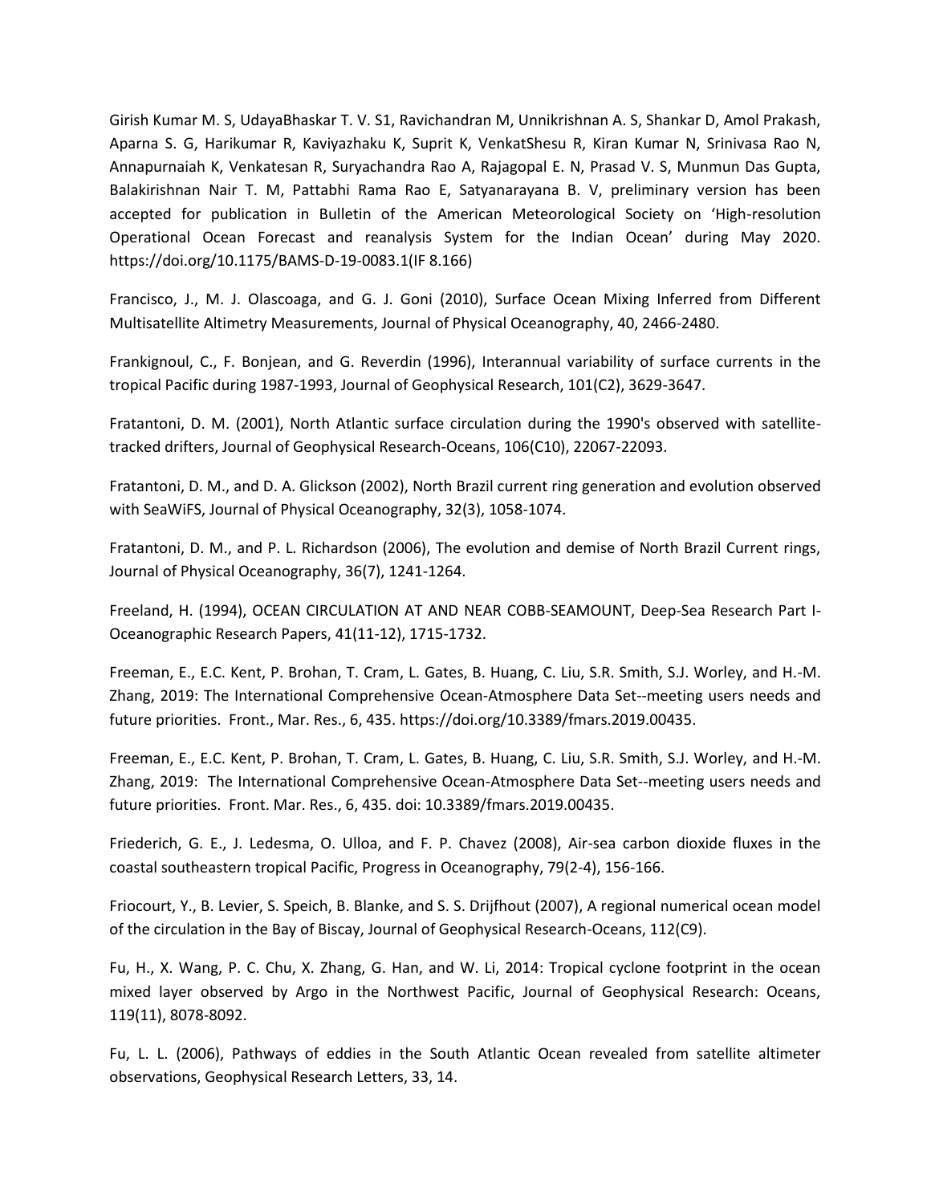Girish Kumar M. S, UdayaBhaskar T. V. S1, Ravichandran M, Unnikrishnan A. S, Shankar D, Amol Prakash, Aparna S. G, Harikumar R, Kaviyazhaku K, Suprit K, VenkatShesu R, Kiran Kumar N, Srinivasa Rao N, Annapurnaiah K, Venkatesan R, Suryachandra Rao A, Rajagopal E. N, Prasad V. S, Munmun Das Gupta, Balakirishnan Nair T. M, Pattabhi Rama Rao E, Satyanarayana B. V, preliminary version has been accepted for publication in Bulletin of the American Meteorological Society on 'High-resolution Operational Ocean Forecast and reanalysis System for the Indian Ocean' during May 2020. https://doi.org/10.1175/BAMS-D-19-0083.1(IF 8.166)

Francisco, J., M. J. Olascoaga, and G. J. Goni (2010), Surface Ocean Mixing Inferred from Different Multisatellite Altimetry Measurements, Journal of Physical Oceanography, 40, 2466-2480.

Frankignoul, C., F. Bonjean, and G. Reverdin (1996), Interannual variability of surface currents in the tropical Pacific during 1987-1993, Journal of Geophysical Research, 101(C2), 3629-3647.

Fratantoni, D. M. (2001), North Atlantic surface circulation during the 1990's observed with satellite-tracked drifters, Journal of Geophysical Research-Oceans, 106(C10), 22067-22093.

Fratantoni, D. M., and D. A. Glickson (2002), North Brazil current ring generation and evolution observed with SeaWiFS, Journal of Physical Oceanography, 32(3), 1058-1074.

Fratantoni, D. M., and P. L. Richardson (2006), The evolution and demise of North Brazil Current rings, Journal of Physical Oceanography, 36(7), 1241-1264.

Freeland, H. (1994), OCEAN CIRCULATION AT AND NEAR COBB-SEAMOUNT, Deep-Sea Research Part I-Oceanographic Research Papers, 41(11-12), 1715-1732.

Freeman, E., E.C. Kent, P. Brohan, T. Cram, L. Gates, B. Huang, C. Liu, S.R. Smith, S.J. Worley, and H.-M. Zhang, 2019: The International Comprehensive Ocean-Atmosphere Data Set--meeting users needs and future priorities. Front., Mar. Res., 6, 435. https://doi.org/10.3389/fmars.2019.00435.

Freeman, E., E.C. Kent, P. Brohan, T. Cram, L. Gates, B. Huang, C. Liu, S.R. Smith, S.J. Worley, and H.-M. Zhang, 2019: The International Comprehensive Ocean-Atmosphere Data Set--meeting users needs and future priorities. Front. Mar. Res., 6, 435. doi: 10.3389/fmars.2019.00435.

Friederich, G. E., J. Ledesma, O. Ulloa, and F. P. Chavez (2008), Air-sea carbon dioxide fluxes in the coastal southeastern tropical Pacific, Progress in Oceanography, 79(2-4), 156-166.

Friocourt, Y., B. Levier, S. Speich, B. Blanke, and S. S. Drijfhout (2007), A regional numerical ocean model of the circulation in the Bay of Biscay, Journal of Geophysical Research-Oceans, 112(C9).

Fu, H., X. Wang, P. C. Chu, X. Zhang, G. Han, and W. Li, 2014: Tropical cyclone footprint in the ocean mixed layer observed by Argo in the Northwest Pacific, Journal of Geophysical Research: Oceans, 119(11), 8078-8092.

Fu, L. L. (2006), Pathways of eddies in the South Atlantic Ocean revealed from satellite altimeter observations, Geophysical Research Letters, 33, 14.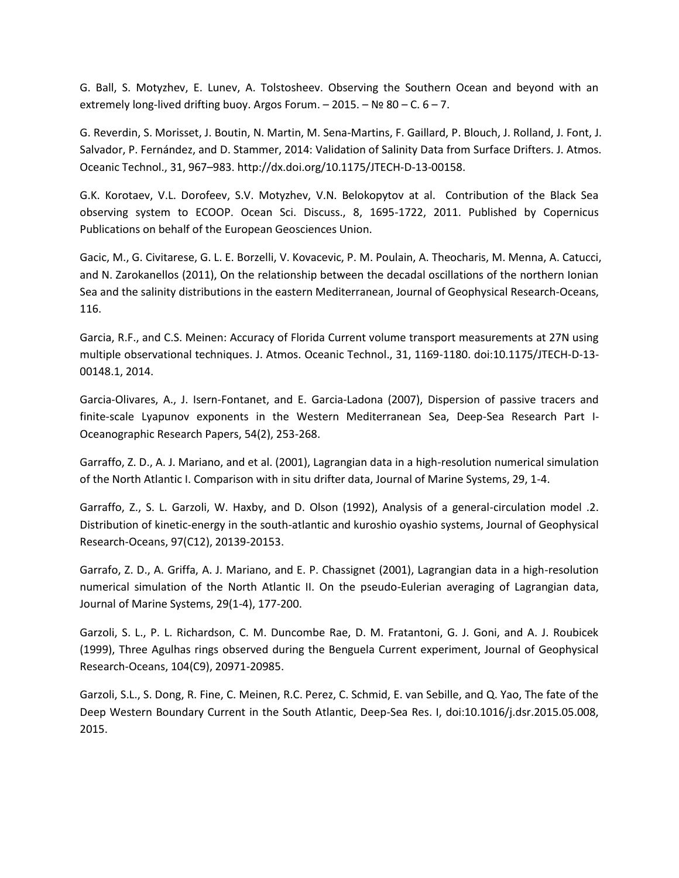G. Ball, S. Motyzhev, E. Lunev, A. Tolstosheev. Observing the Southern Ocean and beyond with an extremely long-lived drifting buoy. Argos Forum. – 2015. – № 80 – C. 6 – 7.

G. Reverdin, S. Morisset, J. Boutin, N. Martin, M. Sena-Martins, F. Gaillard, P. Blouch, J. Rolland, J. Font, J. Salvador, P. Fernández, and D. Stammer, 2014: Validation of Salinity Data from Surface Drifters. J. Atmos. Oceanic Technol., 31, 967–983. http://dx.doi.org/10.1175/JTECH-D-13-00158.

G.K. Korotaev, V.L. Dorofeev, S.V. Motyzhev, V.N. Belokopytov at al. Contribution of the Black Sea observing system to ECOOP. Ocean Sci. Discuss., 8, 1695-1722, 2011. Published by Copernicus Publications on behalf of the European Geosciences Union.

Gacic, M., G. Civitarese, G. L. E. Borzelli, V. Kovacevic, P. M. Poulain, A. Theocharis, M. Menna, A. Catucci, and N. Zarokanellos (2011), On the relationship between the decadal oscillations of the northern Ionian Sea and the salinity distributions in the eastern Mediterranean, Journal of Geophysical Research-Oceans, 116.

Garcia, R.F., and C.S. Meinen: Accuracy of Florida Current volume transport measurements at 27N using multiple observational techniques. J. Atmos. Oceanic Technol., 31, 1169-1180. doi:10.1175/JTECH-D-13-00148.1, 2014.

Garcia-Olivares, A., J. Isern-Fontanet, and E. Garcia-Ladona (2007), Dispersion of passive tracers and finite-scale Lyapunov exponents in the Western Mediterranean Sea, Deep-Sea Research Part I-Oceanographic Research Papers, 54(2), 253-268.

Garraffo, Z. D., A. J. Mariano, and et al. (2001), Lagrangian data in a high-resolution numerical simulation of the North Atlantic I. Comparison with in situ drifter data, Journal of Marine Systems, 29, 1-4.

Garraffo, Z., S. L. Garzoli, W. Haxby, and D. Olson (1992), Analysis of a general-circulation model .2. Distribution of kinetic-energy in the south-atlantic and kuroshio oyashio systems, Journal of Geophysical Research-Oceans, 97(C12), 20139-20153.

Garrafo, Z. D., A. Griffa, A. J. Mariano, and E. P. Chassignet (2001), Lagrangian data in a high-resolution numerical simulation of the North Atlantic II. On the pseudo-Eulerian averaging of Lagrangian data, Journal of Marine Systems, 29(1-4), 177-200.

Garzoli, S. L., P. L. Richardson, C. M. Duncombe Rae, D. M. Fratantoni, G. J. Goni, and A. J. Roubicek (1999), Three Agulhas rings observed during the Benguela Current experiment, Journal of Geophysical Research-Oceans, 104(C9), 20971-20985.

Garzoli, S.L., S. Dong, R. Fine, C. Meinen, R.C. Perez, C. Schmid, E. van Sebille, and Q. Yao, The fate of the Deep Western Boundary Current in the South Atlantic, Deep-Sea Res. I, doi:10.1016/j.dsr.2015.05.008, 2015.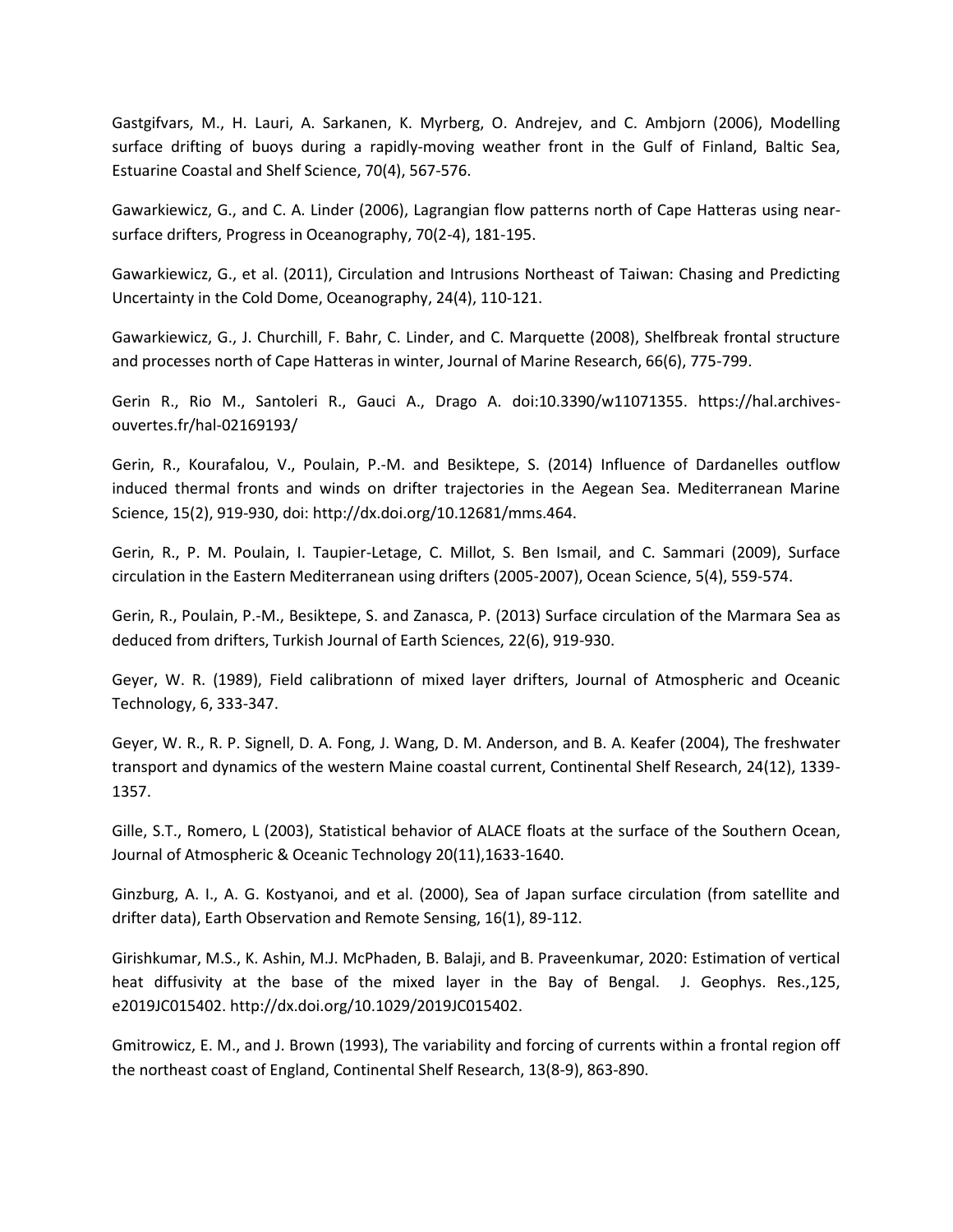Gastgifvars, M., H. Lauri, A. Sarkanen, K. Myrberg, O. Andrejev, and C. Ambjorn (2006), Modelling surface drifting of buoys during a rapidly-moving weather front in the Gulf of Finland, Baltic Sea, Estuarine Coastal and Shelf Science, 70(4), 567-576.

Gawarkiewicz, G., and C. A. Linder (2006), Lagrangian flow patterns north of Cape Hatteras using near-surface drifters, Progress in Oceanography, 70(2-4), 181-195.

Gawarkiewicz, G., et al. (2011), Circulation and Intrusions Northeast of Taiwan: Chasing and Predicting Uncertainty in the Cold Dome, Oceanography, 24(4), 110-121.

Gawarkiewicz, G., J. Churchill, F. Bahr, C. Linder, and C. Marquette (2008), Shelfbreak frontal structure and processes north of Cape Hatteras in winter, Journal of Marine Research, 66(6), 775-799.

Gerin R., Rio M., Santoleri R., Gauci A., Drago A. doi:10.3390/w11071355. https://hal.archives-ouvertes.fr/hal-02169193/

Gerin, R., Kourafalou, V., Poulain, P.-M. and Besiktepe, S. (2014) Influence of Dardanelles outflow induced thermal fronts and winds on drifter trajectories in the Aegean Sea. Mediterranean Marine Science, 15(2), 919-930, doi: http://dx.doi.org/10.12681/mms.464.

Gerin, R., P. M. Poulain, I. Taupier-Letage, C. Millot, S. Ben Ismail, and C. Sammari (2009), Surface circulation in the Eastern Mediterranean using drifters (2005-2007), Ocean Science, 5(4), 559-574.

Gerin, R., Poulain, P.-M., Besiktepe, S. and Zanasca, P. (2013) Surface circulation of the Marmara Sea as deduced from drifters, Turkish Journal of Earth Sciences, 22(6), 919-930.

Geyer, W. R. (1989), Field calibrationn of mixed layer drifters, Journal of Atmospheric and Oceanic Technology, 6, 333-347.

Geyer, W. R., R. P. Signell, D. A. Fong, J. Wang, D. M. Anderson, and B. A. Keafer (2004), The freshwater transport and dynamics of the western Maine coastal current, Continental Shelf Research, 24(12), 1339-1357.

Gille, S.T., Romero, L (2003), Statistical behavior of ALACE floats at the surface of the Southern Ocean, Journal of Atmospheric & Oceanic Technology 20(11),1633-1640.

Ginzburg, A. I., A. G. Kostyanoi, and et al. (2000), Sea of Japan surface circulation (from satellite and drifter data), Earth Observation and Remote Sensing, 16(1), 89-112.

Girishkumar, M.S., K. Ashin, M.J. McPhaden, B. Balaji, and B. Praveenkumar, 2020: Estimation of vertical heat diffusivity at the base of the mixed layer in the Bay of Bengal. J. Geophys. Res.,125, e2019JC015402. http://dx.doi.org/10.1029/2019JC015402.

Gmitrowicz, E. M., and J. Brown (1993), The variability and forcing of currents within a frontal region off the northeast coast of England, Continental Shelf Research, 13(8-9), 863-890.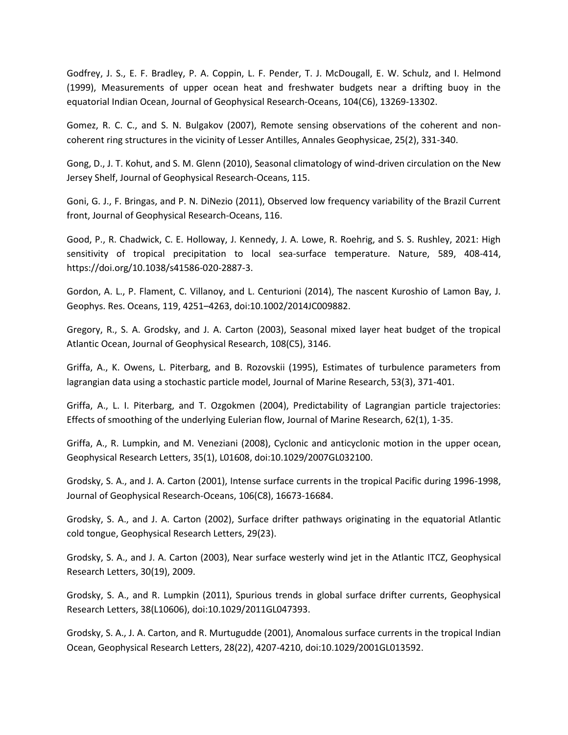Godfrey, J. S., E. F. Bradley, P. A. Coppin, L. F. Pender, T. J. McDougall, E. W. Schulz, and I. Helmond (1999), Measurements of upper ocean heat and freshwater budgets near a drifting buoy in the equatorial Indian Ocean, Journal of Geophysical Research-Oceans, 104(C6), 13269-13302.

Gomez, R. C. C., and S. N. Bulgakov (2007), Remote sensing observations of the coherent and non-coherent ring structures in the vicinity of Lesser Antilles, Annales Geophysicae, 25(2), 331-340.

Gong, D., J. T. Kohut, and S. M. Glenn (2010), Seasonal climatology of wind-driven circulation on the New Jersey Shelf, Journal of Geophysical Research-Oceans, 115.

Goni, G. J., F. Bringas, and P. N. DiNezio (2011), Observed low frequency variability of the Brazil Current front, Journal of Geophysical Research-Oceans, 116.

Good, P., R. Chadwick, C. E. Holloway, J. Kennedy, J. A. Lowe, R. Roehrig, and S. S. Rushley, 2021: High sensitivity of tropical precipitation to local sea-surface temperature. Nature, 589, 408-414, https://doi.org/10.1038/s41586-020-2887-3.

Gordon, A. L., P. Flament, C. Villanoy, and L. Centurioni (2014), The nascent Kuroshio of Lamon Bay, J. Geophys. Res. Oceans, 119, 4251–4263, doi:10.1002/2014JC009882.

Gregory, R., S. A. Grodsky, and J. A. Carton (2003), Seasonal mixed layer heat budget of the tropical Atlantic Ocean, Journal of Geophysical Research, 108(C5), 3146.

Griffa, A., K. Owens, L. Piterbarg, and B. Rozovskii (1995), Estimates of turbulence parameters from lagrangian data using a stochastic particle model, Journal of Marine Research, 53(3), 371-401.

Griffa, A., L. I. Piterbarg, and T. Ozgokmen (2004), Predictability of Lagrangian particle trajectories: Effects of smoothing of the underlying Eulerian flow, Journal of Marine Research, 62(1), 1-35.

Griffa, A., R. Lumpkin, and M. Veneziani (2008), Cyclonic and anticyclonic motion in the upper ocean, Geophysical Research Letters, 35(1), L01608, doi:10.1029/2007GL032100.

Grodsky, S. A., and J. A. Carton (2001), Intense surface currents in the tropical Pacific during 1996-1998, Journal of Geophysical Research-Oceans, 106(C8), 16673-16684.

Grodsky, S. A., and J. A. Carton (2002), Surface drifter pathways originating in the equatorial Atlantic cold tongue, Geophysical Research Letters, 29(23).

Grodsky, S. A., and J. A. Carton (2003), Near surface westerly wind jet in the Atlantic ITCZ, Geophysical Research Letters, 30(19), 2009.

Grodsky, S. A., and R. Lumpkin (2011), Spurious trends in global surface drifter currents, Geophysical Research Letters, 38(L10606), doi:10.1029/2011GL047393.

Grodsky, S. A., J. A. Carton, and R. Murtugudde (2001), Anomalous surface currents in the tropical Indian Ocean, Geophysical Research Letters, 28(22), 4207-4210, doi:10.1029/2001GL013592.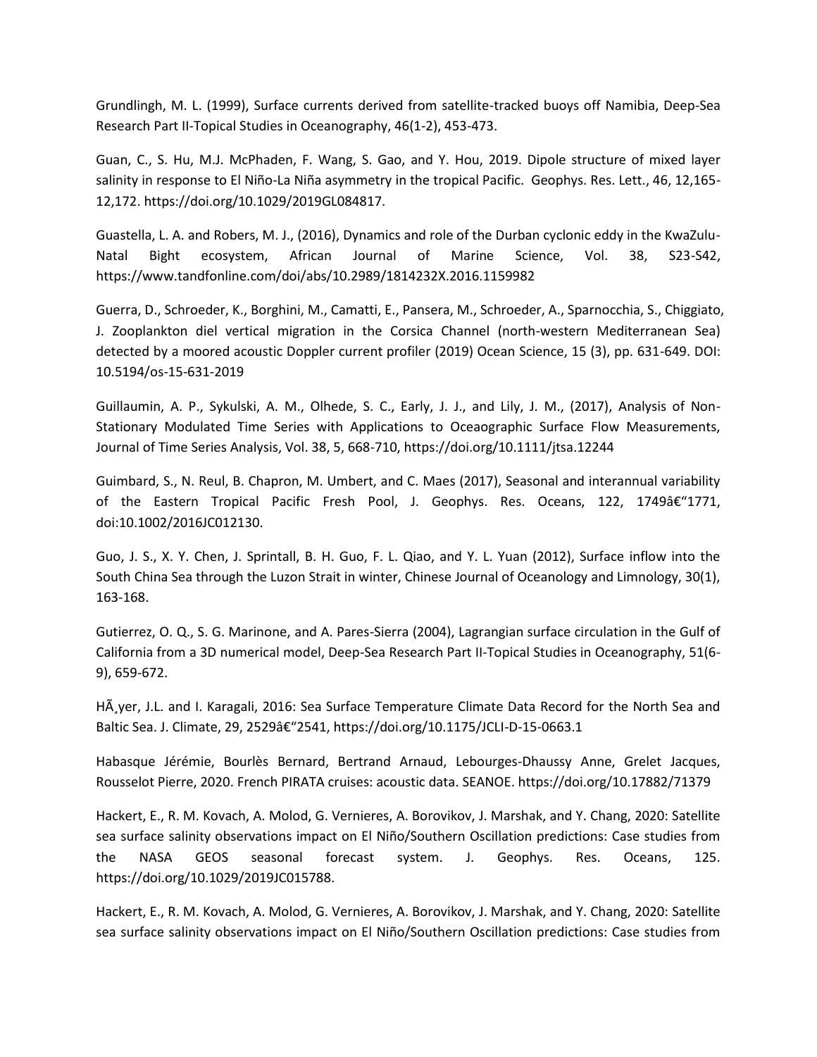Grundlingh, M. L. (1999), Surface currents derived from satellite-tracked buoys off Namibia, Deep-Sea Research Part II-Topical Studies in Oceanography, 46(1-2), 453-473.

Guan, C., S. Hu, M.J. McPhaden, F. Wang, S. Gao, and Y. Hou, 2019. Dipole structure of mixed layer salinity in response to El Niño-La Niña asymmetry in the tropical Pacific. Geophys. Res. Lett., 46, 12,165-12,172. https://doi.org/10.1029/2019GL084817.

Guastella, L. A. and Robers, M. J., (2016), Dynamics and role of the Durban cyclonic eddy in the KwaZulu-Natal Bight ecosystem, African Journal of Marine Science, Vol. 38, S23-S42, https://www.tandfonline.com/doi/abs/10.2989/1814232X.2016.1159982

Guerra, D., Schroeder, K., Borghini, M., Camatti, E., Pansera, M., Schroeder, A., Sparnocchia, S., Chiggiato, J. Zooplankton diel vertical migration in the Corsica Channel (north-western Mediterranean Sea) detected by a moored acoustic Doppler current profiler (2019) Ocean Science, 15 (3), pp. 631-649. DOI: 10.5194/os-15-631-2019

Guillaumin, A. P., Sykulski, A. M., Olhede, S. C., Early, J. J., and Lily, J. M., (2017), Analysis of Non-Stationary Modulated Time Series with Applications to Oceaographic Surface Flow Measurements, Journal of Time Series Analysis, Vol. 38, 5, 668-710, https://doi.org/10.1111/jtsa.12244

Guimbard, S., N. Reul, B. Chapron, M. Umbert, and C. Maes (2017), Seasonal and interannual variability of the Eastern Tropical Pacific Fresh Pool, J. Geophys. Res. Oceans, 122, 1749â€"1771, doi:10.1002/2016JC012130.

Guo, J. S., X. Y. Chen, J. Sprintall, B. H. Guo, F. L. Qiao, and Y. L. Yuan (2012), Surface inflow into the South China Sea through the Luzon Strait in winter, Chinese Journal of Oceanology and Limnology, 30(1), 163-168.

Gutierrez, O. Q., S. G. Marinone, and A. Pares-Sierra (2004), Lagrangian surface circulation in the Gulf of California from a 3D numerical model, Deep-Sea Research Part II-Topical Studies in Oceanography, 51(6-9), 659-672.

HÃ¸yer, J.L. and I. Karagali, 2016: Sea Surface Temperature Climate Data Record for the North Sea and Baltic Sea. J. Climate, 29, 2529â€"2541, https://doi.org/10.1175/JCLI-D-15-0663.1

Habasque Jérémie, Bourlès Bernard, Bertrand Arnaud, Lebourges-Dhaussy Anne, Grelet Jacques, Rousselot Pierre, 2020. French PIRATA cruises: acoustic data. SEANOE. https://doi.org/10.17882/71379

Hackert, E., R. M. Kovach, A. Molod, G. Vernieres, A. Borovikov, J. Marshak, and Y. Chang, 2020: Satellite sea surface salinity observations impact on El Niño/Southern Oscillation predictions: Case studies from the NASA GEOS seasonal forecast system. J. Geophys. Res. Oceans, 125. https://doi.org/10.1029/2019JC015788.

Hackert, E., R. M. Kovach, A. Molod, G. Vernieres, A. Borovikov, J. Marshak, and Y. Chang, 2020: Satellite sea surface salinity observations impact on El Niño/Southern Oscillation predictions: Case studies from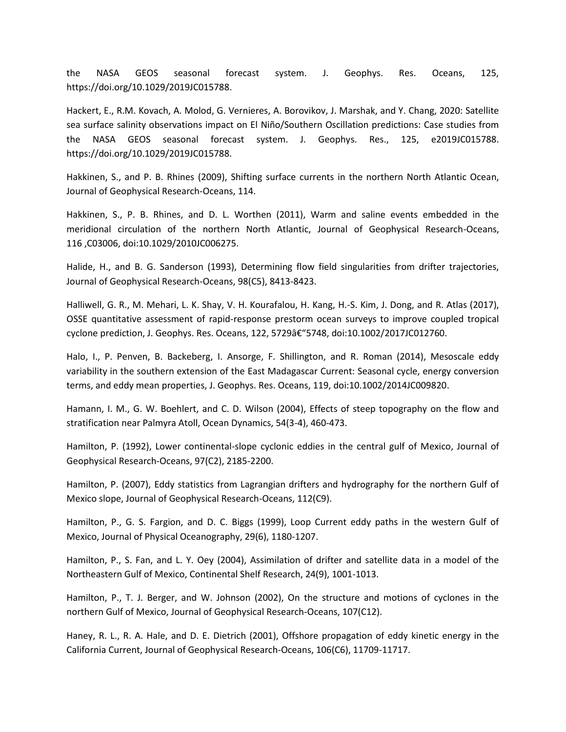the NASA GEOS seasonal forecast system. J. Geophys. Res. Oceans, 125, https://doi.org/10.1029/2019JC015788.

Hackert, E., R.M. Kovach, A. Molod, G. Vernieres, A. Borovikov, J. Marshak, and Y. Chang, 2020: Satellite sea surface salinity observations impact on El Niño/Southern Oscillation predictions: Case studies from the NASA GEOS seasonal forecast system. J. Geophys. Res., 125, e2019JC015788. https://doi.org/10.1029/2019JC015788.

Hakkinen, S., and P. B. Rhines (2009), Shifting surface currents in the northern North Atlantic Ocean, Journal of Geophysical Research-Oceans, 114.

Hakkinen, S., P. B. Rhines, and D. L. Worthen (2011), Warm and saline events embedded in the meridional circulation of the northern North Atlantic, Journal of Geophysical Research-Oceans, 116 ,C03006, doi:10.1029/2010JC006275.

Halide, H., and B. G. Sanderson (1993), Determining flow field singularities from drifter trajectories, Journal of Geophysical Research-Oceans, 98(C5), 8413-8423.

Halliwell, G. R., M. Mehari, L. K. Shay, V. H. Kourafalou, H. Kang, H.-S. Kim, J. Dong, and R. Atlas (2017), OSSE quantitative assessment of rapid-response prestorm ocean surveys to improve coupled tropical cyclone prediction, J. Geophys. Res. Oceans, 122, 5729â€“5748, doi:10.1002/2017JC012760.

Halo, I., P. Penven, B. Backeberg, I. Ansorge, F. Shillington, and R. Roman (2014), Mesoscale eddy variability in the southern extension of the East Madagascar Current: Seasonal cycle, energy conversion terms, and eddy mean properties, J. Geophys. Res. Oceans, 119, doi:10.1002/2014JC009820.

Hamann, I. M., G. W. Boehlert, and C. D. Wilson (2004), Effects of steep topography on the flow and stratification near Palmyra Atoll, Ocean Dynamics, 54(3-4), 460-473.

Hamilton, P. (1992), Lower continental-slope cyclonic eddies in the central gulf of Mexico, Journal of Geophysical Research-Oceans, 97(C2), 2185-2200.

Hamilton, P. (2007), Eddy statistics from Lagrangian drifters and hydrography for the northern Gulf of Mexico slope, Journal of Geophysical Research-Oceans, 112(C9).

Hamilton, P., G. S. Fargion, and D. C. Biggs (1999), Loop Current eddy paths in the western Gulf of Mexico, Journal of Physical Oceanography, 29(6), 1180-1207.

Hamilton, P., S. Fan, and L. Y. Oey (2004), Assimilation of drifter and satellite data in a model of the Northeastern Gulf of Mexico, Continental Shelf Research, 24(9), 1001-1013.

Hamilton, P., T. J. Berger, and W. Johnson (2002), On the structure and motions of cyclones in the northern Gulf of Mexico, Journal of Geophysical Research-Oceans, 107(C12).

Haney, R. L., R. A. Hale, and D. E. Dietrich (2001), Offshore propagation of eddy kinetic energy in the California Current, Journal of Geophysical Research-Oceans, 106(C6), 11709-11717.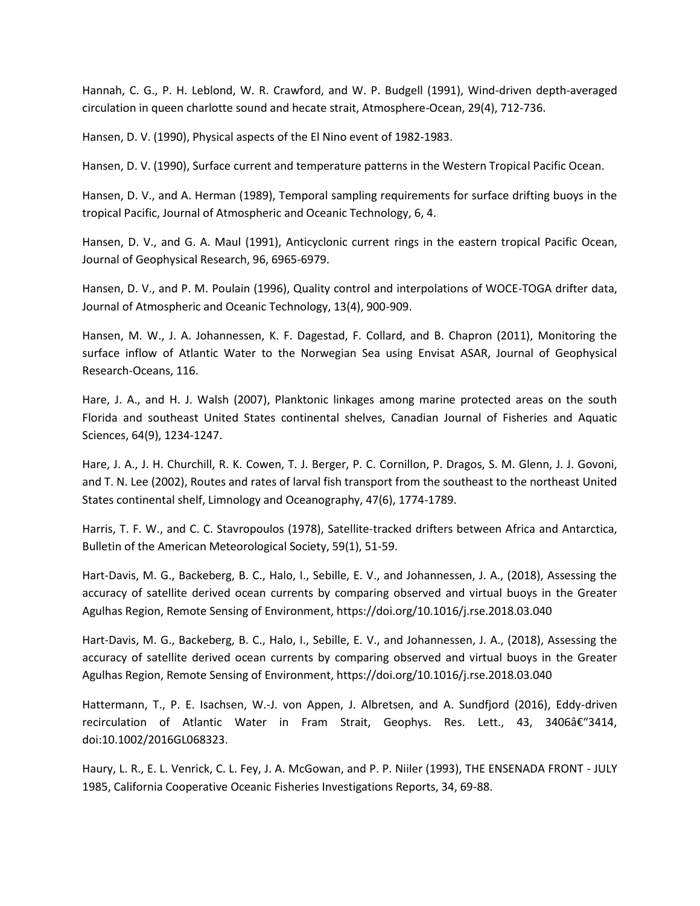Hannah, C. G., P. H. Leblond, W. R. Crawford, and W. P. Budgell (1991), Wind-driven depth-averaged circulation in queen charlotte sound and hecate strait, Atmosphere-Ocean, 29(4), 712-736.

Hansen, D. V. (1990), Physical aspects of the El Nino event of 1982-1983.

Hansen, D. V. (1990), Surface current and temperature patterns in the Western Tropical Pacific Ocean.

Hansen, D. V., and A. Herman (1989), Temporal sampling requirements for surface drifting buoys in the tropical Pacific, Journal of Atmospheric and Oceanic Technology, 6, 4.

Hansen, D. V., and G. A. Maul (1991), Anticyclonic current rings in the eastern tropical Pacific Ocean, Journal of Geophysical Research, 96, 6965-6979.

Hansen, D. V., and P. M. Poulain (1996), Quality control and interpolations of WOCE-TOGA drifter data, Journal of Atmospheric and Oceanic Technology, 13(4), 900-909.

Hansen, M. W., J. A. Johannessen, K. F. Dagestad, F. Collard, and B. Chapron (2011), Monitoring the surface inflow of Atlantic Water to the Norwegian Sea using Envisat ASAR, Journal of Geophysical Research-Oceans, 116.

Hare, J. A., and H. J. Walsh (2007), Planktonic linkages among marine protected areas on the south Florida and southeast United States continental shelves, Canadian Journal of Fisheries and Aquatic Sciences, 64(9), 1234-1247.

Hare, J. A., J. H. Churchill, R. K. Cowen, T. J. Berger, P. C. Cornillon, P. Dragos, S. M. Glenn, J. J. Govoni, and T. N. Lee (2002), Routes and rates of larval fish transport from the southeast to the northeast United States continental shelf, Limnology and Oceanography, 47(6), 1774-1789.

Harris, T. F. W., and C. C. Stavropoulos (1978), Satellite-tracked drifters between Africa and Antarctica, Bulletin of the American Meteorological Society, 59(1), 51-59.

Hart-Davis, M. G., Backeberg, B. C., Halo, I., Sebille, E. V., and Johannessen, J. A., (2018), Assessing the accuracy of satellite derived ocean currents by comparing observed and virtual buoys in the Greater Agulhas Region, Remote Sensing of Environment, https://doi.org/10.1016/j.rse.2018.03.040

Hart-Davis, M. G., Backeberg, B. C., Halo, I., Sebille, E. V., and Johannessen, J. A., (2018), Assessing the accuracy of satellite derived ocean currents by comparing observed and virtual buoys in the Greater Agulhas Region, Remote Sensing of Environment, https://doi.org/10.1016/j.rse.2018.03.040

Hattermann, T., P. E. Isachsen, W.-J. von Appen, J. Albretsen, and A. Sundfjord (2016), Eddy-driven recirculation of Atlantic Water in Fram Strait, Geophys. Res. Lett., 43, 3406â€“3414, doi:10.1002/2016GL068323.

Haury, L. R., E. L. Venrick, C. L. Fey, J. A. McGowan, and P. P. Niiler (1993), THE ENSENADA FRONT - JULY 1985, California Cooperative Oceanic Fisheries Investigations Reports, 34, 69-88.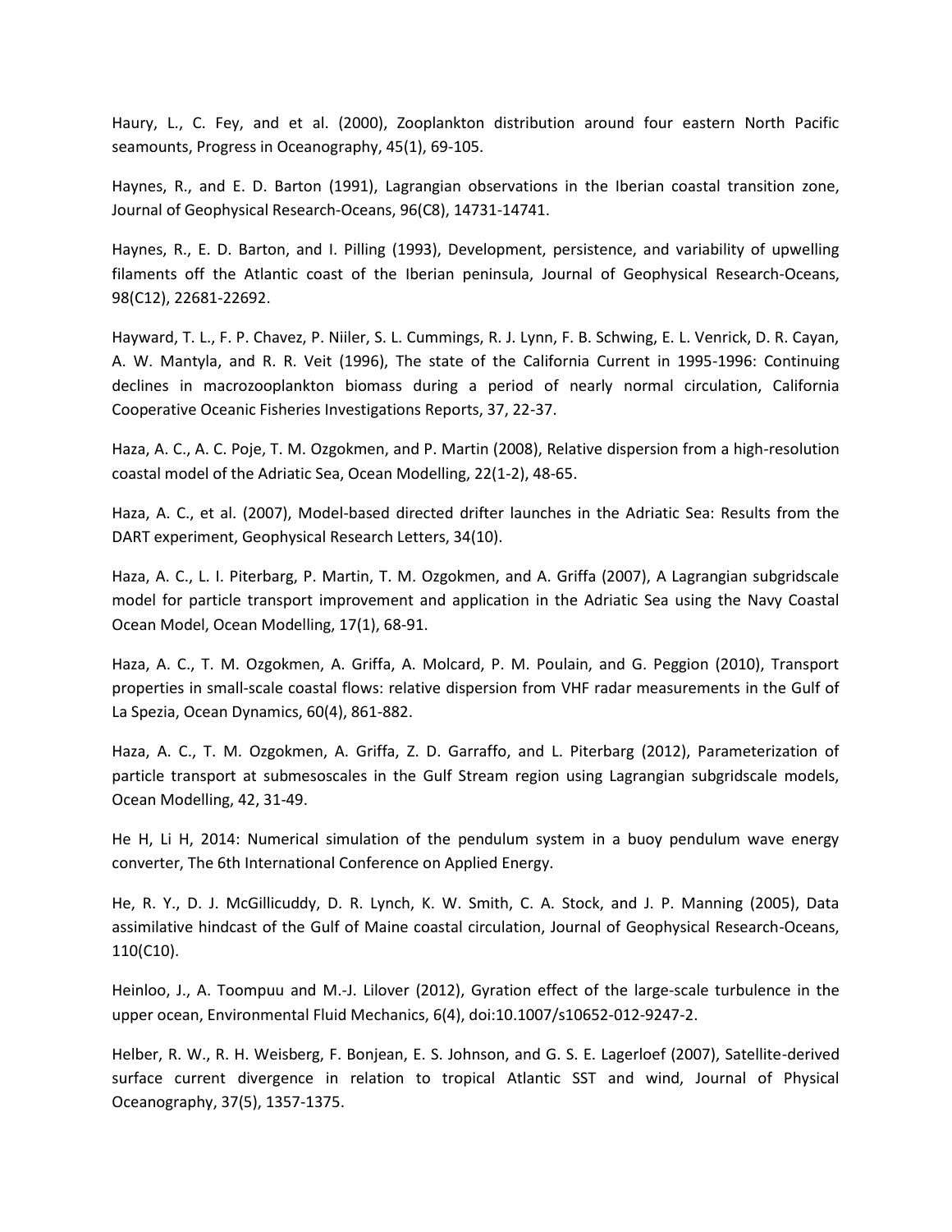Haury, L., C. Fey, and et al. (2000), Zooplankton distribution around four eastern North Pacific seamounts, Progress in Oceanography, 45(1), 69-105.

Haynes, R., and E. D. Barton (1991), Lagrangian observations in the Iberian coastal transition zone, Journal of Geophysical Research-Oceans, 96(C8), 14731-14741.

Haynes, R., E. D. Barton, and I. Pilling (1993), Development, persistence, and variability of upwelling filaments off the Atlantic coast of the Iberian peninsula, Journal of Geophysical Research-Oceans, 98(C12), 22681-22692.

Hayward, T. L., F. P. Chavez, P. Niiler, S. L. Cummings, R. J. Lynn, F. B. Schwing, E. L. Venrick, D. R. Cayan, A. W. Mantyla, and R. R. Veit (1996), The state of the California Current in 1995-1996: Continuing declines in macrozooplankton biomass during a period of nearly normal circulation, California Cooperative Oceanic Fisheries Investigations Reports, 37, 22-37.

Haza, A. C., A. C. Poje, T. M. Ozgokmen, and P. Martin (2008), Relative dispersion from a high-resolution coastal model of the Adriatic Sea, Ocean Modelling, 22(1-2), 48-65.

Haza, A. C., et al. (2007), Model-based directed drifter launches in the Adriatic Sea: Results from the DART experiment, Geophysical Research Letters, 34(10).

Haza, A. C., L. I. Piterbarg, P. Martin, T. M. Ozgokmen, and A. Griffa (2007), A Lagrangian subgridscale model for particle transport improvement and application in the Adriatic Sea using the Navy Coastal Ocean Model, Ocean Modelling, 17(1), 68-91.

Haza, A. C., T. M. Ozgokmen, A. Griffa, A. Molcard, P. M. Poulain, and G. Peggion (2010), Transport properties in small-scale coastal flows: relative dispersion from VHF radar measurements in the Gulf of La Spezia, Ocean Dynamics, 60(4), 861-882.

Haza, A. C., T. M. Ozgokmen, A. Griffa, Z. D. Garraffo, and L. Piterbarg (2012), Parameterization of particle transport at submesoscales in the Gulf Stream region using Lagrangian subgridscale models, Ocean Modelling, 42, 31-49.

He H, Li H, 2014: Numerical simulation of the pendulum system in a buoy pendulum wave energy converter, The 6th International Conference on Applied Energy.

He, R. Y., D. J. McGillicuddy, D. R. Lynch, K. W. Smith, C. A. Stock, and J. P. Manning (2005), Data assimilative hindcast of the Gulf of Maine coastal circulation, Journal of Geophysical Research-Oceans, 110(C10).

Heinloo, J., A. Toompuu and M.-J. Lilover (2012), Gyration effect of the large-scale turbulence in the upper ocean, Environmental Fluid Mechanics, 6(4), doi:10.1007/s10652-012-9247-2.

Helber, R. W., R. H. Weisberg, F. Bonjean, E. S. Johnson, and G. S. E. Lagerloef (2007), Satellite-derived surface current divergence in relation to tropical Atlantic SST and wind, Journal of Physical Oceanography, 37(5), 1357-1375.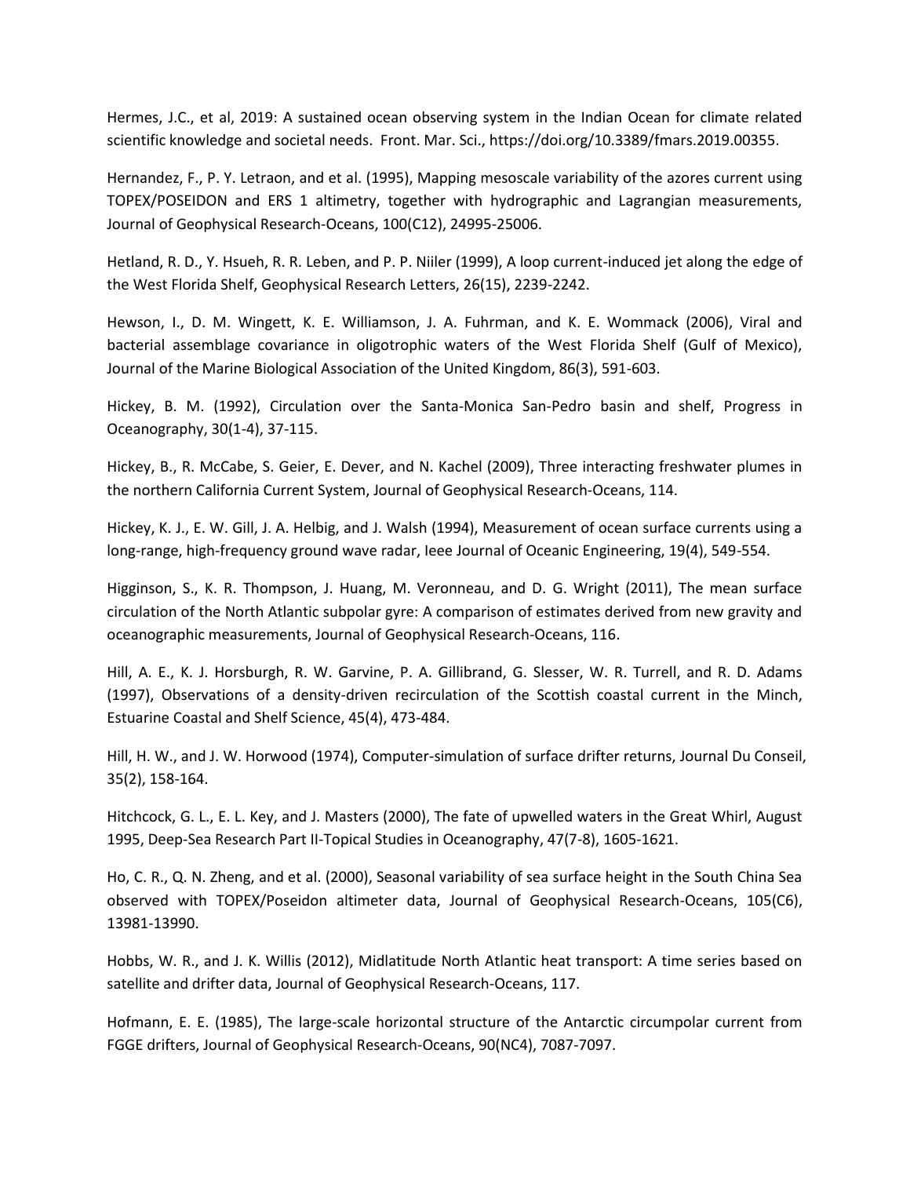Hermes, J.C., et al, 2019: A sustained ocean observing system in the Indian Ocean for climate related scientific knowledge and societal needs. Front. Mar. Sci., https://doi.org/10.3389/fmars.2019.00355.

Hernandez, F., P. Y. Letraon, and et al. (1995), Mapping mesoscale variability of the azores current using TOPEX/POSEIDON and ERS 1 altimetry, together with hydrographic and Lagrangian measurements, Journal of Geophysical Research-Oceans, 100(C12), 24995-25006.

Hetland, R. D., Y. Hsueh, R. R. Leben, and P. P. Niiler (1999), A loop current-induced jet along the edge of the West Florida Shelf, Geophysical Research Letters, 26(15), 2239-2242.

Hewson, I., D. M. Wingett, K. E. Williamson, J. A. Fuhrman, and K. E. Wommack (2006), Viral and bacterial assemblage covariance in oligotrophic waters of the West Florida Shelf (Gulf of Mexico), Journal of the Marine Biological Association of the United Kingdom, 86(3), 591-603.

Hickey, B. M. (1992), Circulation over the Santa-Monica San-Pedro basin and shelf, Progress in Oceanography, 30(1-4), 37-115.

Hickey, B., R. McCabe, S. Geier, E. Dever, and N. Kachel (2009), Three interacting freshwater plumes in the northern California Current System, Journal of Geophysical Research-Oceans, 114.

Hickey, K. J., E. W. Gill, J. A. Helbig, and J. Walsh (1994), Measurement of ocean surface currents using a long-range, high-frequency ground wave radar, Ieee Journal of Oceanic Engineering, 19(4), 549-554.

Higginson, S., K. R. Thompson, J. Huang, M. Veronneau, and D. G. Wright (2011), The mean surface circulation of the North Atlantic subpolar gyre: A comparison of estimates derived from new gravity and oceanographic measurements, Journal of Geophysical Research-Oceans, 116.

Hill, A. E., K. J. Horsburgh, R. W. Garvine, P. A. Gillibrand, G. Slesser, W. R. Turrell, and R. D. Adams (1997), Observations of a density-driven recirculation of the Scottish coastal current in the Minch, Estuarine Coastal and Shelf Science, 45(4), 473-484.

Hill, H. W., and J. W. Horwood (1974), Computer-simulation of surface drifter returns, Journal Du Conseil, 35(2), 158-164.

Hitchcock, G. L., E. L. Key, and J. Masters (2000), The fate of upwelled waters in the Great Whirl, August 1995, Deep-Sea Research Part II-Topical Studies in Oceanography, 47(7-8), 1605-1621.

Ho, C. R., Q. N. Zheng, and et al. (2000), Seasonal variability of sea surface height in the South China Sea observed with TOPEX/Poseidon altimeter data, Journal of Geophysical Research-Oceans, 105(C6), 13981-13990.

Hobbs, W. R., and J. K. Willis (2012), Midlatitude North Atlantic heat transport: A time series based on satellite and drifter data, Journal of Geophysical Research-Oceans, 117.

Hofmann, E. E. (1985), The large-scale horizontal structure of the Antarctic circumpolar current from FGGE drifters, Journal of Geophysical Research-Oceans, 90(NC4), 7087-7097.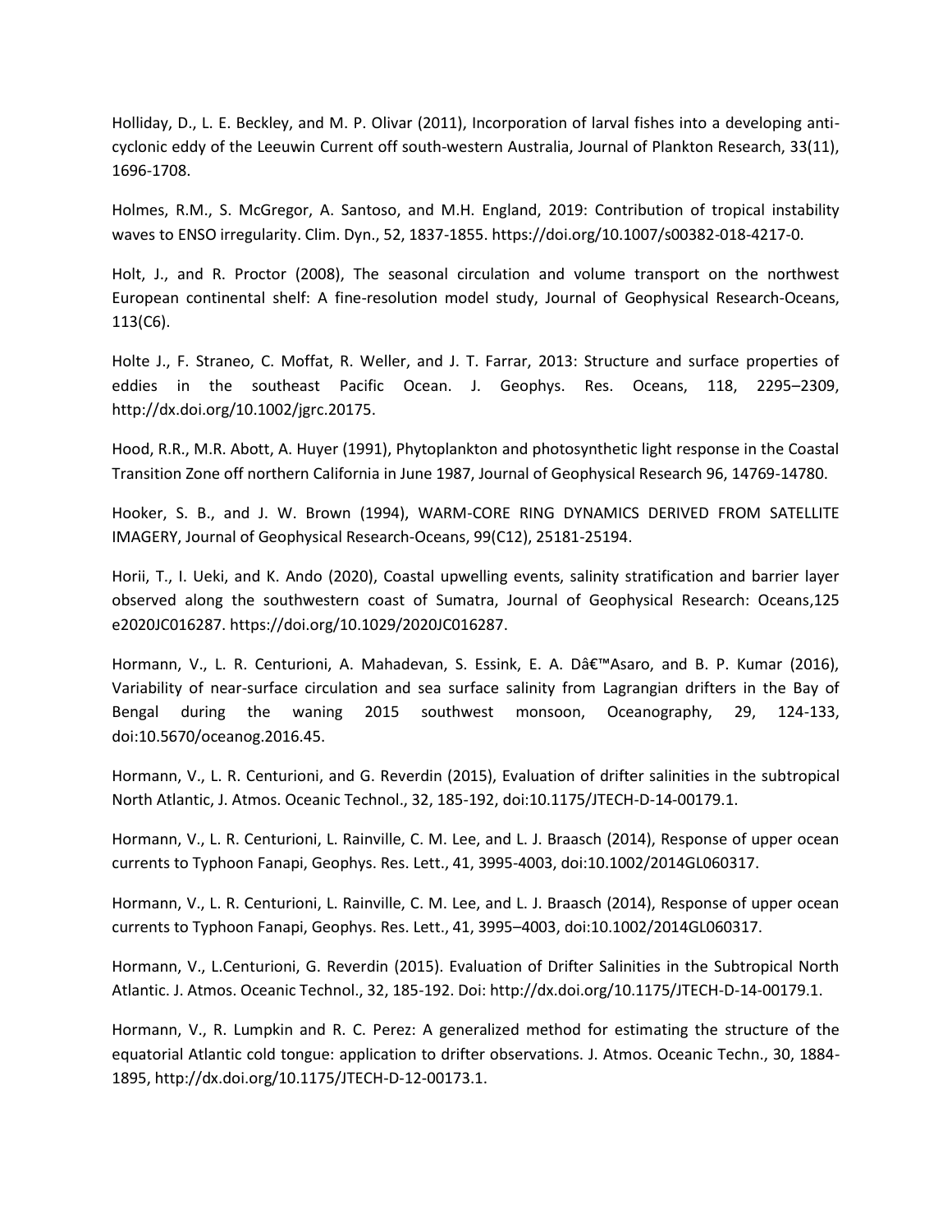Holliday, D., L. E. Beckley, and M. P. Olivar (2011), Incorporation of larval fishes into a developing anti-cyclonic eddy of the Leeuwin Current off south-western Australia, Journal of Plankton Research, 33(11), 1696-1708.

Holmes, R.M., S. McGregor, A. Santoso, and M.H. England, 2019: Contribution of tropical instability waves to ENSO irregularity. Clim. Dyn., 52, 1837-1855. https://doi.org/10.1007/s00382-018-4217-0.

Holt, J., and R. Proctor (2008), The seasonal circulation and volume transport on the northwest European continental shelf: A fine-resolution model study, Journal of Geophysical Research-Oceans, 113(C6).

Holte J., F. Straneo, C. Moffat, R. Weller, and J. T. Farrar, 2013: Structure and surface properties of eddies in the southeast Pacific Ocean. J. Geophys. Res. Oceans, 118, 2295–2309, http://dx.doi.org/10.1002/jgrc.20175.

Hood, R.R., M.R. Abott, A. Huyer (1991), Phytoplankton and photosynthetic light response in the Coastal Transition Zone off northern California in June 1987, Journal of Geophysical Research 96, 14769-14780.

Hooker, S. B., and J. W. Brown (1994), WARM-CORE RING DYNAMICS DERIVED FROM SATELLITE IMAGERY, Journal of Geophysical Research-Oceans, 99(C12), 25181-25194.

Horii, T., I. Ueki, and K. Ando (2020), Coastal upwelling events, salinity stratification and barrier layer observed along the southwestern coast of Sumatra, Journal of Geophysical Research: Oceans,125 e2020JC016287. https://doi.org/10.1029/2020JC016287.

Hormann, V., L. R. Centurioni, A. Mahadevan, S. Essink, E. A. Dâ€™Asaro, and B. P. Kumar (2016), Variability of near-surface circulation and sea surface salinity from Lagrangian drifters in the Bay of Bengal during the waning 2015 southwest monsoon, Oceanography, 29, 124-133, doi:10.5670/oceanog.2016.45.

Hormann, V., L. R. Centurioni, and G. Reverdin (2015), Evaluation of drifter salinities in the subtropical North Atlantic, J. Atmos. Oceanic Technol., 32, 185-192, doi:10.1175/JTECH-D-14-00179.1.

Hormann, V., L. R. Centurioni, L. Rainville, C. M. Lee, and L. J. Braasch (2014), Response of upper ocean currents to Typhoon Fanapi, Geophys. Res. Lett., 41, 3995-4003, doi:10.1002/2014GL060317.

Hormann, V., L. R. Centurioni, L. Rainville, C. M. Lee, and L. J. Braasch (2014), Response of upper ocean currents to Typhoon Fanapi, Geophys. Res. Lett., 41, 3995–4003, doi:10.1002/2014GL060317.

Hormann, V., L.Centurioni, G. Reverdin (2015). Evaluation of Drifter Salinities in the Subtropical North Atlantic. J. Atmos. Oceanic Technol., 32, 185-192. Doi: http://dx.doi.org/10.1175/JTECH-D-14-00179.1.

Hormann, V., R. Lumpkin and R. C. Perez: A generalized method for estimating the structure of the equatorial Atlantic cold tongue: application to drifter observations. J. Atmos. Oceanic Techn., 30, 1884-1895, http://dx.doi.org/10.1175/JTECH-D-12-00173.1.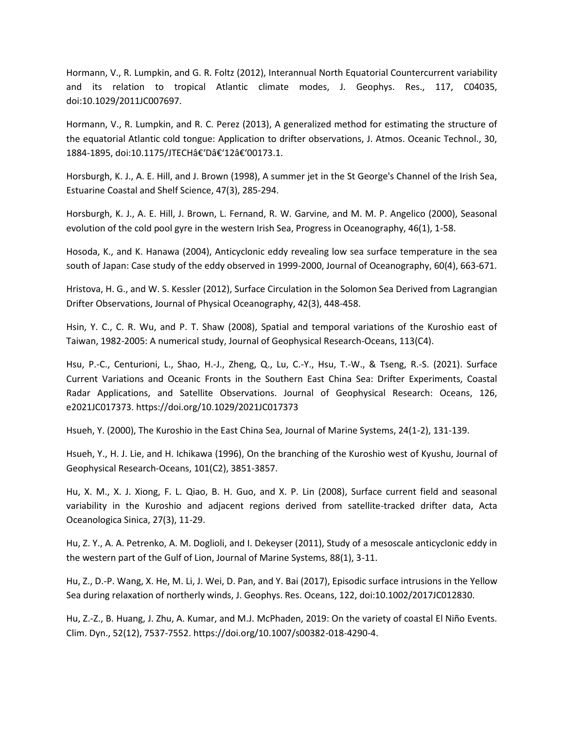Hormann, V., R. Lumpkin, and G. R. Foltz (2012), Interannual North Equatorial Countercurrent variability and its relation to tropical Atlantic climate modes, J. Geophys. Res., 117, C04035, doi:10.1029/2011JC007697.

Hormann, V., R. Lumpkin, and R. C. Perez (2013), A generalized method for estimating the structure of the equatorial Atlantic cold tongue: Application to drifter observations, J. Atmos. Oceanic Technol., 30, 1884-1895, doi:10.1175/JTECHâ€‘Dâ€‘12â€‘00173.1.

Horsburgh, K. J., A. E. Hill, and J. Brown (1998), A summer jet in the St George's Channel of the Irish Sea, Estuarine Coastal and Shelf Science, 47(3), 285-294.

Horsburgh, K. J., A. E. Hill, J. Brown, L. Fernand, R. W. Garvine, and M. M. P. Angelico (2000), Seasonal evolution of the cold pool gyre in the western Irish Sea, Progress in Oceanography, 46(1), 1-58.

Hosoda, K., and K. Hanawa (2004), Anticyclonic eddy revealing low sea surface temperature in the sea south of Japan: Case study of the eddy observed in 1999-2000, Journal of Oceanography, 60(4), 663-671.

Hristova, H. G., and W. S. Kessler (2012), Surface Circulation in the Solomon Sea Derived from Lagrangian Drifter Observations, Journal of Physical Oceanography, 42(3), 448-458.

Hsin, Y. C., C. R. Wu, and P. T. Shaw (2008), Spatial and temporal variations of the Kuroshio east of Taiwan, 1982-2005: A numerical study, Journal of Geophysical Research-Oceans, 113(C4).

Hsu, P.-C., Centurioni, L., Shao, H.-J., Zheng, Q., Lu, C.-Y., Hsu, T.-W., & Tseng, R.-S. (2021). Surface Current Variations and Oceanic Fronts in the Southern East China Sea: Drifter Experiments, Coastal Radar Applications, and Satellite Observations. Journal of Geophysical Research: Oceans, 126, e2021JC017373. https://doi.org/10.1029/2021JC017373

Hsueh, Y. (2000), The Kuroshio in the East China Sea, Journal of Marine Systems, 24(1-2), 131-139.

Hsueh, Y., H. J. Lie, and H. Ichikawa (1996), On the branching of the Kuroshio west of Kyushu, Journal of Geophysical Research-Oceans, 101(C2), 3851-3857.

Hu, X. M., X. J. Xiong, F. L. Qiao, B. H. Guo, and X. P. Lin (2008), Surface current field and seasonal variability in the Kuroshio and adjacent regions derived from satellite-tracked drifter data, Acta Oceanologica Sinica, 27(3), 11-29.

Hu, Z. Y., A. A. Petrenko, A. M. Doglioli, and I. Dekeyser (2011), Study of a mesoscale anticyclonic eddy in the western part of the Gulf of Lion, Journal of Marine Systems, 88(1), 3-11.

Hu, Z., D.-P. Wang, X. He, M. Li, J. Wei, D. Pan, and Y. Bai (2017), Episodic surface intrusions in the Yellow Sea during relaxation of northerly winds, J. Geophys. Res. Oceans, 122, doi:10.1002/2017JC012830.

Hu, Z.-Z., B. Huang, J. Zhu, A. Kumar, and M.J. McPhaden, 2019: On the variety of coastal El Niño Events. Clim. Dyn., 52(12), 7537-7552. https://doi.org/10.1007/s00382-018-4290-4.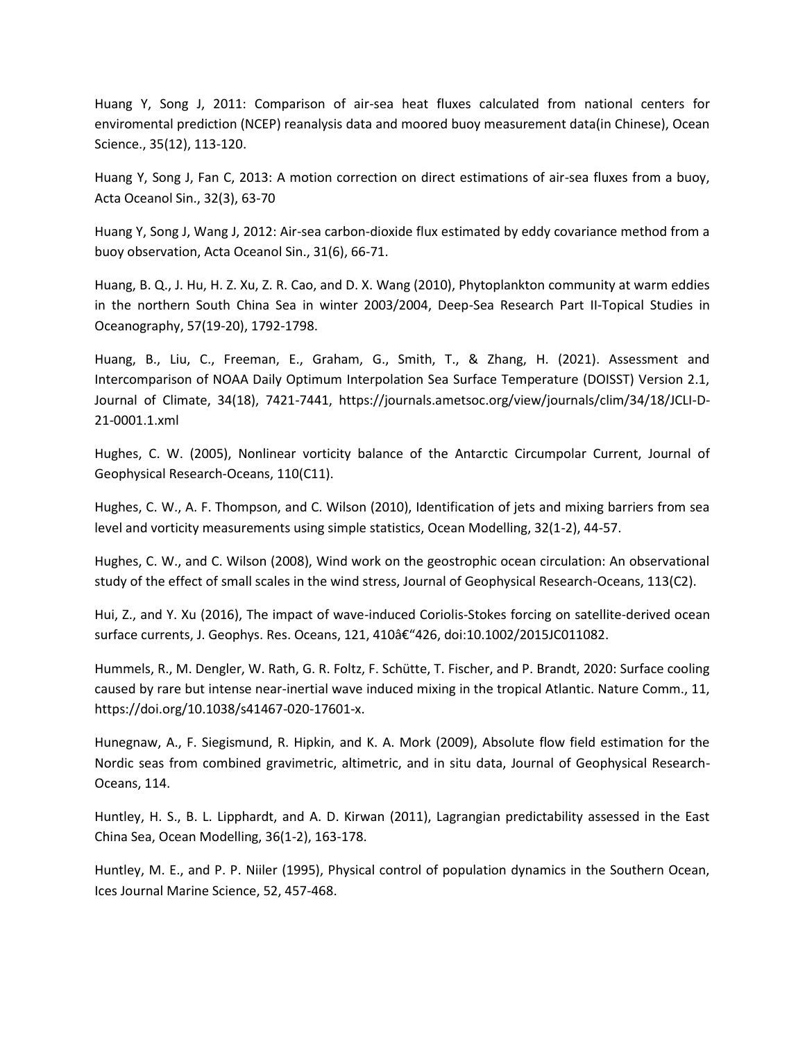Huang Y, Song J, 2011: Comparison of air-sea heat fluxes calculated from national centers for enviromental prediction (NCEP) reanalysis data and moored buoy measurement data(in Chinese), Ocean Science., 35(12), 113-120.

Huang Y, Song J, Fan C, 2013: A motion correction on direct estimations of air-sea fluxes from a buoy, Acta Oceanol Sin., 32(3), 63-70

Huang Y, Song J, Wang J, 2012: Air-sea carbon-dioxide flux estimated by eddy covariance method from a buoy observation, Acta Oceanol Sin., 31(6), 66-71.

Huang, B. Q., J. Hu, H. Z. Xu, Z. R. Cao, and D. X. Wang (2010), Phytoplankton community at warm eddies in the northern South China Sea in winter 2003/2004, Deep-Sea Research Part II-Topical Studies in Oceanography, 57(19-20), 1792-1798.

Huang, B., Liu, C., Freeman, E., Graham, G., Smith, T., & Zhang, H. (2021). Assessment and Intercomparison of NOAA Daily Optimum Interpolation Sea Surface Temperature (DOISST) Version 2.1, Journal of Climate, 34(18), 7421-7441, https://journals.ametsoc.org/view/journals/clim/34/18/JCLI-D-21-0001.1.xml

Hughes, C. W. (2005), Nonlinear vorticity balance of the Antarctic Circumpolar Current, Journal of Geophysical Research-Oceans, 110(C11).

Hughes, C. W., A. F. Thompson, and C. Wilson (2010), Identification of jets and mixing barriers from sea level and vorticity measurements using simple statistics, Ocean Modelling, 32(1-2), 44-57.

Hughes, C. W., and C. Wilson (2008), Wind work on the geostrophic ocean circulation: An observational study of the effect of small scales in the wind stress, Journal of Geophysical Research-Oceans, 113(C2).

Hui, Z., and Y. Xu (2016), The impact of wave-induced Coriolis-Stokes forcing on satellite-derived ocean surface currents, J. Geophys. Res. Oceans, 121, 410â€“426, doi:10.1002/2015JC011082.

Hummels, R., M. Dengler, W. Rath, G. R. Foltz, F. Schütte, T. Fischer, and P. Brandt, 2020: Surface cooling caused by rare but intense near-inertial wave induced mixing in the tropical Atlantic. Nature Comm., 11, https://doi.org/10.1038/s41467-020-17601-x.

Hunegnaw, A., F. Siegismund, R. Hipkin, and K. A. Mork (2009), Absolute flow field estimation for the Nordic seas from combined gravimetric, altimetric, and in situ data, Journal of Geophysical Research-Oceans, 114.

Huntley, H. S., B. L. Lipphardt, and A. D. Kirwan (2011), Lagrangian predictability assessed in the East China Sea, Ocean Modelling, 36(1-2), 163-178.

Huntley, M. E., and P. P. Niiler (1995), Physical control of population dynamics in the Southern Ocean, Ices Journal Marine Science, 52, 457-468.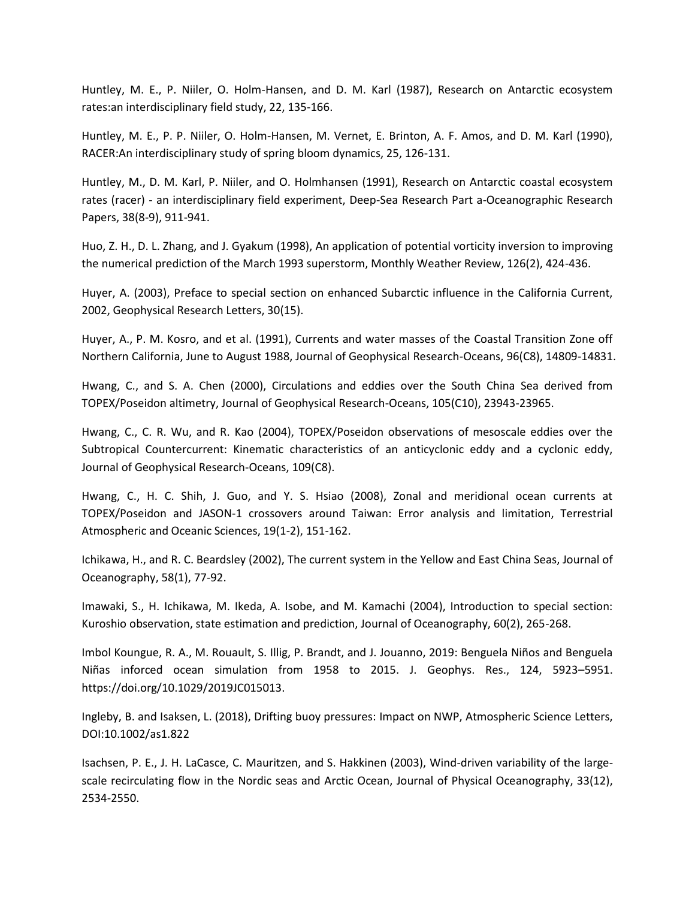Huntley, M. E., P. Niiler, O. Holm-Hansen, and D. M. Karl (1987), Research on Antarctic ecosystem rates:an interdisciplinary field study, 22, 135-166.

Huntley, M. E., P. P. Niiler, O. Holm-Hansen, M. Vernet, E. Brinton, A. F. Amos, and D. M. Karl (1990), RACER:An interdisciplinary study of spring bloom dynamics, 25, 126-131.

Huntley, M., D. M. Karl, P. Niiler, and O. Holmhansen (1991), Research on Antarctic coastal ecosystem rates (racer) - an interdisciplinary field experiment, Deep-Sea Research Part a-Oceanographic Research Papers, 38(8-9), 911-941.

Huo, Z. H., D. L. Zhang, and J. Gyakum (1998), An application of potential vorticity inversion to improving the numerical prediction of the March 1993 superstorm, Monthly Weather Review, 126(2), 424-436.

Huyer, A. (2003), Preface to special section on enhanced Subarctic influence in the California Current, 2002, Geophysical Research Letters, 30(15).

Huyer, A., P. M. Kosro, and et al. (1991), Currents and water masses of the Coastal Transition Zone off Northern California, June to August 1988, Journal of Geophysical Research-Oceans, 96(C8), 14809-14831.

Hwang, C., and S. A. Chen (2000), Circulations and eddies over the South China Sea derived from TOPEX/Poseidon altimetry, Journal of Geophysical Research-Oceans, 105(C10), 23943-23965.

Hwang, C., C. R. Wu, and R. Kao (2004), TOPEX/Poseidon observations of mesoscale eddies over the Subtropical Countercurrent: Kinematic characteristics of an anticyclonic eddy and a cyclonic eddy, Journal of Geophysical Research-Oceans, 109(C8).

Hwang, C., H. C. Shih, J. Guo, and Y. S. Hsiao (2008), Zonal and meridional ocean currents at TOPEX/Poseidon and JASON-1 crossovers around Taiwan: Error analysis and limitation, Terrestrial Atmospheric and Oceanic Sciences, 19(1-2), 151-162.

Ichikawa, H., and R. C. Beardsley (2002), The current system in the Yellow and East China Seas, Journal of Oceanography, 58(1), 77-92.

Imawaki, S., H. Ichikawa, M. Ikeda, A. Isobe, and M. Kamachi (2004), Introduction to special section: Kuroshio observation, state estimation and prediction, Journal of Oceanography, 60(2), 265-268.

Imbol Koungue, R. A., M. Rouault, S. Illig, P. Brandt, and J. Jouanno, 2019: Benguela Niños and Benguela Niñas inforced ocean simulation from 1958 to 2015. J. Geophys. Res., 124, 5923–5951. https://doi.org/10.1029/2019JC015013.

Ingleby, B. and Isaksen, L. (2018), Drifting buoy pressures: Impact on NWP, Atmospheric Science Letters, DOI:10.1002/as1.822

Isachsen, P. E., J. H. LaCasce, C. Mauritzen, and S. Hakkinen (2003), Wind-driven variability of the large-scale recirculating flow in the Nordic seas and Arctic Ocean, Journal of Physical Oceanography, 33(12), 2534-2550.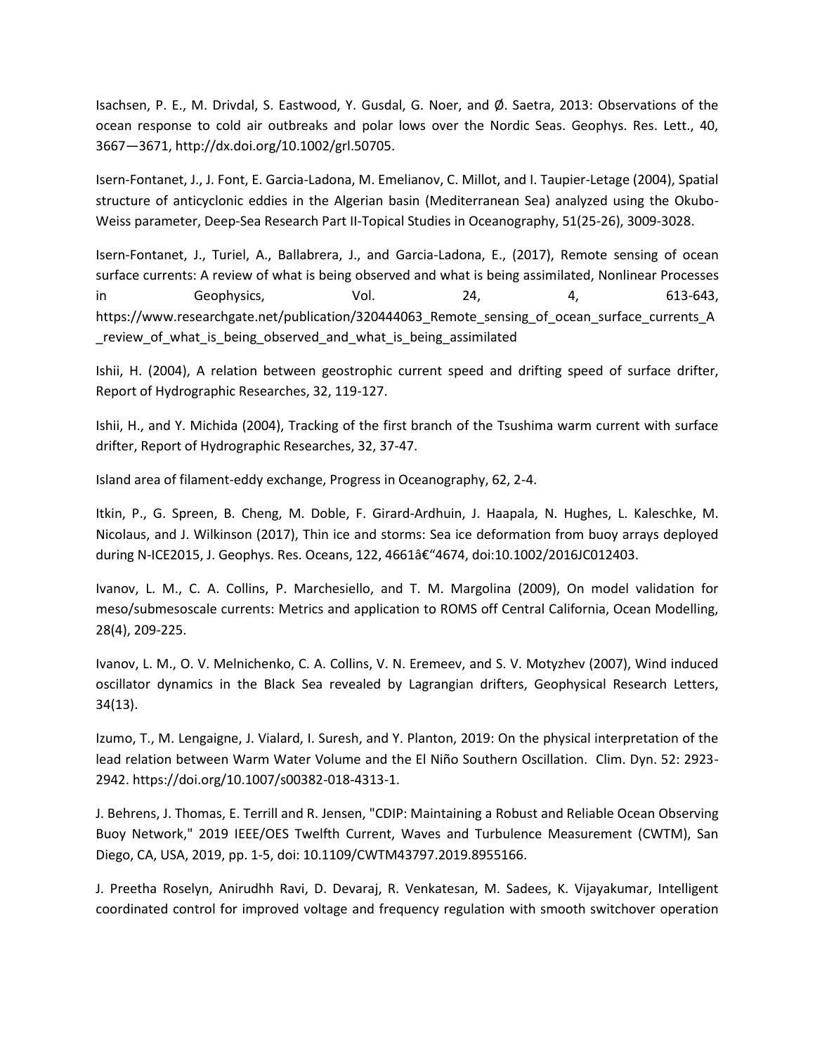Isachsen, P. E., M. Drivdal, S. Eastwood, Y. Gusdal, G. Noer, and Ø. Saetra, 2013: Observations of the ocean response to cold air outbreaks and polar lows over the Nordic Seas. Geophys. Res. Lett., 40, 3667—3671, http://dx.doi.org/10.1002/grl.50705.

Isern-Fontanet, J., J. Font, E. Garcia-Ladona, M. Emelianov, C. Millot, and I. Taupier-Letage (2004), Spatial structure of anticyclonic eddies in the Algerian basin (Mediterranean Sea) analyzed using the Okubo-Weiss parameter, Deep-Sea Research Part II-Topical Studies in Oceanography, 51(25-26), 3009-3028.

Isern-Fontanet, J., Turiel, A., Ballabrera, J., and Garcia-Ladona, E., (2017), Remote sensing of ocean surface currents: A review of what is being observed and what is being assimilated, Nonlinear Processes in Geophysics, Vol. 24, 4, 613-643, https://www.researchgate.net/publication/320444063_Remote_sensing_of_ocean_surface_currents_A_review_of_what_is_being_observed_and_what_is_being_assimilated

Ishii, H. (2004), A relation between geostrophic current speed and drifting speed of surface drifter, Report of Hydrographic Researches, 32, 119-127.

Ishii, H., and Y. Michida (2004), Tracking of the first branch of the Tsushima warm current with surface drifter, Report of Hydrographic Researches, 32, 37-47.

Island area of filament-eddy exchange, Progress in Oceanography, 62, 2-4.

Itkin, P., G. Spreen, B. Cheng, M. Doble, F. Girard-Ardhuin, J. Haapala, N. Hughes, L. Kaleschke, M. Nicolaus, and J. Wilkinson (2017), Thin ice and storms: Sea ice deformation from buoy arrays deployed during N-ICE2015, J. Geophys. Res. Oceans, 122, 4661â€“4674, doi:10.1002/2016JC012403.

Ivanov, L. M., C. A. Collins, P. Marchesiello, and T. M. Margolina (2009), On model validation for meso/submesoscale currents: Metrics and application to ROMS off Central California, Ocean Modelling, 28(4), 209-225.

Ivanov, L. M., O. V. Melnichenko, C. A. Collins, V. N. Eremeev, and S. V. Motyzhev (2007), Wind induced oscillator dynamics in the Black Sea revealed by Lagrangian drifters, Geophysical Research Letters, 34(13).

Izumo, T., M. Lengaigne, J. Vialard, I. Suresh, and Y. Planton, 2019: On the physical interpretation of the lead relation between Warm Water Volume and the El Niño Southern Oscillation. Clim. Dyn. 52: 2923-2942. https://doi.org/10.1007/s00382-018-4313-1.

J. Behrens, J. Thomas, E. Terrill and R. Jensen, "CDIP: Maintaining a Robust and Reliable Ocean Observing Buoy Network," 2019 IEEE/OES Twelfth Current, Waves and Turbulence Measurement (CWTM), San Diego, CA, USA, 2019, pp. 1-5, doi: 10.1109/CWTM43797.2019.8955166.

J. Preetha Roselyn, Anirudhh Ravi, D. Devaraj, R. Venkatesan, M. Sadees, K. Vijayakumar, Intelligent coordinated control for improved voltage and frequency regulation with smooth switchover operation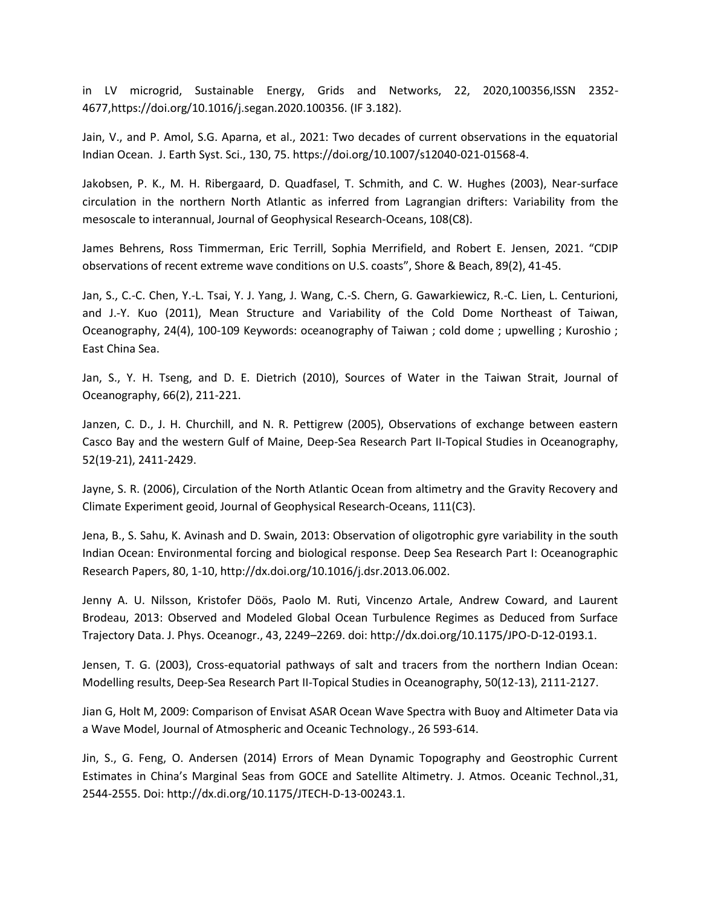in LV microgrid, Sustainable Energy, Grids and Networks, 22, 2020,100356,ISSN 2352-4677,https://doi.org/10.1016/j.segan.2020.100356. (IF 3.182).

Jain, V., and P. Amol, S.G. Aparna, et al., 2021: Two decades of current observations in the equatorial Indian Ocean. J. Earth Syst. Sci., 130, 75. https://doi.org/10.1007/s12040-021-01568-4.

Jakobsen, P. K., M. H. Ribergaard, D. Quadfasel, T. Schmith, and C. W. Hughes (2003), Near-surface circulation in the northern North Atlantic as inferred from Lagrangian drifters: Variability from the mesoscale to interannual, Journal of Geophysical Research-Oceans, 108(C8).

James Behrens, Ross Timmerman, Eric Terrill, Sophia Merrifield, and Robert E. Jensen, 2021. "CDIP observations of recent extreme wave conditions on U.S. coasts", Shore & Beach, 89(2), 41-45.

Jan, S., C.-C. Chen, Y.-L. Tsai, Y. J. Yang, J. Wang, C.-S. Chern, G. Gawarkiewicz, R.-C. Lien, L. Centurioni, and J.-Y. Kuo (2011), Mean Structure and Variability of the Cold Dome Northeast of Taiwan, Oceanography, 24(4), 100-109 Keywords: oceanography of Taiwan ; cold dome ; upwelling ; Kuroshio ; East China Sea.

Jan, S., Y. H. Tseng, and D. E. Dietrich (2010), Sources of Water in the Taiwan Strait, Journal of Oceanography, 66(2), 211-221.

Janzen, C. D., J. H. Churchill, and N. R. Pettigrew (2005), Observations of exchange between eastern Casco Bay and the western Gulf of Maine, Deep-Sea Research Part II-Topical Studies in Oceanography, 52(19-21), 2411-2429.

Jayne, S. R. (2006), Circulation of the North Atlantic Ocean from altimetry and the Gravity Recovery and Climate Experiment geoid, Journal of Geophysical Research-Oceans, 111(C3).

Jena, B., S. Sahu, K. Avinash and D. Swain, 2013: Observation of oligotrophic gyre variability in the south Indian Ocean: Environmental forcing and biological response. Deep Sea Research Part I: Oceanographic Research Papers, 80, 1-10, http://dx.doi.org/10.1016/j.dsr.2013.06.002.

Jenny A. U. Nilsson, Kristofer Döös, Paolo M. Ruti, Vincenzo Artale, Andrew Coward, and Laurent Brodeau, 2013: Observed and Modeled Global Ocean Turbulence Regimes as Deduced from Surface Trajectory Data. J. Phys. Oceanogr., 43, 2249–2269. doi: http://dx.doi.org/10.1175/JPO-D-12-0193.1.

Jensen, T. G. (2003), Cross-equatorial pathways of salt and tracers from the northern Indian Ocean: Modelling results, Deep-Sea Research Part II-Topical Studies in Oceanography, 50(12-13), 2111-2127.

Jian G, Holt M, 2009: Comparison of Envisat ASAR Ocean Wave Spectra with Buoy and Altimeter Data via a Wave Model, Journal of Atmospheric and Oceanic Technology., 26 593-614.

Jin, S., G. Feng, O. Andersen (2014) Errors of Mean Dynamic Topography and Geostrophic Current Estimates in China's Marginal Seas from GOCE and Satellite Altimetry. J. Atmos. Oceanic Technol.,31, 2544-2555. Doi: http://dx.di.org/10.1175/JTECH-D-13-00243.1.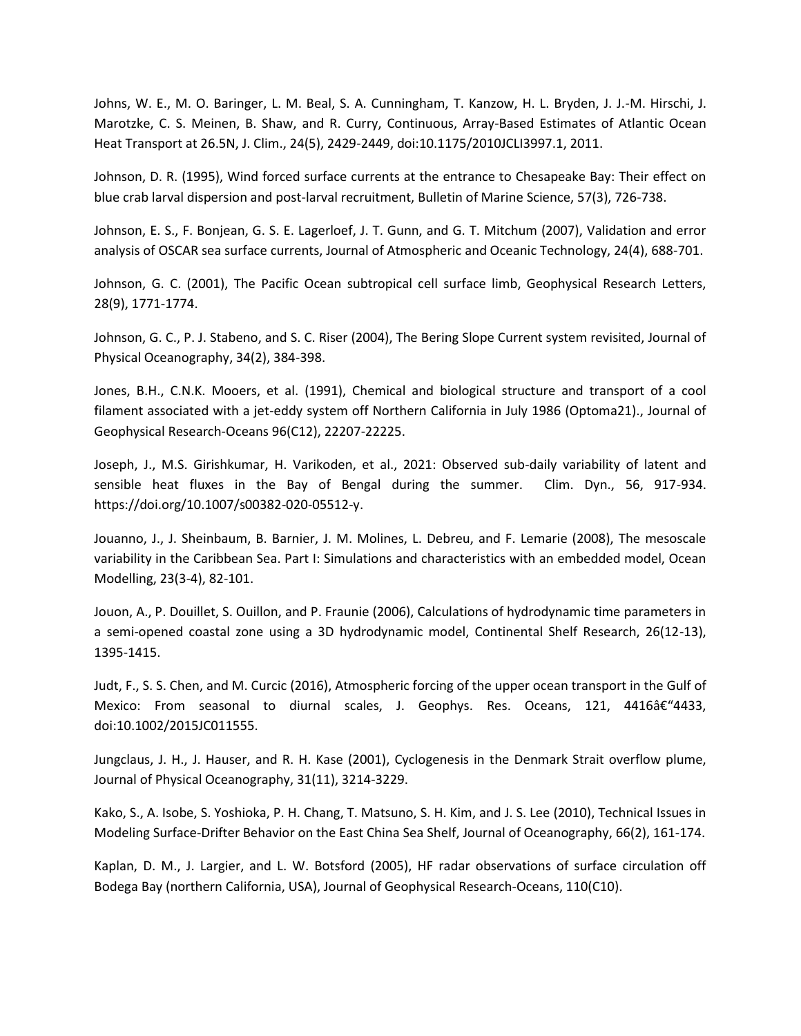Johns, W. E., M. O. Baringer, L. M. Beal, S. A. Cunningham, T. Kanzow, H. L. Bryden, J. J.-M. Hirschi, J. Marotzke, C. S. Meinen, B. Shaw, and R. Curry, Continuous, Array-Based Estimates of Atlantic Ocean Heat Transport at 26.5N, J. Clim., 24(5), 2429-2449, doi:10.1175/2010JCLI3997.1, 2011.

Johnson, D. R. (1995), Wind forced surface currents at the entrance to Chesapeake Bay: Their effect on blue crab larval dispersion and post-larval recruitment, Bulletin of Marine Science, 57(3), 726-738.

Johnson, E. S., F. Bonjean, G. S. E. Lagerloef, J. T. Gunn, and G. T. Mitchum (2007), Validation and error analysis of OSCAR sea surface currents, Journal of Atmospheric and Oceanic Technology, 24(4), 688-701.

Johnson, G. C. (2001), The Pacific Ocean subtropical cell surface limb, Geophysical Research Letters, 28(9), 1771-1774.

Johnson, G. C., P. J. Stabeno, and S. C. Riser (2004), The Bering Slope Current system revisited, Journal of Physical Oceanography, 34(2), 384-398.

Jones, B.H., C.N.K. Mooers, et al. (1991), Chemical and biological structure and transport of a cool filament associated with a jet-eddy system off Northern California in July 1986 (Optoma21)., Journal of Geophysical Research-Oceans 96(C12), 22207-22225.

Joseph, J., M.S. Girishkumar, H. Varikoden, et al., 2021: Observed sub-daily variability of latent and sensible heat fluxes in the Bay of Bengal during the summer. Clim. Dyn., 56, 917-934. https://doi.org/10.1007/s00382-020-05512-y.

Jouanno, J., J. Sheinbaum, B. Barnier, J. M. Molines, L. Debreu, and F. Lemarie (2008), The mesoscale variability in the Caribbean Sea. Part I: Simulations and characteristics with an embedded model, Ocean Modelling, 23(3-4), 82-101.

Jouon, A., P. Douillet, S. Ouillon, and P. Fraunie (2006), Calculations of hydrodynamic time parameters in a semi-opened coastal zone using a 3D hydrodynamic model, Continental Shelf Research, 26(12-13), 1395-1415.

Judt, F., S. S. Chen, and M. Curcic (2016), Atmospheric forcing of the upper ocean transport in the Gulf of Mexico: From seasonal to diurnal scales, J. Geophys. Res. Oceans, 121, 4416â€“4433, doi:10.1002/2015JC011555.

Jungclaus, J. H., J. Hauser, and R. H. Kase (2001), Cyclogenesis in the Denmark Strait overflow plume, Journal of Physical Oceanography, 31(11), 3214-3229.

Kako, S., A. Isobe, S. Yoshioka, P. H. Chang, T. Matsuno, S. H. Kim, and J. S. Lee (2010), Technical Issues in Modeling Surface-Drifter Behavior on the East China Sea Shelf, Journal of Oceanography, 66(2), 161-174.

Kaplan, D. M., J. Largier, and L. W. Botsford (2005), HF radar observations of surface circulation off Bodega Bay (northern California, USA), Journal of Geophysical Research-Oceans, 110(C10).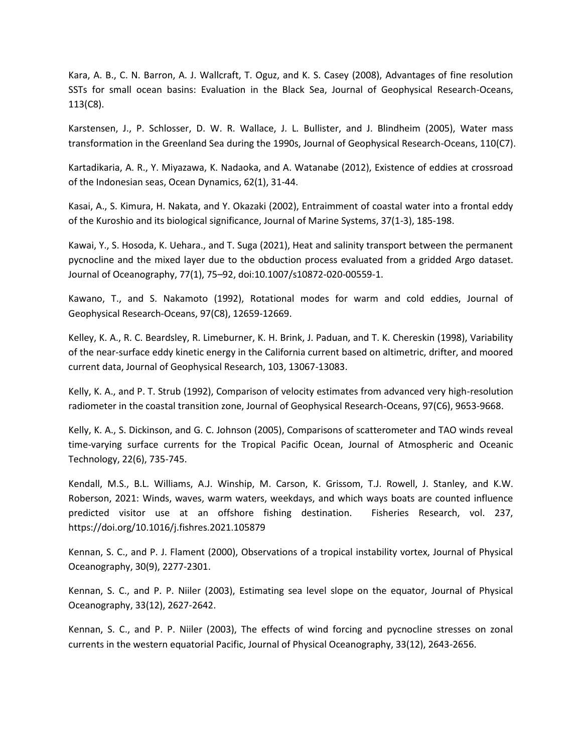Kara, A. B., C. N. Barron, A. J. Wallcraft, T. Oguz, and K. S. Casey (2008), Advantages of fine resolution SSTs for small ocean basins: Evaluation in the Black Sea, Journal of Geophysical Research-Oceans, 113(C8).

Karstensen, J., P. Schlosser, D. W. R. Wallace, J. L. Bullister, and J. Blindheim (2005), Water mass transformation in the Greenland Sea during the 1990s, Journal of Geophysical Research-Oceans, 110(C7).

Kartadikaria, A. R., Y. Miyazawa, K. Nadaoka, and A. Watanabe (2012), Existence of eddies at crossroad of the Indonesian seas, Ocean Dynamics, 62(1), 31-44.

Kasai, A., S. Kimura, H. Nakata, and Y. Okazaki (2002), Entraimment of coastal water into a frontal eddy of the Kuroshio and its biological significance, Journal of Marine Systems, 37(1-3), 185-198.

Kawai, Y., S. Hosoda, K. Uehara., and T. Suga (2021), Heat and salinity transport between the permanent pycnocline and the mixed layer due to the obduction process evaluated from a gridded Argo dataset. Journal of Oceanography, 77(1), 75–92, doi:10.1007/s10872-020-00559-1.

Kawano, T., and S. Nakamoto (1992), Rotational modes for warm and cold eddies, Journal of Geophysical Research-Oceans, 97(C8), 12659-12669.

Kelley, K. A., R. C. Beardsley, R. Limeburner, K. H. Brink, J. Paduan, and T. K. Chereskin (1998), Variability of the near-surface eddy kinetic energy in the California current based on altimetric, drifter, and moored current data, Journal of Geophysical Research, 103, 13067-13083.

Kelly, K. A., and P. T. Strub (1992), Comparison of velocity estimates from advanced very high-resolution radiometer in the coastal transition zone, Journal of Geophysical Research-Oceans, 97(C6), 9653-9668.

Kelly, K. A., S. Dickinson, and G. C. Johnson (2005), Comparisons of scatterometer and TAO winds reveal time-varying surface currents for the Tropical Pacific Ocean, Journal of Atmospheric and Oceanic Technology, 22(6), 735-745.

Kendall, M.S., B.L. Williams, A.J. Winship, M. Carson, K. Grissom, T.J. Rowell, J. Stanley, and K.W. Roberson, 2021: Winds, waves, warm waters, weekdays, and which ways boats are counted influence predicted visitor use at an offshore fishing destination. Fisheries Research, vol. 237, https://doi.org/10.1016/j.fishres.2021.105879

Kennan, S. C., and P. J. Flament (2000), Observations of a tropical instability vortex, Journal of Physical Oceanography, 30(9), 2277-2301.

Kennan, S. C., and P. P. Niiler (2003), Estimating sea level slope on the equator, Journal of Physical Oceanography, 33(12), 2627-2642.

Kennan, S. C., and P. P. Niiler (2003), The effects of wind forcing and pycnocline stresses on zonal currents in the western equatorial Pacific, Journal of Physical Oceanography, 33(12), 2643-2656.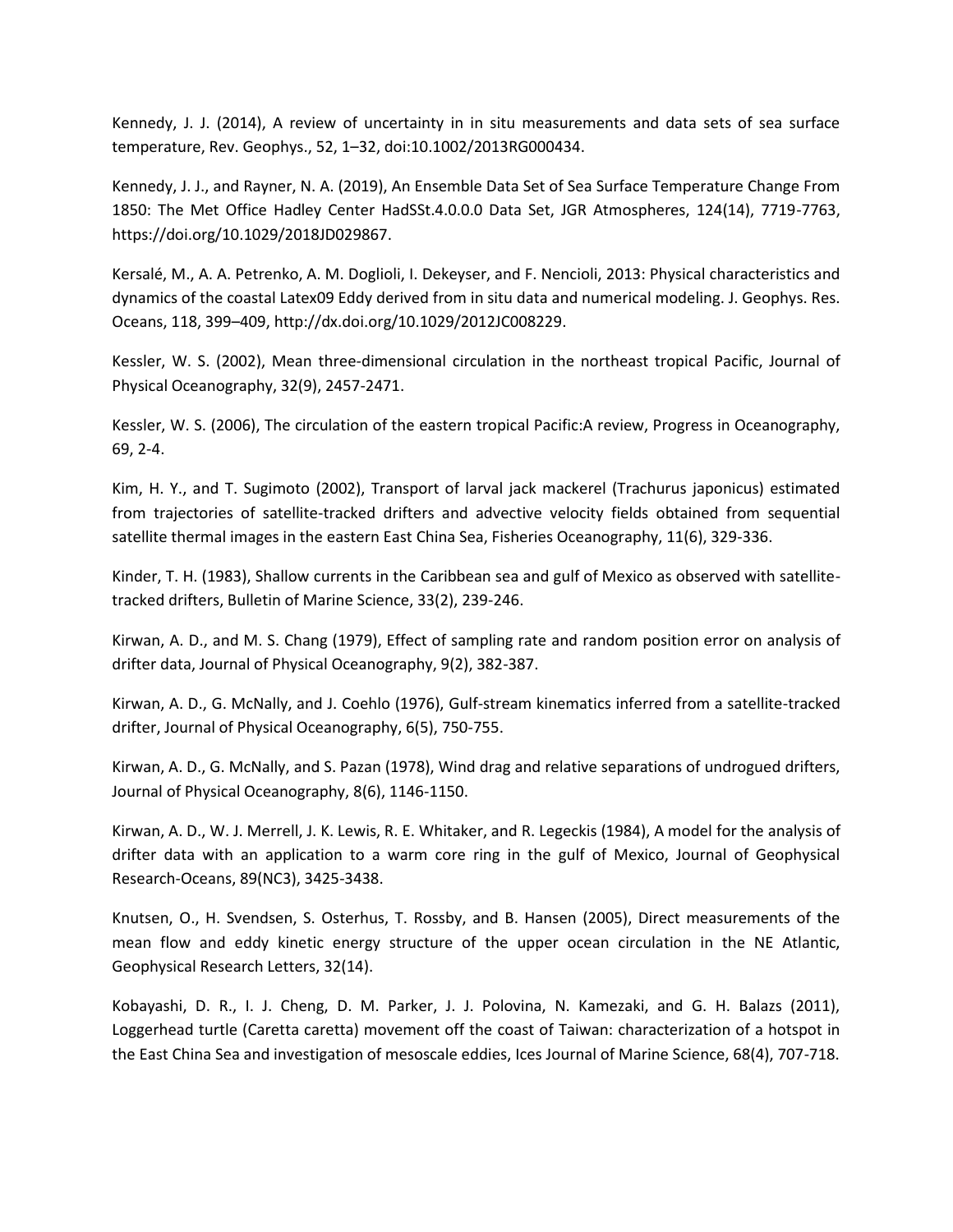Kennedy, J. J. (2014), A review of uncertainty in in situ measurements and data sets of sea surface temperature, Rev. Geophys., 52, 1–32, doi:10.1002/2013RG000434.

Kennedy, J. J., and Rayner, N. A. (2019), An Ensemble Data Set of Sea Surface Temperature Change From 1850: The Met Office Hadley Center HadSSt.4.0.0.0 Data Set, JGR Atmospheres, 124(14), 7719-7763, https://doi.org/10.1029/2018JD029867.

Kersalé, M., A. A. Petrenko, A. M. Doglioli, I. Dekeyser, and F. Nencioli, 2013: Physical characteristics and dynamics of the coastal Latex09 Eddy derived from in situ data and numerical modeling. J. Geophys. Res. Oceans, 118, 399–409, http://dx.doi.org/10.1029/2012JC008229.

Kessler, W. S. (2002), Mean three-dimensional circulation in the northeast tropical Pacific, Journal of Physical Oceanography, 32(9), 2457-2471.

Kessler, W. S. (2006), The circulation of the eastern tropical Pacific:A review, Progress in Oceanography, 69, 2-4.

Kim, H. Y., and T. Sugimoto (2002), Transport of larval jack mackerel (Trachurus japonicus) estimated from trajectories of satellite-tracked drifters and advective velocity fields obtained from sequential satellite thermal images in the eastern East China Sea, Fisheries Oceanography, 11(6), 329-336.

Kinder, T. H. (1983), Shallow currents in the Caribbean sea and gulf of Mexico as observed with satellite-tracked drifters, Bulletin of Marine Science, 33(2), 239-246.

Kirwan, A. D., and M. S. Chang (1979), Effect of sampling rate and random position error on analysis of drifter data, Journal of Physical Oceanography, 9(2), 382-387.

Kirwan, A. D., G. McNally, and J. Coehlo (1976), Gulf-stream kinematics inferred from a satellite-tracked drifter, Journal of Physical Oceanography, 6(5), 750-755.

Kirwan, A. D., G. McNally, and S. Pazan (1978), Wind drag and relative separations of undrogued drifters, Journal of Physical Oceanography, 8(6), 1146-1150.

Kirwan, A. D., W. J. Merrell, J. K. Lewis, R. E. Whitaker, and R. Legeckis (1984), A model for the analysis of drifter data with an application to a warm core ring in the gulf of Mexico, Journal of Geophysical Research-Oceans, 89(NC3), 3425-3438.

Knutsen, O., H. Svendsen, S. Osterhus, T. Rossby, and B. Hansen (2005), Direct measurements of the mean flow and eddy kinetic energy structure of the upper ocean circulation in the NE Atlantic, Geophysical Research Letters, 32(14).

Kobayashi, D. R., I. J. Cheng, D. M. Parker, J. J. Polovina, N. Kamezaki, and G. H. Balazs (2011), Loggerhead turtle (Caretta caretta) movement off the coast of Taiwan: characterization of a hotspot in the East China Sea and investigation of mesoscale eddies, Ices Journal of Marine Science, 68(4), 707-718.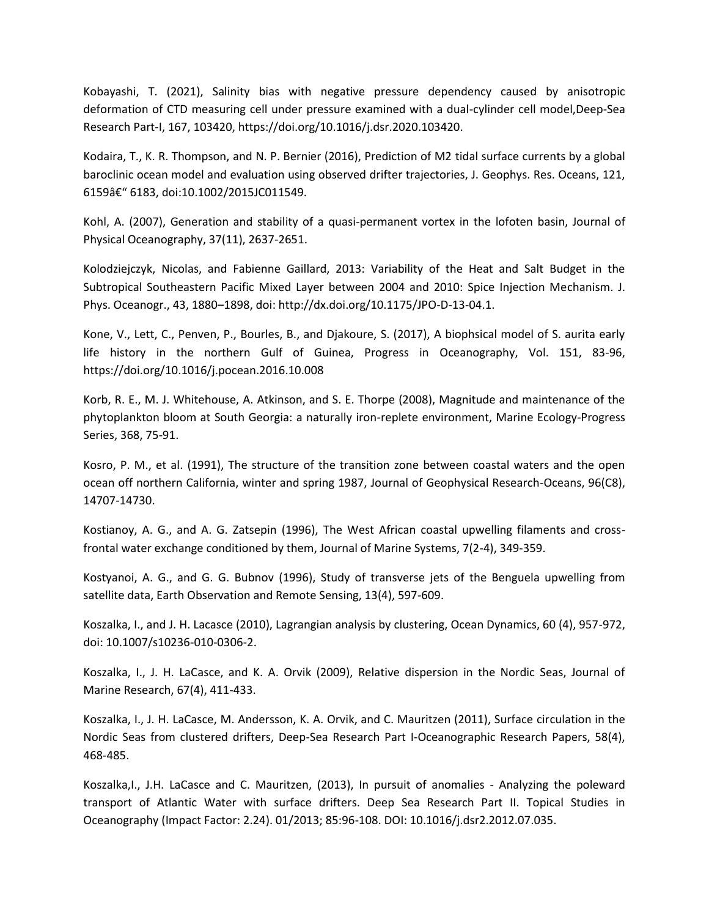Kobayashi, T. (2021), Salinity bias with negative pressure dependency caused by anisotropic deformation of CTD measuring cell under pressure examined with a dual-cylinder cell model,Deep-Sea Research Part-I, 167, 103420, https://doi.org/10.1016/j.dsr.2020.103420.

Kodaira, T., K. R. Thompson, and N. P. Bernier (2016), Prediction of M2 tidal surface currents by a global baroclinic ocean model and evaluation using observed drifter trajectories, J. Geophys. Res. Oceans, 121, 6159â€“ 6183, doi:10.1002/2015JC011549.

Kohl, A. (2007), Generation and stability of a quasi-permanent vortex in the lofoten basin, Journal of Physical Oceanography, 37(11), 2637-2651.

Kolodziejczyk, Nicolas, and Fabienne Gaillard, 2013: Variability of the Heat and Salt Budget in the Subtropical Southeastern Pacific Mixed Layer between 2004 and 2010: Spice Injection Mechanism. J. Phys. Oceanogr., 43, 1880–1898, doi: http://dx.doi.org/10.1175/JPO-D-13-04.1.

Kone, V., Lett, C., Penven, P., Bourles, B., and Djakoure, S. (2017), A biophsical model of S. aurita early life history in the northern Gulf of Guinea, Progress in Oceanography, Vol. 151, 83-96, https://doi.org/10.1016/j.pocean.2016.10.008

Korb, R. E., M. J. Whitehouse, A. Atkinson, and S. E. Thorpe (2008), Magnitude and maintenance of the phytoplankton bloom at South Georgia: a naturally iron-replete environment, Marine Ecology-Progress Series, 368, 75-91.

Kosro, P. M., et al. (1991), The structure of the transition zone between coastal waters and the open ocean off northern California, winter and spring 1987, Journal of Geophysical Research-Oceans, 96(C8), 14707-14730.

Kostianoy, A. G., and A. G. Zatsepin (1996), The West African coastal upwelling filaments and cross-frontal water exchange conditioned by them, Journal of Marine Systems, 7(2-4), 349-359.

Kostyanoi, A. G., and G. G. Bubnov (1996), Study of transverse jets of the Benguela upwelling from satellite data, Earth Observation and Remote Sensing, 13(4), 597-609.

Koszalka, I., and J. H. Lacasce (2010), Lagrangian analysis by clustering, Ocean Dynamics, 60 (4), 957-972, doi: 10.1007/s10236-010-0306-2.

Koszalka, I., J. H. LaCasce, and K. A. Orvik (2009), Relative dispersion in the Nordic Seas, Journal of Marine Research, 67(4), 411-433.

Koszalka, I., J. H. LaCasce, M. Andersson, K. A. Orvik, and C. Mauritzen (2011), Surface circulation in the Nordic Seas from clustered drifters, Deep-Sea Research Part I-Oceanographic Research Papers, 58(4), 468-485.

Koszalka,I., J.H. LaCasce and C. Mauritzen, (2013), In pursuit of anomalies - Analyzing the poleward transport of Atlantic Water with surface drifters. Deep Sea Research Part II. Topical Studies in Oceanography (Impact Factor: 2.24). 01/2013; 85:96-108. DOI: 10.1016/j.dsr2.2012.07.035.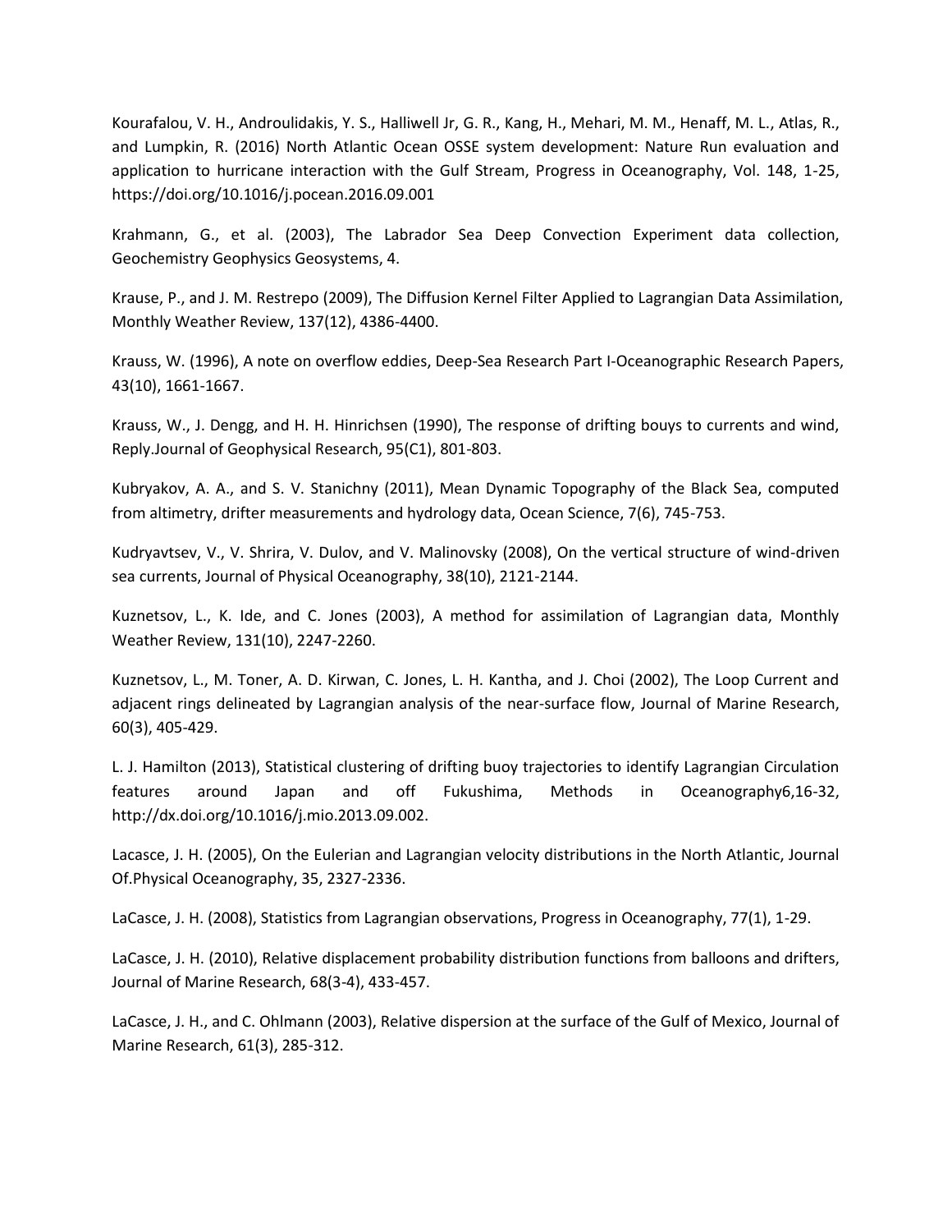Kourafalou, V. H., Androulidakis, Y. S., Halliwell Jr, G. R., Kang, H., Mehari, M. M., Henaff, M. L., Atlas, R., and Lumpkin, R. (2016) North Atlantic Ocean OSSE system development: Nature Run evaluation and application to hurricane interaction with the Gulf Stream, Progress in Oceanography, Vol. 148, 1-25, https://doi.org/10.1016/j.pocean.2016.09.001

Krahmann, G., et al. (2003), The Labrador Sea Deep Convection Experiment data collection, Geochemistry Geophysics Geosystems, 4.

Krause, P., and J. M. Restrepo (2009), The Diffusion Kernel Filter Applied to Lagrangian Data Assimilation, Monthly Weather Review, 137(12), 4386-4400.

Krauss, W. (1996), A note on overflow eddies, Deep-Sea Research Part I-Oceanographic Research Papers, 43(10), 1661-1667.

Krauss, W., J. Dengg, and H. H. Hinrichsen (1990), The response of drifting bouys to currents and wind, Reply.Journal of Geophysical Research, 95(C1), 801-803.

Kubryakov, A. A., and S. V. Stanichny (2011), Mean Dynamic Topography of the Black Sea, computed from altimetry, drifter measurements and hydrology data, Ocean Science, 7(6), 745-753.

Kudryavtsev, V., V. Shrira, V. Dulov, and V. Malinovsky (2008), On the vertical structure of wind-driven sea currents, Journal of Physical Oceanography, 38(10), 2121-2144.

Kuznetsov, L., K. Ide, and C. Jones (2003), A method for assimilation of Lagrangian data, Monthly Weather Review, 131(10), 2247-2260.

Kuznetsov, L., M. Toner, A. D. Kirwan, C. Jones, L. H. Kantha, and J. Choi (2002), The Loop Current and adjacent rings delineated by Lagrangian analysis of the near-surface flow, Journal of Marine Research, 60(3), 405-429.

L. J. Hamilton (2013), Statistical clustering of drifting buoy trajectories to identify Lagrangian Circulation features around Japan and off Fukushima, Methods in Oceanography6,16-32, http://dx.doi.org/10.1016/j.mio.2013.09.002.

Lacasce, J. H. (2005), On the Eulerian and Lagrangian velocity distributions in the North Atlantic, Journal Of.Physical Oceanography, 35, 2327-2336.

LaCasce, J. H. (2008), Statistics from Lagrangian observations, Progress in Oceanography, 77(1), 1-29.

LaCasce, J. H. (2010), Relative displacement probability distribution functions from balloons and drifters, Journal of Marine Research, 68(3-4), 433-457.

LaCasce, J. H., and C. Ohlmann (2003), Relative dispersion at the surface of the Gulf of Mexico, Journal of Marine Research, 61(3), 285-312.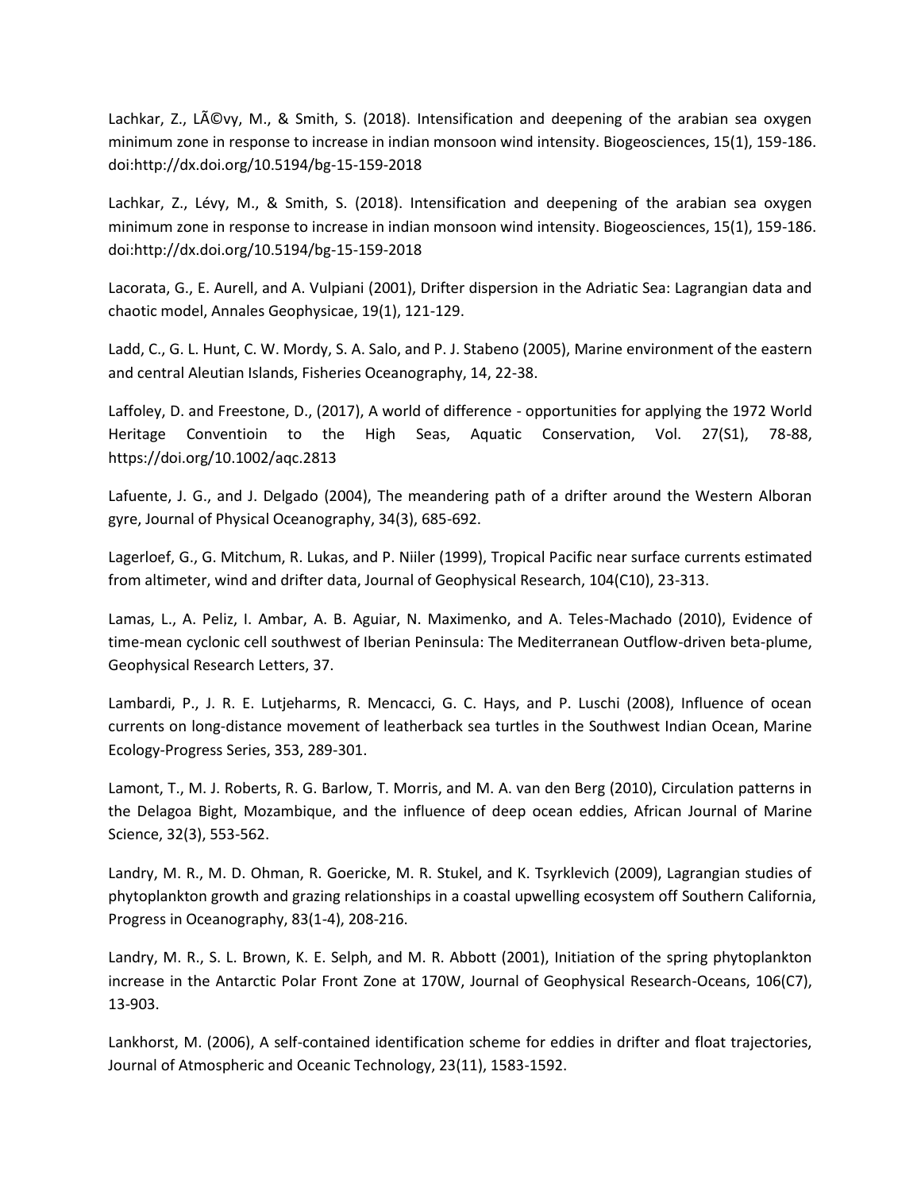Lachkar, Z., LÃ©vy, M., & Smith, S. (2018). Intensification and deepening of the arabian sea oxygen minimum zone in response to increase in indian monsoon wind intensity. Biogeosciences, 15(1), 159-186. doi:http://dx.doi.org/10.5194/bg-15-159-2018

Lachkar, Z., Lévy, M., & Smith, S. (2018). Intensification and deepening of the arabian sea oxygen minimum zone in response to increase in indian monsoon wind intensity. Biogeosciences, 15(1), 159-186. doi:http://dx.doi.org/10.5194/bg-15-159-2018

Lacorata, G., E. Aurell, and A. Vulpiani (2001), Drifter dispersion in the Adriatic Sea: Lagrangian data and chaotic model, Annales Geophysicae, 19(1), 121-129.

Ladd, C., G. L. Hunt, C. W. Mordy, S. A. Salo, and P. J. Stabeno (2005), Marine environment of the eastern and central Aleutian Islands, Fisheries Oceanography, 14, 22-38.

Laffoley, D. and Freestone, D., (2017), A world of difference - opportunities for applying the 1972 World Heritage Conventioin to the High Seas, Aquatic Conservation, Vol. 27(S1), 78-88, https://doi.org/10.1002/aqc.2813

Lafuente, J. G., and J. Delgado (2004), The meandering path of a drifter around the Western Alboran gyre, Journal of Physical Oceanography, 34(3), 685-692.

Lagerloef, G., G. Mitchum, R. Lukas, and P. Niiler (1999), Tropical Pacific near surface currents estimated from altimeter, wind and drifter data, Journal of Geophysical Research, 104(C10), 23-313.

Lamas, L., A. Peliz, I. Ambar, A. B. Aguiar, N. Maximenko, and A. Teles-Machado (2010), Evidence of time-mean cyclonic cell southwest of Iberian Peninsula: The Mediterranean Outflow-driven beta-plume, Geophysical Research Letters, 37.

Lambardi, P., J. R. E. Lutjeharms, R. Mencacci, G. C. Hays, and P. Luschi (2008), Influence of ocean currents on long-distance movement of leatherback sea turtles in the Southwest Indian Ocean, Marine Ecology-Progress Series, 353, 289-301.

Lamont, T., M. J. Roberts, R. G. Barlow, T. Morris, and M. A. van den Berg (2010), Circulation patterns in the Delagoa Bight, Mozambique, and the influence of deep ocean eddies, African Journal of Marine Science, 32(3), 553-562.

Landry, M. R., M. D. Ohman, R. Goericke, M. R. Stukel, and K. Tsyrklevich (2009), Lagrangian studies of phytoplankton growth and grazing relationships in a coastal upwelling ecosystem off Southern California, Progress in Oceanography, 83(1-4), 208-216.

Landry, M. R., S. L. Brown, K. E. Selph, and M. R. Abbott (2001), Initiation of the spring phytoplankton increase in the Antarctic Polar Front Zone at 170W, Journal of Geophysical Research-Oceans, 106(C7), 13-903.

Lankhorst, M. (2006), A self-contained identification scheme for eddies in drifter and float trajectories, Journal of Atmospheric and Oceanic Technology, 23(11), 1583-1592.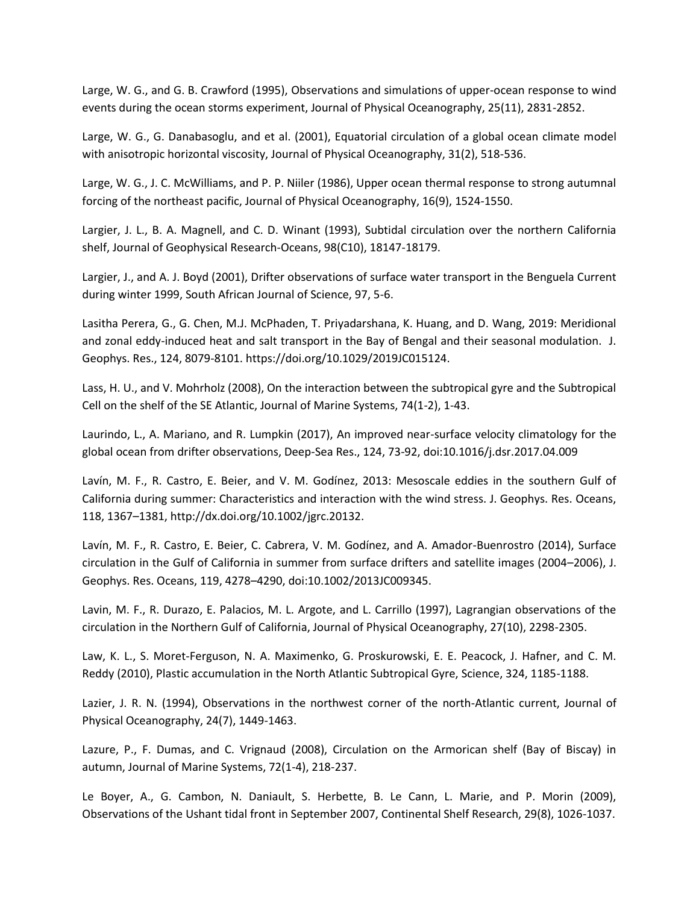Large, W. G., and G. B. Crawford (1995), Observations and simulations of upper-ocean response to wind events during the ocean storms experiment, Journal of Physical Oceanography, 25(11), 2831-2852.

Large, W. G., G. Danabasoglu, and et al. (2001), Equatorial circulation of a global ocean climate model with anisotropic horizontal viscosity, Journal of Physical Oceanography, 31(2), 518-536.

Large, W. G., J. C. McWilliams, and P. P. Niiler (1986), Upper ocean thermal response to strong autumnal forcing of the northeast pacific, Journal of Physical Oceanography, 16(9), 1524-1550.

Largier, J. L., B. A. Magnell, and C. D. Winant (1993), Subtidal circulation over the northern California shelf, Journal of Geophysical Research-Oceans, 98(C10), 18147-18179.

Largier, J., and A. J. Boyd (2001), Drifter observations of surface water transport in the Benguela Current during winter 1999, South African Journal of Science, 97, 5-6.

Lasitha Perera, G., G. Chen, M.J. McPhaden, T. Priyadarshana, K. Huang, and D. Wang, 2019: Meridional and zonal eddy-induced heat and salt transport in the Bay of Bengal and their seasonal modulation. J. Geophys. Res., 124, 8079-8101. https://doi.org/10.1029/2019JC015124.

Lass, H. U., and V. Mohrholz (2008), On the interaction between the subtropical gyre and the Subtropical Cell on the shelf of the SE Atlantic, Journal of Marine Systems, 74(1-2), 1-43.

Laurindo, L., A. Mariano, and R. Lumpkin (2017), An improved near-surface velocity climatology for the global ocean from drifter observations, Deep-Sea Res., 124, 73-92, doi:10.1016/j.dsr.2017.04.009

Lavín, M. F., R. Castro, E. Beier, and V. M. Godínez, 2013: Mesoscale eddies in the southern Gulf of California during summer: Characteristics and interaction with the wind stress. J. Geophys. Res. Oceans, 118, 1367–1381, http://dx.doi.org/10.1002/jgrc.20132.

Lavín, M. F., R. Castro, E. Beier, C. Cabrera, V. M. Godínez, and A. Amador-Buenrostro (2014), Surface circulation in the Gulf of California in summer from surface drifters and satellite images (2004–2006), J. Geophys. Res. Oceans, 119, 4278–4290, doi:10.1002/2013JC009345.

Lavin, M. F., R. Durazo, E. Palacios, M. L. Argote, and L. Carrillo (1997), Lagrangian observations of the circulation in the Northern Gulf of California, Journal of Physical Oceanography, 27(10), 2298-2305.

Law, K. L., S. Moret-Ferguson, N. A. Maximenko, G. Proskurowski, E. E. Peacock, J. Hafner, and C. M. Reddy (2010), Plastic accumulation in the North Atlantic Subtropical Gyre, Science, 324, 1185-1188.

Lazier, J. R. N. (1994), Observations in the northwest corner of the north-Atlantic current, Journal of Physical Oceanography, 24(7), 1449-1463.

Lazure, P., F. Dumas, and C. Vrignaud (2008), Circulation on the Armorican shelf (Bay of Biscay) in autumn, Journal of Marine Systems, 72(1-4), 218-237.

Le Boyer, A., G. Cambon, N. Daniault, S. Herbette, B. Le Cann, L. Marie, and P. Morin (2009), Observations of the Ushant tidal front in September 2007, Continental Shelf Research, 29(8), 1026-1037.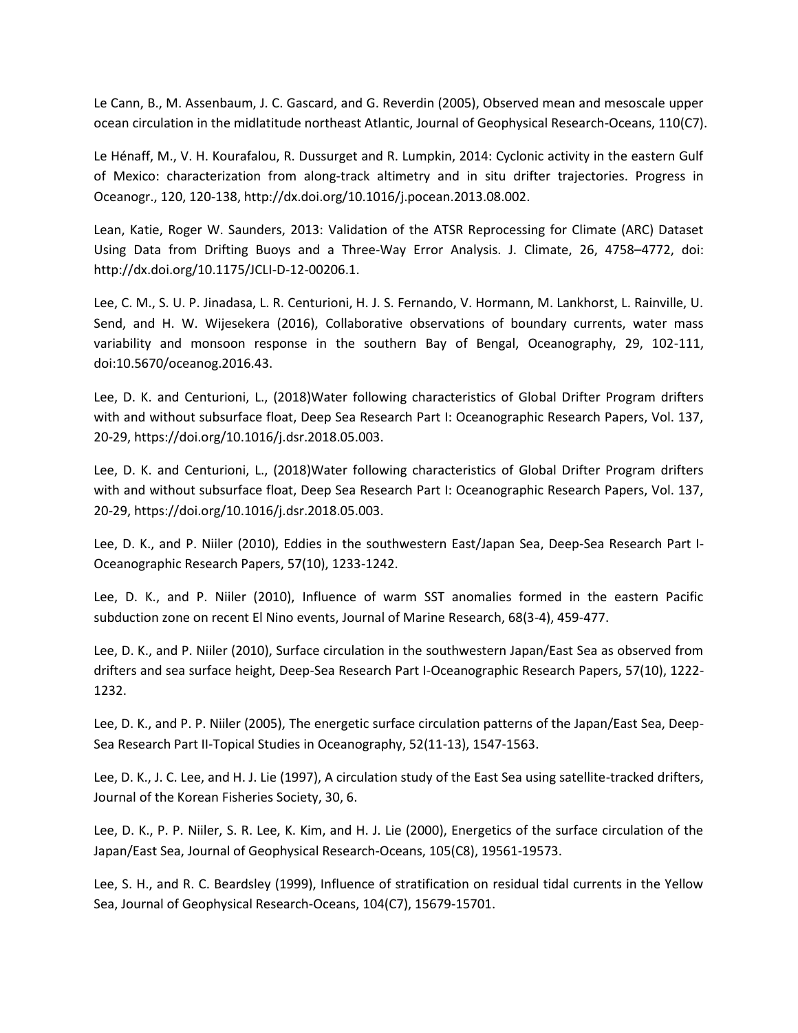Le Cann, B., M. Assenbaum, J. C. Gascard, and G. Reverdin (2005), Observed mean and mesoscale upper ocean circulation in the midlatitude northeast Atlantic, Journal of Geophysical Research-Oceans, 110(C7).

Le Hénaff, M., V. H. Kourafalou, R. Dussurget and R. Lumpkin, 2014: Cyclonic activity in the eastern Gulf of Mexico: characterization from along-track altimetry and in situ drifter trajectories. Progress in Oceanogr., 120, 120-138, http://dx.doi.org/10.1016/j.pocean.2013.08.002.

Lean, Katie, Roger W. Saunders, 2013: Validation of the ATSR Reprocessing for Climate (ARC) Dataset Using Data from Drifting Buoys and a Three-Way Error Analysis. J. Climate, 26, 4758–4772, doi: http://dx.doi.org/10.1175/JCLI-D-12-00206.1.

Lee, C. M., S. U. P. Jinadasa, L. R. Centurioni, H. J. S. Fernando, V. Hormann, M. Lankhorst, L. Rainville, U. Send, and H. W. Wijesekera (2016), Collaborative observations of boundary currents, water mass variability and monsoon response in the southern Bay of Bengal, Oceanography, 29, 102-111, doi:10.5670/oceanog.2016.43.

Lee, D. K. and Centurioni, L., (2018)Water following characteristics of Global Drifter Program drifters with and without subsurface float, Deep Sea Research Part I: Oceanographic Research Papers, Vol. 137, 20-29, https://doi.org/10.1016/j.dsr.2018.05.003.

Lee, D. K. and Centurioni, L., (2018)Water following characteristics of Global Drifter Program drifters with and without subsurface float, Deep Sea Research Part I: Oceanographic Research Papers, Vol. 137, 20-29, https://doi.org/10.1016/j.dsr.2018.05.003.

Lee, D. K., and P. Niiler (2010), Eddies in the southwestern East/Japan Sea, Deep-Sea Research Part I-Oceanographic Research Papers, 57(10), 1233-1242.

Lee, D. K., and P. Niiler (2010), Influence of warm SST anomalies formed in the eastern Pacific subduction zone on recent El Nino events, Journal of Marine Research, 68(3-4), 459-477.

Lee, D. K., and P. Niiler (2010), Surface circulation in the southwestern Japan/East Sea as observed from drifters and sea surface height, Deep-Sea Research Part I-Oceanographic Research Papers, 57(10), 1222-1232.

Lee, D. K., and P. P. Niiler (2005), The energetic surface circulation patterns of the Japan/East Sea, Deep-Sea Research Part II-Topical Studies in Oceanography, 52(11-13), 1547-1563.

Lee, D. K., J. C. Lee, and H. J. Lie (1997), A circulation study of the East Sea using satellite-tracked drifters, Journal of the Korean Fisheries Society, 30, 6.

Lee, D. K., P. P. Niiler, S. R. Lee, K. Kim, and H. J. Lie (2000), Energetics of the surface circulation of the Japan/East Sea, Journal of Geophysical Research-Oceans, 105(C8), 19561-19573.

Lee, S. H., and R. C. Beardsley (1999), Influence of stratification on residual tidal currents in the Yellow Sea, Journal of Geophysical Research-Oceans, 104(C7), 15679-15701.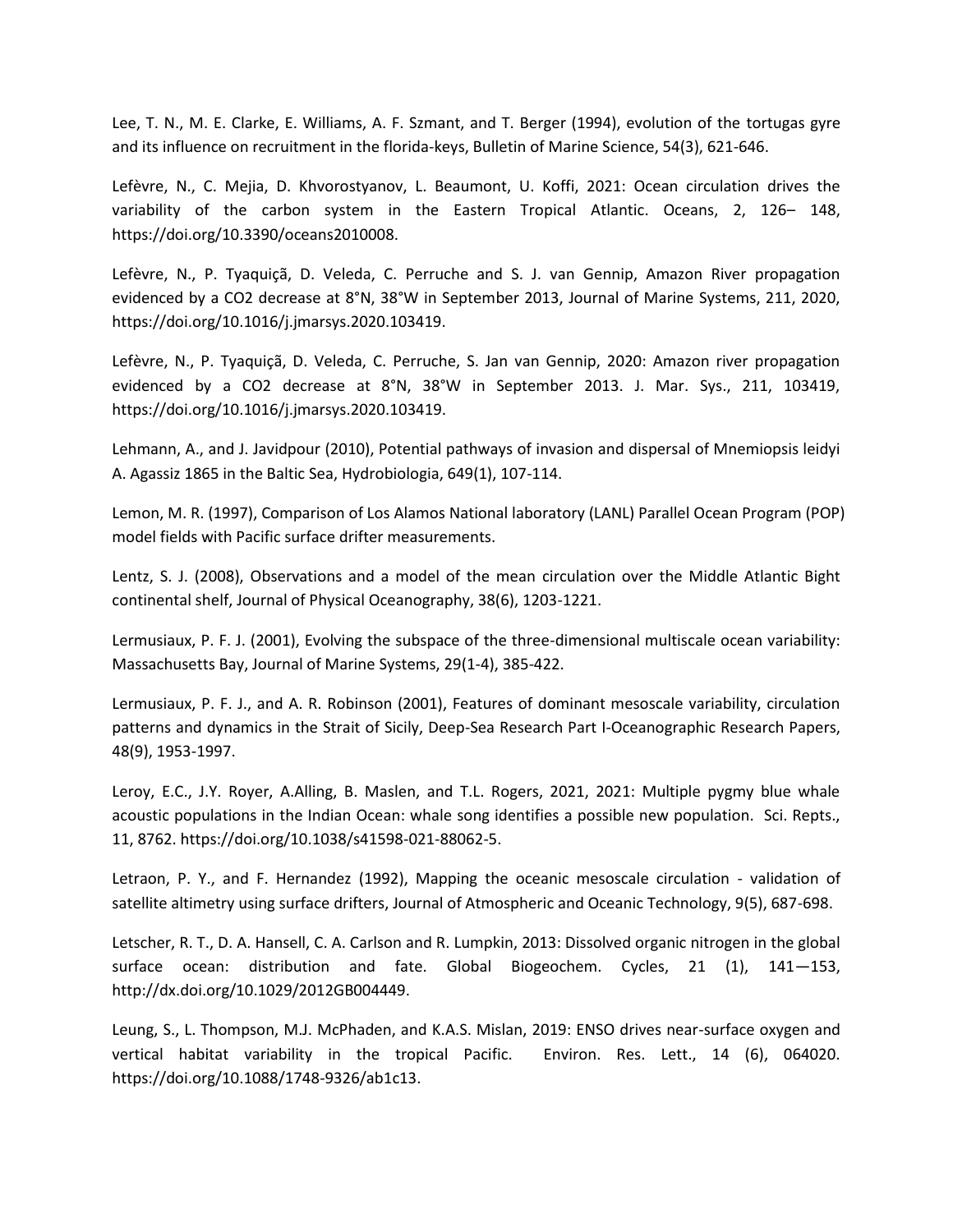Lee, T. N., M. E. Clarke, E. Williams, A. F. Szmant, and T. Berger (1994), evolution of the tortugas gyre and its influence on recruitment in the florida-keys, Bulletin of Marine Science, 54(3), 621-646.

Lefèvre, N., C. Mejia, D. Khvorostyanov, L. Beaumont, U. Koffi, 2021: Ocean circulation drives the variability of the carbon system in the Eastern Tropical Atlantic. Oceans, 2, 126– 148, https://doi.org/10.3390/oceans2010008.

Lefèvre, N., P. Tyaquiçã, D. Veleda, C. Perruche and S. J. van Gennip, Amazon River propagation evidenced by a CO2 decrease at 8°N, 38°W in September 2013, Journal of Marine Systems, 211, 2020, https://doi.org/10.1016/j.jmarsys.2020.103419.

Lefèvre, N., P. Tyaquiçã, D. Veleda, C. Perruche, S. Jan van Gennip, 2020: Amazon river propagation evidenced by a CO2 decrease at 8°N, 38°W in September 2013. J. Mar. Sys., 211, 103419, https://doi.org/10.1016/j.jmarsys.2020.103419.

Lehmann, A., and J. Javidpour (2010), Potential pathways of invasion and dispersal of Mnemiopsis leidyi A. Agassiz 1865 in the Baltic Sea, Hydrobiologia, 649(1), 107-114.

Lemon, M. R. (1997), Comparison of Los Alamos National laboratory (LANL) Parallel Ocean Program (POP) model fields with Pacific surface drifter measurements.

Lentz, S. J. (2008), Observations and a model of the mean circulation over the Middle Atlantic Bight continental shelf, Journal of Physical Oceanography, 38(6), 1203-1221.

Lermusiaux, P. F. J. (2001), Evolving the subspace of the three-dimensional multiscale ocean variability: Massachusetts Bay, Journal of Marine Systems, 29(1-4), 385-422.

Lermusiaux, P. F. J., and A. R. Robinson (2001), Features of dominant mesoscale variability, circulation patterns and dynamics in the Strait of Sicily, Deep-Sea Research Part I-Oceanographic Research Papers, 48(9), 1953-1997.

Leroy, E.C., J.Y. Royer, A.Alling, B. Maslen, and T.L. Rogers, 2021, 2021: Multiple pygmy blue whale acoustic populations in the Indian Ocean: whale song identifies a possible new population. Sci. Repts., 11, 8762. https://doi.org/10.1038/s41598-021-88062-5.

Letraon, P. Y., and F. Hernandez (1992), Mapping the oceanic mesoscale circulation - validation of satellite altimetry using surface drifters, Journal of Atmospheric and Oceanic Technology, 9(5), 687-698.

Letscher, R. T., D. A. Hansell, C. A. Carlson and R. Lumpkin, 2013: Dissolved organic nitrogen in the global surface ocean: distribution and fate. Global Biogeochem. Cycles, 21 (1), 141—153, http://dx.doi.org/10.1029/2012GB004449.

Leung, S., L. Thompson, M.J. McPhaden, and K.A.S. Mislan, 2019: ENSO drives near-surface oxygen and vertical habitat variability in the tropical Pacific. Environ. Res. Lett., 14 (6), 064020. https://doi.org/10.1088/1748-9326/ab1c13.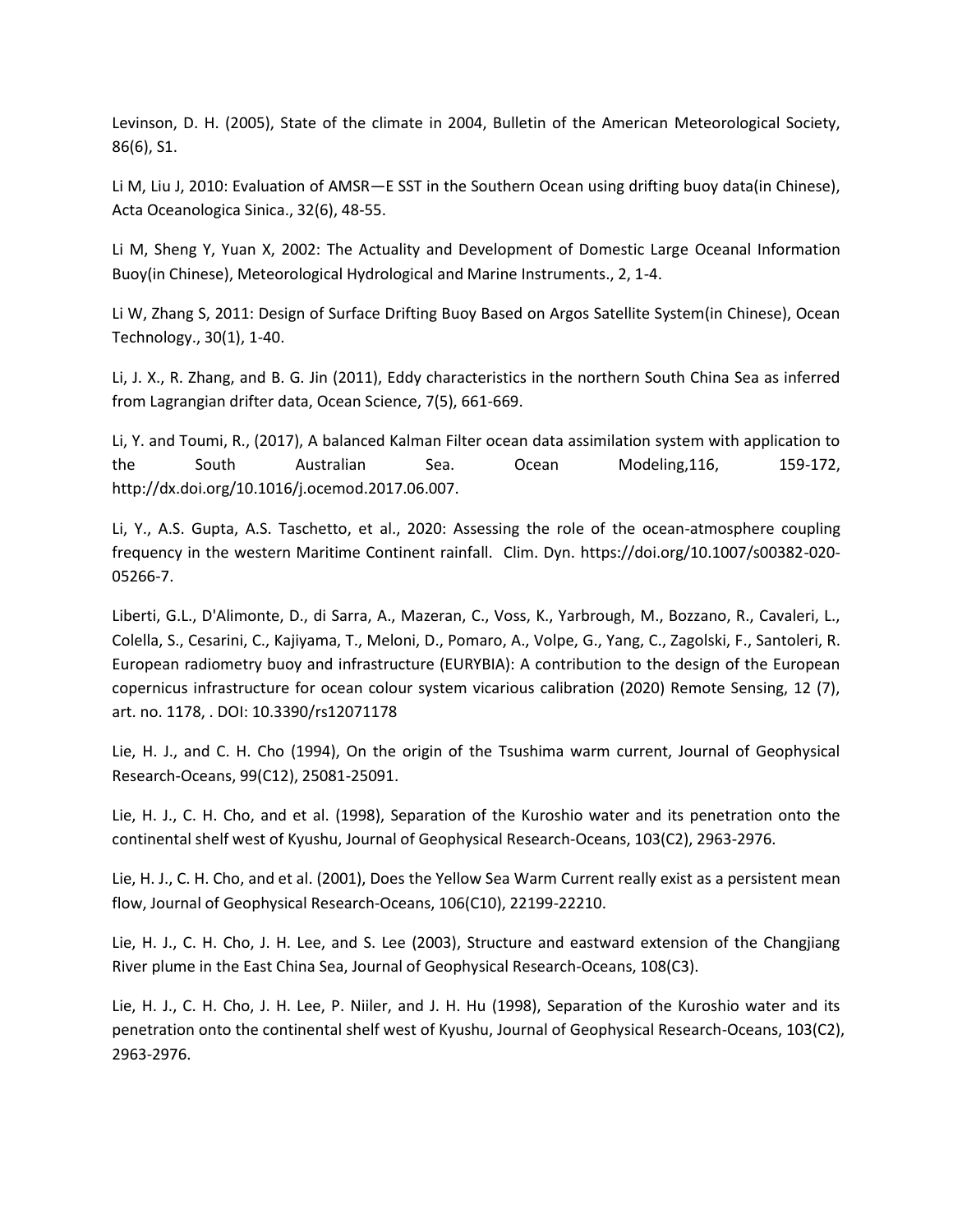Levinson, D. H. (2005), State of the climate in 2004, Bulletin of the American Meteorological Society, 86(6), S1.

Li M, Liu J, 2010: Evaluation of AMSR—E SST in the Southern Ocean using drifting buoy data(in Chinese), Acta Oceanologica Sinica., 32(6), 48-55.

Li M, Sheng Y, Yuan X, 2002: The Actuality and Development of Domestic Large Oceanal Information Buoy(in Chinese), Meteorological Hydrological and Marine Instruments., 2, 1-4.

Li W, Zhang S, 2011: Design of Surface Drifting Buoy Based on Argos Satellite System(in Chinese), Ocean Technology., 30(1), 1-40.

Li, J. X., R. Zhang, and B. G. Jin (2011), Eddy characteristics in the northern South China Sea as inferred from Lagrangian drifter data, Ocean Science, 7(5), 661-669.

Li, Y. and Toumi, R., (2017), A balanced Kalman Filter ocean data assimilation system with application to the South Australian Sea. Ocean Modeling,116, 159-172, http://dx.doi.org/10.1016/j.ocemod.2017.06.007.

Li, Y., A.S. Gupta, A.S. Taschetto, et al., 2020: Assessing the role of the ocean-atmosphere coupling frequency in the western Maritime Continent rainfall. Clim. Dyn. https://doi.org/10.1007/s00382-020-05266-7.

Liberti, G.L., D'Alimonte, D., di Sarra, A., Mazeran, C., Voss, K., Yarbrough, M., Bozzano, R., Cavaleri, L., Colella, S., Cesarini, C., Kajiyama, T., Meloni, D., Pomaro, A., Volpe, G., Yang, C., Zagolski, F., Santoleri, R. European radiometry buoy and infrastructure (EURYBIA): A contribution to the design of the European copernicus infrastructure for ocean colour system vicarious calibration (2020) Remote Sensing, 12 (7), art. no. 1178, . DOI: 10.3390/rs12071178

Lie, H. J., and C. H. Cho (1994), On the origin of the Tsushima warm current, Journal of Geophysical Research-Oceans, 99(C12), 25081-25091.

Lie, H. J., C. H. Cho, and et al. (1998), Separation of the Kuroshio water and its penetration onto the continental shelf west of Kyushu, Journal of Geophysical Research-Oceans, 103(C2), 2963-2976.

Lie, H. J., C. H. Cho, and et al. (2001), Does the Yellow Sea Warm Current really exist as a persistent mean flow, Journal of Geophysical Research-Oceans, 106(C10), 22199-22210.

Lie, H. J., C. H. Cho, J. H. Lee, and S. Lee (2003), Structure and eastward extension of the Changjiang River plume in the East China Sea, Journal of Geophysical Research-Oceans, 108(C3).

Lie, H. J., C. H. Cho, J. H. Lee, P. Niiler, and J. H. Hu (1998), Separation of the Kuroshio water and its penetration onto the continental shelf west of Kyushu, Journal of Geophysical Research-Oceans, 103(C2), 2963-2976.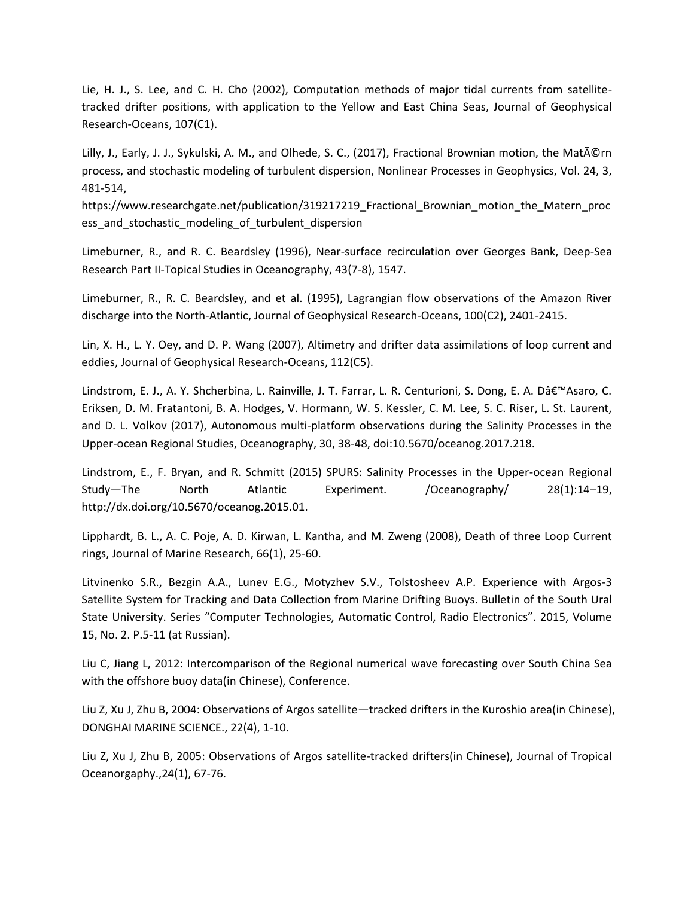Lie, H. J., S. Lee, and C. H. Cho (2002), Computation methods of major tidal currents from satellite-tracked drifter positions, with application to the Yellow and East China Seas, Journal of Geophysical Research-Oceans, 107(C1).

Lilly, J., Early, J. J., Sykulski, A. M., and Olhede, S. C., (2017), Fractional Brownian motion, the MatÃ©rn process, and stochastic modeling of turbulent dispersion, Nonlinear Processes in Geophysics, Vol. 24, 3, 481-514, https://www.researchgate.net/publication/319217219_Fractional_Brownian_motion_the_Matern_process_and_stochastic_modeling_of_turbulent_dispersion

Limeburner, R., and R. C. Beardsley (1996), Near-surface recirculation over Georges Bank, Deep-Sea Research Part II-Topical Studies in Oceanography, 43(7-8), 1547.

Limeburner, R., R. C. Beardsley, and et al. (1995), Lagrangian flow observations of the Amazon River discharge into the North-Atlantic, Journal of Geophysical Research-Oceans, 100(C2), 2401-2415.

Lin, X. H., L. Y. Oey, and D. P. Wang (2007), Altimetry and drifter data assimilations of loop current and eddies, Journal of Geophysical Research-Oceans, 112(C5).

Lindstrom, E. J., A. Y. Shcherbina, L. Rainville, J. T. Farrar, L. R. Centurioni, S. Dong, E. A. Dâ€™Asaro, C. Eriksen, D. M. Fratantoni, B. A. Hodges, V. Hormann, W. S. Kessler, C. M. Lee, S. C. Riser, L. St. Laurent, and D. L. Volkov (2017), Autonomous multi-platform observations during the Salinity Processes in the Upper-ocean Regional Studies, Oceanography, 30, 38-48, doi:10.5670/oceanog.2017.218.

Lindstrom, E., F. Bryan, and R. Schmitt (2015) SPURS: Salinity Processes in the Upper-ocean Regional Study—The North Atlantic Experiment. /Oceanography/ 28(1):14–19, http://dx.doi.org/10.5670/oceanog.2015.01.

Lipphardt, B. L., A. C. Poje, A. D. Kirwan, L. Kantha, and M. Zweng (2008), Death of three Loop Current rings, Journal of Marine Research, 66(1), 25-60.

Litvinenko S.R., Bezgin A.A., Lunev E.G., Motyzhev S.V., Tolstosheev A.P. Experience with Argos-3 Satellite System for Tracking and Data Collection from Marine Drifting Buoys. Bulletin of the South Ural State University. Series “Computer Technologies, Automatic Control, Radio Electronics”. 2015, Volume 15, No. 2. P.5-11 (at Russian).

Liu C, Jiang L, 2012: Intercomparison of the Regional numerical wave forecasting over South China Sea with the offshore buoy data(in Chinese), Conference.

Liu Z, Xu J, Zhu B, 2004: Observations of Argos satellite—tracked drifters in the Kuroshio area(in Chinese), DONGHAI MARINE SCIENCE., 22(4), 1-10.

Liu Z, Xu J, Zhu B, 2005: Observations of Argos satellite-tracked drifters(in Chinese), Journal of Tropical Oceanorgaphy.,24(1), 67-76.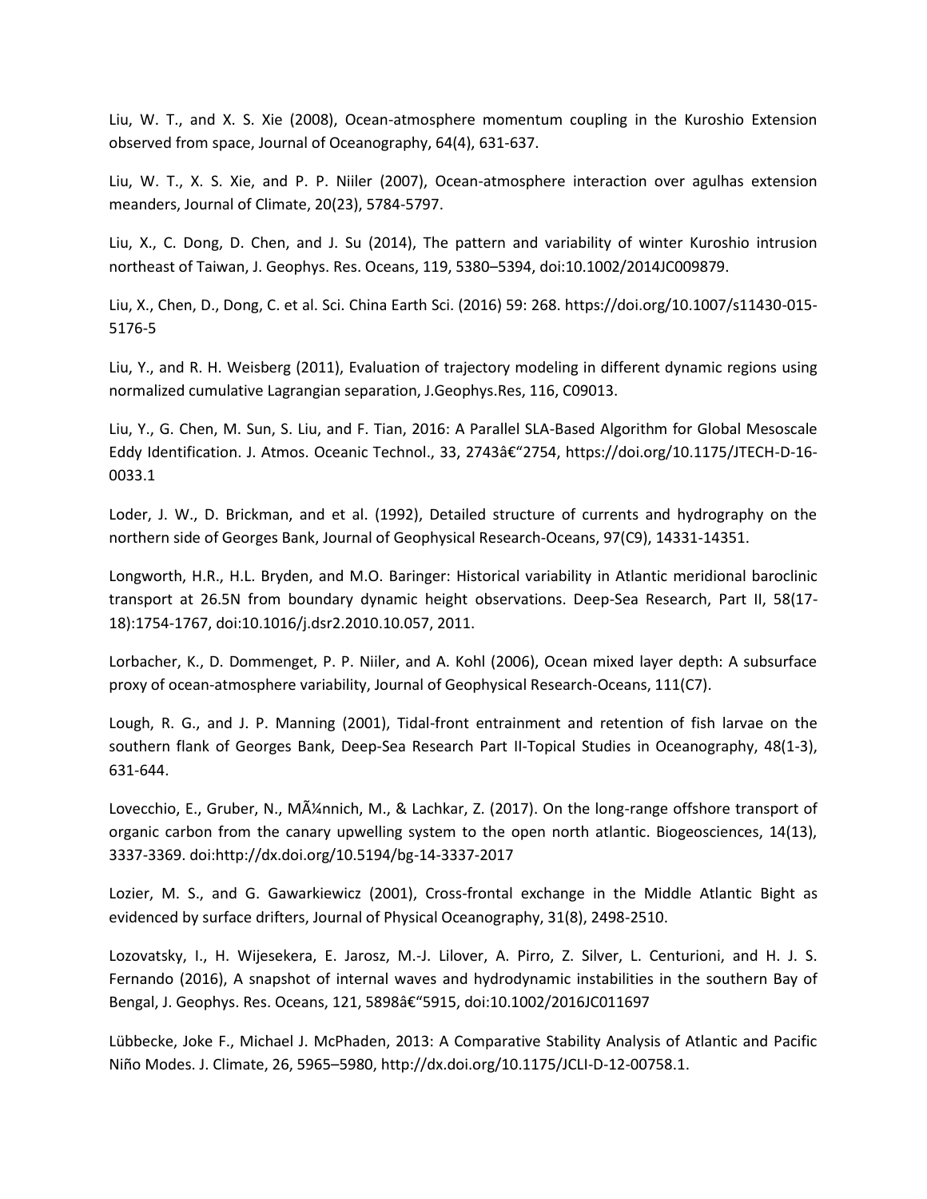Liu, W. T., and X. S. Xie (2008), Ocean-atmosphere momentum coupling in the Kuroshio Extension observed from space, Journal of Oceanography, 64(4), 631-637.

Liu, W. T., X. S. Xie, and P. P. Niiler (2007), Ocean-atmosphere interaction over agulhas extension meanders, Journal of Climate, 20(23), 5784-5797.

Liu, X., C. Dong, D. Chen, and J. Su (2014), The pattern and variability of winter Kuroshio intrusion northeast of Taiwan, J. Geophys. Res. Oceans, 119, 5380–5394, doi:10.1002/2014JC009879.

Liu, X., Chen, D., Dong, C. et al. Sci. China Earth Sci. (2016) 59: 268. https://doi.org/10.1007/s11430-015-5176-5

Liu, Y., and R. H. Weisberg (2011), Evaluation of trajectory modeling in different dynamic regions using normalized cumulative Lagrangian separation, J.Geophys.Res, 116, C09013.

Liu, Y., G. Chen, M. Sun, S. Liu, and F. Tian, 2016: A Parallel SLA-Based Algorithm for Global Mesoscale Eddy Identification. J. Atmos. Oceanic Technol., 33, 2743â€“2754, https://doi.org/10.1175/JTECH-D-16-0033.1

Loder, J. W., D. Brickman, and et al. (1992), Detailed structure of currents and hydrography on the northern side of Georges Bank, Journal of Geophysical Research-Oceans, 97(C9), 14331-14351.

Longworth, H.R., H.L. Bryden, and M.O. Baringer: Historical variability in Atlantic meridional baroclinic transport at 26.5N from boundary dynamic height observations. Deep-Sea Research, Part II, 58(17-18):1754-1767, doi:10.1016/j.dsr2.2010.10.057, 2011.

Lorbacher, K., D. Dommenget, P. P. Niiler, and A. Kohl (2006), Ocean mixed layer depth: A subsurface proxy of ocean-atmosphere variability, Journal of Geophysical Research-Oceans, 111(C7).

Lough, R. G., and J. P. Manning (2001), Tidal-front entrainment and retention of fish larvae on the southern flank of Georges Bank, Deep-Sea Research Part II-Topical Studies in Oceanography, 48(1-3), 631-644.

Lovecchio, E., Gruber, N., MÃ¼nnich, M., & Lachkar, Z. (2017). On the long-range offshore transport of organic carbon from the canary upwelling system to the open north atlantic. Biogeosciences, 14(13), 3337-3369. doi:http://dx.doi.org/10.5194/bg-14-3337-2017

Lozier, M. S., and G. Gawarkiewicz (2001), Cross-frontal exchange in the Middle Atlantic Bight as evidenced by surface drifters, Journal of Physical Oceanography, 31(8), 2498-2510.

Lozovatsky, I., H. Wijesekera, E. Jarosz, M.-J. Lilover, A. Pirro, Z. Silver, L. Centurioni, and H. J. S. Fernando (2016), A snapshot of internal waves and hydrodynamic instabilities in the southern Bay of Bengal, J. Geophys. Res. Oceans, 121, 5898â€“5915, doi:10.1002/2016JC011697

Lübbecke, Joke F., Michael J. McPhaden, 2013: A Comparative Stability Analysis of Atlantic and Pacific Niño Modes. J. Climate, 26, 5965–5980, http://dx.doi.org/10.1175/JCLI-D-12-00758.1.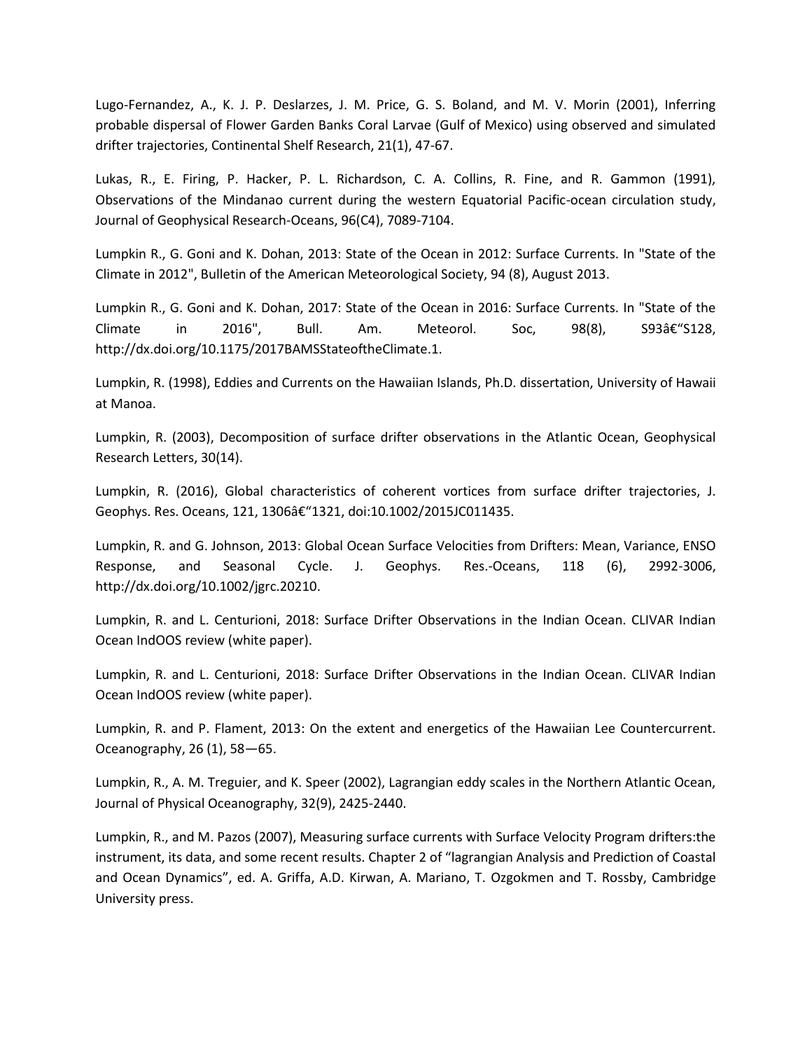Lugo-Fernandez, A., K. J. P. Deslarzes, J. M. Price, G. S. Boland, and M. V. Morin (2001), Inferring probable dispersal of Flower Garden Banks Coral Larvae (Gulf of Mexico) using observed and simulated drifter trajectories, Continental Shelf Research, 21(1), 47-67.

Lukas, R., E. Firing, P. Hacker, P. L. Richardson, C. A. Collins, R. Fine, and R. Gammon (1991), Observations of the Mindanao current during the western Equatorial Pacific-ocean circulation study, Journal of Geophysical Research-Oceans, 96(C4), 7089-7104.

Lumpkin R., G. Goni and K. Dohan, 2013: State of the Ocean in 2012: Surface Currents. In "State of the Climate in 2012", Bulletin of the American Meteorological Society, 94 (8), August 2013.

Lumpkin R., G. Goni and K. Dohan, 2017: State of the Ocean in 2016: Surface Currents. In "State of the Climate in 2016", Bull. Am. Meteorol. Soc, 98(8), S93â€"S128, http://dx.doi.org/10.1175/2017BAMSStateoftheClimate.1.

Lumpkin, R. (1998), Eddies and Currents on the Hawaiian Islands, Ph.D. dissertation, University of Hawaii at Manoa.

Lumpkin, R. (2003), Decomposition of surface drifter observations in the Atlantic Ocean, Geophysical Research Letters, 30(14).

Lumpkin, R. (2016), Global characteristics of coherent vortices from surface drifter trajectories, J. Geophys. Res. Oceans, 121, 1306â€"1321, doi:10.1002/2015JC011435.

Lumpkin, R. and G. Johnson, 2013: Global Ocean Surface Velocities from Drifters: Mean, Variance, ENSO Response, and Seasonal Cycle. J. Geophys. Res.-Oceans, 118 (6), 2992-3006, http://dx.doi.org/10.1002/jgrc.20210.

Lumpkin, R. and L. Centurioni, 2018: Surface Drifter Observations in the Indian Ocean. CLIVAR Indian Ocean IndOOS review (white paper).

Lumpkin, R. and L. Centurioni, 2018: Surface Drifter Observations in the Indian Ocean. CLIVAR Indian Ocean IndOOS review (white paper).

Lumpkin, R. and P. Flament, 2013: On the extent and energetics of the Hawaiian Lee Countercurrent. Oceanography, 26 (1), 58—65.

Lumpkin, R., A. M. Treguier, and K. Speer (2002), Lagrangian eddy scales in the Northern Atlantic Ocean, Journal of Physical Oceanography, 32(9), 2425-2440.

Lumpkin, R., and M. Pazos (2007), Measuring surface currents with Surface Velocity Program drifters:the instrument, its data, and some recent results. Chapter 2 of "lagrangian Analysis and Prediction of Coastal and Ocean Dynamics", ed. A. Griffa, A.D. Kirwan, A. Mariano, T. Ozgokmen and T. Rossby, Cambridge University press.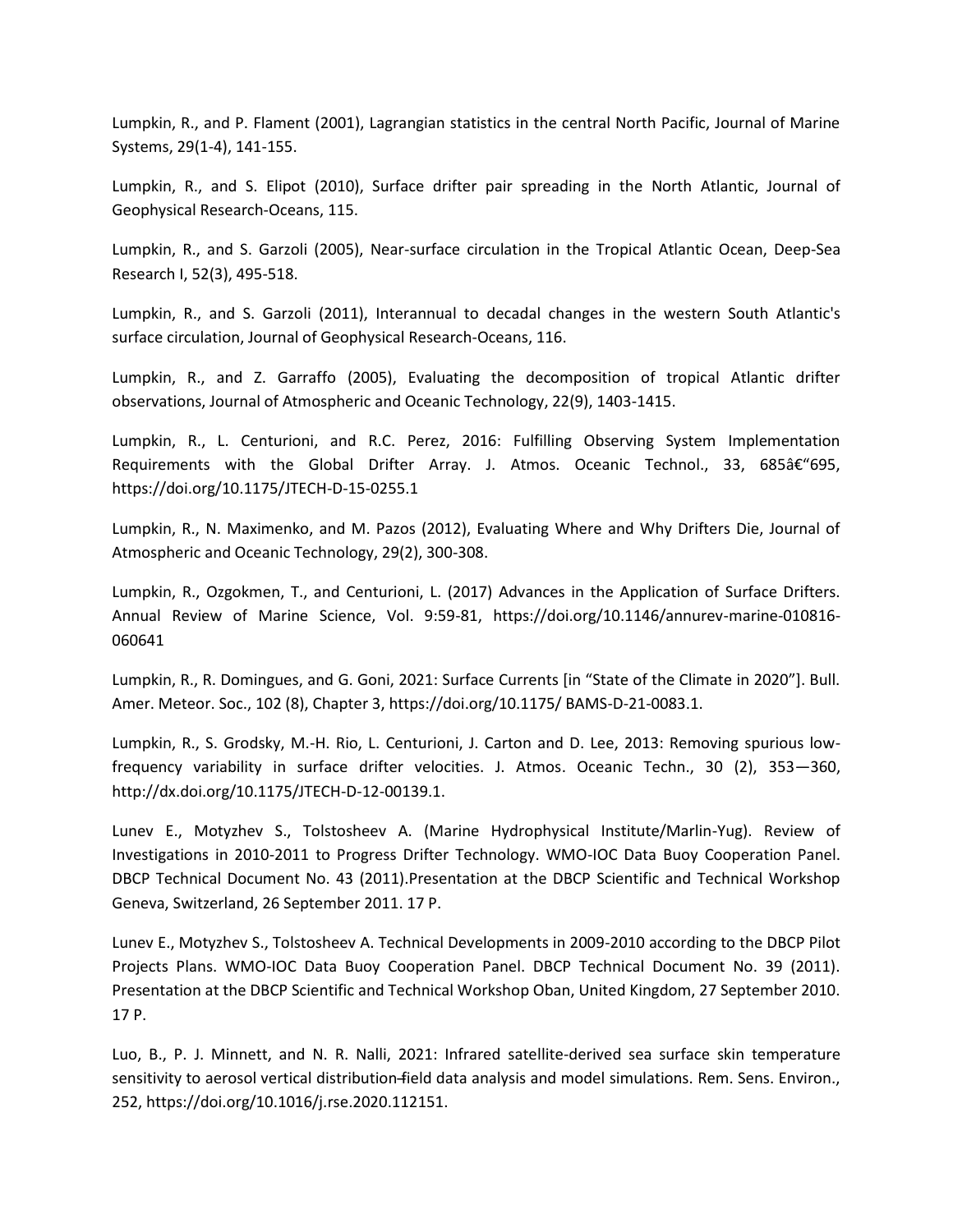Lumpkin, R., and P. Flament (2001), Lagrangian statistics in the central North Pacific, Journal of Marine Systems, 29(1-4), 141-155.

Lumpkin, R., and S. Elipot (2010), Surface drifter pair spreading in the North Atlantic, Journal of Geophysical Research-Oceans, 115.

Lumpkin, R., and S. Garzoli (2005), Near-surface circulation in the Tropical Atlantic Ocean, Deep-Sea Research I, 52(3), 495-518.

Lumpkin, R., and S. Garzoli (2011), Interannual to decadal changes in the western South Atlantic's surface circulation, Journal of Geophysical Research-Oceans, 116.

Lumpkin, R., and Z. Garraffo (2005), Evaluating the decomposition of tropical Atlantic drifter observations, Journal of Atmospheric and Oceanic Technology, 22(9), 1403-1415.

Lumpkin, R., L. Centurioni, and R.C. Perez, 2016: Fulfilling Observing System Implementation Requirements with the Global Drifter Array. J. Atmos. Oceanic Technol., 33, 685â€“695, https://doi.org/10.1175/JTECH-D-15-0255.1

Lumpkin, R., N. Maximenko, and M. Pazos (2012), Evaluating Where and Why Drifters Die, Journal of Atmospheric and Oceanic Technology, 29(2), 300-308.

Lumpkin, R., Ozgokmen, T., and Centurioni, L. (2017) Advances in the Application of Surface Drifters. Annual Review of Marine Science, Vol. 9:59-81, https://doi.org/10.1146/annurev-marine-010816-060641

Lumpkin, R., R. Domingues, and G. Goni, 2021: Surface Currents [in "State of the Climate in 2020"]. Bull. Amer. Meteor. Soc., 102 (8), Chapter 3, https://doi.org/10.1175/ BAMS-D-21-0083.1.

Lumpkin, R., S. Grodsky, M.-H. Rio, L. Centurioni, J. Carton and D. Lee, 2013: Removing spurious low-frequency variability in surface drifter velocities. J. Atmos. Oceanic Techn., 30 (2), 353—360, http://dx.doi.org/10.1175/JTECH-D-12-00139.1.

Lunev E., Motyzhev S., Tolstosheev A. (Marine Hydrophysical Institute/Marlin-Yug). Review of Investigations in 2010-2011 to Progress Drifter Technology. WMO-IOC Data Buoy Cooperation Panel. DBCP Technical Document No. 43 (2011).Presentation at the DBCP Scientific and Technical Workshop Geneva, Switzerland, 26 September 2011. 17 P.

Lunev E., Motyzhev S., Tolstosheev A. Technical Developments in 2009-2010 according to the DBCP Pilot Projects Plans. WMO-IOC Data Buoy Cooperation Panel. DBCP Technical Document No. 39 (2011). Presentation at the DBCP Scientific and Technical Workshop Oban, United Kingdom, 27 September 2010. 17 P.

Luo, B., P. J. Minnett, and N. R. Nalli, 2021: Infrared satellite-derived sea surface skin temperature sensitivity to aerosol vertical distribution‐field data analysis and model simulations. Rem. Sens. Environ., 252, https://doi.org/10.1016/j.rse.2020.112151.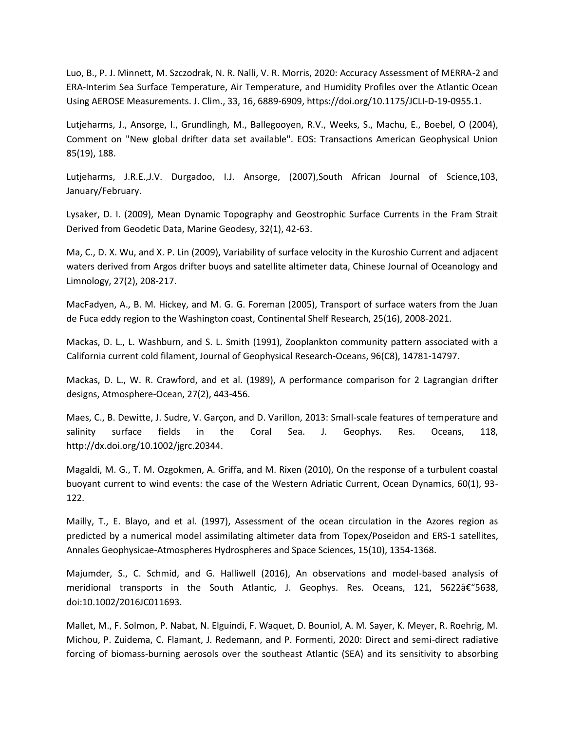Luo, B., P. J. Minnett, M. Szczodrak, N. R. Nalli, V. R. Morris, 2020: Accuracy Assessment of MERRA-2 and ERA-Interim Sea Surface Temperature, Air Temperature, and Humidity Profiles over the Atlantic Ocean Using AEROSE Measurements. J. Clim., 33, 16, 6889-6909, https://doi.org/10.1175/JCLI-D-19-0955.1.

Lutjeharms, J., Ansorge, I., Grundlingh, M., Ballegooyen, R.V., Weeks, S., Machu, E., Boebel, O (2004), Comment on "New global drifter data set available". EOS: Transactions American Geophysical Union 85(19), 188.

Lutjeharms, J.R.E.,J.V. Durgadoo, I.J. Ansorge, (2007),South African Journal of Science,103, January/February.

Lysaker, D. I. (2009), Mean Dynamic Topography and Geostrophic Surface Currents in the Fram Strait Derived from Geodetic Data, Marine Geodesy, 32(1), 42-63.

Ma, C., D. X. Wu, and X. P. Lin (2009), Variability of surface velocity in the Kuroshio Current and adjacent waters derived from Argos drifter buoys and satellite altimeter data, Chinese Journal of Oceanology and Limnology, 27(2), 208-217.

MacFadyen, A., B. M. Hickey, and M. G. G. Foreman (2005), Transport of surface waters from the Juan de Fuca eddy region to the Washington coast, Continental Shelf Research, 25(16), 2008-2021.

Mackas, D. L., L. Washburn, and S. L. Smith (1991), Zooplankton community pattern associated with a California current cold filament, Journal of Geophysical Research-Oceans, 96(C8), 14781-14797.

Mackas, D. L., W. R. Crawford, and et al. (1989), A performance comparison for 2 Lagrangian drifter designs, Atmosphere-Ocean, 27(2), 443-456.

Maes, C., B. Dewitte, J. Sudre, V. Garçon, and D. Varillon, 2013: Small-scale features of temperature and salinity surface fields in the Coral Sea. J. Geophys. Res. Oceans, 118, http://dx.doi.org/10.1002/jgrc.20344.

Magaldi, M. G., T. M. Ozgokmen, A. Griffa, and M. Rixen (2010), On the response of a turbulent coastal buoyant current to wind events: the case of the Western Adriatic Current, Ocean Dynamics, 60(1), 93-122.

Mailly, T., E. Blayo, and et al. (1997), Assessment of the ocean circulation in the Azores region as predicted by a numerical model assimilating altimeter data from Topex/Poseidon and ERS-1 satellites, Annales Geophysicae-Atmospheres Hydrospheres and Space Sciences, 15(10), 1354-1368.

Majumder, S., C. Schmid, and G. Halliwell (2016), An observations and model-based analysis of meridional transports in the South Atlantic, J. Geophys. Res. Oceans, 121, 5622â€“5638, doi:10.1002/2016JC011693.

Mallet, M., F. Solmon, P. Nabat, N. Elguindi, F. Waquet, D. Bouniol, A. M. Sayer, K. Meyer, R. Roehrig, M. Michou, P. Zuidema, C. Flamant, J. Redemann, and P. Formenti, 2020: Direct and semi-direct radiative forcing of biomass-burning aerosols over the southeast Atlantic (SEA) and its sensitivity to absorbing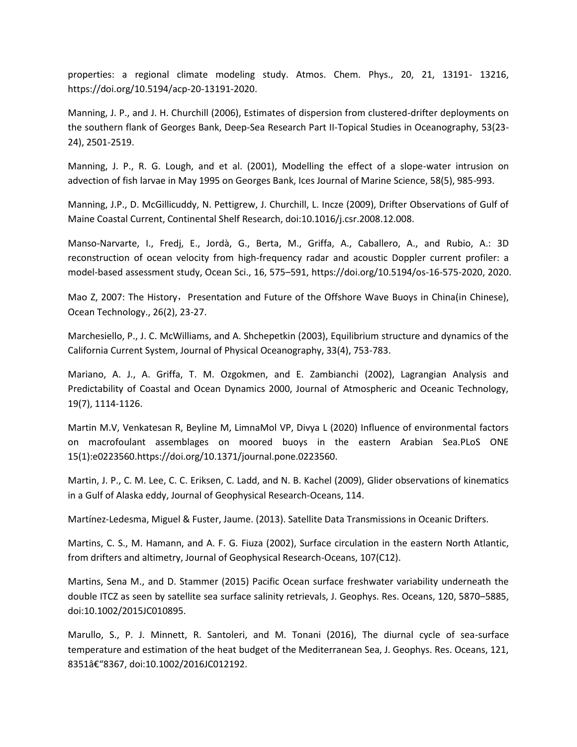properties: a regional climate modeling study. Atmos. Chem. Phys., 20, 21, 13191- 13216, https://doi.org/10.5194/acp-20-13191-2020.

Manning, J. P., and J. H. Churchill (2006), Estimates of dispersion from clustered-drifter deployments on the southern flank of Georges Bank, Deep-Sea Research Part II-Topical Studies in Oceanography, 53(23-24), 2501-2519.

Manning, J. P., R. G. Lough, and et al. (2001), Modelling the effect of a slope-water intrusion on advection of fish larvae in May 1995 on Georges Bank, Ices Journal of Marine Science, 58(5), 985-993.

Manning, J.P., D. McGillicuddy, N. Pettigrew, J. Churchill, L. Incze (2009), Drifter Observations of Gulf of Maine Coastal Current, Continental Shelf Research, doi:10.1016/j.csr.2008.12.008.

Manso-Narvarte, I., Fredj, E., Jordà, G., Berta, M., Griffa, A., Caballero, A., and Rubio, A.: 3D reconstruction of ocean velocity from high-frequency radar and acoustic Doppler current profiler: a model-based assessment study, Ocean Sci., 16, 575–591, https://doi.org/10.5194/os-16-575-2020, 2020.

Mao Z, 2007: The History，Presentation and Future of the Offshore Wave Buoys in China(in Chinese), Ocean Technology., 26(2), 23-27.

Marchesiello, P., J. C. McWilliams, and A. Shchepetkin (2003), Equilibrium structure and dynamics of the California Current System, Journal of Physical Oceanography, 33(4), 753-783.

Mariano, A. J., A. Griffa, T. M. Ozgokmen, and E. Zambianchi (2002), Lagrangian Analysis and Predictability of Coastal and Ocean Dynamics 2000, Journal of Atmospheric and Oceanic Technology, 19(7), 1114-1126.

Martin M.V, Venkatesan R, Beyline M, LimnaMol VP, Divya L (2020) Influence of environmental factors on macrofoulant assemblages on moored buoys in the eastern Arabian Sea.PLoS ONE 15(1):e0223560.https://doi.org/10.1371/journal.pone.0223560.

Martin, J. P., C. M. Lee, C. C. Eriksen, C. Ladd, and N. B. Kachel (2009), Glider observations of kinematics in a Gulf of Alaska eddy, Journal of Geophysical Research-Oceans, 114.

Martínez-Ledesma, Miguel & Fuster, Jaume. (2013). Satellite Data Transmissions in Oceanic Drifters.

Martins, C. S., M. Hamann, and A. F. G. Fiuza (2002), Surface circulation in the eastern North Atlantic, from drifters and altimetry, Journal of Geophysical Research-Oceans, 107(C12).

Martins, Sena M., and D. Stammer (2015) Pacific Ocean surface freshwater variability underneath the double ITCZ as seen by satellite sea surface salinity retrievals, J. Geophys. Res. Oceans, 120, 5870–5885, doi:10.1002/2015JC010895.

Marullo, S., P. J. Minnett, R. Santoleri, and M. Tonani (2016), The diurnal cycle of sea-surface temperature and estimation of the heat budget of the Mediterranean Sea, J. Geophys. Res. Oceans, 121, 8351â€“8367, doi:10.1002/2016JC012192.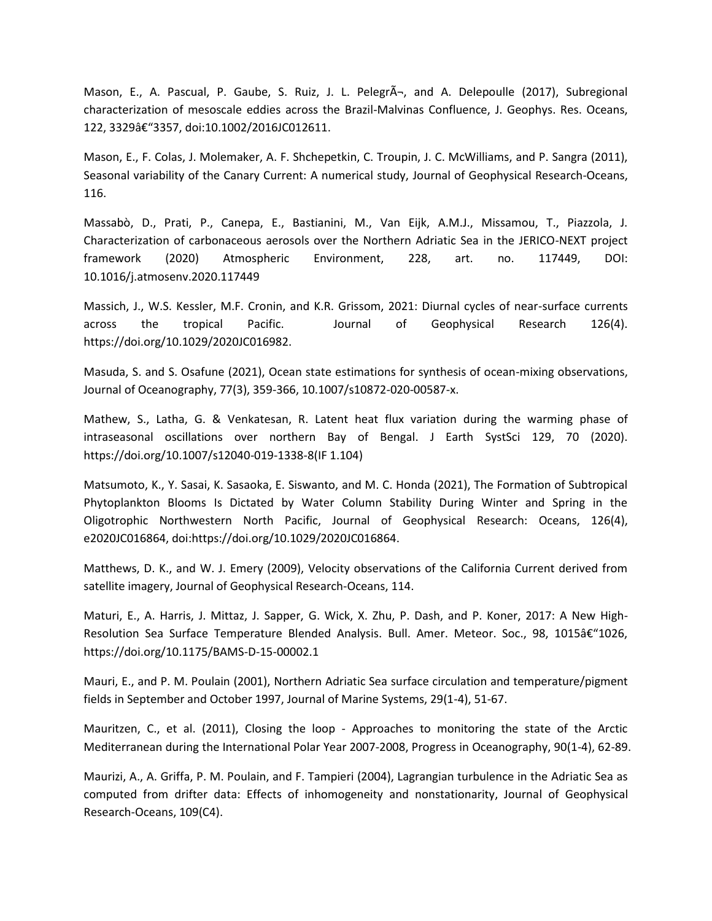Mason, E., A. Pascual, P. Gaube, S. Ruiz, J. L. PelegrÃ¬, and A. Delepoulle (2017), Subregional characterization of mesoscale eddies across the Brazil-Malvinas Confluence, J. Geophys. Res. Oceans, 122, 3329â€“3357, doi:10.1002/2016JC012611.

Mason, E., F. Colas, J. Molemaker, A. F. Shchepetkin, C. Troupin, J. C. McWilliams, and P. Sangra (2011), Seasonal variability of the Canary Current: A numerical study, Journal of Geophysical Research-Oceans, 116.

Massabò, D., Prati, P., Canepa, E., Bastianini, M., Van Eijk, A.M.J., Missamou, T., Piazzola, J. Characterization of carbonaceous aerosols over the Northern Adriatic Sea in the JERICO-NEXT project framework (2020) Atmospheric Environment, 228, art. no. 117449, DOI: 10.1016/j.atmosenv.2020.117449

Massich, J., W.S. Kessler, M.F. Cronin, and K.R. Grissom, 2021: Diurnal cycles of near-surface currents across the tropical Pacific. Journal of Geophysical Research 126(4). https://doi.org/10.1029/2020JC016982.

Masuda, S. and S. Osafune (2021), Ocean state estimations for synthesis of ocean-mixing observations, Journal of Oceanography, 77(3), 359-366, 10.1007/s10872-020-00587-x.

Mathew, S., Latha, G. & Venkatesan, R. Latent heat flux variation during the warming phase of intraseasonal oscillations over northern Bay of Bengal. J Earth SystSci 129, 70 (2020). https://doi.org/10.1007/s12040-019-1338-8(IF 1.104)

Matsumoto, K., Y. Sasai, K. Sasaoka, E. Siswanto, and M. C. Honda (2021), The Formation of Subtropical Phytoplankton Blooms Is Dictated by Water Column Stability During Winter and Spring in the Oligotrophic Northwestern North Pacific, Journal of Geophysical Research: Oceans, 126(4), e2020JC016864, doi:https://doi.org/10.1029/2020JC016864.

Matthews, D. K., and W. J. Emery (2009), Velocity observations of the California Current derived from satellite imagery, Journal of Geophysical Research-Oceans, 114.

Maturi, E., A. Harris, J. Mittaz, J. Sapper, G. Wick, X. Zhu, P. Dash, and P. Koner, 2017: A New High-Resolution Sea Surface Temperature Blended Analysis. Bull. Amer. Meteor. Soc., 98, 1015â€“1026, https://doi.org/10.1175/BAMS-D-15-00002.1

Mauri, E., and P. M. Poulain (2001), Northern Adriatic Sea surface circulation and temperature/pigment fields in September and October 1997, Journal of Marine Systems, 29(1-4), 51-67.

Mauritzen, C., et al. (2011), Closing the loop - Approaches to monitoring the state of the Arctic Mediterranean during the International Polar Year 2007-2008, Progress in Oceanography, 90(1-4), 62-89.

Maurizi, A., A. Griffa, P. M. Poulain, and F. Tampieri (2004), Lagrangian turbulence in the Adriatic Sea as computed from drifter data: Effects of inhomogeneity and nonstationarity, Journal of Geophysical Research-Oceans, 109(C4).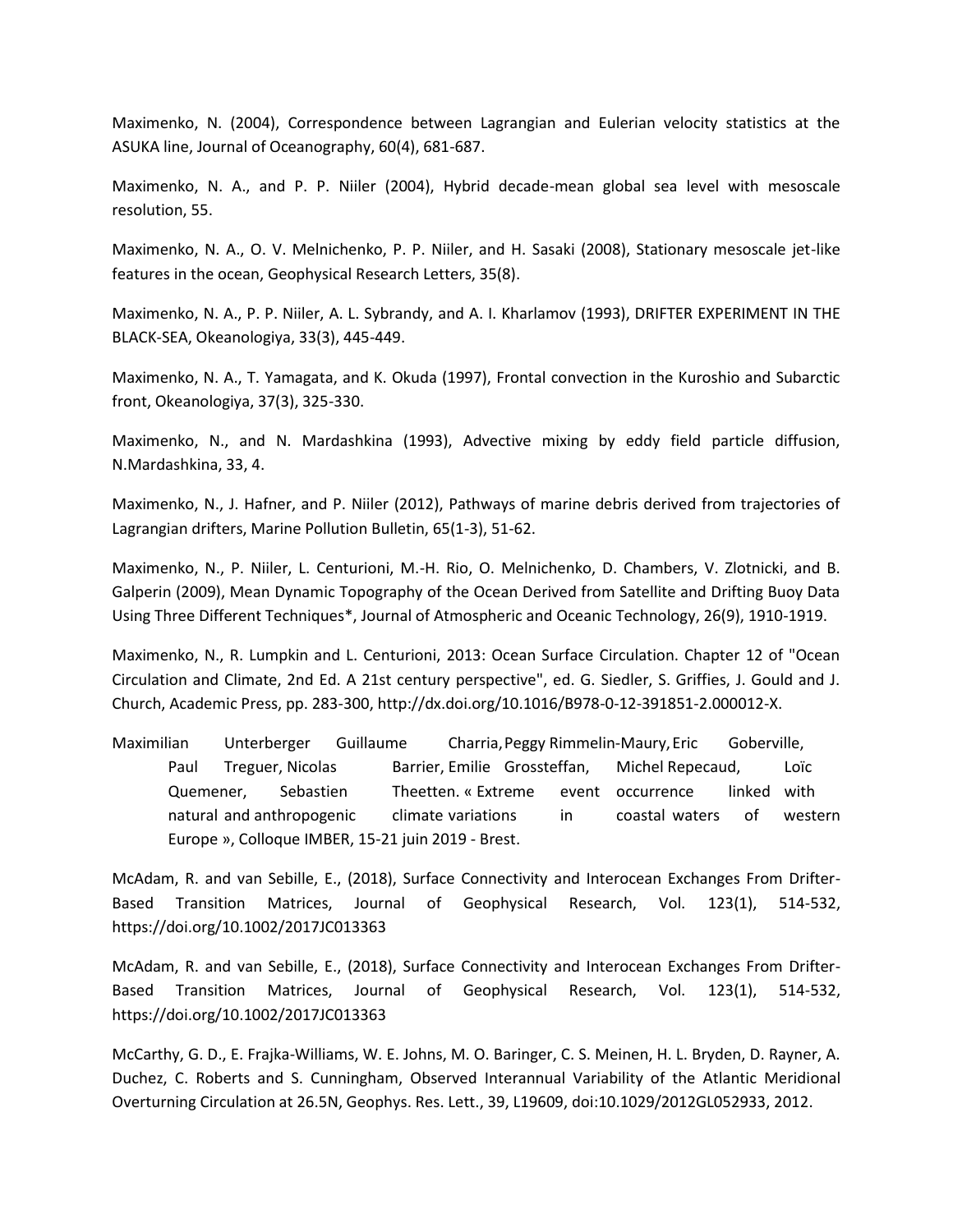Maximenko, N. (2004), Correspondence between Lagrangian and Eulerian velocity statistics at the ASUKA line, Journal of Oceanography, 60(4), 681-687.

Maximenko, N. A., and P. P. Niiler (2004), Hybrid decade-mean global sea level with mesoscale resolution, 55.

Maximenko, N. A., O. V. Melnichenko, P. P. Niiler, and H. Sasaki (2008), Stationary mesoscale jet-like features in the ocean, Geophysical Research Letters, 35(8).

Maximenko, N. A., P. P. Niiler, A. L. Sybrandy, and A. I. Kharlamov (1993), DRIFTER EXPERIMENT IN THE BLACK-SEA, Okeanologiya, 33(3), 445-449.

Maximenko, N. A., T. Yamagata, and K. Okuda (1997), Frontal convection in the Kuroshio and Subarctic front, Okeanologiya, 37(3), 325-330.

Maximenko, N., and N. Mardashkina (1993), Advective mixing by eddy field particle diffusion, N.Mardashkina, 33, 4.

Maximenko, N., J. Hafner, and P. Niiler (2012), Pathways of marine debris derived from trajectories of Lagrangian drifters, Marine Pollution Bulletin, 65(1-3), 51-62.

Maximenko, N., P. Niiler, L. Centurioni, M.-H. Rio, O. Melnichenko, D. Chambers, V. Zlotnicki, and B. Galperin (2009), Mean Dynamic Topography of the Ocean Derived from Satellite and Drifting Buoy Data Using Three Different Techniques*, Journal of Atmospheric and Oceanic Technology, 26(9), 1910-1919.

Maximenko, N., R. Lumpkin and L. Centurioni, 2013: Ocean Surface Circulation. Chapter 12 of "Ocean Circulation and Climate, 2nd Ed. A 21st century perspective", ed. G. Siedler, S. Griffies, J. Gould and J. Church, Academic Press, pp. 283-300, http://dx.doi.org/10.1016/B978-0-12-391851-2.000012-X.

Maximilian Unterberger Guillaume Charria, Peggy Rimmelin-Maury, Eric Goberville, Paul Treguer, Nicolas Barrier, Emilie Grossteffan, Michel Repecaud, Loïc Quemener, Sebastien Theetten. « Extreme event occurrence linked with natural and anthropogenic climate variations in coastal waters of western Europe », Colloque IMBER, 15-21 juin 2019 - Brest.

McAdam, R. and van Sebille, E., (2018), Surface Connectivity and Interocean Exchanges From Drifter-Based Transition Matrices, Journal of Geophysical Research, Vol. 123(1), 514-532, https://doi.org/10.1002/2017JC013363

McAdam, R. and van Sebille, E., (2018), Surface Connectivity and Interocean Exchanges From Drifter-Based Transition Matrices, Journal of Geophysical Research, Vol. 123(1), 514-532, https://doi.org/10.1002/2017JC013363

McCarthy, G. D., E. Frajka-Williams, W. E. Johns, M. O. Baringer, C. S. Meinen, H. L. Bryden, D. Rayner, A. Duchez, C. Roberts and S. Cunningham, Observed Interannual Variability of the Atlantic Meridional Overturning Circulation at 26.5N, Geophys. Res. Lett., 39, L19609, doi:10.1029/2012GL052933, 2012.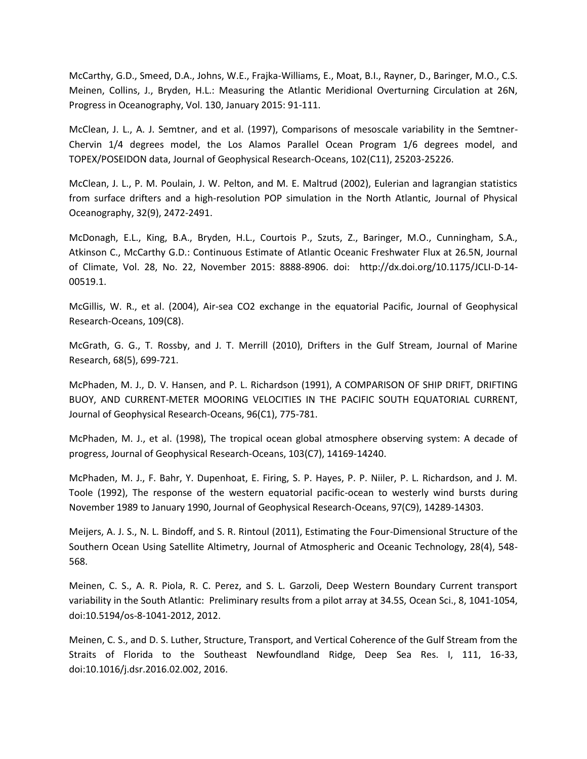McCarthy, G.D., Smeed, D.A., Johns, W.E., Frajka-Williams, E., Moat, B.I., Rayner, D., Baringer, M.O., C.S. Meinen, Collins, J., Bryden, H.L.: Measuring the Atlantic Meridional Overturning Circulation at 26N, Progress in Oceanography, Vol. 130, January 2015: 91-111.

McClean, J. L., A. J. Semtner, and et al. (1997), Comparisons of mesoscale variability in the Semtner-Chervin 1/4 degrees model, the Los Alamos Parallel Ocean Program 1/6 degrees model, and TOPEX/POSEIDON data, Journal of Geophysical Research-Oceans, 102(C11), 25203-25226.

McClean, J. L., P. M. Poulain, J. W. Pelton, and M. E. Maltrud (2002), Eulerian and lagrangian statistics from surface drifters and a high-resolution POP simulation in the North Atlantic, Journal of Physical Oceanography, 32(9), 2472-2491.

McDonagh, E.L., King, B.A., Bryden, H.L., Courtois P., Szuts, Z., Baringer, M.O., Cunningham, S.A., Atkinson C., McCarthy G.D.: Continuous Estimate of Atlantic Oceanic Freshwater Flux at 26.5N, Journal of Climate, Vol. 28, No. 22, November 2015: 8888-8906. doi: http://dx.doi.org/10.1175/JCLI-D-14-00519.1.

McGillis, W. R., et al. (2004), Air-sea CO2 exchange in the equatorial Pacific, Journal of Geophysical Research-Oceans, 109(C8).

McGrath, G. G., T. Rossby, and J. T. Merrill (2010), Drifters in the Gulf Stream, Journal of Marine Research, 68(5), 699-721.

McPhaden, M. J., D. V. Hansen, and P. L. Richardson (1991), A COMPARISON OF SHIP DRIFT, DRIFTING BUOY, AND CURRENT-METER MOORING VELOCITIES IN THE PACIFIC SOUTH EQUATORIAL CURRENT, Journal of Geophysical Research-Oceans, 96(C1), 775-781.

McPhaden, M. J., et al. (1998), The tropical ocean global atmosphere observing system: A decade of progress, Journal of Geophysical Research-Oceans, 103(C7), 14169-14240.

McPhaden, M. J., F. Bahr, Y. Dupenhoat, E. Firing, S. P. Hayes, P. P. Niiler, P. L. Richardson, and J. M. Toole (1992), The response of the western equatorial pacific-ocean to westerly wind bursts during November 1989 to January 1990, Journal of Geophysical Research-Oceans, 97(C9), 14289-14303.

Meijers, A. J. S., N. L. Bindoff, and S. R. Rintoul (2011), Estimating the Four-Dimensional Structure of the Southern Ocean Using Satellite Altimetry, Journal of Atmospheric and Oceanic Technology, 28(4), 548-568.

Meinen, C. S., A. R. Piola, R. C. Perez, and S. L. Garzoli, Deep Western Boundary Current transport variability in the South Atlantic: Preliminary results from a pilot array at 34.5S, Ocean Sci., 8, 1041-1054, doi:10.5194/os-8-1041-2012, 2012.

Meinen, C. S., and D. S. Luther, Structure, Transport, and Vertical Coherence of the Gulf Stream from the Straits of Florida to the Southeast Newfoundland Ridge, Deep Sea Res. I, 111, 16-33, doi:10.1016/j.dsr.2016.02.002, 2016.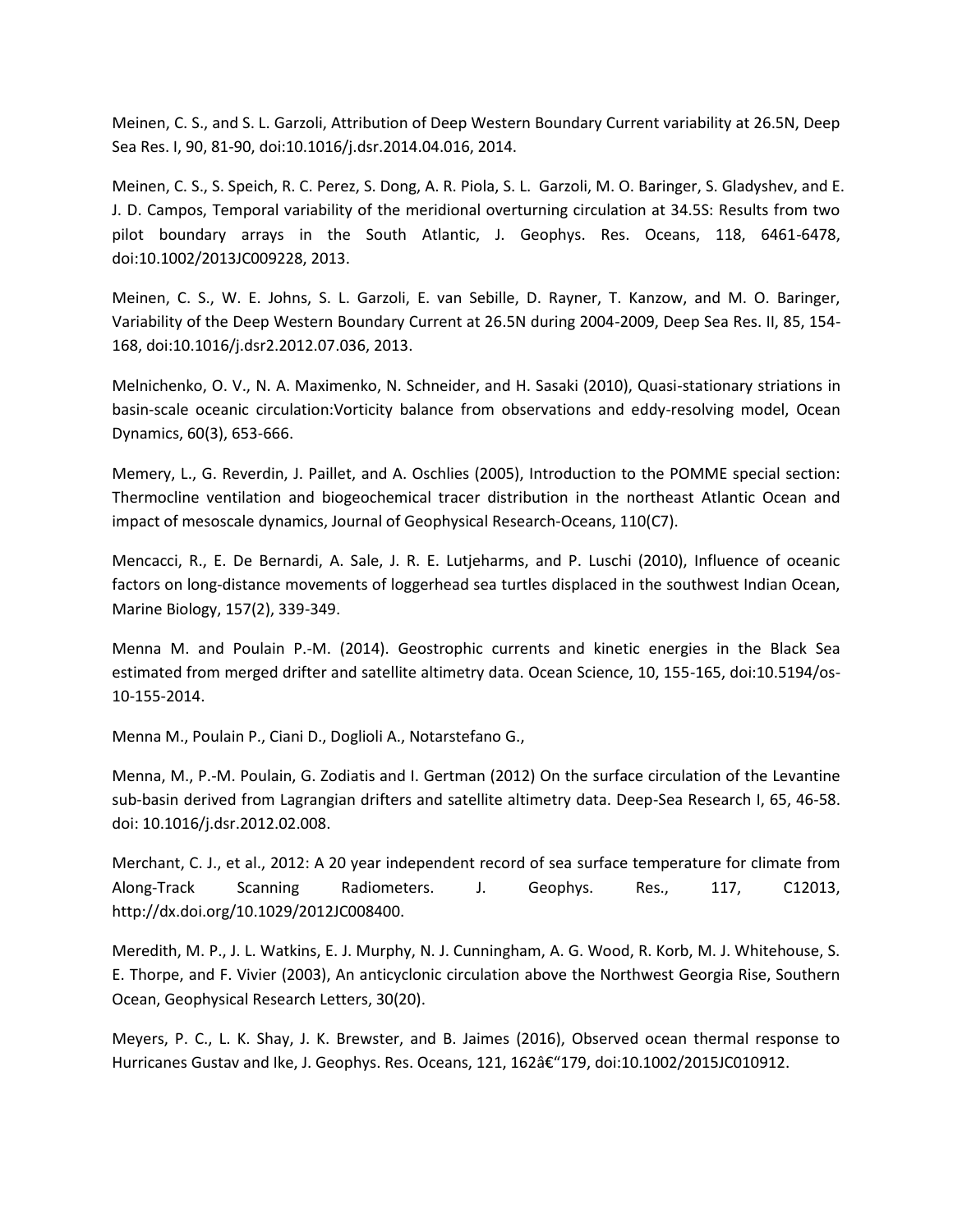Meinen, C. S., and S. L. Garzoli, Attribution of Deep Western Boundary Current variability at 26.5N, Deep Sea Res. I, 90, 81-90, doi:10.1016/j.dsr.2014.04.016, 2014.

Meinen, C. S., S. Speich, R. C. Perez, S. Dong, A. R. Piola, S. L. Garzoli, M. O. Baringer, S. Gladyshev, and E. J. D. Campos, Temporal variability of the meridional overturning circulation at 34.5S: Results from two pilot boundary arrays in the South Atlantic, J. Geophys. Res. Oceans, 118, 6461-6478, doi:10.1002/2013JC009228, 2013.

Meinen, C. S., W. E. Johns, S. L. Garzoli, E. van Sebille, D. Rayner, T. Kanzow, and M. O. Baringer, Variability of the Deep Western Boundary Current at 26.5N during 2004-2009, Deep Sea Res. II, 85, 154-168, doi:10.1016/j.dsr2.2012.07.036, 2013.

Melnichenko, O. V., N. A. Maximenko, N. Schneider, and H. Sasaki (2010), Quasi-stationary striations in basin-scale oceanic circulation:Vorticity balance from observations and eddy-resolving model, Ocean Dynamics, 60(3), 653-666.

Memery, L., G. Reverdin, J. Paillet, and A. Oschlies (2005), Introduction to the POMME special section: Thermocline ventilation and biogeochemical tracer distribution in the northeast Atlantic Ocean and impact of mesoscale dynamics, Journal of Geophysical Research-Oceans, 110(C7).

Mencacci, R., E. De Bernardi, A. Sale, J. R. E. Lutjeharms, and P. Luschi (2010), Influence of oceanic factors on long-distance movements of loggerhead sea turtles displaced in the southwest Indian Ocean, Marine Biology, 157(2), 339-349.

Menna M. and Poulain P.-M. (2014). Geostrophic currents and kinetic energies in the Black Sea estimated from merged drifter and satellite altimetry data. Ocean Science, 10, 155-165, doi:10.5194/os-10-155-2014.

Menna M., Poulain P., Ciani D., Doglioli A., Notarstefano G.,

Menna, M., P.-M. Poulain, G. Zodiatis and I. Gertman (2012) On the surface circulation of the Levantine sub-basin derived from Lagrangian drifters and satellite altimetry data. Deep-Sea Research I, 65, 46-58. doi: 10.1016/j.dsr.2012.02.008.

Merchant, C. J., et al., 2012: A 20 year independent record of sea surface temperature for climate from Along-Track Scanning Radiometers. J. Geophys. Res., 117, C12013, http://dx.doi.org/10.1029/2012JC008400.

Meredith, M. P., J. L. Watkins, E. J. Murphy, N. J. Cunningham, A. G. Wood, R. Korb, M. J. Whitehouse, S. E. Thorpe, and F. Vivier (2003), An anticyclonic circulation above the Northwest Georgia Rise, Southern Ocean, Geophysical Research Letters, 30(20).

Meyers, P. C., L. K. Shay, J. K. Brewster, and B. Jaimes (2016), Observed ocean thermal response to Hurricanes Gustav and Ike, J. Geophys. Res. Oceans, 121, 162â€“179, doi:10.1002/2015JC010912.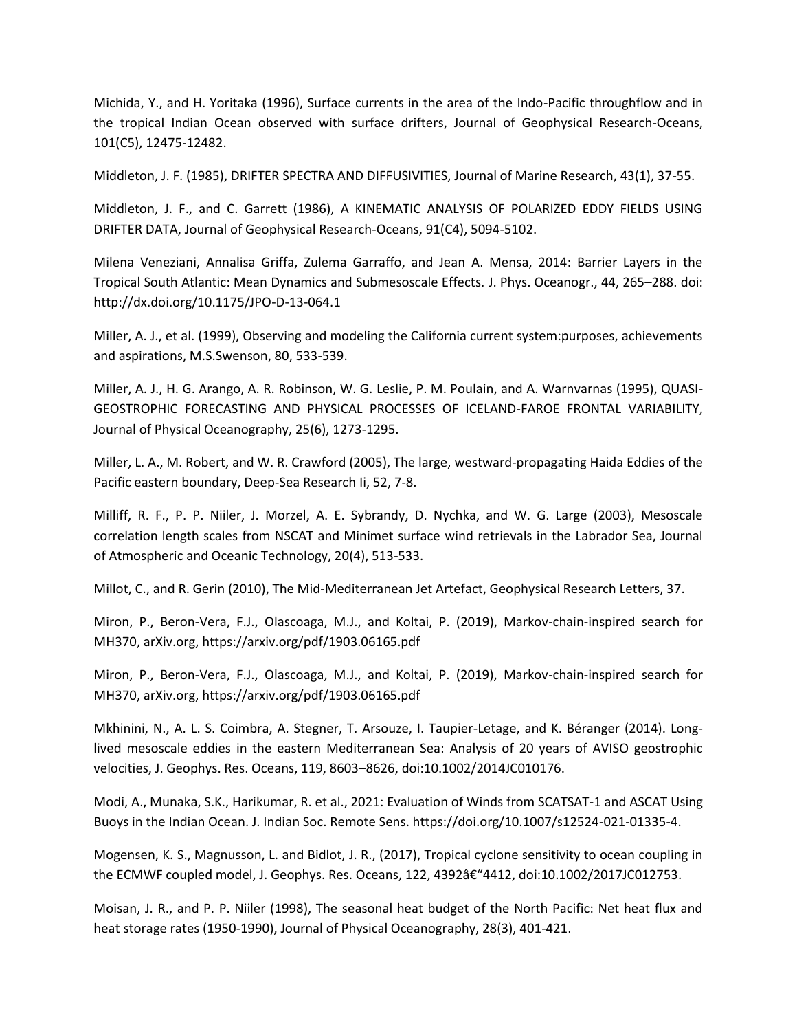Michida, Y., and H. Yoritaka (1996), Surface currents in the area of the Indo-Pacific throughflow and in the tropical Indian Ocean observed with surface drifters, Journal of Geophysical Research-Oceans, 101(C5), 12475-12482.

Middleton, J. F. (1985), DRIFTER SPECTRA AND DIFFUSIVITIES, Journal of Marine Research, 43(1), 37-55.

Middleton, J. F., and C. Garrett (1986), A KINEMATIC ANALYSIS OF POLARIZED EDDY FIELDS USING DRIFTER DATA, Journal of Geophysical Research-Oceans, 91(C4), 5094-5102.

Milena Veneziani, Annalisa Griffa, Zulema Garraffo, and Jean A. Mensa, 2014: Barrier Layers in the Tropical South Atlantic: Mean Dynamics and Submesoscale Effects. J. Phys. Oceanogr., 44, 265–288. doi: http://dx.doi.org/10.1175/JPO-D-13-064.1

Miller, A. J., et al. (1999), Observing and modeling the California current system:purposes, achievements and aspirations, M.S.Swenson, 80, 533-539.

Miller, A. J., H. G. Arango, A. R. Robinson, W. G. Leslie, P. M. Poulain, and A. Warnvarnas (1995), QUASI-GEOSTROPHIC FORECASTING AND PHYSICAL PROCESSES OF ICELAND-FAROE FRONTAL VARIABILITY, Journal of Physical Oceanography, 25(6), 1273-1295.

Miller, L. A., M. Robert, and W. R. Crawford (2005), The large, westward-propagating Haida Eddies of the Pacific eastern boundary, Deep-Sea Research Ii, 52, 7-8.

Milliff, R. F., P. P. Niiler, J. Morzel, A. E. Sybrandy, D. Nychka, and W. G. Large (2003), Mesoscale correlation length scales from NSCAT and Minimet surface wind retrievals in the Labrador Sea, Journal of Atmospheric and Oceanic Technology, 20(4), 513-533.

Millot, C., and R. Gerin (2010), The Mid-Mediterranean Jet Artefact, Geophysical Research Letters, 37.

Miron, P., Beron-Vera, F.J., Olascoaga, M.J., and Koltai, P. (2019), Markov-chain-inspired search for MH370, arXiv.org, https://arxiv.org/pdf/1903.06165.pdf

Miron, P., Beron-Vera, F.J., Olascoaga, M.J., and Koltai, P. (2019), Markov-chain-inspired search for MH370, arXiv.org, https://arxiv.org/pdf/1903.06165.pdf

Mkhinini, N., A. L. S. Coimbra, A. Stegner, T. Arsouze, I. Taupier-Letage, and K. Béranger (2014). Long-lived mesoscale eddies in the eastern Mediterranean Sea: Analysis of 20 years of AVISO geostrophic velocities, J. Geophys. Res. Oceans, 119, 8603–8626, doi:10.1002/2014JC010176.

Modi, A., Munaka, S.K., Harikumar, R. et al., 2021: Evaluation of Winds from SCATSAT-1 and ASCAT Using Buoys in the Indian Ocean. J. Indian Soc. Remote Sens. https://doi.org/10.1007/s12524-021-01335-4.

Mogensen, K. S., Magnusson, L. and Bidlot, J. R., (2017), Tropical cyclone sensitivity to ocean coupling in the ECMWF coupled model, J. Geophys. Res. Oceans, 122, 4392â€“4412, doi:10.1002/2017JC012753.

Moisan, J. R., and P. P. Niiler (1998), The seasonal heat budget of the North Pacific: Net heat flux and heat storage rates (1950-1990), Journal of Physical Oceanography, 28(3), 401-421.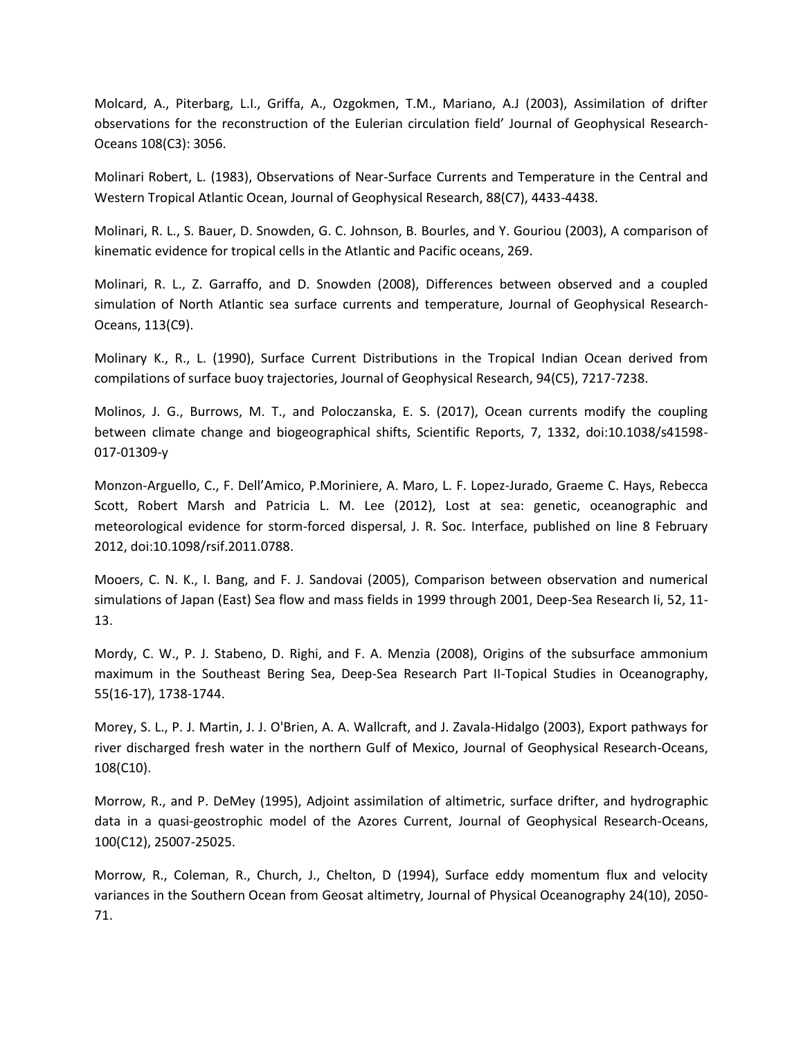Molcard, A., Piterbarg, L.I., Griffa, A., Ozgokmen, T.M., Mariano, A.J (2003), Assimilation of drifter observations for the reconstruction of the Eulerian circulation field' Journal of Geophysical Research-Oceans 108(C3): 3056.

Molinari Robert, L. (1983), Observations of Near-Surface Currents and Temperature in the Central and Western Tropical Atlantic Ocean, Journal of Geophysical Research, 88(C7), 4433-4438.

Molinari, R. L., S. Bauer, D. Snowden, G. C. Johnson, B. Bourles, and Y. Gouriou (2003), A comparison of kinematic evidence for tropical cells in the Atlantic and Pacific oceans, 269.

Molinari, R. L., Z. Garraffo, and D. Snowden (2008), Differences between observed and a coupled simulation of North Atlantic sea surface currents and temperature, Journal of Geophysical Research-Oceans, 113(C9).

Molinary K., R., L. (1990), Surface Current Distributions in the Tropical Indian Ocean derived from compilations of surface buoy trajectories, Journal of Geophysical Research, 94(C5), 7217-7238.

Molinos, J. G., Burrows, M. T., and Poloczanska, E. S. (2017), Ocean currents modify the coupling between climate change and biogeographical shifts, Scientific Reports, 7, 1332, doi:10.1038/s41598-017-01309-y

Monzon-Arguello, C., F. Dell'Amico, P.Moriniere, A. Maro, L. F. Lopez-Jurado, Graeme C. Hays, Rebecca Scott, Robert Marsh and Patricia L. M. Lee (2012), Lost at sea: genetic, oceanographic and meteorological evidence for storm-forced dispersal, J. R. Soc. Interface, published on line 8 February 2012, doi:10.1098/rsif.2011.0788.

Mooers, C. N. K., I. Bang, and F. J. Sandovai (2005), Comparison between observation and numerical simulations of Japan (East) Sea flow and mass fields in 1999 through 2001, Deep-Sea Research Ii, 52, 11-13.

Mordy, C. W., P. J. Stabeno, D. Righi, and F. A. Menzia (2008), Origins of the subsurface ammonium maximum in the Southeast Bering Sea, Deep-Sea Research Part II-Topical Studies in Oceanography, 55(16-17), 1738-1744.

Morey, S. L., P. J. Martin, J. J. O'Brien, A. A. Wallcraft, and J. Zavala-Hidalgo (2003), Export pathways for river discharged fresh water in the northern Gulf of Mexico, Journal of Geophysical Research-Oceans, 108(C10).

Morrow, R., and P. DeMey (1995), Adjoint assimilation of altimetric, surface drifter, and hydrographic data in a quasi-geostrophic model of the Azores Current, Journal of Geophysical Research-Oceans, 100(C12), 25007-25025.

Morrow, R., Coleman, R., Church, J., Chelton, D (1994), Surface eddy momentum flux and velocity variances in the Southern Ocean from Geosat altimetry, Journal of Physical Oceanography 24(10), 2050-71.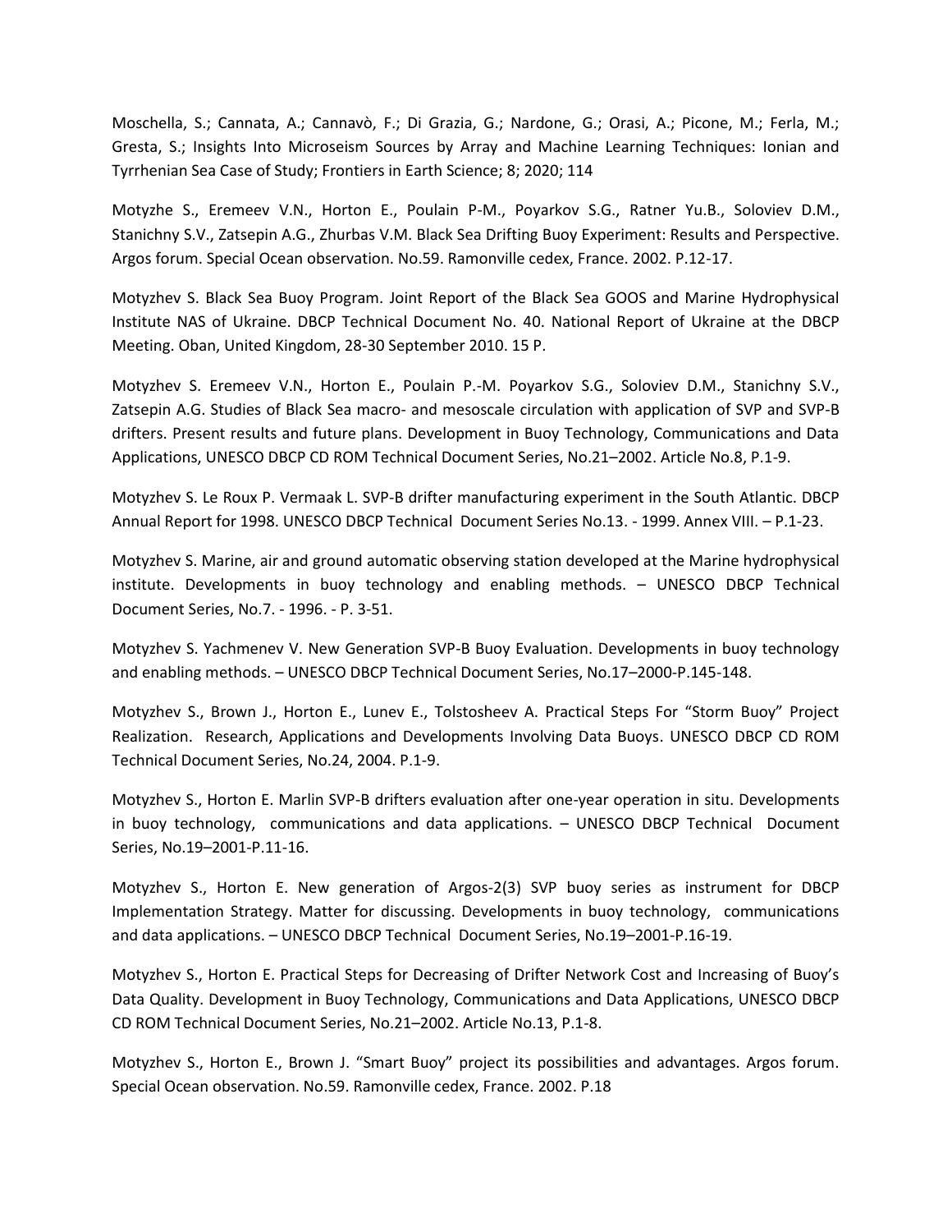Moschella, S.; Cannata, A.; Cannavò, F.; Di Grazia, G.; Nardone, G.; Orasi, A.; Picone, M.; Ferla, M.; Gresta, S.; Insights Into Microseism Sources by Array and Machine Learning Techniques: Ionian and Tyrrhenian Sea Case of Study; Frontiers in Earth Science; 8; 2020; 114

Motyzhe S., Eremeev V.N., Horton E., Poulain P-M., Poyarkov S.G., Ratner Yu.B., Soloviev D.M., Stanichny S.V., Zatsepin A.G., Zhurbas V.M. Black Sea Drifting Buoy Experiment: Results and Perspective. Argos forum. Special Ocean observation. No.59. Ramonville cedex, France. 2002. P.12-17.

Motyzhev S. Black Sea Buoy Program. Joint Report of the Black Sea GOOS and Marine Hydrophysical Institute NAS of Ukraine. DBCP Technical Document No. 40. National Report of Ukraine at the DBCP Meeting. Oban, United Kingdom, 28-30 September 2010. 15 P.

Motyzhev S. Eremeev V.N., Horton E., Poulain P.-M. Poyarkov S.G., Soloviev D.M., Stanichny S.V., Zatsepin A.G. Studies of Black Sea macro- and mesoscale circulation with application of SVP and SVP-B drifters. Present results and future plans. Development in Buoy Technology, Communications and Data Applications, UNESCO DBCP CD ROM Technical Document Series, No.21–2002. Article No.8, P.1-9.

Motyzhev S. Le Roux P. Vermaak L. SVP-B drifter manufacturing experiment in the South Atlantic. DBCP Annual Report for 1998. UNESCO DBCP Technical Document Series No.13. - 1999. Annex VIII. – P.1-23.

Motyzhev S. Marine, air and ground automatic observing station developed at the Marine hydrophysical institute. Developments in buoy technology and enabling methods. – UNESCO DBCP Technical Document Series, No.7. - 1996. - P. 3-51.

Motyzhev S. Yachmenev V. New Generation SVP-B Buoy Evaluation. Developments in buoy technology and enabling methods. – UNESCO DBCP Technical Document Series, No.17–2000-P.145-148.

Motyzhev S., Brown J., Horton E., Lunev E., Tolstosheev A. Practical Steps For "Storm Buoy" Project Realization. Research, Applications and Developments Involving Data Buoys. UNESCO DBCP CD ROM Technical Document Series, No.24, 2004. P.1-9.

Motyzhev S., Horton E. Marlin SVP-B drifters evaluation after one-year operation in situ. Developments in buoy technology, communications and data applications. – UNESCO DBCP Technical Document Series, No.19–2001-P.11-16.

Motyzhev S., Horton E. New generation of Argos-2(3) SVP buoy series as instrument for DBCP Implementation Strategy. Matter for discussing. Developments in buoy technology, communications and data applications. – UNESCO DBCP Technical Document Series, No.19–2001-P.16-19.

Motyzhev S., Horton E. Practical Steps for Decreasing of Drifter Network Cost and Increasing of Buoy's Data Quality. Development in Buoy Technology, Communications and Data Applications, UNESCO DBCP CD ROM Technical Document Series, No.21–2002. Article No.13, P.1-8.

Motyzhev S., Horton E., Brown J. "Smart Buoy" project its possibilities and advantages. Argos forum. Special Ocean observation. No.59. Ramonville cedex, France. 2002. P.18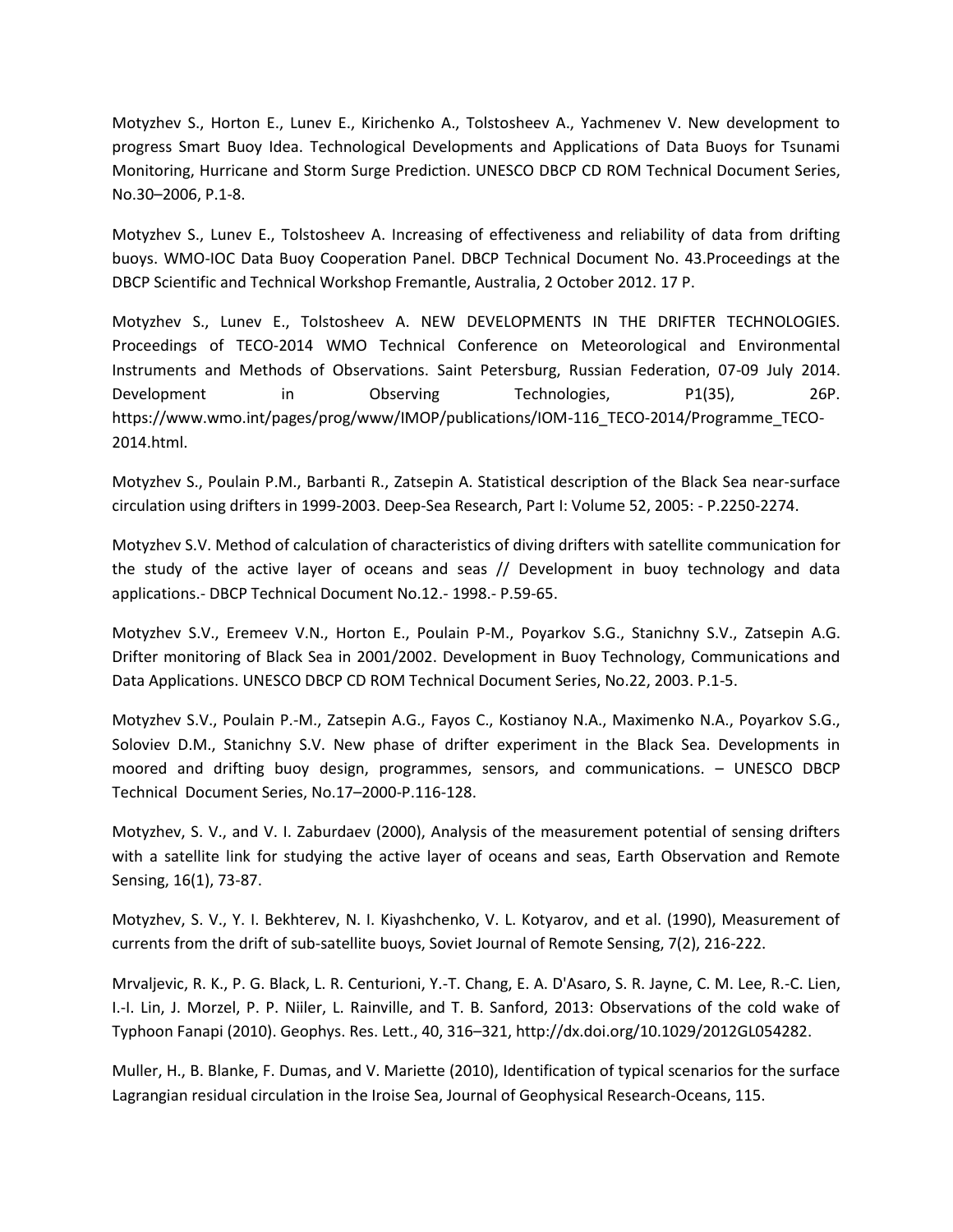Motyzhev S., Horton E., Lunev E., Kirichenko A., Tolstosheev A., Yachmenev V. New development to progress Smart Buoy Idea. Technological Developments and Applications of Data Buoys for Tsunami Monitoring, Hurricane and Storm Surge Prediction. UNESCO DBCP CD ROM Technical Document Series, No.30–2006, P.1-8.

Motyzhev S., Lunev E., Tolstosheev A. Increasing of effectiveness and reliability of data from drifting buoys. WMO-IOC Data Buoy Cooperation Panel. DBCP Technical Document No. 43.Proceedings at the DBCP Scientific and Technical Workshop Fremantle, Australia, 2 October 2012. 17 P.

Motyzhev S., Lunev E., Tolstosheev A. NEW DEVELOPMENTS IN THE DRIFTER TECHNOLOGIES. Proceedings of TECO-2014 WMO Technical Conference on Meteorological and Environmental Instruments and Methods of Observations. Saint Petersburg, Russian Federation, 07-09 July 2014. Development in Observing Technologies, P1(35), 26P. https://www.wmo.int/pages/prog/www/IMOP/publications/IOM-116_TECO-2014/Programme_TECO-2014.html.

Motyzhev S., Poulain P.M., Barbanti R., Zatsepin A. Statistical description of the Black Sea near-surface circulation using drifters in 1999-2003. Deep-Sea Research, Part I: Volume 52, 2005: - P.2250-2274.

Motyzhev S.V. Method of calculation of characteristics of diving drifters with satellite communication for the study of the active layer of oceans and seas // Development in buoy technology and data applications.- DBCP Technical Document No.12.- 1998.- P.59-65.

Motyzhev S.V., Eremeev V.N., Horton E., Poulain P-M., Poyarkov S.G., Stanichny S.V., Zatsepin A.G. Drifter monitoring of Black Sea in 2001/2002. Development in Buoy Technology, Communications and Data Applications. UNESCO DBCP CD ROM Technical Document Series, No.22, 2003. P.1-5.

Motyzhev S.V., Poulain P.-M., Zatsepin A.G., Fayos C., Kostianoy N.A., Maximenko N.A., Poyarkov S.G., Soloviev D.M., Stanichny S.V. New phase of drifter experiment in the Black Sea. Developments in moored and drifting buoy design, programmes, sensors, and communications. – UNESCO DBCP Technical Document Series, No.17–2000-P.116-128.

Motyzhev, S. V., and V. I. Zaburdaev (2000), Analysis of the measurement potential of sensing drifters with a satellite link for studying the active layer of oceans and seas, Earth Observation and Remote Sensing, 16(1), 73-87.

Motyzhev, S. V., Y. I. Bekhterev, N. I. Kiyashchenko, V. L. Kotyarov, and et al. (1990), Measurement of currents from the drift of sub-satellite buoys, Soviet Journal of Remote Sensing, 7(2), 216-222.

Mrvaljevic, R. K., P. G. Black, L. R. Centurioni, Y.-T. Chang, E. A. D'Asaro, S. R. Jayne, C. M. Lee, R.-C. Lien, I.-I. Lin, J. Morzel, P. P. Niiler, L. Rainville, and T. B. Sanford, 2013: Observations of the cold wake of Typhoon Fanapi (2010). Geophys. Res. Lett., 40, 316–321, http://dx.doi.org/10.1029/2012GL054282.

Muller, H., B. Blanke, F. Dumas, and V. Mariette (2010), Identification of typical scenarios for the surface Lagrangian residual circulation in the Iroise Sea, Journal of Geophysical Research-Oceans, 115.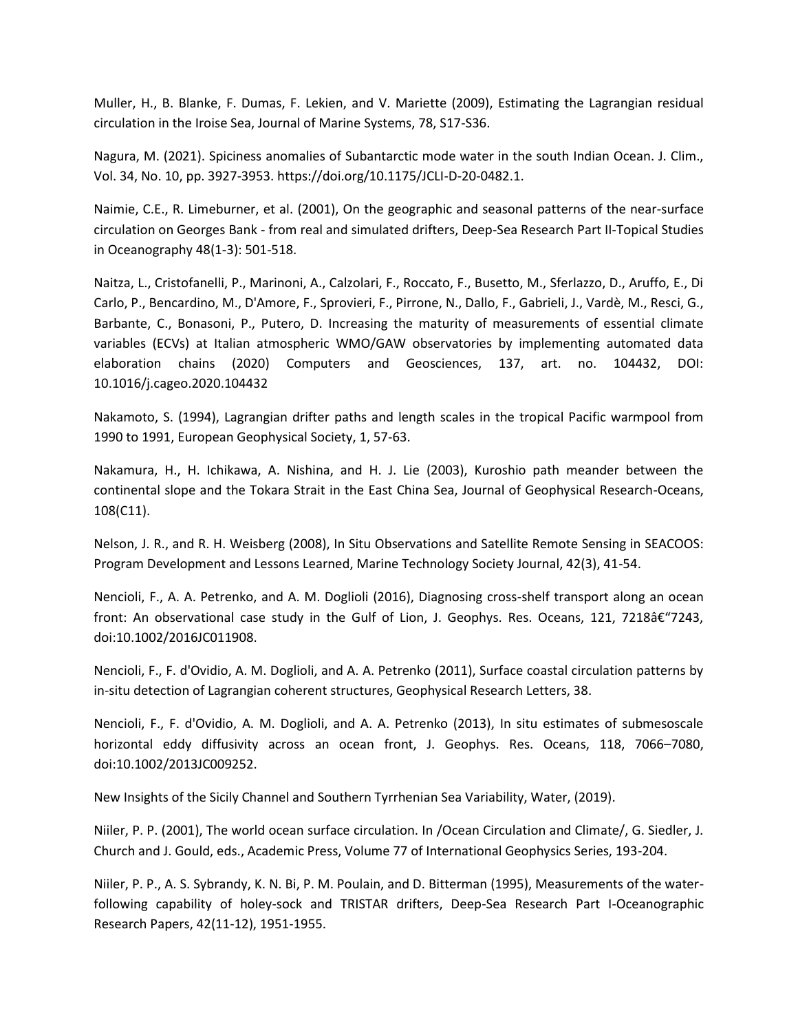Muller, H., B. Blanke, F. Dumas, F. Lekien, and V. Mariette (2009), Estimating the Lagrangian residual circulation in the Iroise Sea, Journal of Marine Systems, 78, S17-S36.

Nagura, M. (2021). Spiciness anomalies of Subantarctic mode water in the south Indian Ocean. J. Clim., Vol. 34, No. 10, pp. 3927-3953. https://doi.org/10.1175/JCLI-D-20-0482.1.

Naimie, C.E., R. Limeburner, et al. (2001), On the geographic and seasonal patterns of the near-surface circulation on Georges Bank - from real and simulated drifters, Deep-Sea Research Part II-Topical Studies in Oceanography 48(1-3): 501-518.

Naitza, L., Cristofanelli, P., Marinoni, A., Calzolari, F., Roccato, F., Busetto, M., Sferlazzo, D., Aruffo, E., Di Carlo, P., Bencardino, M., D'Amore, F., Sprovieri, F., Pirrone, N., Dallo, F., Gabrieli, J., Vardè, M., Resci, G., Barbante, C., Bonasoni, P., Putero, D. Increasing the maturity of measurements of essential climate variables (ECVs) at Italian atmospheric WMO/GAW observatories by implementing automated data elaboration chains (2020) Computers and Geosciences, 137, art. no. 104432, DOI: 10.1016/j.cageo.2020.104432

Nakamoto, S. (1994), Lagrangian drifter paths and length scales in the tropical Pacific warmpool from 1990 to 1991, European Geophysical Society, 1, 57-63.

Nakamura, H., H. Ichikawa, A. Nishina, and H. J. Lie (2003), Kuroshio path meander between the continental slope and the Tokara Strait in the East China Sea, Journal of Geophysical Research-Oceans, 108(C11).

Nelson, J. R., and R. H. Weisberg (2008), In Situ Observations and Satellite Remote Sensing in SEACOOS: Program Development and Lessons Learned, Marine Technology Society Journal, 42(3), 41-54.

Nencioli, F., A. A. Petrenko, and A. M. Doglioli (2016), Diagnosing cross-shelf transport along an ocean front: An observational case study in the Gulf of Lion, J. Geophys. Res. Oceans, 121, 7218â€"7243, doi:10.1002/2016JC011908.

Nencioli, F., F. d'Ovidio, A. M. Doglioli, and A. A. Petrenko (2011), Surface coastal circulation patterns by in-situ detection of Lagrangian coherent structures, Geophysical Research Letters, 38.

Nencioli, F., F. d'Ovidio, A. M. Doglioli, and A. A. Petrenko (2013), In situ estimates of submesoscale horizontal eddy diffusivity across an ocean front, J. Geophys. Res. Oceans, 118, 7066–7080, doi:10.1002/2013JC009252.

New Insights of the Sicily Channel and Southern Tyrrhenian Sea Variability, Water, (2019).

Niiler, P. P. (2001), The world ocean surface circulation. In /Ocean Circulation and Climate/, G. Siedler, J. Church and J. Gould, eds., Academic Press, Volume 77 of International Geophysics Series, 193-204.

Niiler, P. P., A. S. Sybrandy, K. N. Bi, P. M. Poulain, and D. Bitterman (1995), Measurements of the water-following capability of holey-sock and TRISTAR drifters, Deep-Sea Research Part I-Oceanographic Research Papers, 42(11-12), 1951-1955.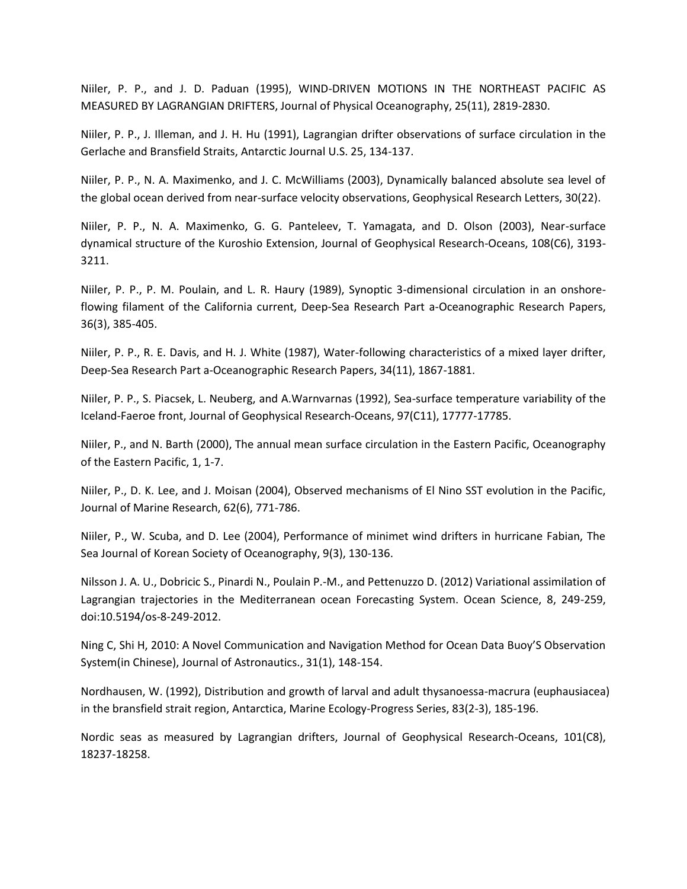Niiler, P. P., and J. D. Paduan (1995), WIND-DRIVEN MOTIONS IN THE NORTHEAST PACIFIC AS MEASURED BY LAGRANGIAN DRIFTERS, Journal of Physical Oceanography, 25(11), 2819-2830.

Niiler, P. P., J. Illeman, and J. H. Hu (1991), Lagrangian drifter observations of surface circulation in the Gerlache and Bransfield Straits, Antarctic Journal U.S. 25, 134-137.

Niiler, P. P., N. A. Maximenko, and J. C. McWilliams (2003), Dynamically balanced absolute sea level of the global ocean derived from near-surface velocity observations, Geophysical Research Letters, 30(22).

Niiler, P. P., N. A. Maximenko, G. G. Panteleev, T. Yamagata, and D. Olson (2003), Near-surface dynamical structure of the Kuroshio Extension, Journal of Geophysical Research-Oceans, 108(C6), 3193-3211.

Niiler, P. P., P. M. Poulain, and L. R. Haury (1989), Synoptic 3-dimensional circulation in an onshore-flowing filament of the California current, Deep-Sea Research Part a-Oceanographic Research Papers, 36(3), 385-405.

Niiler, P. P., R. E. Davis, and H. J. White (1987), Water-following characteristics of a mixed layer drifter, Deep-Sea Research Part a-Oceanographic Research Papers, 34(11), 1867-1881.

Niiler, P. P., S. Piacsek, L. Neuberg, and A.Warnvarnas (1992), Sea-surface temperature variability of the Iceland-Faeroe front, Journal of Geophysical Research-Oceans, 97(C11), 17777-17785.

Niiler, P., and N. Barth (2000), The annual mean surface circulation in the Eastern Pacific, Oceanography of the Eastern Pacific, 1, 1-7.

Niiler, P., D. K. Lee, and J. Moisan (2004), Observed mechanisms of El Nino SST evolution in the Pacific, Journal of Marine Research, 62(6), 771-786.

Niiler, P., W. Scuba, and D. Lee (2004), Performance of minimet wind drifters in hurricane Fabian, The Sea Journal of Korean Society of Oceanography, 9(3), 130-136.

Nilsson J. A. U., Dobricic S., Pinardi N., Poulain P.-M., and Pettenuzzo D. (2012) Variational assimilation of Lagrangian trajectories in the Mediterranean ocean Forecasting System. Ocean Science, 8, 249-259, doi:10.5194/os-8-249-2012.

Ning C, Shi H, 2010: A Novel Communication and Navigation Method for Ocean Data Buoy'S Observation System(in Chinese), Journal of Astronautics., 31(1), 148-154.

Nordhausen, W. (1992), Distribution and growth of larval and adult thysanoessa-macrura (euphausiacea) in the bransfield strait region, Antarctica, Marine Ecology-Progress Series, 83(2-3), 185-196.

Nordic seas as measured by Lagrangian drifters, Journal of Geophysical Research-Oceans, 101(C8), 18237-18258.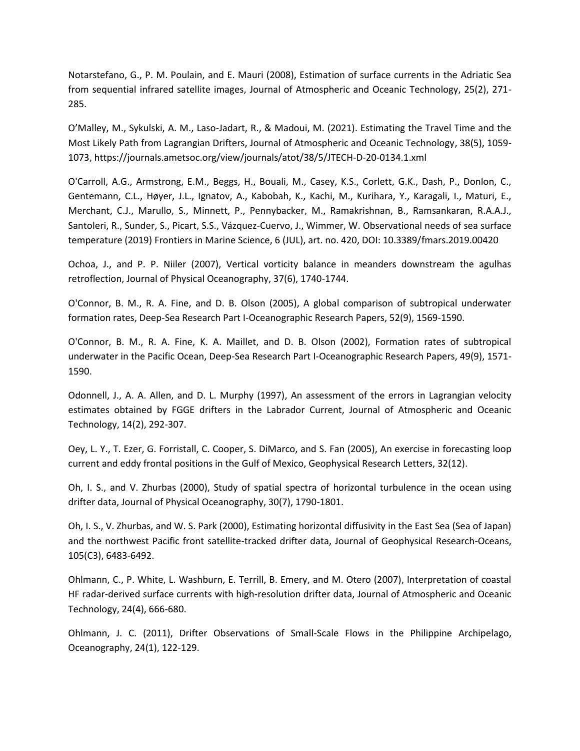Notarstefano, G., P. M. Poulain, and E. Mauri (2008), Estimation of surface currents in the Adriatic Sea from sequential infrared satellite images, Journal of Atmospheric and Oceanic Technology, 25(2), 271-285.

O'Malley, M., Sykulski, A. M., Laso-Jadart, R., & Madoui, M. (2021). Estimating the Travel Time and the Most Likely Path from Lagrangian Drifters, Journal of Atmospheric and Oceanic Technology, 38(5), 1059-1073, https://journals.ametsoc.org/view/journals/atot/38/5/JTECH-D-20-0134.1.xml

O'Carroll, A.G., Armstrong, E.M., Beggs, H., Bouali, M., Casey, K.S., Corlett, G.K., Dash, P., Donlon, C., Gentemann, C.L., Høyer, J.L., Ignatov, A., Kabobah, K., Kachi, M., Kurihara, Y., Karagali, I., Maturi, E., Merchant, C.J., Marullo, S., Minnett, P., Pennybacker, M., Ramakrishnan, B., Ramsankaran, R.A.A.J., Santoleri, R., Sunder, S., Picart, S.S., Vázquez-Cuervo, J., Wimmer, W. Observational needs of sea surface temperature (2019) Frontiers in Marine Science, 6 (JUL), art. no. 420, DOI: 10.3389/fmars.2019.00420

Ochoa, J., and P. P. Niiler (2007), Vertical vorticity balance in meanders downstream the agulhas retroflection, Journal of Physical Oceanography, 37(6), 1740-1744.

O'Connor, B. M., R. A. Fine, and D. B. Olson (2005), A global comparison of subtropical underwater formation rates, Deep-Sea Research Part I-Oceanographic Research Papers, 52(9), 1569-1590.

O'Connor, B. M., R. A. Fine, K. A. Maillet, and D. B. Olson (2002), Formation rates of subtropical underwater in the Pacific Ocean, Deep-Sea Research Part I-Oceanographic Research Papers, 49(9), 1571-1590.

Odonnell, J., A. A. Allen, and D. L. Murphy (1997), An assessment of the errors in Lagrangian velocity estimates obtained by FGGE drifters in the Labrador Current, Journal of Atmospheric and Oceanic Technology, 14(2), 292-307.

Oey, L. Y., T. Ezer, G. Forristall, C. Cooper, S. DiMarco, and S. Fan (2005), An exercise in forecasting loop current and eddy frontal positions in the Gulf of Mexico, Geophysical Research Letters, 32(12).

Oh, I. S., and V. Zhurbas (2000), Study of spatial spectra of horizontal turbulence in the ocean using drifter data, Journal of Physical Oceanography, 30(7), 1790-1801.

Oh, I. S., V. Zhurbas, and W. S. Park (2000), Estimating horizontal diffusivity in the East Sea (Sea of Japan) and the northwest Pacific front satellite-tracked drifter data, Journal of Geophysical Research-Oceans, 105(C3), 6483-6492.

Ohlmann, C., P. White, L. Washburn, E. Terrill, B. Emery, and M. Otero (2007), Interpretation of coastal HF radar-derived surface currents with high-resolution drifter data, Journal of Atmospheric and Oceanic Technology, 24(4), 666-680.

Ohlmann, J. C. (2011), Drifter Observations of Small-Scale Flows in the Philippine Archipelago, Oceanography, 24(1), 122-129.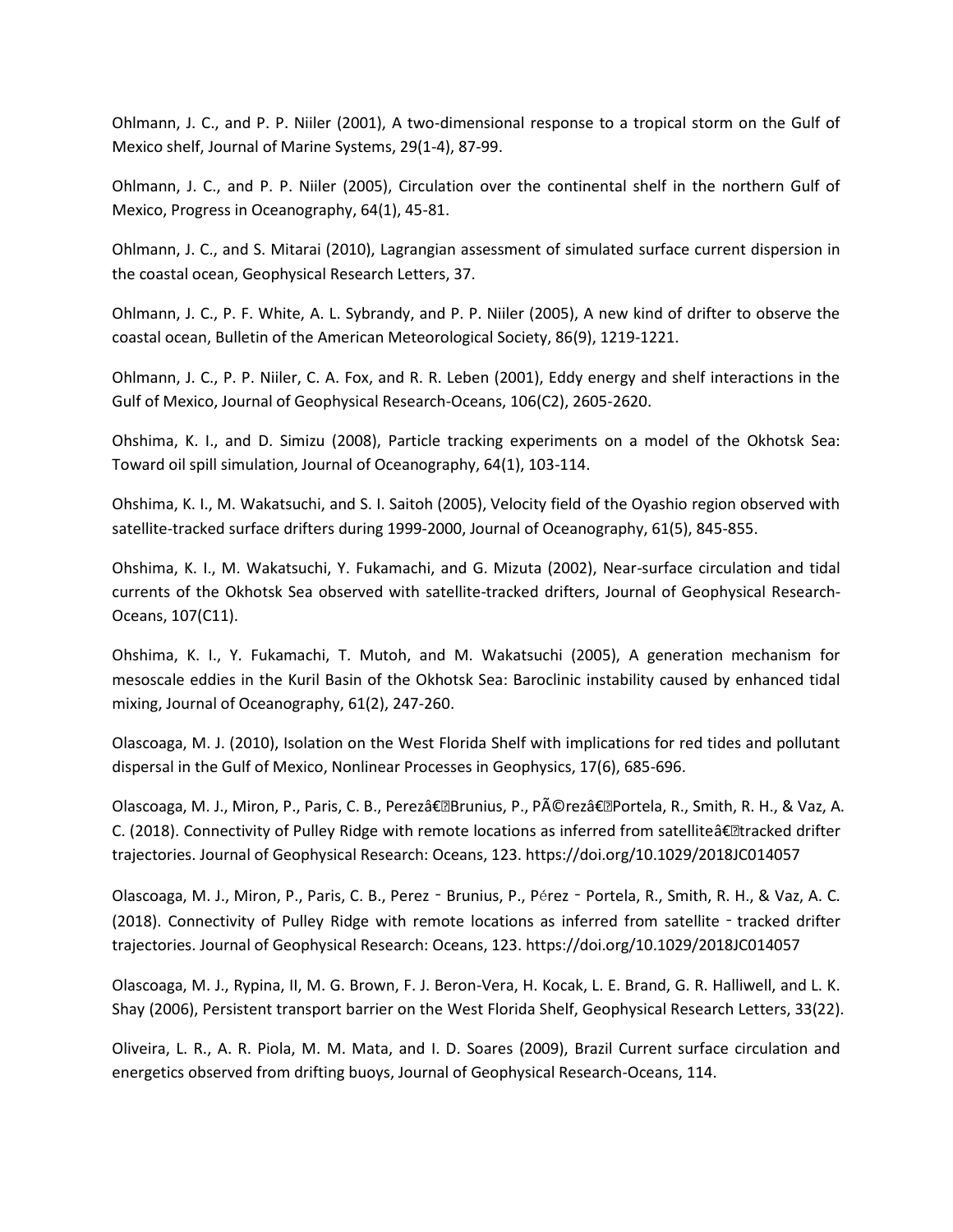Ohlmann, J. C., and P. P. Niiler (2001), A two-dimensional response to a tropical storm on the Gulf of Mexico shelf, Journal of Marine Systems, 29(1-4), 87-99.

Ohlmann, J. C., and P. P. Niiler (2005), Circulation over the continental shelf in the northern Gulf of Mexico, Progress in Oceanography, 64(1), 45-81.

Ohlmann, J. C., and S. Mitarai (2010), Lagrangian assessment of simulated surface current dispersion in the coastal ocean, Geophysical Research Letters, 37.

Ohlmann, J. C., P. F. White, A. L. Sybrandy, and P. P. Niiler (2005), A new kind of drifter to observe the coastal ocean, Bulletin of the American Meteorological Society, 86(9), 1219-1221.

Ohlmann, J. C., P. P. Niiler, C. A. Fox, and R. R. Leben (2001), Eddy energy and shelf interactions in the Gulf of Mexico, Journal of Geophysical Research-Oceans, 106(C2), 2605-2620.

Ohshima, K. I., and D. Simizu (2008), Particle tracking experiments on a model of the Okhotsk Sea: Toward oil spill simulation, Journal of Oceanography, 64(1), 103-114.

Ohshima, K. I., M. Wakatsuchi, and S. I. Saitoh (2005), Velocity field of the Oyashio region observed with satellite-tracked surface drifters during 1999-2000, Journal of Oceanography, 61(5), 845-855.

Ohshima, K. I., M. Wakatsuchi, Y. Fukamachi, and G. Mizuta (2002), Near-surface circulation and tidal currents of the Okhotsk Sea observed with satellite-tracked drifters, Journal of Geophysical Research-Oceans, 107(C11).

Ohshima, K. I., Y. Fukamachi, T. Mutoh, and M. Wakatsuchi (2005), A generation mechanism for mesoscale eddies in the Kuril Basin of the Okhotsk Sea: Baroclinic instability caused by enhanced tidal mixing, Journal of Oceanography, 61(2), 247-260.

Olascoaga, M. J. (2010), Isolation on the West Florida Shelf with implications for red tides and pollutant dispersal in the Gulf of Mexico, Nonlinear Processes in Geophysics, 17(6), 685-696.

Olascoaga, M. J., Miron, P., Paris, C. B., Perezâ€Brunius, P., PÃ©rezâ€Portela, R., Smith, R. H., & Vaz, A. C. (2018). Connectivity of Pulley Ridge with remote locations as inferred from satelliteâ€tracked drifter trajectories. Journal of Geophysical Research: Oceans, 123. https://doi.org/10.1029/2018JC014057

Olascoaga, M. J., Miron, P., Paris, C. B., Perez ‐ Brunius, P., Pérez ‐ Portela, R., Smith, R. H., & Vaz, A. C. (2018). Connectivity of Pulley Ridge with remote locations as inferred from satellite ‐ tracked drifter trajectories. Journal of Geophysical Research: Oceans, 123. https://doi.org/10.1029/2018JC014057

Olascoaga, M. J., Rypina, II, M. G. Brown, F. J. Beron-Vera, H. Kocak, L. E. Brand, G. R. Halliwell, and L. K. Shay (2006), Persistent transport barrier on the West Florida Shelf, Geophysical Research Letters, 33(22).

Oliveira, L. R., A. R. Piola, M. M. Mata, and I. D. Soares (2009), Brazil Current surface circulation and energetics observed from drifting buoys, Journal of Geophysical Research-Oceans, 114.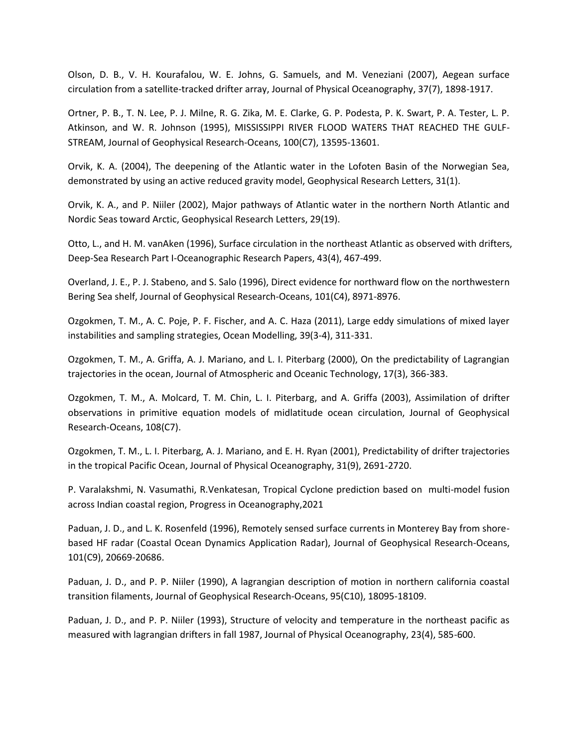Olson, D. B., V. H. Kourafalou, W. E. Johns, G. Samuels, and M. Veneziani (2007), Aegean surface circulation from a satellite-tracked drifter array, Journal of Physical Oceanography, 37(7), 1898-1917.

Ortner, P. B., T. N. Lee, P. J. Milne, R. G. Zika, M. E. Clarke, G. P. Podesta, P. K. Swart, P. A. Tester, L. P. Atkinson, and W. R. Johnson (1995), MISSISSIPPI RIVER FLOOD WATERS THAT REACHED THE GULF-STREAM, Journal of Geophysical Research-Oceans, 100(C7), 13595-13601.

Orvik, K. A. (2004), The deepening of the Atlantic water in the Lofoten Basin of the Norwegian Sea, demonstrated by using an active reduced gravity model, Geophysical Research Letters, 31(1).

Orvik, K. A., and P. Niiler (2002), Major pathways of Atlantic water in the northern North Atlantic and Nordic Seas toward Arctic, Geophysical Research Letters, 29(19).

Otto, L., and H. M. vanAken (1996), Surface circulation in the northeast Atlantic as observed with drifters, Deep-Sea Research Part I-Oceanographic Research Papers, 43(4), 467-499.

Overland, J. E., P. J. Stabeno, and S. Salo (1996), Direct evidence for northward flow on the northwestern Bering Sea shelf, Journal of Geophysical Research-Oceans, 101(C4), 8971-8976.

Ozgokmen, T. M., A. C. Poje, P. F. Fischer, and A. C. Haza (2011), Large eddy simulations of mixed layer instabilities and sampling strategies, Ocean Modelling, 39(3-4), 311-331.

Ozgokmen, T. M., A. Griffa, A. J. Mariano, and L. I. Piterbarg (2000), On the predictability of Lagrangian trajectories in the ocean, Journal of Atmospheric and Oceanic Technology, 17(3), 366-383.

Ozgokmen, T. M., A. Molcard, T. M. Chin, L. I. Piterbarg, and A. Griffa (2003), Assimilation of drifter observations in primitive equation models of midlatitude ocean circulation, Journal of Geophysical Research-Oceans, 108(C7).

Ozgokmen, T. M., L. I. Piterbarg, A. J. Mariano, and E. H. Ryan (2001), Predictability of drifter trajectories in the tropical Pacific Ocean, Journal of Physical Oceanography, 31(9), 2691-2720.

P. Varalakshmi, N. Vasumathi, R.Venkatesan, Tropical Cyclone prediction based on multi-model fusion across Indian coastal region, Progress in Oceanography,2021

Paduan, J. D., and L. K. Rosenfeld (1996), Remotely sensed surface currents in Monterey Bay from shore-based HF radar (Coastal Ocean Dynamics Application Radar), Journal of Geophysical Research-Oceans, 101(C9), 20669-20686.

Paduan, J. D., and P. P. Niiler (1990), A lagrangian description of motion in northern california coastal transition filaments, Journal of Geophysical Research-Oceans, 95(C10), 18095-18109.

Paduan, J. D., and P. P. Niiler (1993), Structure of velocity and temperature in the northeast pacific as measured with lagrangian drifters in fall 1987, Journal of Physical Oceanography, 23(4), 585-600.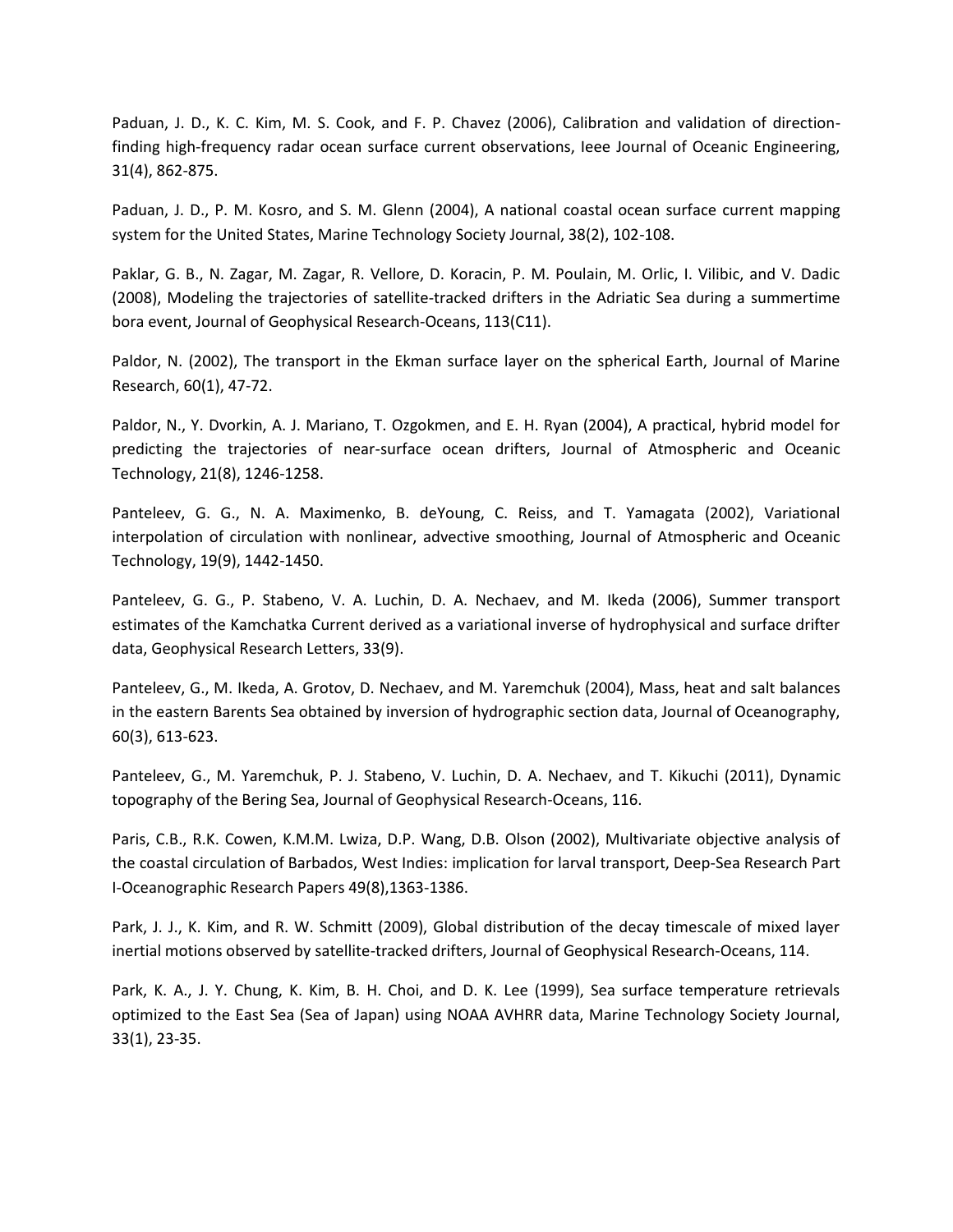Paduan, J. D., K. C. Kim, M. S. Cook, and F. P. Chavez (2006), Calibration and validation of direction-finding high-frequency radar ocean surface current observations, Ieee Journal of Oceanic Engineering, 31(4), 862-875.

Paduan, J. D., P. M. Kosro, and S. M. Glenn (2004), A national coastal ocean surface current mapping system for the United States, Marine Technology Society Journal, 38(2), 102-108.

Paklar, G. B., N. Zagar, M. Zagar, R. Vellore, D. Koracin, P. M. Poulain, M. Orlic, I. Vilibic, and V. Dadic (2008), Modeling the trajectories of satellite-tracked drifters in the Adriatic Sea during a summertime bora event, Journal of Geophysical Research-Oceans, 113(C11).

Paldor, N. (2002), The transport in the Ekman surface layer on the spherical Earth, Journal of Marine Research, 60(1), 47-72.

Paldor, N., Y. Dvorkin, A. J. Mariano, T. Ozgokmen, and E. H. Ryan (2004), A practical, hybrid model for predicting the trajectories of near-surface ocean drifters, Journal of Atmospheric and Oceanic Technology, 21(8), 1246-1258.

Panteleev, G. G., N. A. Maximenko, B. deYoung, C. Reiss, and T. Yamagata (2002), Variational interpolation of circulation with nonlinear, advective smoothing, Journal of Atmospheric and Oceanic Technology, 19(9), 1442-1450.

Panteleev, G. G., P. Stabeno, V. A. Luchin, D. A. Nechaev, and M. Ikeda (2006), Summer transport estimates of the Kamchatka Current derived as a variational inverse of hydrophysical and surface drifter data, Geophysical Research Letters, 33(9).

Panteleev, G., M. Ikeda, A. Grotov, D. Nechaev, and M. Yaremchuk (2004), Mass, heat and salt balances in the eastern Barents Sea obtained by inversion of hydrographic section data, Journal of Oceanography, 60(3), 613-623.

Panteleev, G., M. Yaremchuk, P. J. Stabeno, V. Luchin, D. A. Nechaev, and T. Kikuchi (2011), Dynamic topography of the Bering Sea, Journal of Geophysical Research-Oceans, 116.

Paris, C.B., R.K. Cowen, K.M.M. Lwiza, D.P. Wang, D.B. Olson (2002), Multivariate objective analysis of the coastal circulation of Barbados, West Indies: implication for larval transport, Deep-Sea Research Part I-Oceanographic Research Papers 49(8),1363-1386.

Park, J. J., K. Kim, and R. W. Schmitt (2009), Global distribution of the decay timescale of mixed layer inertial motions observed by satellite-tracked drifters, Journal of Geophysical Research-Oceans, 114.

Park, K. A., J. Y. Chung, K. Kim, B. H. Choi, and D. K. Lee (1999), Sea surface temperature retrievals optimized to the East Sea (Sea of Japan) using NOAA AVHRR data, Marine Technology Society Journal, 33(1), 23-35.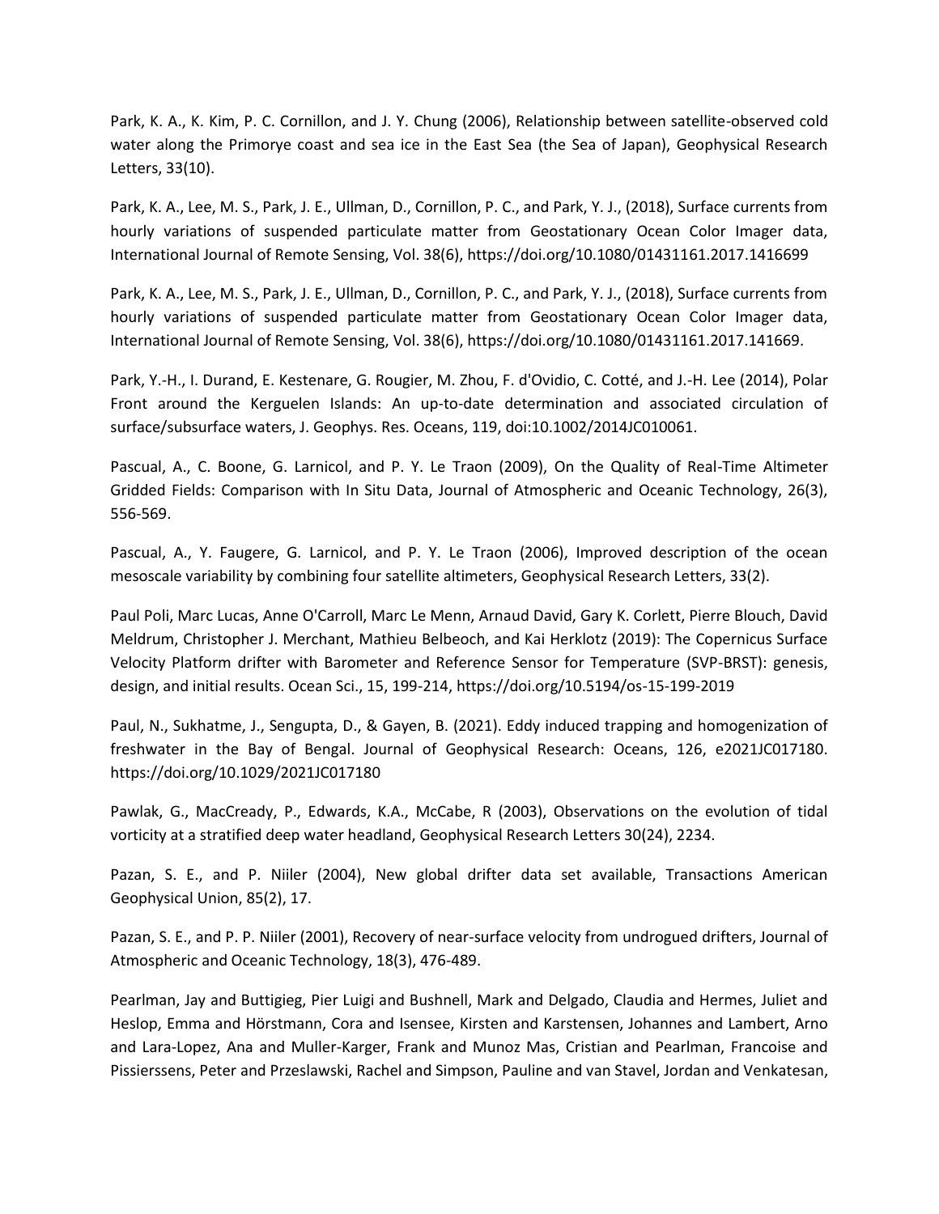Park, K. A., K. Kim, P. C. Cornillon, and J. Y. Chung (2006), Relationship between satellite-observed cold water along the Primorye coast and sea ice in the East Sea (the Sea of Japan), Geophysical Research Letters, 33(10).

Park, K. A., Lee, M. S., Park, J. E., Ullman, D., Cornillon, P. C., and Park, Y. J., (2018), Surface currents from hourly variations of suspended particulate matter from Geostationary Ocean Color Imager data, International Journal of Remote Sensing, Vol. 38(6), https://doi.org/10.1080/01431161.2017.1416699

Park, K. A., Lee, M. S., Park, J. E., Ullman, D., Cornillon, P. C., and Park, Y. J., (2018), Surface currents from hourly variations of suspended particulate matter from Geostationary Ocean Color Imager data, International Journal of Remote Sensing, Vol. 38(6), https://doi.org/10.1080/01431161.2017.141669.

Park, Y.-H., I. Durand, E. Kestenare, G. Rougier, M. Zhou, F. d'Ovidio, C. Cotté, and J.-H. Lee (2014), Polar Front around the Kerguelen Islands: An up-to-date determination and associated circulation of surface/subsurface waters, J. Geophys. Res. Oceans, 119, doi:10.1002/2014JC010061.

Pascual, A., C. Boone, G. Larnicol, and P. Y. Le Traon (2009), On the Quality of Real-Time Altimeter Gridded Fields: Comparison with In Situ Data, Journal of Atmospheric and Oceanic Technology, 26(3), 556-569.

Pascual, A., Y. Faugere, G. Larnicol, and P. Y. Le Traon (2006), Improved description of the ocean mesoscale variability by combining four satellite altimeters, Geophysical Research Letters, 33(2).

Paul Poli, Marc Lucas, Anne O'Carroll, Marc Le Menn, Arnaud David, Gary K. Corlett, Pierre Blouch, David Meldrum, Christopher J. Merchant, Mathieu Belbeoch, and Kai Herklotz (2019): The Copernicus Surface Velocity Platform drifter with Barometer and Reference Sensor for Temperature (SVP-BRST): genesis, design, and initial results. Ocean Sci., 15, 199-214, https://doi.org/10.5194/os-15-199-2019

Paul, N., Sukhatme, J., Sengupta, D., & Gayen, B. (2021). Eddy induced trapping and homogenization of freshwater in the Bay of Bengal. Journal of Geophysical Research: Oceans, 126, e2021JC017180. https://doi.org/10.1029/2021JC017180

Pawlak, G., MacCready, P., Edwards, K.A., McCabe, R (2003), Observations on the evolution of tidal vorticity at a stratified deep water headland, Geophysical Research Letters 30(24), 2234.

Pazan, S. E., and P. Niiler (2004), New global drifter data set available, Transactions American Geophysical Union, 85(2), 17.

Pazan, S. E., and P. P. Niiler (2001), Recovery of near-surface velocity from undrogued drifters, Journal of Atmospheric and Oceanic Technology, 18(3), 476-489.

Pearlman, Jay and Buttigieg, Pier Luigi and Bushnell, Mark and Delgado, Claudia and Hermes, Juliet and Heslop, Emma and Hörstmann, Cora and Isensee, Kirsten and Karstensen, Johannes and Lambert, Arno and Lara-Lopez, Ana and Muller-Karger, Frank and Munoz Mas, Cristian and Pearlman, Francoise and Pissierssens, Peter and Przeslawski, Rachel and Simpson, Pauline and van Stavel, Jordan and Venkatesan,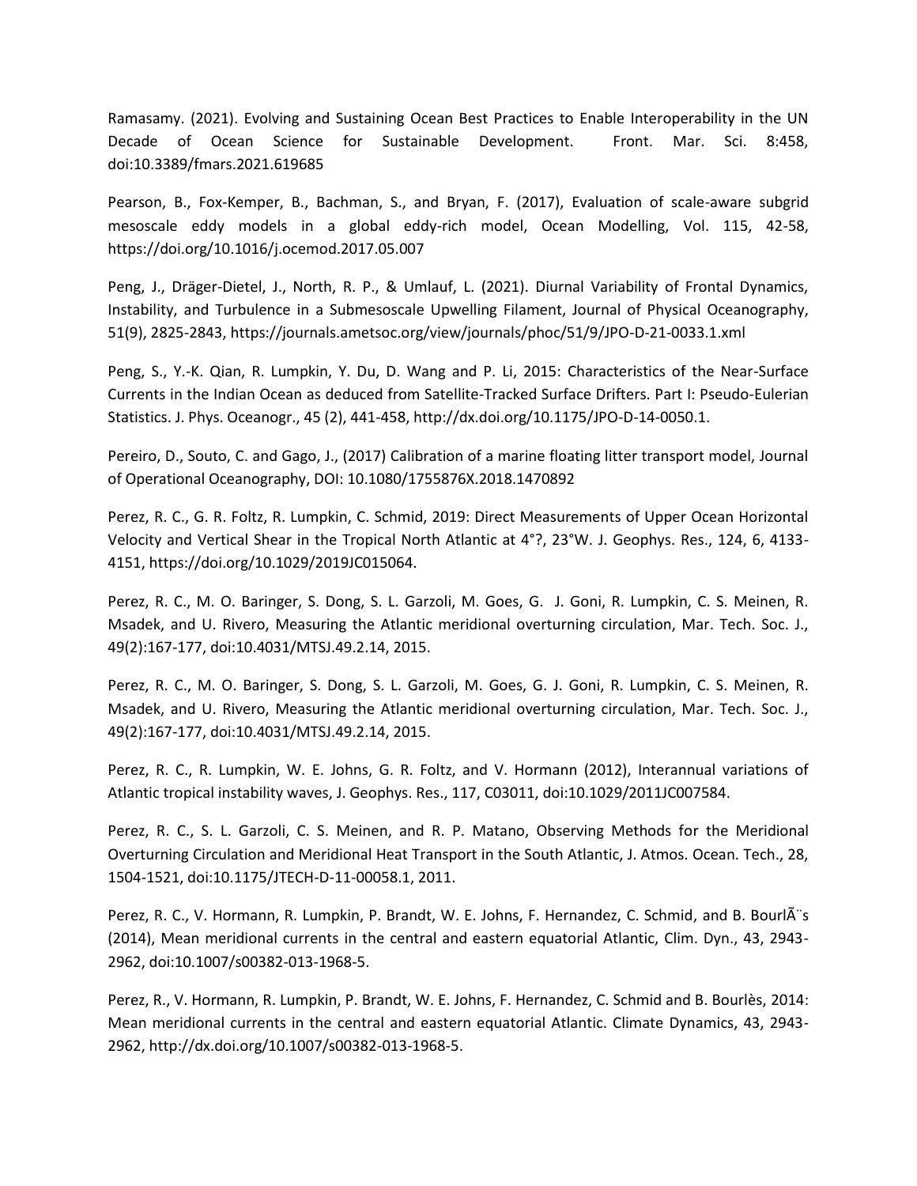Ramasamy. (2021). Evolving and Sustaining Ocean Best Practices to Enable Interoperability in the UN Decade of Ocean Science for Sustainable Development. Front. Mar. Sci. 8:458, doi:10.3389/fmars.2021.619685

Pearson, B., Fox-Kemper, B., Bachman, S., and Bryan, F. (2017), Evaluation of scale-aware subgrid mesoscale eddy models in a global eddy-rich model, Ocean Modelling, Vol. 115, 42-58, https://doi.org/10.1016/j.ocemod.2017.05.007

Peng, J., Dräger-Dietel, J., North, R. P., & Umlauf, L. (2021). Diurnal Variability of Frontal Dynamics, Instability, and Turbulence in a Submesoscale Upwelling Filament, Journal of Physical Oceanography, 51(9), 2825-2843, https://journals.ametsoc.org/view/journals/phoc/51/9/JPO-D-21-0033.1.xml

Peng, S., Y.-K. Qian, R. Lumpkin, Y. Du, D. Wang and P. Li, 2015: Characteristics of the Near-Surface Currents in the Indian Ocean as deduced from Satellite-Tracked Surface Drifters. Part I: Pseudo-Eulerian Statistics. J. Phys. Oceanogr., 45 (2), 441-458, http://dx.doi.org/10.1175/JPO-D-14-0050.1.

Pereiro, D., Souto, C. and Gago, J., (2017) Calibration of a marine floating litter transport model, Journal of Operational Oceanography, DOI: 10.1080/1755876X.2018.1470892

Perez, R. C., G. R. Foltz, R. Lumpkin, C. Schmid, 2019: Direct Measurements of Upper Ocean Horizontal Velocity and Vertical Shear in the Tropical North Atlantic at 4°?, 23°W. J. Geophys. Res., 124, 6, 4133-4151, https://doi.org/10.1029/2019JC015064.

Perez, R. C., M. O. Baringer, S. Dong, S. L. Garzoli, M. Goes, G. J. Goni, R. Lumpkin, C. S. Meinen, R. Msadek, and U. Rivero, Measuring the Atlantic meridional overturning circulation, Mar. Tech. Soc. J., 49(2):167-177, doi:10.4031/MTSJ.49.2.14, 2015.

Perez, R. C., M. O. Baringer, S. Dong, S. L. Garzoli, M. Goes, G. J. Goni, R. Lumpkin, C. S. Meinen, R. Msadek, and U. Rivero, Measuring the Atlantic meridional overturning circulation, Mar. Tech. Soc. J., 49(2):167-177, doi:10.4031/MTSJ.49.2.14, 2015.

Perez, R. C., R. Lumpkin, W. E. Johns, G. R. Foltz, and V. Hormann (2012), Interannual variations of Atlantic tropical instability waves, J. Geophys. Res., 117, C03011, doi:10.1029/2011JC007584.

Perez, R. C., S. L. Garzoli, C. S. Meinen, and R. P. Matano, Observing Methods for the Meridional Overturning Circulation and Meridional Heat Transport in the South Atlantic, J. Atmos. Ocean. Tech., 28, 1504-1521, doi:10.1175/JTECH-D-11-00058.1, 2011.

Perez, R. C., V. Hormann, R. Lumpkin, P. Brandt, W. E. Johns, F. Hernandez, C. Schmid, and B. BourlÃ¨s (2014), Mean meridional currents in the central and eastern equatorial Atlantic, Clim. Dyn., 43, 2943-2962, doi:10.1007/s00382-013-1968-5.

Perez, R., V. Hormann, R. Lumpkin, P. Brandt, W. E. Johns, F. Hernandez, C. Schmid and B. Bourlès, 2014: Mean meridional currents in the central and eastern equatorial Atlantic. Climate Dynamics, 43, 2943-2962, http://dx.doi.org/10.1007/s00382-013-1968-5.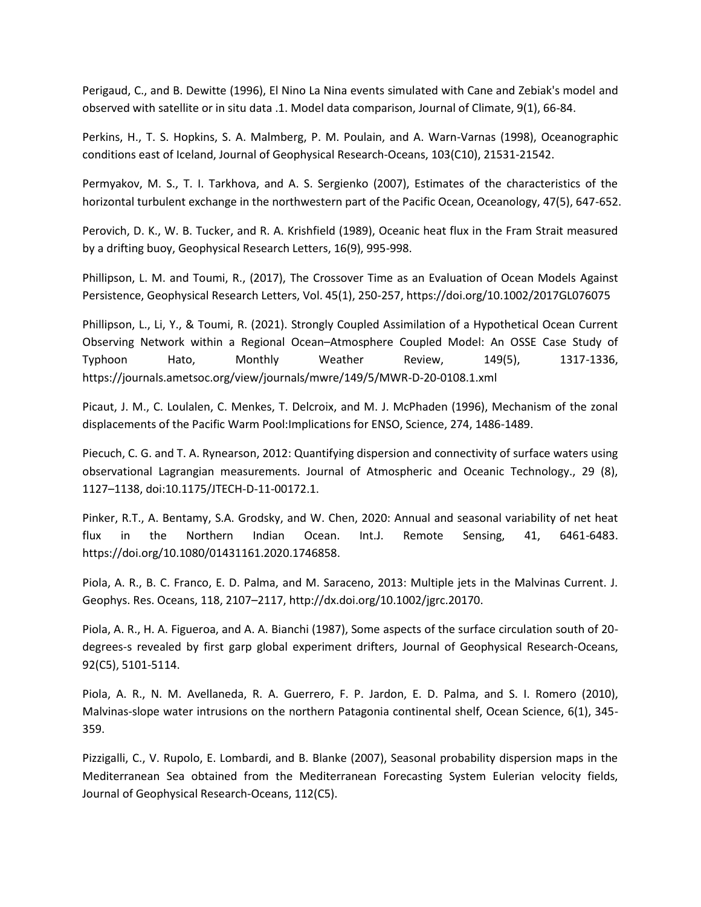Perigaud, C., and B. Dewitte (1996), El Nino La Nina events simulated with Cane and Zebiak's model and observed with satellite or in situ data .1. Model data comparison, Journal of Climate, 9(1), 66-84.

Perkins, H., T. S. Hopkins, S. A. Malmberg, P. M. Poulain, and A. Warn-Varnas (1998), Oceanographic conditions east of Iceland, Journal of Geophysical Research-Oceans, 103(C10), 21531-21542.

Permyakov, M. S., T. I. Tarkhova, and A. S. Sergienko (2007), Estimates of the characteristics of the horizontal turbulent exchange in the northwestern part of the Pacific Ocean, Oceanology, 47(5), 647-652.

Perovich, D. K., W. B. Tucker, and R. A. Krishfield (1989), Oceanic heat flux in the Fram Strait measured by a drifting buoy, Geophysical Research Letters, 16(9), 995-998.

Phillipson, L. M. and Toumi, R., (2017), The Crossover Time as an Evaluation of Ocean Models Against Persistence, Geophysical Research Letters, Vol. 45(1), 250-257, https://doi.org/10.1002/2017GL076075

Phillipson, L., Li, Y., & Toumi, R. (2021). Strongly Coupled Assimilation of a Hypothetical Ocean Current Observing Network within a Regional Ocean–Atmosphere Coupled Model: An OSSE Case Study of Typhoon Hato, Monthly Weather Review, 149(5), 1317-1336, https://journals.ametsoc.org/view/journals/mwre/149/5/MWR-D-20-0108.1.xml

Picaut, J. M., C. Loulalen, C. Menkes, T. Delcroix, and M. J. McPhaden (1996), Mechanism of the zonal displacements of the Pacific Warm Pool:Implications for ENSO, Science, 274, 1486-1489.

Piecuch, C. G. and T. A. Rynearson, 2012: Quantifying dispersion and connectivity of surface waters using observational Lagrangian measurements. Journal of Atmospheric and Oceanic Technology., 29 (8), 1127–1138, doi:10.1175/JTECH-D-11-00172.1.

Pinker, R.T., A. Bentamy, S.A. Grodsky, and W. Chen, 2020: Annual and seasonal variability of net heat flux in the Northern Indian Ocean. Int.J. Remote Sensing, 41, 6461-6483. https://doi.org/10.1080/01431161.2020.1746858.

Piola, A. R., B. C. Franco, E. D. Palma, and M. Saraceno, 2013: Multiple jets in the Malvinas Current. J. Geophys. Res. Oceans, 118, 2107–2117, http://dx.doi.org/10.1002/jgrc.20170.

Piola, A. R., H. A. Figueroa, and A. A. Bianchi (1987), Some aspects of the surface circulation south of 20-degrees-s revealed by first garp global experiment drifters, Journal of Geophysical Research-Oceans, 92(C5), 5101-5114.

Piola, A. R., N. M. Avellaneda, R. A. Guerrero, F. P. Jardon, E. D. Palma, and S. I. Romero (2010), Malvinas-slope water intrusions on the northern Patagonia continental shelf, Ocean Science, 6(1), 345-359.

Pizzigalli, C., V. Rupolo, E. Lombardi, and B. Blanke (2007), Seasonal probability dispersion maps in the Mediterranean Sea obtained from the Mediterranean Forecasting System Eulerian velocity fields, Journal of Geophysical Research-Oceans, 112(C5).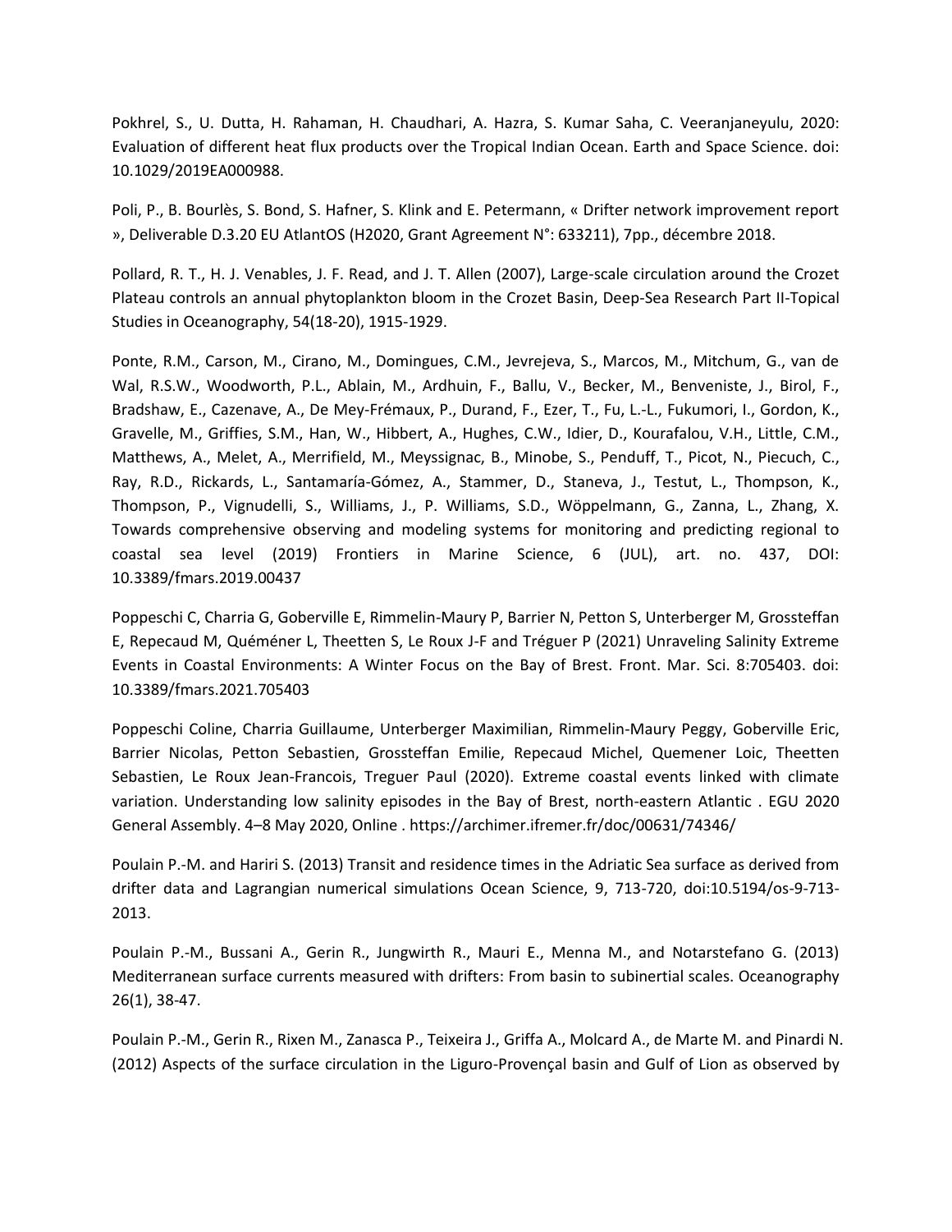Pokhrel, S., U. Dutta, H. Rahaman, H. Chaudhari, A. Hazra, S. Kumar Saha, C. Veeranjaneyulu, 2020: Evaluation of different heat flux products over the Tropical Indian Ocean. Earth and Space Science. doi: 10.1029/2019EA000988.

Poli, P., B. Bourlès, S. Bond, S. Hafner, S. Klink and E. Petermann, « Drifter network improvement report », Deliverable D.3.20 EU AtlantOS (H2020, Grant Agreement N°: 633211), 7pp., décembre 2018.

Pollard, R. T., H. J. Venables, J. F. Read, and J. T. Allen (2007), Large-scale circulation around the Crozet Plateau controls an annual phytoplankton bloom in the Crozet Basin, Deep-Sea Research Part II-Topical Studies in Oceanography, 54(18-20), 1915-1929.

Ponte, R.M., Carson, M., Cirano, M., Domingues, C.M., Jevrejeva, S., Marcos, M., Mitchum, G., van de Wal, R.S.W., Woodworth, P.L., Ablain, M., Ardhuin, F., Ballu, V., Becker, M., Benveniste, J., Birol, F., Bradshaw, E., Cazenave, A., De Mey-Frémaux, P., Durand, F., Ezer, T., Fu, L.-L., Fukumori, I., Gordon, K., Gravelle, M., Griffies, S.M., Han, W., Hibbert, A., Hughes, C.W., Idier, D., Kourafalou, V.H., Little, C.M., Matthews, A., Melet, A., Merrifield, M., Meyssignac, B., Minobe, S., Penduff, T., Picot, N., Piecuch, C., Ray, R.D., Rickards, L., Santamaría-Gómez, A., Stammer, D., Staneva, J., Testut, L., Thompson, K., Thompson, P., Vignudelli, S., Williams, J., P. Williams, S.D., Wöppelmann, G., Zanna, L., Zhang, X. Towards comprehensive observing and modeling systems for monitoring and predicting regional to coastal sea level (2019) Frontiers in Marine Science, 6 (JUL), art. no. 437, DOI: 10.3389/fmars.2019.00437

Poppeschi C, Charria G, Goberville E, Rimmelin-Maury P, Barrier N, Petton S, Unterberger M, Grossteffan E, Repecaud M, Quéméner L, Theetten S, Le Roux J-F and Tréguer P (2021) Unraveling Salinity Extreme Events in Coastal Environments: A Winter Focus on the Bay of Brest. Front. Mar. Sci. 8:705403. doi: 10.3389/fmars.2021.705403

Poppeschi Coline, Charria Guillaume, Unterberger Maximilian, Rimmelin-Maury Peggy, Goberville Eric, Barrier Nicolas, Petton Sebastien, Grossteffan Emilie, Repecaud Michel, Quemener Loic, Theetten Sebastien, Le Roux Jean-Francois, Treguer Paul (2020). Extreme coastal events linked with climate variation. Understanding low salinity episodes in the Bay of Brest, north-eastern Atlantic . EGU 2020 General Assembly. 4–8 May 2020, Online . https://archimer.ifremer.fr/doc/00631/74346/

Poulain P.-M. and Hariri S. (2013) Transit and residence times in the Adriatic Sea surface as derived from drifter data and Lagrangian numerical simulations Ocean Science, 9, 713-720, doi:10.5194/os-9-713-2013.

Poulain P.-M., Bussani A., Gerin R., Jungwirth R., Mauri E., Menna M., and Notarstefano G. (2013) Mediterranean surface currents measured with drifters: From basin to subinertial scales. Oceanography 26(1), 38-47.

Poulain P.-M., Gerin R., Rixen M., Zanasca P., Teixeira J., Griffa A., Molcard A., de Marte M. and Pinardi N. (2012) Aspects of the surface circulation in the Liguro-Provençal basin and Gulf of Lion as observed by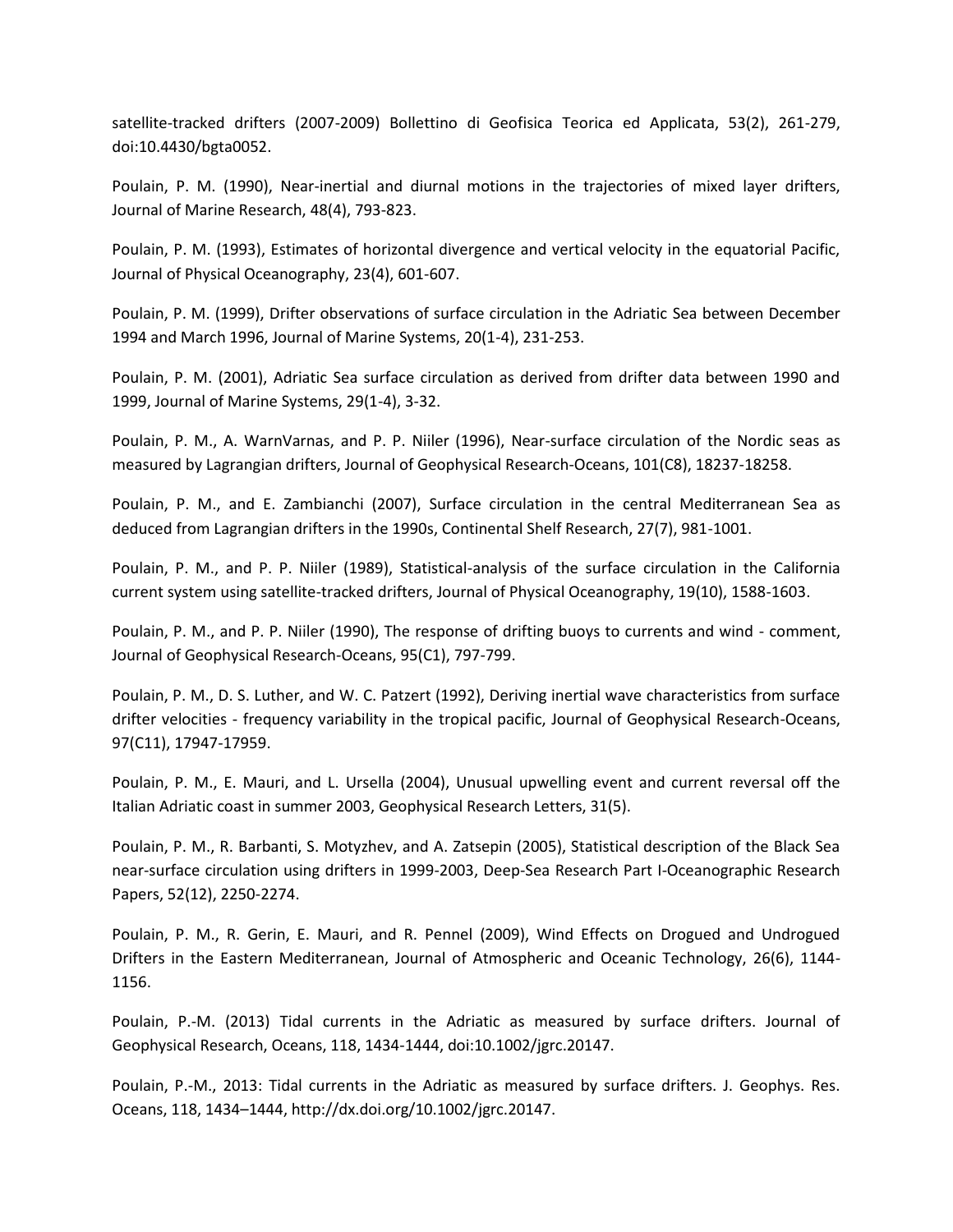satellite-tracked drifters (2007-2009) Bollettino di Geofisica Teorica ed Applicata, 53(2), 261-279, doi:10.4430/bgta0052.

Poulain, P. M. (1990), Near-inertial and diurnal motions in the trajectories of mixed layer drifters, Journal of Marine Research, 48(4), 793-823.

Poulain, P. M. (1993), Estimates of horizontal divergence and vertical velocity in the equatorial Pacific, Journal of Physical Oceanography, 23(4), 601-607.

Poulain, P. M. (1999), Drifter observations of surface circulation in the Adriatic Sea between December 1994 and March 1996, Journal of Marine Systems, 20(1-4), 231-253.

Poulain, P. M. (2001), Adriatic Sea surface circulation as derived from drifter data between 1990 and 1999, Journal of Marine Systems, 29(1-4), 3-32.

Poulain, P. M., A. WarnVarnas, and P. P. Niiler (1996), Near-surface circulation of the Nordic seas as measured by Lagrangian drifters, Journal of Geophysical Research-Oceans, 101(C8), 18237-18258.

Poulain, P. M., and E. Zambianchi (2007), Surface circulation in the central Mediterranean Sea as deduced from Lagrangian drifters in the 1990s, Continental Shelf Research, 27(7), 981-1001.

Poulain, P. M., and P. P. Niiler (1989), Statistical-analysis of the surface circulation in the California current system using satellite-tracked drifters, Journal of Physical Oceanography, 19(10), 1588-1603.

Poulain, P. M., and P. P. Niiler (1990), The response of drifting buoys to currents and wind - comment, Journal of Geophysical Research-Oceans, 95(C1), 797-799.

Poulain, P. M., D. S. Luther, and W. C. Patzert (1992), Deriving inertial wave characteristics from surface drifter velocities - frequency variability in the tropical pacific, Journal of Geophysical Research-Oceans, 97(C11), 17947-17959.

Poulain, P. M., E. Mauri, and L. Ursella (2004), Unusual upwelling event and current reversal off the Italian Adriatic coast in summer 2003, Geophysical Research Letters, 31(5).

Poulain, P. M., R. Barbanti, S. Motyzhev, and A. Zatsepin (2005), Statistical description of the Black Sea near-surface circulation using drifters in 1999-2003, Deep-Sea Research Part I-Oceanographic Research Papers, 52(12), 2250-2274.

Poulain, P. M., R. Gerin, E. Mauri, and R. Pennel (2009), Wind Effects on Drogued and Undrogued Drifters in the Eastern Mediterranean, Journal of Atmospheric and Oceanic Technology, 26(6), 1144-1156.

Poulain, P.-M. (2013) Tidal currents in the Adriatic as measured by surface drifters. Journal of Geophysical Research, Oceans, 118, 1434-1444, doi:10.1002/jgrc.20147.

Poulain, P.-M., 2013: Tidal currents in the Adriatic as measured by surface drifters. J. Geophys. Res. Oceans, 118, 1434–1444, http://dx.doi.org/10.1002/jgrc.20147.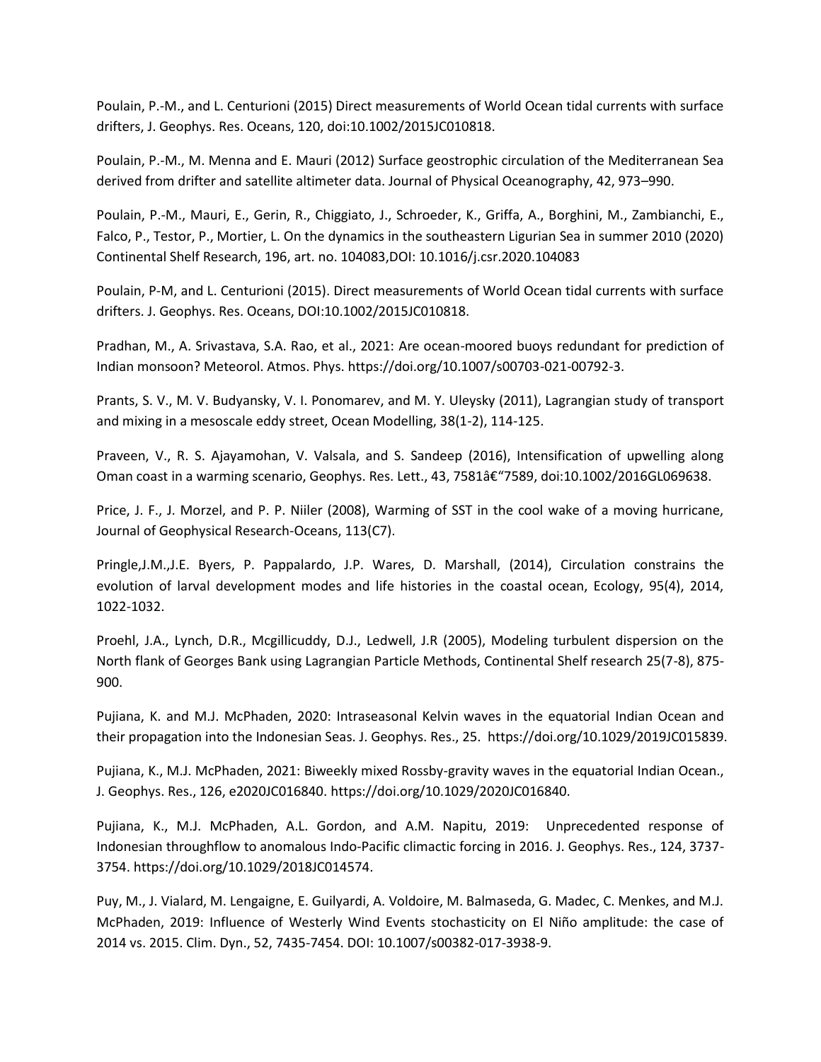Poulain, P.-M., and L. Centurioni (2015) Direct measurements of World Ocean tidal currents with surface drifters, J. Geophys. Res. Oceans, 120, doi:10.1002/2015JC010818.

Poulain, P.-M., M. Menna and E. Mauri (2012) Surface geostrophic circulation of the Mediterranean Sea derived from drifter and satellite altimeter data. Journal of Physical Oceanography, 42, 973–990.

Poulain, P.-M., Mauri, E., Gerin, R., Chiggiato, J., Schroeder, K., Griffa, A., Borghini, M., Zambianchi, E., Falco, P., Testor, P., Mortier, L. On the dynamics in the southeastern Ligurian Sea in summer 2010 (2020) Continental Shelf Research, 196, art. no. 104083,DOI: 10.1016/j.csr.2020.104083

Poulain, P-M, and L. Centurioni (2015). Direct measurements of World Ocean tidal currents with surface drifters. J. Geophys. Res. Oceans, DOI:10.1002/2015JC010818.

Pradhan, M., A. Srivastava, S.A. Rao, et al., 2021: Are ocean-moored buoys redundant for prediction of Indian monsoon? Meteorol. Atmos. Phys. https://doi.org/10.1007/s00703-021-00792-3.

Prants, S. V., M. V. Budyansky, V. I. Ponomarev, and M. Y. Uleysky (2011), Lagrangian study of transport and mixing in a mesoscale eddy street, Ocean Modelling, 38(1-2), 114-125.

Praveen, V., R. S. Ajayamohan, V. Valsala, and S. Sandeep (2016), Intensification of upwelling along Oman coast in a warming scenario, Geophys. Res. Lett., 43, 7581â€“7589, doi:10.1002/2016GL069638.

Price, J. F., J. Morzel, and P. P. Niiler (2008), Warming of SST in the cool wake of a moving hurricane, Journal of Geophysical Research-Oceans, 113(C7).

Pringle,J.M.,J.E. Byers, P. Pappalardo, J.P. Wares, D. Marshall, (2014), Circulation constrains the evolution of larval development modes and life histories in the coastal ocean, Ecology, 95(4), 2014, 1022-1032.

Proehl, J.A., Lynch, D.R., Mcgillicuddy, D.J., Ledwell, J.R (2005), Modeling turbulent dispersion on the North flank of Georges Bank using Lagrangian Particle Methods, Continental Shelf research 25(7-8), 875-900.

Pujiana, K. and M.J. McPhaden, 2020: Intraseasonal Kelvin waves in the equatorial Indian Ocean and their propagation into the Indonesian Seas. J. Geophys. Res., 25. https://doi.org/10.1029/2019JC015839.

Pujiana, K., M.J. McPhaden, 2021: Biweekly mixed Rossby-gravity waves in the equatorial Indian Ocean., J. Geophys. Res., 126, e2020JC016840. https://doi.org/10.1029/2020JC016840.

Pujiana, K., M.J. McPhaden, A.L. Gordon, and A.M. Napitu, 2019: Unprecedented response of Indonesian throughflow to anomalous Indo-Pacific climactic forcing in 2016. J. Geophys. Res., 124, 3737-3754. https://doi.org/10.1029/2018JC014574.

Puy, M., J. Vialard, M. Lengaigne, E. Guilyardi, A. Voldoire, M. Balmaseda, G. Madec, C. Menkes, and M.J. McPhaden, 2019: Influence of Westerly Wind Events stochasticity on El Niño amplitude: the case of 2014 vs. 2015. Clim. Dyn., 52, 7435-7454. DOI: 10.1007/s00382-017-3938-9.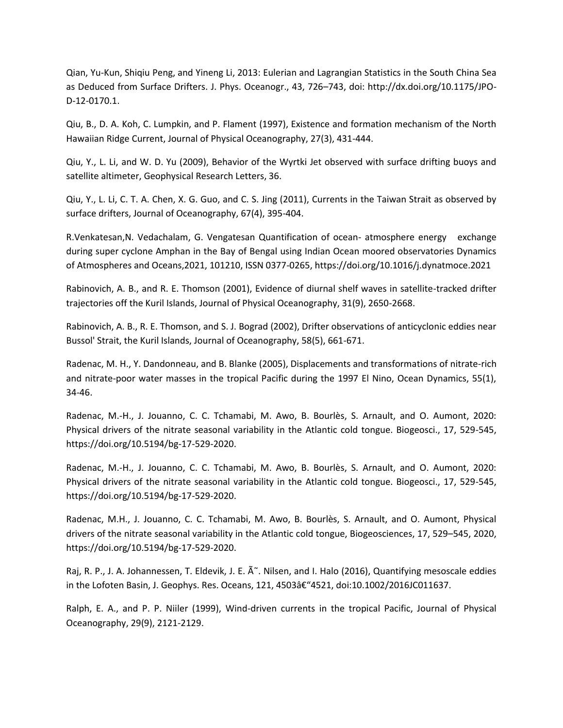Qian, Yu-Kun, Shiqiu Peng, and Yineng Li, 2013: Eulerian and Lagrangian Statistics in the South China Sea as Deduced from Surface Drifters. J. Phys. Oceanogr., 43, 726–743, doi: http://dx.doi.org/10.1175/JPO-D-12-0170.1.

Qiu, B., D. A. Koh, C. Lumpkin, and P. Flament (1997), Existence and formation mechanism of the North Hawaiian Ridge Current, Journal of Physical Oceanography, 27(3), 431-444.

Qiu, Y., L. Li, and W. D. Yu (2009), Behavior of the Wyrtki Jet observed with surface drifting buoys and satellite altimeter, Geophysical Research Letters, 36.

Qiu, Y., L. Li, C. T. A. Chen, X. G. Guo, and C. S. Jing (2011), Currents in the Taiwan Strait as observed by surface drifters, Journal of Oceanography, 67(4), 395-404.

R.Venkatesan,N. Vedachalam, G. Vengatesan Quantification of ocean- atmosphere energy exchange during super cyclone Amphan in the Bay of Bengal using Indian Ocean moored observatories Dynamics of Atmospheres and Oceans,2021, 101210, ISSN 0377-0265, https://doi.org/10.1016/j.dynatmoce.2021

Rabinovich, A. B., and R. E. Thomson (2001), Evidence of diurnal shelf waves in satellite-tracked drifter trajectories off the Kuril Islands, Journal of Physical Oceanography, 31(9), 2650-2668.

Rabinovich, A. B., R. E. Thomson, and S. J. Bograd (2002), Drifter observations of anticyclonic eddies near Bussol' Strait, the Kuril Islands, Journal of Oceanography, 58(5), 661-671.

Radenac, M. H., Y. Dandonneau, and B. Blanke (2005), Displacements and transformations of nitrate-rich and nitrate-poor water masses in the tropical Pacific during the 1997 El Nino, Ocean Dynamics, 55(1), 34-46.

Radenac, M.-H., J. Jouanno, C. C. Tchamabi, M. Awo, B. Bourlès, S. Arnault, and O. Aumont, 2020: Physical drivers of the nitrate seasonal variability in the Atlantic cold tongue. Biogeosci., 17, 529-545, https://doi.org/10.5194/bg-17-529-2020.

Radenac, M.-H., J. Jouanno, C. C. Tchamabi, M. Awo, B. Bourlès, S. Arnault, and O. Aumont, 2020: Physical drivers of the nitrate seasonal variability in the Atlantic cold tongue. Biogeosci., 17, 529-545, https://doi.org/10.5194/bg-17-529-2020.

Radenac, M.H., J. Jouanno, C. C. Tchamabi, M. Awo, B. Bourlès, S. Arnault, and O. Aumont, Physical drivers of the nitrate seasonal variability in the Atlantic cold tongue, Biogeosciences, 17, 529–545, 2020, https://doi.org/10.5194/bg-17-529-2020.

Raj, R. P., J. A. Johannessen, T. Eldevik, J. E. Ã˜. Nilsen, and I. Halo (2016), Quantifying mesoscale eddies in the Lofoten Basin, J. Geophys. Res. Oceans, 121, 4503â€“4521, doi:10.1002/2016JC011637.

Ralph, E. A., and P. P. Niiler (1999), Wind-driven currents in the tropical Pacific, Journal of Physical Oceanography, 29(9), 2121-2129.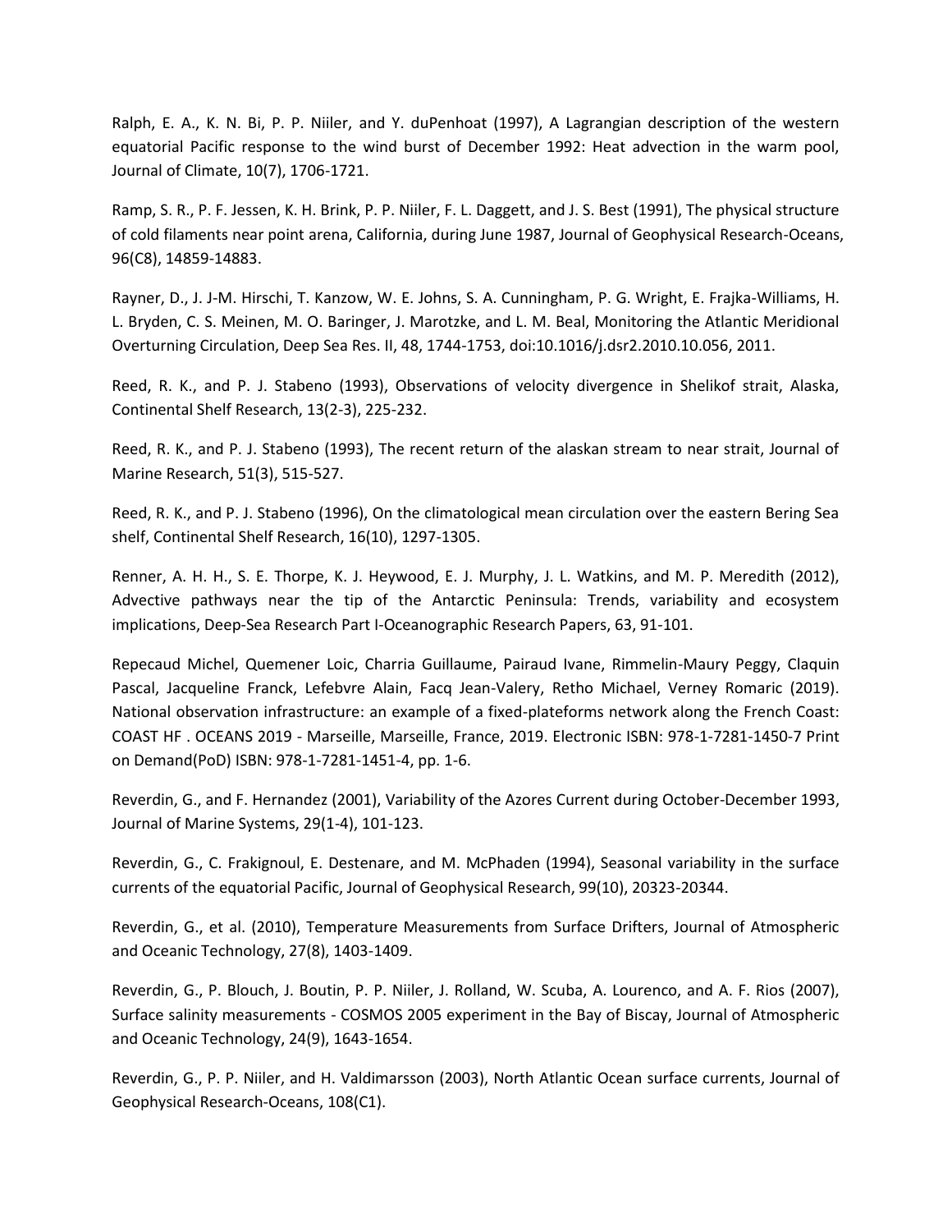Ralph, E. A., K. N. Bi, P. P. Niiler, and Y. duPenhoat (1997), A Lagrangian description of the western equatorial Pacific response to the wind burst of December 1992: Heat advection in the warm pool, Journal of Climate, 10(7), 1706-1721.

Ramp, S. R., P. F. Jessen, K. H. Brink, P. P. Niiler, F. L. Daggett, and J. S. Best (1991), The physical structure of cold filaments near point arena, California, during June 1987, Journal of Geophysical Research-Oceans, 96(C8), 14859-14883.

Rayner, D., J. J-M. Hirschi, T. Kanzow, W. E. Johns, S. A. Cunningham, P. G. Wright, E. Frajka-Williams, H. L. Bryden, C. S. Meinen, M. O. Baringer, J. Marotzke, and L. M. Beal, Monitoring the Atlantic Meridional Overturning Circulation, Deep Sea Res. II, 48, 1744-1753, doi:10.1016/j.dsr2.2010.10.056, 2011.

Reed, R. K., and P. J. Stabeno (1993), Observations of velocity divergence in Shelikof strait, Alaska, Continental Shelf Research, 13(2-3), 225-232.

Reed, R. K., and P. J. Stabeno (1993), The recent return of the alaskan stream to near strait, Journal of Marine Research, 51(3), 515-527.

Reed, R. K., and P. J. Stabeno (1996), On the climatological mean circulation over the eastern Bering Sea shelf, Continental Shelf Research, 16(10), 1297-1305.

Renner, A. H. H., S. E. Thorpe, K. J. Heywood, E. J. Murphy, J. L. Watkins, and M. P. Meredith (2012), Advective pathways near the tip of the Antarctic Peninsula: Trends, variability and ecosystem implications, Deep-Sea Research Part I-Oceanographic Research Papers, 63, 91-101.

Repecaud Michel, Quemener Loic, Charria Guillaume, Pairaud Ivane, Rimmelin-Maury Peggy, Claquin Pascal, Jacqueline Franck, Lefebvre Alain, Facq Jean-Valery, Retho Michael, Verney Romaric (2019). National observation infrastructure: an example of a fixed-plateforms network along the French Coast: COAST HF . OCEANS 2019 - Marseille, Marseille, France, 2019. Electronic ISBN: 978-1-7281-1450-7 Print on Demand(PoD) ISBN: 978-1-7281-1451-4, pp. 1-6.

Reverdin, G., and F. Hernandez (2001), Variability of the Azores Current during October-December 1993, Journal of Marine Systems, 29(1-4), 101-123.

Reverdin, G., C. Frakignoul, E. Destenare, and M. McPhaden (1994), Seasonal variability in the surface currents of the equatorial Pacific, Journal of Geophysical Research, 99(10), 20323-20344.

Reverdin, G., et al. (2010), Temperature Measurements from Surface Drifters, Journal of Atmospheric and Oceanic Technology, 27(8), 1403-1409.

Reverdin, G., P. Blouch, J. Boutin, P. P. Niiler, J. Rolland, W. Scuba, A. Lourenco, and A. F. Rios (2007), Surface salinity measurements - COSMOS 2005 experiment in the Bay of Biscay, Journal of Atmospheric and Oceanic Technology, 24(9), 1643-1654.

Reverdin, G., P. P. Niiler, and H. Valdimarsson (2003), North Atlantic Ocean surface currents, Journal of Geophysical Research-Oceans, 108(C1).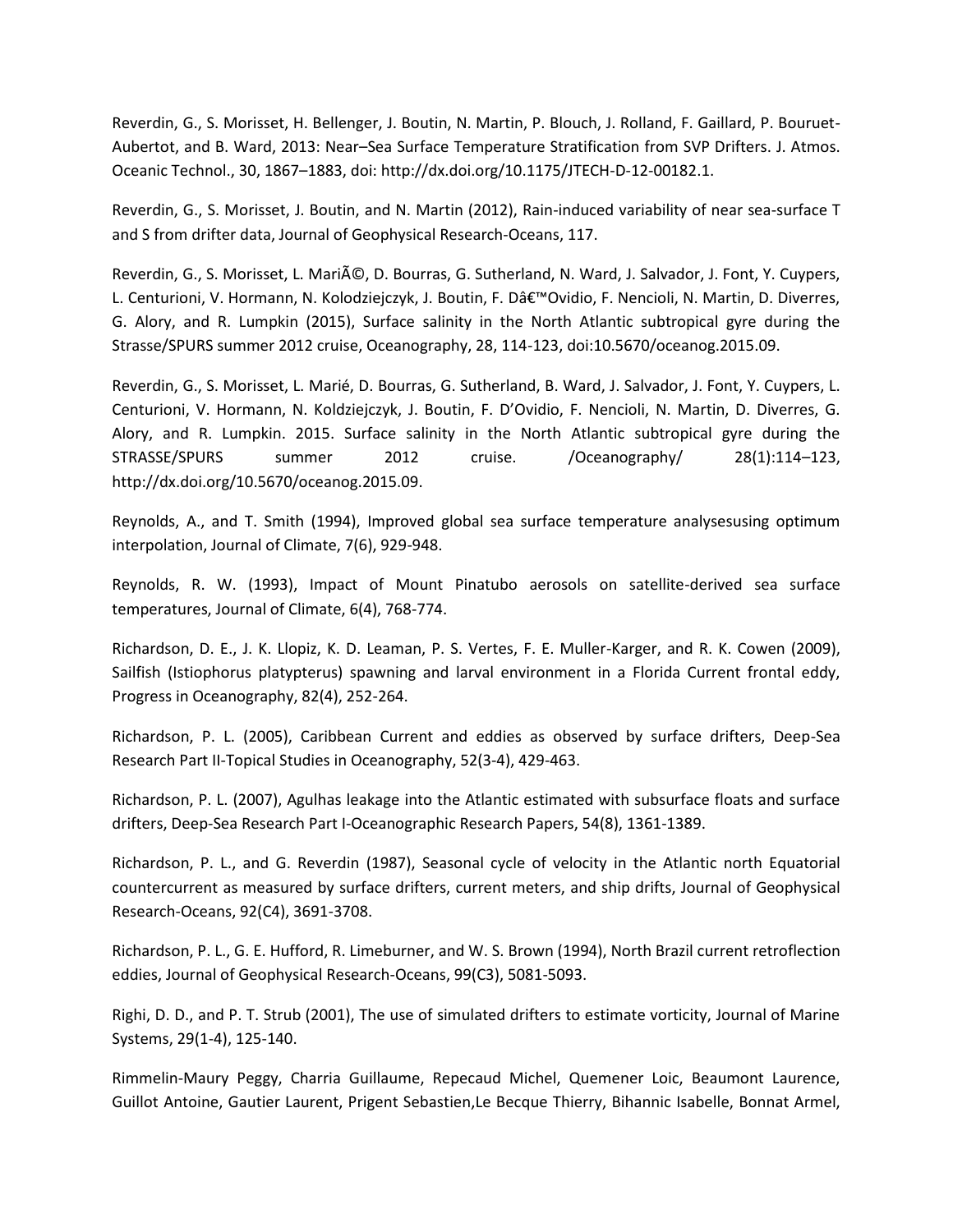Reverdin, G., S. Morisset, H. Bellenger, J. Boutin, N. Martin, P. Blouch, J. Rolland, F. Gaillard, P. Bouruet-Aubertot, and B. Ward, 2013: Near–Sea Surface Temperature Stratification from SVP Drifters. J. Atmos. Oceanic Technol., 30, 1867–1883, doi: http://dx.doi.org/10.1175/JTECH-D-12-00182.1.

Reverdin, G., S. Morisset, J. Boutin, and N. Martin (2012), Rain-induced variability of near sea-surface T and S from drifter data, Journal of Geophysical Research-Oceans, 117.

Reverdin, G., S. Morisset, L. MariÃ©, D. Bourras, G. Sutherland, N. Ward, J. Salvador, J. Font, Y. Cuypers, L. Centurioni, V. Hormann, N. Kolodziejczyk, J. Boutin, F. Dâ€™Ovidio, F. Nencioli, N. Martin, D. Diverres, G. Alory, and R. Lumpkin (2015), Surface salinity in the North Atlantic subtropical gyre during the Strasse/SPURS summer 2012 cruise, Oceanography, 28, 114-123, doi:10.5670/oceanog.2015.09.

Reverdin, G., S. Morisset, L. Marié, D. Bourras, G. Sutherland, B. Ward, J. Salvador, J. Font, Y. Cuypers, L. Centurioni, V. Hormann, N. Koldziejczyk, J. Boutin, F. D'Ovidio, F. Nencioli, N. Martin, D. Diverres, G. Alory, and R. Lumpkin. 2015. Surface salinity in the North Atlantic subtropical gyre during the STRASSE/SPURS summer 2012 cruise. /Oceanography/ 28(1):114–123, http://dx.doi.org/10.5670/oceanog.2015.09.

Reynolds, A., and T. Smith (1994), Improved global sea surface temperature analysesusing optimum interpolation, Journal of Climate, 7(6), 929-948.

Reynolds, R. W. (1993), Impact of Mount Pinatubo aerosols on satellite-derived sea surface temperatures, Journal of Climate, 6(4), 768-774.

Richardson, D. E., J. K. Llopiz, K. D. Leaman, P. S. Vertes, F. E. Muller-Karger, and R. K. Cowen (2009), Sailfish (Istiophorus platypterus) spawning and larval environment in a Florida Current frontal eddy, Progress in Oceanography, 82(4), 252-264.

Richardson, P. L. (2005), Caribbean Current and eddies as observed by surface drifters, Deep-Sea Research Part II-Topical Studies in Oceanography, 52(3-4), 429-463.

Richardson, P. L. (2007), Agulhas leakage into the Atlantic estimated with subsurface floats and surface drifters, Deep-Sea Research Part I-Oceanographic Research Papers, 54(8), 1361-1389.

Richardson, P. L., and G. Reverdin (1987), Seasonal cycle of velocity in the Atlantic north Equatorial countercurrent as measured by surface drifters, current meters, and ship drifts, Journal of Geophysical Research-Oceans, 92(C4), 3691-3708.

Richardson, P. L., G. E. Hufford, R. Limeburner, and W. S. Brown (1994), North Brazil current retroflection eddies, Journal of Geophysical Research-Oceans, 99(C3), 5081-5093.

Righi, D. D., and P. T. Strub (2001), The use of simulated drifters to estimate vorticity, Journal of Marine Systems, 29(1-4), 125-140.

Rimmelin-Maury Peggy, Charria Guillaume, Repecaud Michel, Quemener Loic, Beaumont Laurence, Guillot Antoine, Gautier Laurent, Prigent Sebastien,Le Becque Thierry, Bihannic Isabelle, Bonnat Armel,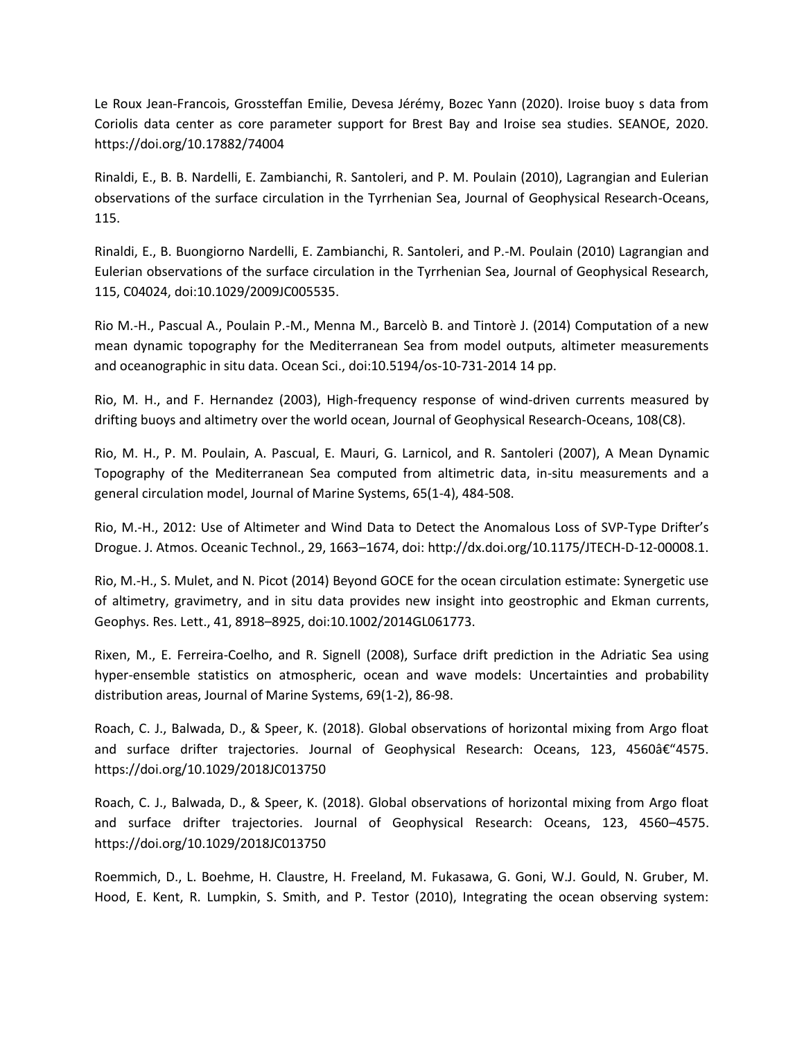Le Roux Jean-Francois, Grossteffan Emilie, Devesa Jérémy, Bozec Yann (2020). Iroise buoy s data from Coriolis data center as core parameter support for Brest Bay and Iroise sea studies. SEANOE, 2020. https://doi.org/10.17882/74004

Rinaldi, E., B. B. Nardelli, E. Zambianchi, R. Santoleri, and P. M. Poulain (2010), Lagrangian and Eulerian observations of the surface circulation in the Tyrrhenian Sea, Journal of Geophysical Research-Oceans, 115.

Rinaldi, E., B. Buongiorno Nardelli, E. Zambianchi, R. Santoleri, and P.-M. Poulain (2010) Lagrangian and Eulerian observations of the surface circulation in the Tyrrhenian Sea, Journal of Geophysical Research, 115, C04024, doi:10.1029/2009JC005535.

Rio M.-H., Pascual A., Poulain P.-M., Menna M., Barcelò B. and Tintorè J. (2014) Computation of a new mean dynamic topography for the Mediterranean Sea from model outputs, altimeter measurements and oceanographic in situ data. Ocean Sci., doi:10.5194/os-10-731-2014 14 pp.

Rio, M. H., and F. Hernandez (2003), High-frequency response of wind-driven currents measured by drifting buoys and altimetry over the world ocean, Journal of Geophysical Research-Oceans, 108(C8).

Rio, M. H., P. M. Poulain, A. Pascual, E. Mauri, G. Larnicol, and R. Santoleri (2007), A Mean Dynamic Topography of the Mediterranean Sea computed from altimetric data, in-situ measurements and a general circulation model, Journal of Marine Systems, 65(1-4), 484-508.

Rio, M.-H., 2012: Use of Altimeter and Wind Data to Detect the Anomalous Loss of SVP-Type Drifter's Drogue. J. Atmos. Oceanic Technol., 29, 1663–1674, doi: http://dx.doi.org/10.1175/JTECH-D-12-00008.1.

Rio, M.-H., S. Mulet, and N. Picot (2014) Beyond GOCE for the ocean circulation estimate: Synergetic use of altimetry, gravimetry, and in situ data provides new insight into geostrophic and Ekman currents, Geophys. Res. Lett., 41, 8918–8925, doi:10.1002/2014GL061773.

Rixen, M., E. Ferreira-Coelho, and R. Signell (2008), Surface drift prediction in the Adriatic Sea using hyper-ensemble statistics on atmospheric, ocean and wave models: Uncertainties and probability distribution areas, Journal of Marine Systems, 69(1-2), 86-98.

Roach, C. J., Balwada, D., & Speer, K. (2018). Global observations of horizontal mixing from Argo float and surface drifter trajectories. Journal of Geophysical Research: Oceans, 123, 4560â€“4575. https://doi.org/10.1029/2018JC013750

Roach, C. J., Balwada, D., & Speer, K. (2018). Global observations of horizontal mixing from Argo float and surface drifter trajectories. Journal of Geophysical Research: Oceans, 123, 4560–4575. https://doi.org/10.1029/2018JC013750

Roemmich, D., L. Boehme, H. Claustre, H. Freeland, M. Fukasawa, G. Goni, W.J. Gould, N. Gruber, M. Hood, E. Kent, R. Lumpkin, S. Smith, and P. Testor (2010), Integrating the ocean observing system: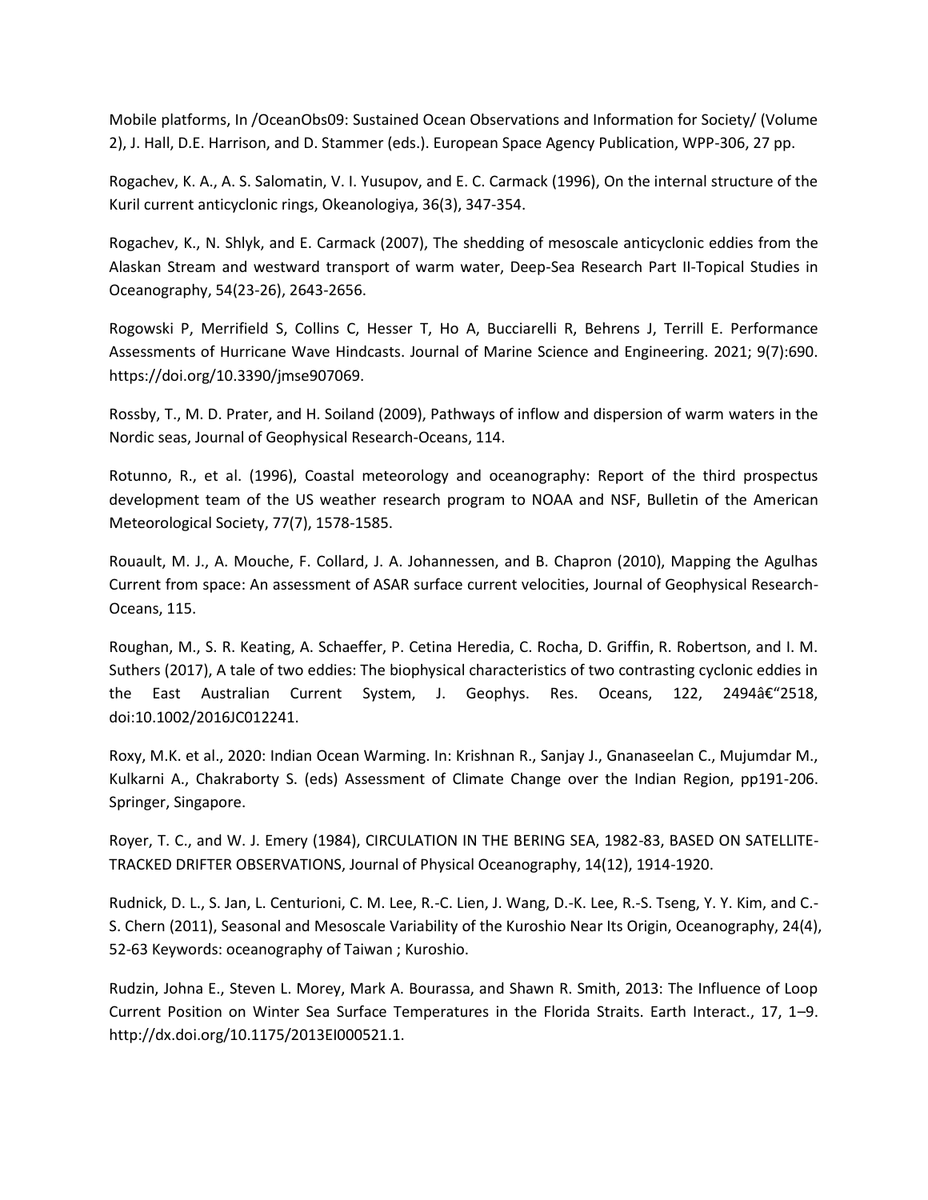Mobile platforms, In /OceanObs09: Sustained Ocean Observations and Information for Society/ (Volume 2), J. Hall, D.E. Harrison, and D. Stammer (eds.). European Space Agency Publication, WPP-306, 27 pp.

Rogachev, K. A., A. S. Salomatin, V. I. Yusupov, and E. C. Carmack (1996), On the internal structure of the Kuril current anticyclonic rings, Okeanologiya, 36(3), 347-354.

Rogachev, K., N. Shlyk, and E. Carmack (2007), The shedding of mesoscale anticyclonic eddies from the Alaskan Stream and westward transport of warm water, Deep-Sea Research Part II-Topical Studies in Oceanography, 54(23-26), 2643-2656.

Rogowski P, Merrifield S, Collins C, Hesser T, Ho A, Bucciarelli R, Behrens J, Terrill E. Performance Assessments of Hurricane Wave Hindcasts. Journal of Marine Science and Engineering. 2021; 9(7):690. https://doi.org/10.3390/jmse907069.

Rossby, T., M. D. Prater, and H. Soiland (2009), Pathways of inflow and dispersion of warm waters in the Nordic seas, Journal of Geophysical Research-Oceans, 114.

Rotunno, R., et al. (1996), Coastal meteorology and oceanography: Report of the third prospectus development team of the US weather research program to NOAA and NSF, Bulletin of the American Meteorological Society, 77(7), 1578-1585.

Rouault, M. J., A. Mouche, F. Collard, J. A. Johannessen, and B. Chapron (2010), Mapping the Agulhas Current from space: An assessment of ASAR surface current velocities, Journal of Geophysical Research-Oceans, 115.

Roughan, M., S. R. Keating, A. Schaeffer, P. Cetina Heredia, C. Rocha, D. Griffin, R. Robertson, and I. M. Suthers (2017), A tale of two eddies: The biophysical characteristics of two contrasting cyclonic eddies in the East Australian Current System, J. Geophys. Res. Oceans, 122, 2494â€“2518, doi:10.1002/2016JC012241.

Roxy, M.K. et al., 2020: Indian Ocean Warming. In: Krishnan R., Sanjay J., Gnanaseelan C., Mujumdar M., Kulkarni A., Chakraborty S. (eds) Assessment of Climate Change over the Indian Region, pp191-206. Springer, Singapore.

Royer, T. C., and W. J. Emery (1984), CIRCULATION IN THE BERING SEA, 1982-83, BASED ON SATELLITE-TRACKED DRIFTER OBSERVATIONS, Journal of Physical Oceanography, 14(12), 1914-1920.

Rudnick, D. L., S. Jan, L. Centurioni, C. M. Lee, R.-C. Lien, J. Wang, D.-K. Lee, R.-S. Tseng, Y. Y. Kim, and C.-S. Chern (2011), Seasonal and Mesoscale Variability of the Kuroshio Near Its Origin, Oceanography, 24(4), 52-63 Keywords: oceanography of Taiwan ; Kuroshio.

Rudzin, Johna E., Steven L. Morey, Mark A. Bourassa, and Shawn R. Smith, 2013: The Influence of Loop Current Position on Winter Sea Surface Temperatures in the Florida Straits. Earth Interact., 17, 1–9. http://dx.doi.org/10.1175/2013EI000521.1.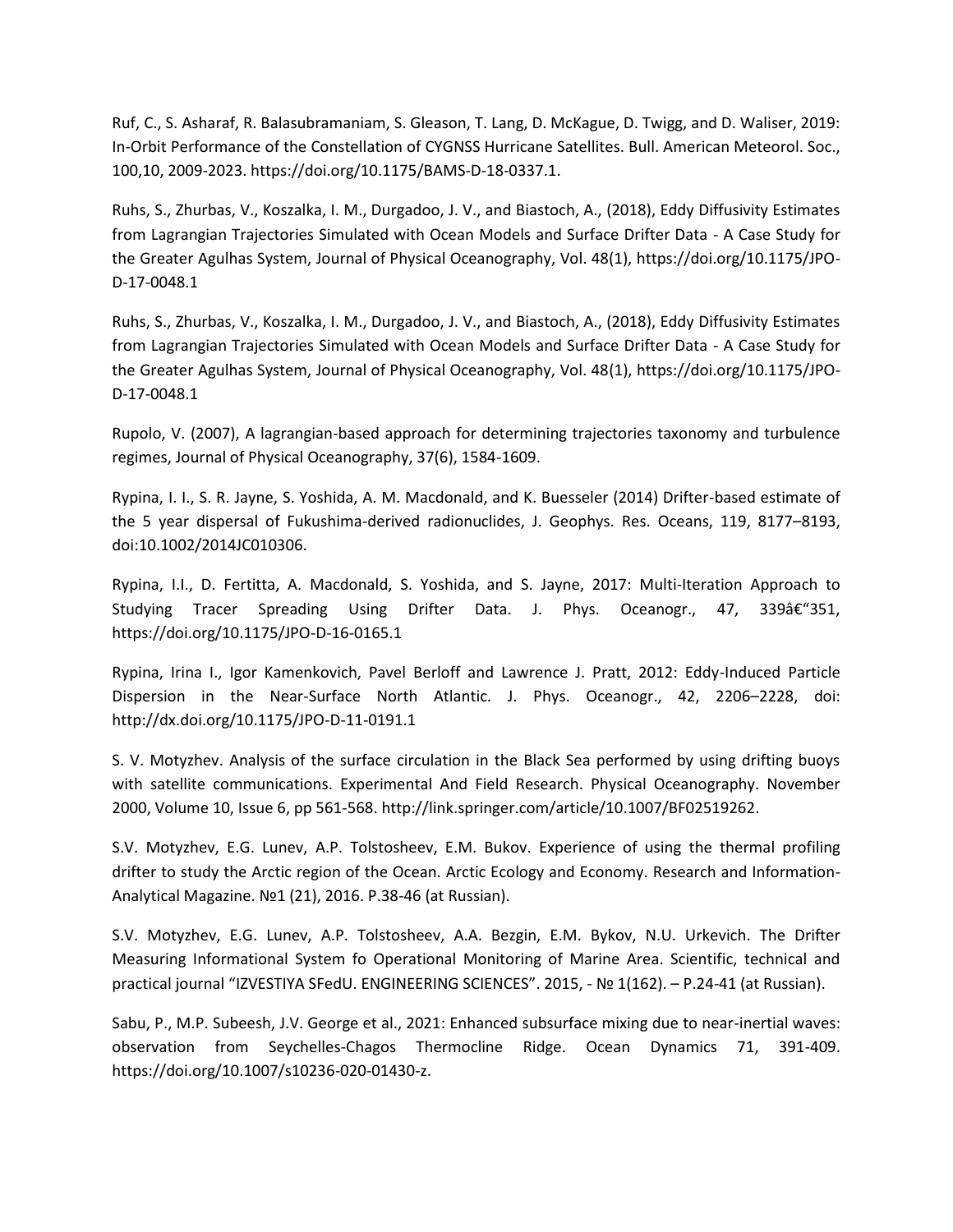Ruf, C., S. Asharaf, R. Balasubramaniam, S. Gleason, T. Lang, D. McKague, D. Twigg, and D. Waliser, 2019: In-Orbit Performance of the Constellation of CYGNSS Hurricane Satellites. Bull. American Meteorol. Soc., 100,10, 2009-2023. https://doi.org/10.1175/BAMS-D-18-0337.1.

Ruhs, S., Zhurbas, V., Koszalka, I. M., Durgadoo, J. V., and Biastoch, A., (2018), Eddy Diffusivity Estimates from Lagrangian Trajectories Simulated with Ocean Models and Surface Drifter Data - A Case Study for the Greater Agulhas System, Journal of Physical Oceanography, Vol. 48(1), https://doi.org/10.1175/JPO-D-17-0048.1

Ruhs, S., Zhurbas, V., Koszalka, I. M., Durgadoo, J. V., and Biastoch, A., (2018), Eddy Diffusivity Estimates from Lagrangian Trajectories Simulated with Ocean Models and Surface Drifter Data - A Case Study for the Greater Agulhas System, Journal of Physical Oceanography, Vol. 48(1), https://doi.org/10.1175/JPO-D-17-0048.1

Rupolo, V. (2007), A lagrangian-based approach for determining trajectories taxonomy and turbulence regimes, Journal of Physical Oceanography, 37(6), 1584-1609.

Rypina, I. I., S. R. Jayne, S. Yoshida, A. M. Macdonald, and K. Buesseler (2014) Drifter-based estimate of the 5 year dispersal of Fukushima-derived radionuclides, J. Geophys. Res. Oceans, 119, 8177–8193, doi:10.1002/2014JC010306.

Rypina, I.I., D. Fertitta, A. Macdonald, S. Yoshida, and S. Jayne, 2017: Multi-Iteration Approach to Studying Tracer Spreading Using Drifter Data. J. Phys. Oceanogr., 47, 339â€“351, https://doi.org/10.1175/JPO-D-16-0165.1

Rypina, Irina I., Igor Kamenkovich, Pavel Berloff and Lawrence J. Pratt, 2012: Eddy-Induced Particle Dispersion in the Near-Surface North Atlantic. J. Phys. Oceanogr., 42, 2206–2228, doi: http://dx.doi.org/10.1175/JPO-D-11-0191.1

S. V. Motyzhev. Analysis of the surface circulation in the Black Sea performed by using drifting buoys with satellite communications. Experimental And Field Research. Physical Oceanography. November 2000, Volume 10, Issue 6, pp 561-568. http://link.springer.com/article/10.1007/BF02519262.

S.V. Motyzhev, E.G. Lunev, A.P. Tolstosheev, E.M. Bukov. Experience of using the thermal profiling drifter to study the Arctic region of the Ocean. Arctic Ecology and Economy. Research and Information-Analytical Magazine. №1 (21), 2016. P.38-46 (at Russian).

S.V. Motyzhev, E.G. Lunev, A.P. Tolstosheev, A.A. Bezgin, E.M. Bykov, N.U. Urkevich. The Drifter Measuring Informational System fo Operational Monitoring of Marine Area. Scientific, technical and practical journal "IZVESTIYA SFedU. ENGINEERING SCIENCES". 2015, - № 1(162). – P.24-41 (at Russian).

Sabu, P., M.P. Subeesh, J.V. George et al., 2021: Enhanced subsurface mixing due to near-inertial waves: observation from Seychelles-Chagos Thermocline Ridge. Ocean Dynamics 71, 391-409. https://doi.org/10.1007/s10236-020-01430-z.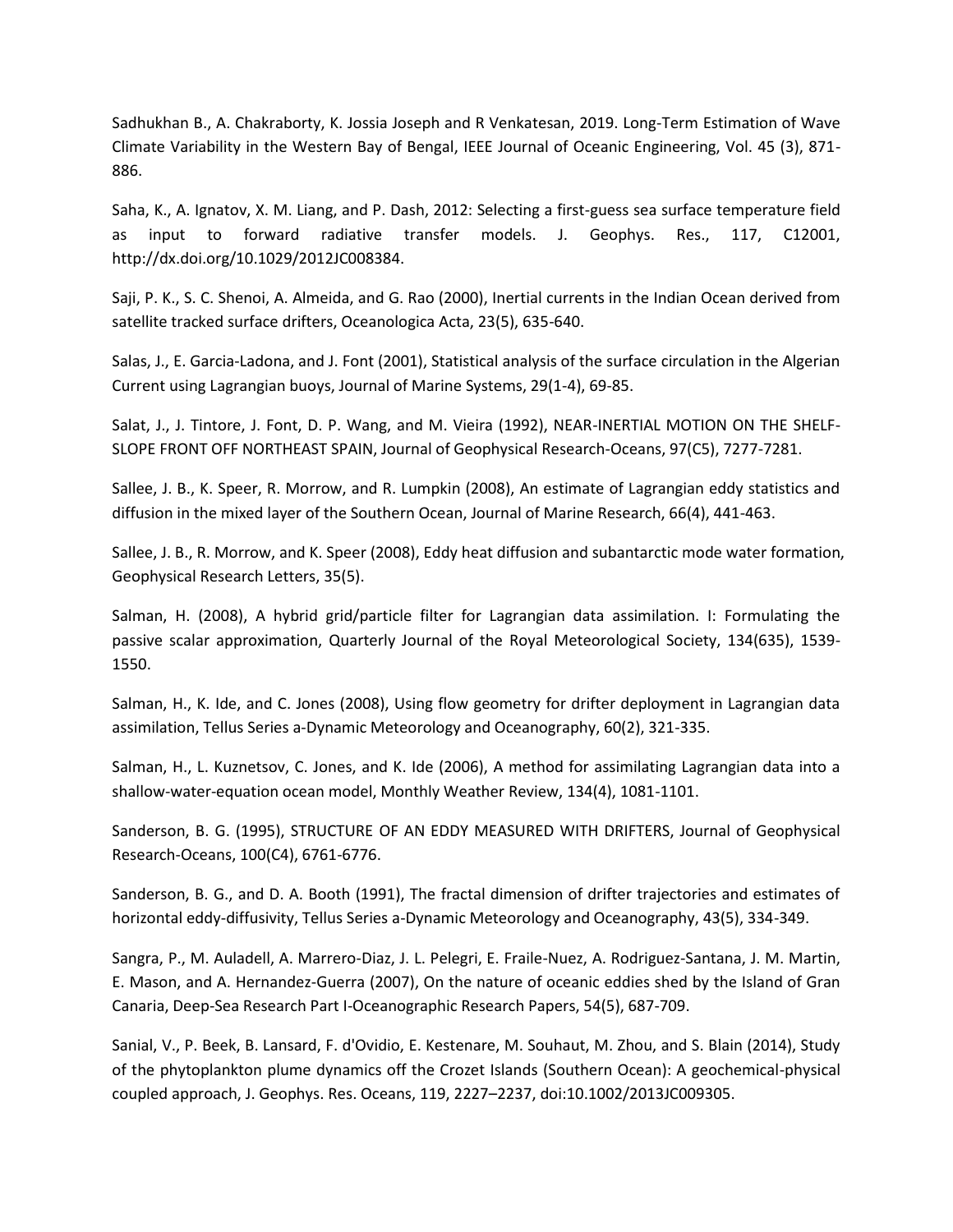Sadhukhan B., A. Chakraborty, K. Jossia Joseph and R Venkatesan, 2019. Long-Term Estimation of Wave Climate Variability in the Western Bay of Bengal, IEEE Journal of Oceanic Engineering, Vol. 45 (3), 871-886.

Saha, K., A. Ignatov, X. M. Liang, and P. Dash, 2012: Selecting a first-guess sea surface temperature field as input to forward radiative transfer models. J. Geophys. Res., 117, C12001, http://dx.doi.org/10.1029/2012JC008384.

Saji, P. K., S. C. Shenoi, A. Almeida, and G. Rao (2000), Inertial currents in the Indian Ocean derived from satellite tracked surface drifters, Oceanologica Acta, 23(5), 635-640.

Salas, J., E. Garcia-Ladona, and J. Font (2001), Statistical analysis of the surface circulation in the Algerian Current using Lagrangian buoys, Journal of Marine Systems, 29(1-4), 69-85.

Salat, J., J. Tintore, J. Font, D. P. Wang, and M. Vieira (1992), NEAR-INERTIAL MOTION ON THE SHELF-SLOPE FRONT OFF NORTHEAST SPAIN, Journal of Geophysical Research-Oceans, 97(C5), 7277-7281.

Sallee, J. B., K. Speer, R. Morrow, and R. Lumpkin (2008), An estimate of Lagrangian eddy statistics and diffusion in the mixed layer of the Southern Ocean, Journal of Marine Research, 66(4), 441-463.

Sallee, J. B., R. Morrow, and K. Speer (2008), Eddy heat diffusion and subantarctic mode water formation, Geophysical Research Letters, 35(5).

Salman, H. (2008), A hybrid grid/particle filter for Lagrangian data assimilation. I: Formulating the passive scalar approximation, Quarterly Journal of the Royal Meteorological Society, 134(635), 1539-1550.

Salman, H., K. Ide, and C. Jones (2008), Using flow geometry for drifter deployment in Lagrangian data assimilation, Tellus Series a-Dynamic Meteorology and Oceanography, 60(2), 321-335.

Salman, H., L. Kuznetsov, C. Jones, and K. Ide (2006), A method for assimilating Lagrangian data into a shallow-water-equation ocean model, Monthly Weather Review, 134(4), 1081-1101.

Sanderson, B. G. (1995), STRUCTURE OF AN EDDY MEASURED WITH DRIFTERS, Journal of Geophysical Research-Oceans, 100(C4), 6761-6776.

Sanderson, B. G., and D. A. Booth (1991), The fractal dimension of drifter trajectories and estimates of horizontal eddy-diffusivity, Tellus Series a-Dynamic Meteorology and Oceanography, 43(5), 334-349.

Sangra, P., M. Auladell, A. Marrero-Diaz, J. L. Pelegri, E. Fraile-Nuez, A. Rodriguez-Santana, J. M. Martin, E. Mason, and A. Hernandez-Guerra (2007), On the nature of oceanic eddies shed by the Island of Gran Canaria, Deep-Sea Research Part I-Oceanographic Research Papers, 54(5), 687-709.

Sanial, V., P. Beek, B. Lansard, F. d'Ovidio, E. Kestenare, M. Souhaut, M. Zhou, and S. Blain (2014), Study of the phytoplankton plume dynamics off the Crozet Islands (Southern Ocean): A geochemical-physical coupled approach, J. Geophys. Res. Oceans, 119, 2227–2237, doi:10.1002/2013JC009305.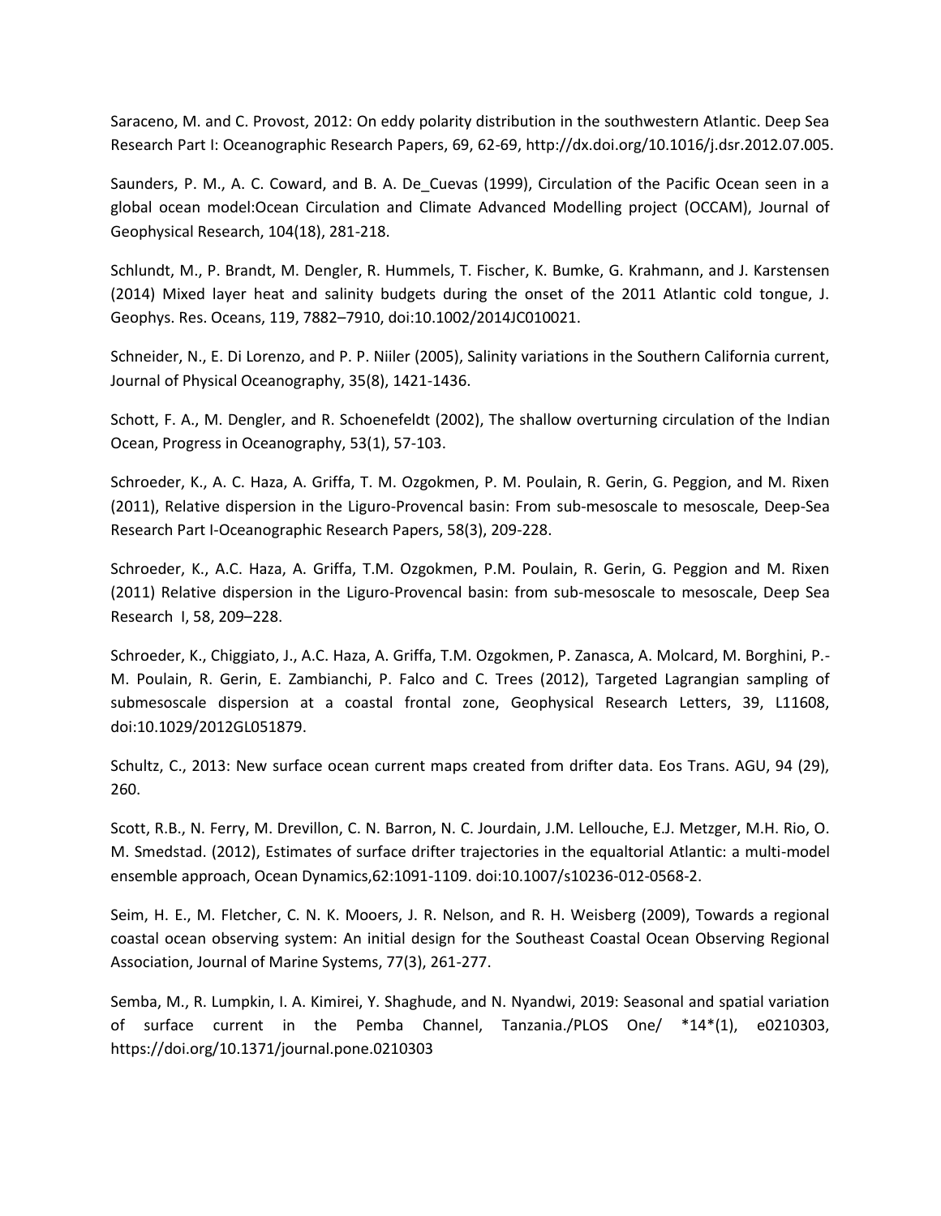Saraceno, M. and C. Provost, 2012: On eddy polarity distribution in the southwestern Atlantic. Deep Sea Research Part I: Oceanographic Research Papers, 69, 62-69, http://dx.doi.org/10.1016/j.dsr.2012.07.005.

Saunders, P. M., A. C. Coward, and B. A. De_Cuevas (1999), Circulation of the Pacific Ocean seen in a global ocean model:Ocean Circulation and Climate Advanced Modelling project (OCCAM), Journal of Geophysical Research, 104(18), 281-218.

Schlundt, M., P. Brandt, M. Dengler, R. Hummels, T. Fischer, K. Bumke, G. Krahmann, and J. Karstensen (2014) Mixed layer heat and salinity budgets during the onset of the 2011 Atlantic cold tongue, J. Geophys. Res. Oceans, 119, 7882–7910, doi:10.1002/2014JC010021.

Schneider, N., E. Di Lorenzo, and P. P. Niiler (2005), Salinity variations in the Southern California current, Journal of Physical Oceanography, 35(8), 1421-1436.

Schott, F. A., M. Dengler, and R. Schoenefeldt (2002), The shallow overturning circulation of the Indian Ocean, Progress in Oceanography, 53(1), 57-103.

Schroeder, K., A. C. Haza, A. Griffa, T. M. Ozgokmen, P. M. Poulain, R. Gerin, G. Peggion, and M. Rixen (2011), Relative dispersion in the Liguro-Provencal basin: From sub-mesoscale to mesoscale, Deep-Sea Research Part I-Oceanographic Research Papers, 58(3), 209-228.

Schroeder, K., A.C. Haza, A. Griffa, T.M. Ozgokmen, P.M. Poulain, R. Gerin, G. Peggion and M. Rixen (2011) Relative dispersion in the Liguro-Provencal basin: from sub-mesoscale to mesoscale, Deep Sea Research I, 58, 209–228.

Schroeder, K., Chiggiato, J., A.C. Haza, A. Griffa, T.M. Ozgokmen, P. Zanasca, A. Molcard, M. Borghini, P.-M. Poulain, R. Gerin, E. Zambianchi, P. Falco and C. Trees (2012), Targeted Lagrangian sampling of submesoscale dispersion at a coastal frontal zone, Geophysical Research Letters, 39, L11608, doi:10.1029/2012GL051879.

Schultz, C., 2013: New surface ocean current maps created from drifter data. Eos Trans. AGU, 94 (29), 260.

Scott, R.B., N. Ferry, M. Drevillon, C. N. Barron, N. C. Jourdain, J.M. Lellouche, E.J. Metzger, M.H. Rio, O. M. Smedstad. (2012), Estimates of surface drifter trajectories in the equaltorial Atlantic: a multi-model ensemble approach, Ocean Dynamics,62:1091-1109. doi:10.1007/s10236-012-0568-2.

Seim, H. E., M. Fletcher, C. N. K. Mooers, J. R. Nelson, and R. H. Weisberg (2009), Towards a regional coastal ocean observing system: An initial design for the Southeast Coastal Ocean Observing Regional Association, Journal of Marine Systems, 77(3), 261-277.

Semba, M., R. Lumpkin, I. A. Kimirei, Y. Shaghude, and N. Nyandwi, 2019: Seasonal and spatial variation of surface current in the Pemba Channel, Tanzania./PLOS One/ *14*(1), e0210303, https://doi.org/10.1371/journal.pone.0210303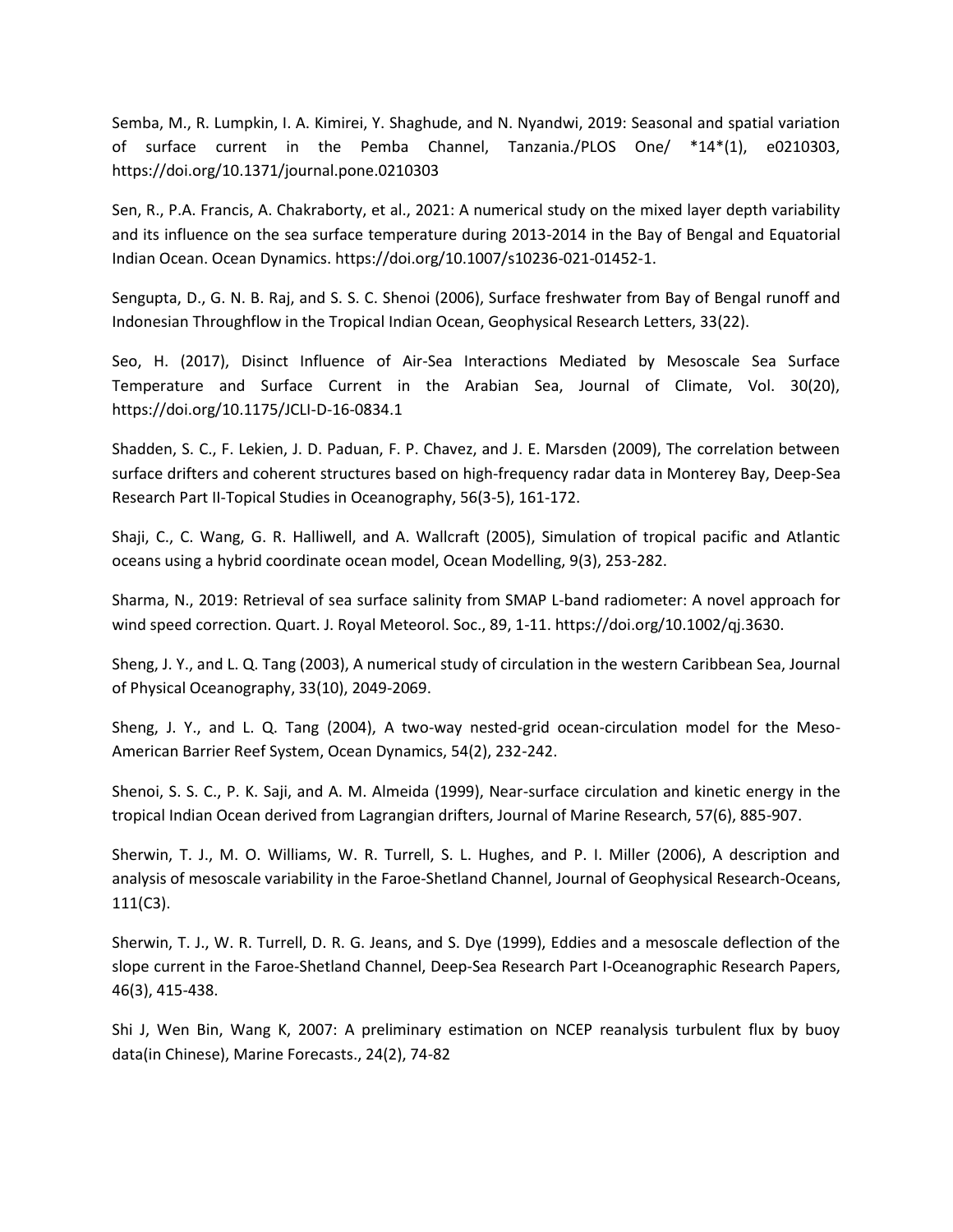Semba, M., R. Lumpkin, I. A. Kimirei, Y. Shaghude, and N. Nyandwi, 2019: Seasonal and spatial variation of surface current in the Pemba Channel, Tanzania./PLOS One/ *14*(1), e0210303, https://doi.org/10.1371/journal.pone.0210303

Sen, R., P.A. Francis, A. Chakraborty, et al., 2021: A numerical study on the mixed layer depth variability and its influence on the sea surface temperature during 2013-2014 in the Bay of Bengal and Equatorial Indian Ocean. Ocean Dynamics. https://doi.org/10.1007/s10236-021-01452-1.

Sengupta, D., G. N. B. Raj, and S. S. C. Shenoi (2006), Surface freshwater from Bay of Bengal runoff and Indonesian Throughflow in the Tropical Indian Ocean, Geophysical Research Letters, 33(22).

Seo, H. (2017), Disinct Influence of Air-Sea Interactions Mediated by Mesoscale Sea Surface Temperature and Surface Current in the Arabian Sea, Journal of Climate, Vol. 30(20), https://doi.org/10.1175/JCLI-D-16-0834.1

Shadden, S. C., F. Lekien, J. D. Paduan, F. P. Chavez, and J. E. Marsden (2009), The correlation between surface drifters and coherent structures based on high-frequency radar data in Monterey Bay, Deep-Sea Research Part II-Topical Studies in Oceanography, 56(3-5), 161-172.

Shaji, C., C. Wang, G. R. Halliwell, and A. Wallcraft (2005), Simulation of tropical pacific and Atlantic oceans using a hybrid coordinate ocean model, Ocean Modelling, 9(3), 253-282.

Sharma, N., 2019: Retrieval of sea surface salinity from SMAP L-band radiometer: A novel approach for wind speed correction. Quart. J. Royal Meteorol. Soc., 89, 1-11. https://doi.org/10.1002/qj.3630.

Sheng, J. Y., and L. Q. Tang (2003), A numerical study of circulation in the western Caribbean Sea, Journal of Physical Oceanography, 33(10), 2049-2069.

Sheng, J. Y., and L. Q. Tang (2004), A two-way nested-grid ocean-circulation model for the Meso-American Barrier Reef System, Ocean Dynamics, 54(2), 232-242.

Shenoi, S. S. C., P. K. Saji, and A. M. Almeida (1999), Near-surface circulation and kinetic energy in the tropical Indian Ocean derived from Lagrangian drifters, Journal of Marine Research, 57(6), 885-907.

Sherwin, T. J., M. O. Williams, W. R. Turrell, S. L. Hughes, and P. I. Miller (2006), A description and analysis of mesoscale variability in the Faroe-Shetland Channel, Journal of Geophysical Research-Oceans, 111(C3).

Sherwin, T. J., W. R. Turrell, D. R. G. Jeans, and S. Dye (1999), Eddies and a mesoscale deflection of the slope current in the Faroe-Shetland Channel, Deep-Sea Research Part I-Oceanographic Research Papers, 46(3), 415-438.

Shi J, Wen Bin, Wang K, 2007: A preliminary estimation on NCEP reanalysis turbulent flux by buoy data(in Chinese), Marine Forecasts., 24(2), 74-82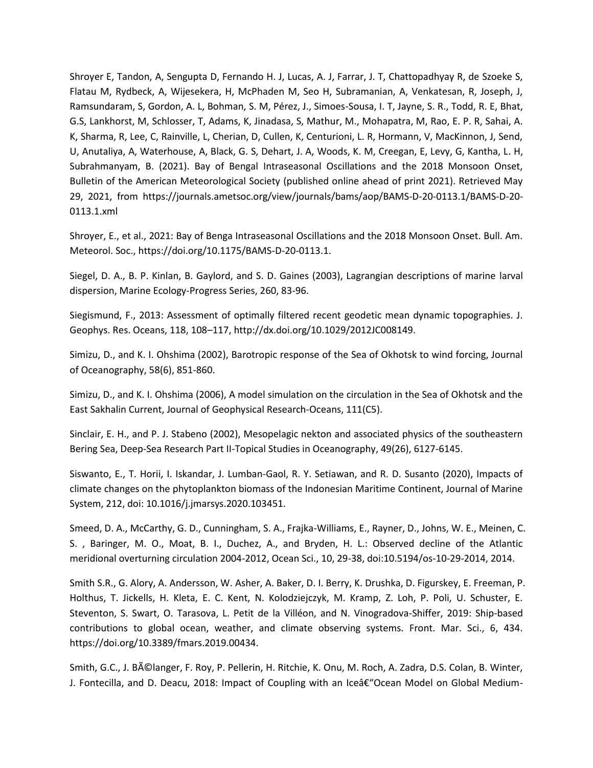Shroyer E, Tandon, A, Sengupta D, Fernando H. J, Lucas, A. J, Farrar, J. T, Chattopadhyay R, de Szoeke S, Flatau M, Rydbeck, A, Wijesekera, H, McPhaden M, Seo H, Subramanian, A, Venkatesan, R, Joseph, J, Ramsundaram, S, Gordon, A. L, Bohman, S. M, Pérez, J., Simoes-Sousa, I. T, Jayne, S. R., Todd, R. E, Bhat, G.S, Lankhorst, M, Schlosser, T, Adams, K, Jinadasa, S, Mathur, M., Mohapatra, M, Rao, E. P. R, Sahai, A. K, Sharma, R, Lee, C, Rainville, L, Cherian, D, Cullen, K, Centurioni, L. R, Hormann, V, MacKinnon, J, Send, U, Anutaliya, A, Waterhouse, A, Black, G. S, Dehart, J. A, Woods, K. M, Creegan, E, Levy, G, Kantha, L. H, Subrahmanyam, B. (2021). Bay of Bengal Intraseasonal Oscillations and the 2018 Monsoon Onset, Bulletin of the American Meteorological Society (published online ahead of print 2021). Retrieved May 29, 2021, from https://journals.ametsoc.org/view/journals/bams/aop/BAMS-D-20-0113.1/BAMS-D-20-0113.1.xml

Shroyer, E., et al., 2021: Bay of Benga Intraseasonal Oscillations and the 2018 Monsoon Onset. Bull. Am. Meteorol. Soc., https://doi.org/10.1175/BAMS-D-20-0113.1.

Siegel, D. A., B. P. Kinlan, B. Gaylord, and S. D. Gaines (2003), Lagrangian descriptions of marine larval dispersion, Marine Ecology-Progress Series, 260, 83-96.

Siegismund, F., 2013: Assessment of optimally filtered recent geodetic mean dynamic topographies. J. Geophys. Res. Oceans, 118, 108–117, http://dx.doi.org/10.1029/2012JC008149.

Simizu, D., and K. I. Ohshima (2002), Barotropic response of the Sea of Okhotsk to wind forcing, Journal of Oceanography, 58(6), 851-860.

Simizu, D., and K. I. Ohshima (2006), A model simulation on the circulation in the Sea of Okhotsk and the East Sakhalin Current, Journal of Geophysical Research-Oceans, 111(C5).

Sinclair, E. H., and P. J. Stabeno (2002), Mesopelagic nekton and associated physics of the southeastern Bering Sea, Deep-Sea Research Part II-Topical Studies in Oceanography, 49(26), 6127-6145.

Siswanto, E., T. Horii, I. Iskandar, J. Lumban-Gaol, R. Y. Setiawan, and R. D. Susanto (2020), Impacts of climate changes on the phytoplankton biomass of the Indonesian Maritime Continent, Journal of Marine System, 212, doi: 10.1016/j.jmarsys.2020.103451.

Smeed, D. A., McCarthy, G. D., Cunningham, S. A., Frajka-Williams, E., Rayner, D., Johns, W. E., Meinen, C. S. , Baringer, M. O., Moat, B. I., Duchez, A., and Bryden, H. L.: Observed decline of the Atlantic meridional overturning circulation 2004-2012, Ocean Sci., 10, 29-38, doi:10.5194/os-10-29-2014, 2014.

Smith S.R., G. Alory, A. Andersson, W. Asher, A. Baker, D. I. Berry, K. Drushka, D. Figurskey, E. Freeman, P. Holthus, T. Jickells, H. Kleta, E. C. Kent, N. Kolodziejczyk, M. Kramp, Z. Loh, P. Poli, U. Schuster, E. Steventon, S. Swart, O. Tarasova, L. Petit de la Villéon, and N. Vinogradova-Shiffer, 2019: Ship-based contributions to global ocean, weather, and climate observing systems. Front. Mar. Sci., 6, 434. https://doi.org/10.3389/fmars.2019.00434.

Smith, G.C., J. BÃ©langer, F. Roy, P. Pellerin, H. Ritchie, K. Onu, M. Roch, A. Zadra, D.S. Colan, B. Winter, J. Fontecilla, and D. Deacu, 2018: Impact of Coupling with an Iceâ€"Ocean Model on Global Medium-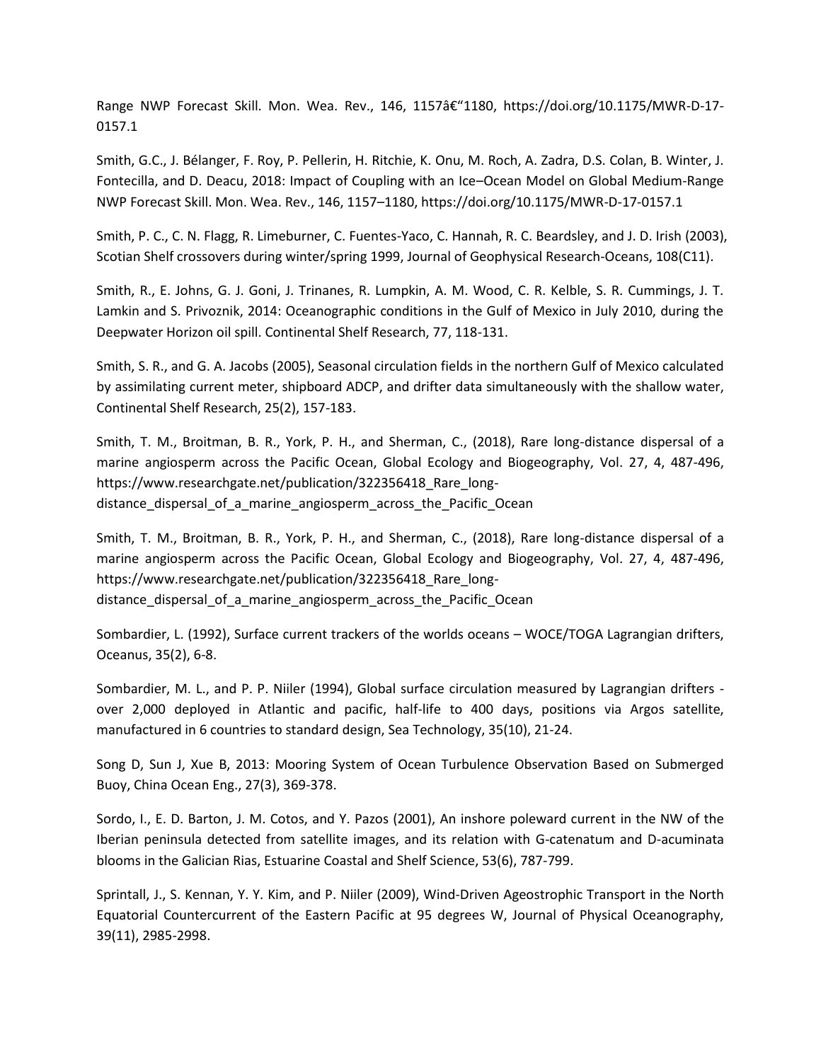Range NWP Forecast Skill. Mon. Wea. Rev., 146, 1157â€“1180, https://doi.org/10.1175/MWR-D-17-0157.1

Smith, G.C., J. Bélanger, F. Roy, P. Pellerin, H. Ritchie, K. Onu, M. Roch, A. Zadra, D.S. Colan, B. Winter, J. Fontecilla, and D. Deacu, 2018: Impact of Coupling with an Ice–Ocean Model on Global Medium-Range NWP Forecast Skill. Mon. Wea. Rev., 146, 1157–1180, https://doi.org/10.1175/MWR-D-17-0157.1

Smith, P. C., C. N. Flagg, R. Limeburner, C. Fuentes-Yaco, C. Hannah, R. C. Beardsley, and J. D. Irish (2003), Scotian Shelf crossovers during winter/spring 1999, Journal of Geophysical Research-Oceans, 108(C11).

Smith, R., E. Johns, G. J. Goni, J. Trinanes, R. Lumpkin, A. M. Wood, C. R. Kelble, S. R. Cummings, J. T. Lamkin and S. Privoznik, 2014: Oceanographic conditions in the Gulf of Mexico in July 2010, during the Deepwater Horizon oil spill. Continental Shelf Research, 77, 118-131.

Smith, S. R., and G. A. Jacobs (2005), Seasonal circulation fields in the northern Gulf of Mexico calculated by assimilating current meter, shipboard ADCP, and drifter data simultaneously with the shallow water, Continental Shelf Research, 25(2), 157-183.

Smith, T. M., Broitman, B. R., York, P. H., and Sherman, C., (2018), Rare long-distance dispersal of a marine angiosperm across the Pacific Ocean, Global Ecology and Biogeography, Vol. 27, 4, 487-496, https://www.researchgate.net/publication/322356418_Rare_long-distance_dispersal_of_a_marine_angiosperm_across_the_Pacific_Ocean

Smith, T. M., Broitman, B. R., York, P. H., and Sherman, C., (2018), Rare long-distance dispersal of a marine angiosperm across the Pacific Ocean, Global Ecology and Biogeography, Vol. 27, 4, 487-496, https://www.researchgate.net/publication/322356418_Rare_long-distance_dispersal_of_a_marine_angiosperm_across_the_Pacific_Ocean

Sombardier, L. (1992), Surface current trackers of the worlds oceans – WOCE/TOGA Lagrangian drifters, Oceanus, 35(2), 6-8.

Sombardier, M. L., and P. P. Niiler (1994), Global surface circulation measured by Lagrangian drifters - over 2,000 deployed in Atlantic and pacific, half-life to 400 days, positions via Argos satellite, manufactured in 6 countries to standard design, Sea Technology, 35(10), 21-24.

Song D, Sun J, Xue B, 2013: Mooring System of Ocean Turbulence Observation Based on Submerged Buoy, China Ocean Eng., 27(3), 369-378.

Sordo, I., E. D. Barton, J. M. Cotos, and Y. Pazos (2001), An inshore poleward current in the NW of the Iberian peninsula detected from satellite images, and its relation with G-catenatum and D-acuminata blooms in the Galician Rias, Estuarine Coastal and Shelf Science, 53(6), 787-799.

Sprintall, J., S. Kennan, Y. Y. Kim, and P. Niiler (2009), Wind-Driven Ageostrophic Transport in the North Equatorial Countercurrent of the Eastern Pacific at 95 degrees W, Journal of Physical Oceanography, 39(11), 2985-2998.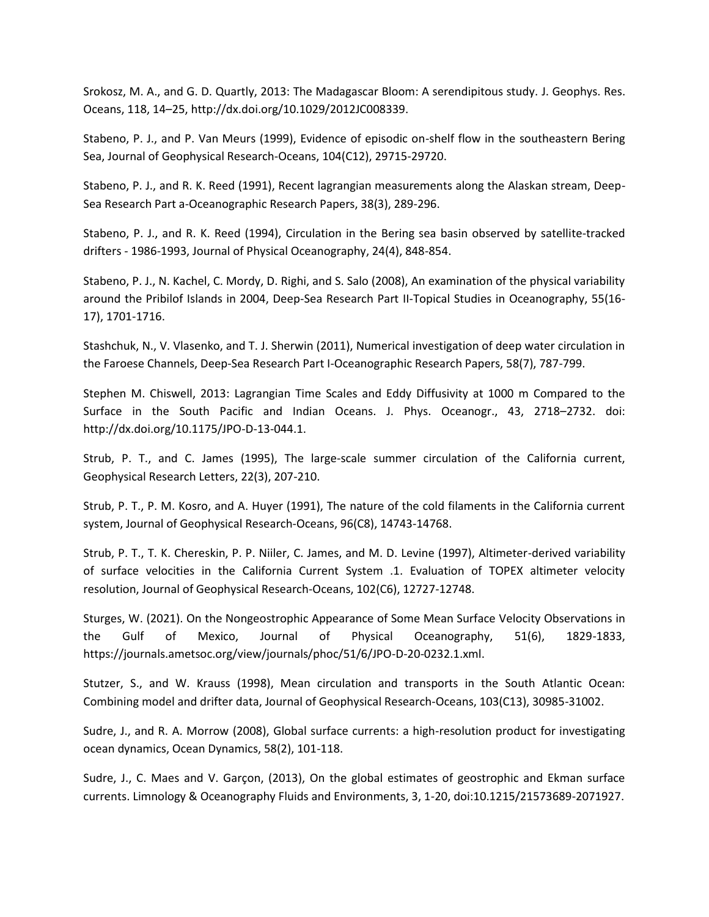Srokosz, M. A., and G. D. Quartly, 2013: The Madagascar Bloom: A serendipitous study. J. Geophys. Res. Oceans, 118, 14–25, http://dx.doi.org/10.1029/2012JC008339.

Stabeno, P. J., and P. Van Meurs (1999), Evidence of episodic on-shelf flow in the southeastern Bering Sea, Journal of Geophysical Research-Oceans, 104(C12), 29715-29720.

Stabeno, P. J., and R. K. Reed (1991), Recent lagrangian measurements along the Alaskan stream, Deep-Sea Research Part a-Oceanographic Research Papers, 38(3), 289-296.

Stabeno, P. J., and R. K. Reed (1994), Circulation in the Bering sea basin observed by satellite-tracked drifters - 1986-1993, Journal of Physical Oceanography, 24(4), 848-854.

Stabeno, P. J., N. Kachel, C. Mordy, D. Righi, and S. Salo (2008), An examination of the physical variability around the Pribilof Islands in 2004, Deep-Sea Research Part II-Topical Studies in Oceanography, 55(16-17), 1701-1716.

Stashchuk, N., V. Vlasenko, and T. J. Sherwin (2011), Numerical investigation of deep water circulation in the Faroese Channels, Deep-Sea Research Part I-Oceanographic Research Papers, 58(7), 787-799.

Stephen M. Chiswell, 2013: Lagrangian Time Scales and Eddy Diffusivity at 1000 m Compared to the Surface in the South Pacific and Indian Oceans. J. Phys. Oceanogr., 43, 2718–2732. doi: http://dx.doi.org/10.1175/JPO-D-13-044.1.

Strub, P. T., and C. James (1995), The large-scale summer circulation of the California current, Geophysical Research Letters, 22(3), 207-210.

Strub, P. T., P. M. Kosro, and A. Huyer (1991), The nature of the cold filaments in the California current system, Journal of Geophysical Research-Oceans, 96(C8), 14743-14768.

Strub, P. T., T. K. Chereskin, P. P. Niiler, C. James, and M. D. Levine (1997), Altimeter-derived variability of surface velocities in the California Current System .1. Evaluation of TOPEX altimeter velocity resolution, Journal of Geophysical Research-Oceans, 102(C6), 12727-12748.

Sturges, W. (2021). On the Nongeostrophic Appearance of Some Mean Surface Velocity Observations in the Gulf of Mexico, Journal of Physical Oceanography, 51(6), 1829-1833, https://journals.ametsoc.org/view/journals/phoc/51/6/JPO-D-20-0232.1.xml.

Stutzer, S., and W. Krauss (1998), Mean circulation and transports in the South Atlantic Ocean: Combining model and drifter data, Journal of Geophysical Research-Oceans, 103(C13), 30985-31002.

Sudre, J., and R. A. Morrow (2008), Global surface currents: a high-resolution product for investigating ocean dynamics, Ocean Dynamics, 58(2), 101-118.

Sudre, J., C. Maes and V. Garçon, (2013), On the global estimates of geostrophic and Ekman surface currents. Limnology & Oceanography Fluids and Environments, 3, 1-20, doi:10.1215/21573689-2071927.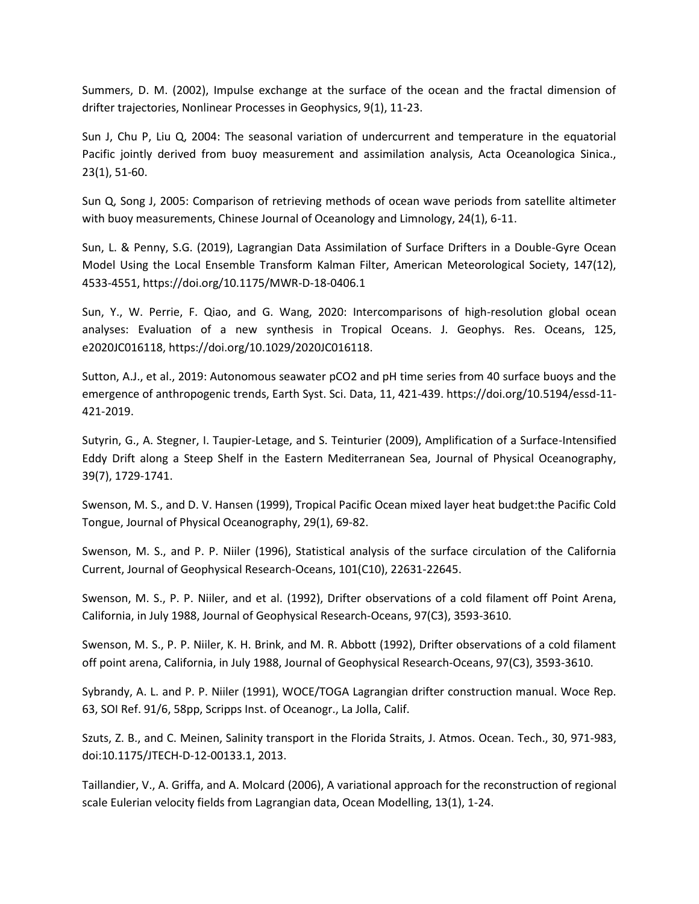Summers, D. M. (2002), Impulse exchange at the surface of the ocean and the fractal dimension of drifter trajectories, Nonlinear Processes in Geophysics, 9(1), 11-23.

Sun J, Chu P, Liu Q, 2004: The seasonal variation of undercurrent and temperature in the equatorial Pacific jointly derived from buoy measurement and assimilation analysis, Acta Oceanologica Sinica., 23(1), 51-60.

Sun Q, Song J, 2005: Comparison of retrieving methods of ocean wave periods from satellite altimeter with buoy measurements, Chinese Journal of Oceanology and Limnology, 24(1), 6-11.

Sun, L. & Penny, S.G. (2019), Lagrangian Data Assimilation of Surface Drifters in a Double-Gyre Ocean Model Using the Local Ensemble Transform Kalman Filter, American Meteorological Society, 147(12), 4533-4551, https://doi.org/10.1175/MWR-D-18-0406.1

Sun, Y., W. Perrie, F. Qiao, and G. Wang, 2020: Intercomparisons of high-resolution global ocean analyses: Evaluation of a new synthesis in Tropical Oceans. J. Geophys. Res. Oceans, 125, e2020JC016118, https://doi.org/10.1029/2020JC016118.

Sutton, A.J., et al., 2019: Autonomous seawater pCO2 and pH time series from 40 surface buoys and the emergence of anthropogenic trends, Earth Syst. Sci. Data, 11, 421-439. https://doi.org/10.5194/essd-11-421-2019.

Sutyrin, G., A. Stegner, I. Taupier-Letage, and S. Teinturier (2009), Amplification of a Surface-Intensified Eddy Drift along a Steep Shelf in the Eastern Mediterranean Sea, Journal of Physical Oceanography, 39(7), 1729-1741.

Swenson, M. S., and D. V. Hansen (1999), Tropical Pacific Ocean mixed layer heat budget:the Pacific Cold Tongue, Journal of Physical Oceanography, 29(1), 69-82.

Swenson, M. S., and P. P. Niiler (1996), Statistical analysis of the surface circulation of the California Current, Journal of Geophysical Research-Oceans, 101(C10), 22631-22645.

Swenson, M. S., P. P. Niiler, and et al. (1992), Drifter observations of a cold filament off Point Arena, California, in July 1988, Journal of Geophysical Research-Oceans, 97(C3), 3593-3610.

Swenson, M. S., P. P. Niiler, K. H. Brink, and M. R. Abbott (1992), Drifter observations of a cold filament off point arena, California, in July 1988, Journal of Geophysical Research-Oceans, 97(C3), 3593-3610.

Sybrandy, A. L. and P. P. Niiler (1991), WOCE/TOGA Lagrangian drifter construction manual. Woce Rep. 63, SOI Ref. 91/6, 58pp, Scripps Inst. of Oceanogr., La Jolla, Calif.

Szuts, Z. B., and C. Meinen, Salinity transport in the Florida Straits, J. Atmos. Ocean. Tech., 30, 971-983, doi:10.1175/JTECH-D-12-00133.1, 2013.

Taillandier, V., A. Griffa, and A. Molcard (2006), A variational approach for the reconstruction of regional scale Eulerian velocity fields from Lagrangian data, Ocean Modelling, 13(1), 1-24.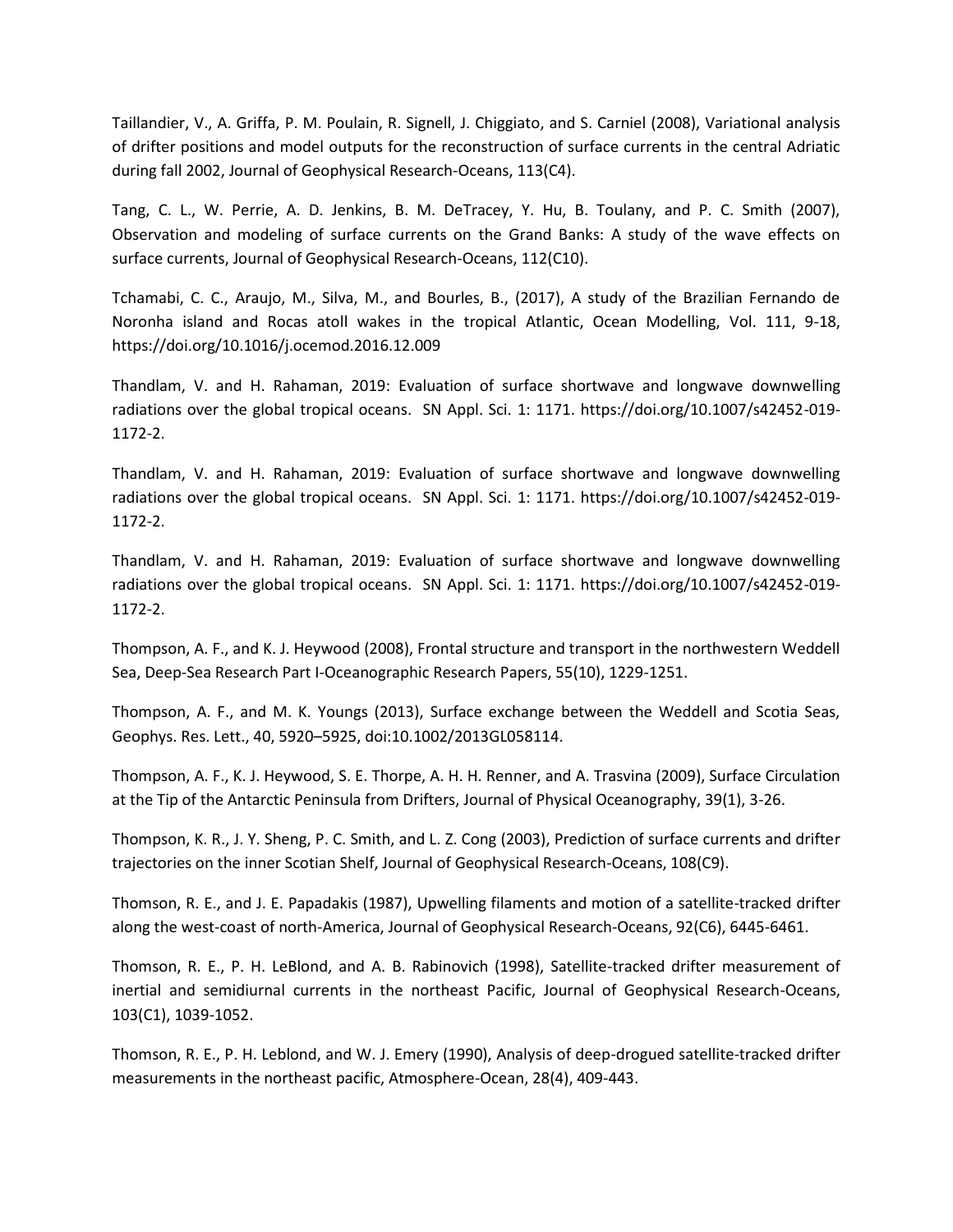Taillandier, V., A. Griffa, P. M. Poulain, R. Signell, J. Chiggiato, and S. Carniel (2008), Variational analysis of drifter positions and model outputs for the reconstruction of surface currents in the central Adriatic during fall 2002, Journal of Geophysical Research-Oceans, 113(C4).

Tang, C. L., W. Perrie, A. D. Jenkins, B. M. DeTracey, Y. Hu, B. Toulany, and P. C. Smith (2007), Observation and modeling of surface currents on the Grand Banks: A study of the wave effects on surface currents, Journal of Geophysical Research-Oceans, 112(C10).

Tchamabi, C. C., Araujo, M., Silva, M., and Bourles, B., (2017), A study of the Brazilian Fernando de Noronha island and Rocas atoll wakes in the tropical Atlantic, Ocean Modelling, Vol. 111, 9-18, https://doi.org/10.1016/j.ocemod.2016.12.009

Thandlam, V. and H. Rahaman, 2019: Evaluation of surface shortwave and longwave downwelling radiations over the global tropical oceans. SN Appl. Sci. 1: 1171. https://doi.org/10.1007/s42452-019-1172-2.

Thandlam, V. and H. Rahaman, 2019: Evaluation of surface shortwave and longwave downwelling radiations over the global tropical oceans. SN Appl. Sci. 1: 1171. https://doi.org/10.1007/s42452-019-1172-2.

Thandlam, V. and H. Rahaman, 2019: Evaluation of surface shortwave and longwave downwelling radiations over the global tropical oceans. SN Appl. Sci. 1: 1171. https://doi.org/10.1007/s42452-019-1172-2.

Thompson, A. F., and K. J. Heywood (2008), Frontal structure and transport in the northwestern Weddell Sea, Deep-Sea Research Part I-Oceanographic Research Papers, 55(10), 1229-1251.

Thompson, A. F., and M. K. Youngs (2013), Surface exchange between the Weddell and Scotia Seas, Geophys. Res. Lett., 40, 5920–5925, doi:10.1002/2013GL058114.

Thompson, A. F., K. J. Heywood, S. E. Thorpe, A. H. H. Renner, and A. Trasvina (2009), Surface Circulation at the Tip of the Antarctic Peninsula from Drifters, Journal of Physical Oceanography, 39(1), 3-26.

Thompson, K. R., J. Y. Sheng, P. C. Smith, and L. Z. Cong (2003), Prediction of surface currents and drifter trajectories on the inner Scotian Shelf, Journal of Geophysical Research-Oceans, 108(C9).

Thomson, R. E., and J. E. Papadakis (1987), Upwelling filaments and motion of a satellite-tracked drifter along the west-coast of north-America, Journal of Geophysical Research-Oceans, 92(C6), 6445-6461.

Thomson, R. E., P. H. LeBlond, and A. B. Rabinovich (1998), Satellite-tracked drifter measurement of inertial and semidiurnal currents in the northeast Pacific, Journal of Geophysical Research-Oceans, 103(C1), 1039-1052.

Thomson, R. E., P. H. Leblond, and W. J. Emery (1990), Analysis of deep-drogued satellite-tracked drifter measurements in the northeast pacific, Atmosphere-Ocean, 28(4), 409-443.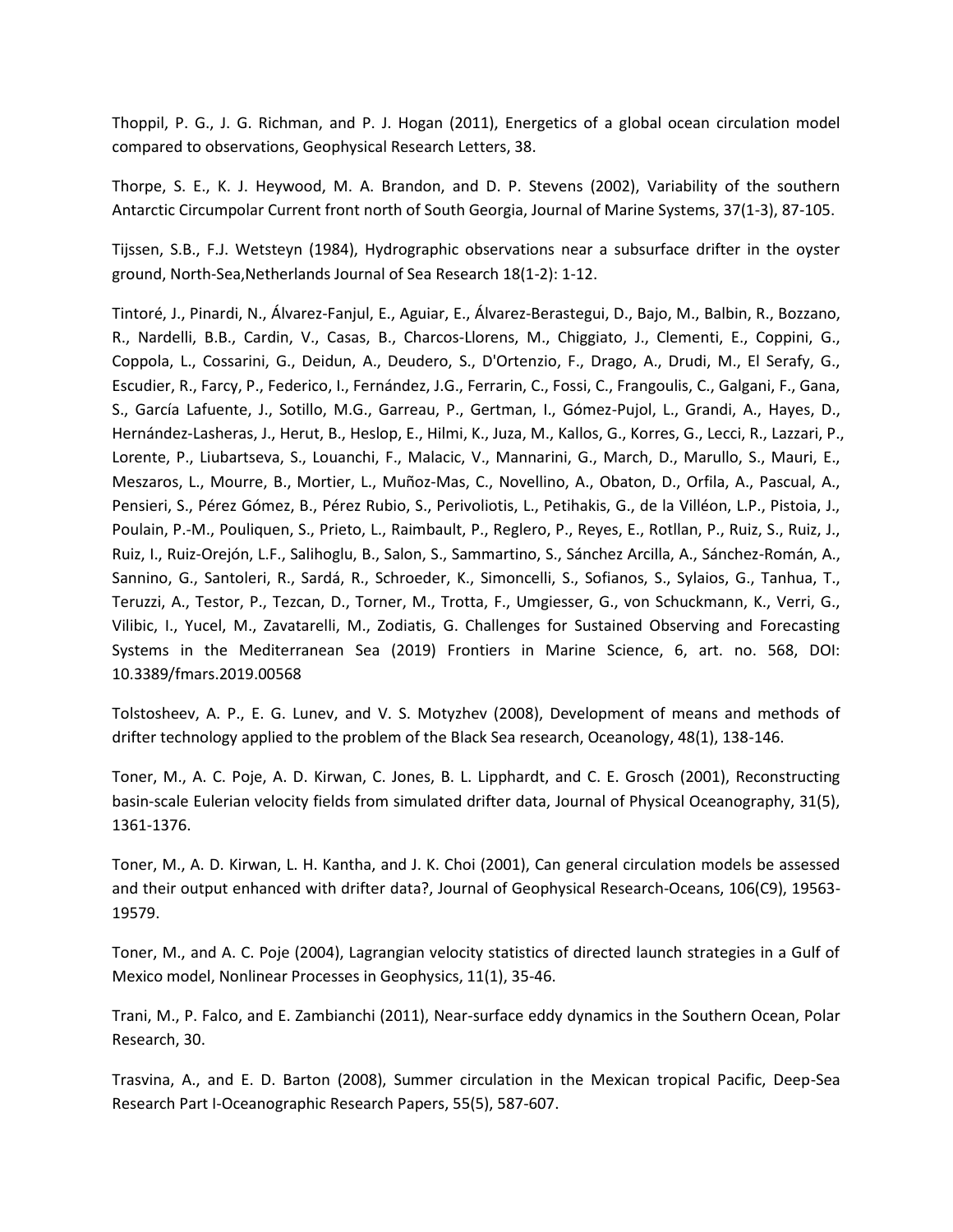Thoppil, P. G., J. G. Richman, and P. J. Hogan (2011), Energetics of a global ocean circulation model compared to observations, Geophysical Research Letters, 38.

Thorpe, S. E., K. J. Heywood, M. A. Brandon, and D. P. Stevens (2002), Variability of the southern Antarctic Circumpolar Current front north of South Georgia, Journal of Marine Systems, 37(1-3), 87-105.

Tijssen, S.B., F.J. Wetsteyn (1984), Hydrographic observations near a subsurface drifter in the oyster ground, North-Sea,Netherlands Journal of Sea Research 18(1-2): 1-12.

Tintoré, J., Pinardi, N., Álvarez-Fanjul, E., Aguiar, E., Álvarez-Berastegui, D., Bajo, M., Balbin, R., Bozzano, R., Nardelli, B.B., Cardin, V., Casas, B., Charcos-Llorens, M., Chiggiato, J., Clementi, E., Coppini, G., Coppola, L., Cossarini, G., Deidun, A., Deudero, S., D'Ortenzio, F., Drago, A., Drudi, M., El Serafy, G., Escudier, R., Farcy, P., Federico, I., Fernández, J.G., Ferrarin, C., Fossi, C., Frangoulis, C., Galgani, F., Gana, S., García Lafuente, J., Sotillo, M.G., Garreau, P., Gertman, I., Gómez-Pujol, L., Grandi, A., Hayes, D., Hernández-Lasheras, J., Herut, B., Heslop, E., Hilmi, K., Juza, M., Kallos, G., Korres, G., Lecci, R., Lazzari, P., Lorente, P., Liubartseva, S., Louanchi, F., Malacic, V., Mannarini, G., March, D., Marullo, S., Mauri, E., Meszaros, L., Mourre, B., Mortier, L., Muñoz-Mas, C., Novellino, A., Obaton, D., Orfila, A., Pascual, A., Pensieri, S., Pérez Gómez, B., Pérez Rubio, S., Perivoliotis, L., Petihakis, G., de la Villéon, L.P., Pistoia, J., Poulain, P.-M., Pouliquen, S., Prieto, L., Raimbault, P., Reglero, P., Reyes, E., Rotllan, P., Ruiz, S., Ruiz, J., Ruiz, I., Ruiz-Orejón, L.F., Salihoglu, B., Salon, S., Sammartino, S., Sánchez Arcilla, A., Sánchez-Román, A., Sannino, G., Santoleri, R., Sardá, R., Schroeder, K., Simoncelli, S., Sofianos, S., Sylaios, G., Tanhua, T., Teruzzi, A., Testor, P., Tezcan, D., Torner, M., Trotta, F., Umgiesser, G., von Schuckmann, K., Verri, G., Vilibic, I., Yucel, M., Zavatarelli, M., Zodiatis, G. Challenges for Sustained Observing and Forecasting Systems in the Mediterranean Sea (2019) Frontiers in Marine Science, 6, art. no. 568, DOI: 10.3389/fmars.2019.00568

Tolstosheev, A. P., E. G. Lunev, and V. S. Motyzhev (2008), Development of means and methods of drifter technology applied to the problem of the Black Sea research, Oceanology, 48(1), 138-146.

Toner, M., A. C. Poje, A. D. Kirwan, C. Jones, B. L. Lipphardt, and C. E. Grosch (2001), Reconstructing basin-scale Eulerian velocity fields from simulated drifter data, Journal of Physical Oceanography, 31(5), 1361-1376.

Toner, M., A. D. Kirwan, L. H. Kantha, and J. K. Choi (2001), Can general circulation models be assessed and their output enhanced with drifter data?, Journal of Geophysical Research-Oceans, 106(C9), 19563-19579.

Toner, M., and A. C. Poje (2004), Lagrangian velocity statistics of directed launch strategies in a Gulf of Mexico model, Nonlinear Processes in Geophysics, 11(1), 35-46.

Trani, M., P. Falco, and E. Zambianchi (2011), Near-surface eddy dynamics in the Southern Ocean, Polar Research, 30.

Trasvina, A., and E. D. Barton (2008), Summer circulation in the Mexican tropical Pacific, Deep-Sea Research Part I-Oceanographic Research Papers, 55(5), 587-607.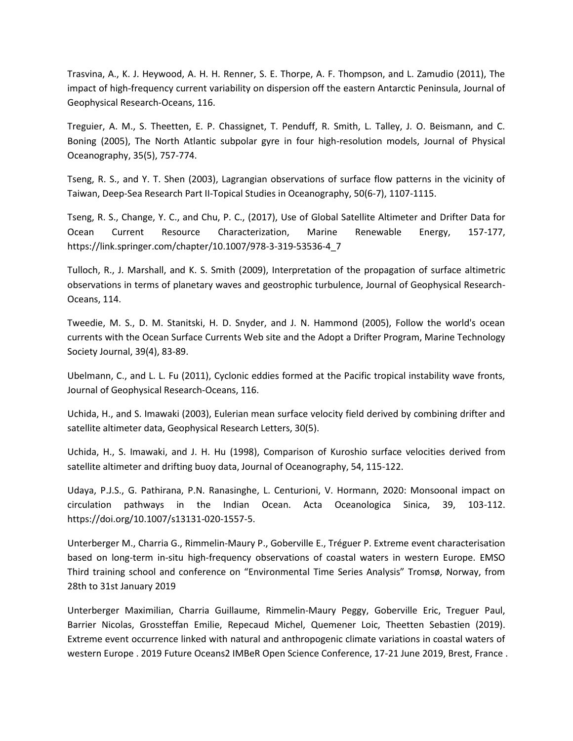Trasvina, A., K. J. Heywood, A. H. H. Renner, S. E. Thorpe, A. F. Thompson, and L. Zamudio (2011), The impact of high-frequency current variability on dispersion off the eastern Antarctic Peninsula, Journal of Geophysical Research-Oceans, 116.

Treguier, A. M., S. Theetten, E. P. Chassignet, T. Penduff, R. Smith, L. Talley, J. O. Beismann, and C. Boning (2005), The North Atlantic subpolar gyre in four high-resolution models, Journal of Physical Oceanography, 35(5), 757-774.

Tseng, R. S., and Y. T. Shen (2003), Lagrangian observations of surface flow patterns in the vicinity of Taiwan, Deep-Sea Research Part II-Topical Studies in Oceanography, 50(6-7), 1107-1115.

Tseng, R. S., Change, Y. C., and Chu, P. C., (2017), Use of Global Satellite Altimeter and Drifter Data for Ocean Current Resource Characterization, Marine Renewable Energy, 157-177, https://link.springer.com/chapter/10.1007/978-3-319-53536-4_7

Tulloch, R., J. Marshall, and K. S. Smith (2009), Interpretation of the propagation of surface altimetric observations in terms of planetary waves and geostrophic turbulence, Journal of Geophysical Research-Oceans, 114.

Tweedie, M. S., D. M. Stanitski, H. D. Snyder, and J. N. Hammond (2005), Follow the world's ocean currents with the Ocean Surface Currents Web site and the Adopt a Drifter Program, Marine Technology Society Journal, 39(4), 83-89.

Ubelmann, C., and L. L. Fu (2011), Cyclonic eddies formed at the Pacific tropical instability wave fronts, Journal of Geophysical Research-Oceans, 116.

Uchida, H., and S. Imawaki (2003), Eulerian mean surface velocity field derived by combining drifter and satellite altimeter data, Geophysical Research Letters, 30(5).

Uchida, H., S. Imawaki, and J. H. Hu (1998), Comparison of Kuroshio surface velocities derived from satellite altimeter and drifting buoy data, Journal of Oceanography, 54, 115-122.

Udaya, P.J.S., G. Pathirana, P.N. Ranasinghe, L. Centurioni, V. Hormann, 2020: Monsoonal impact on circulation pathways in the Indian Ocean. Acta Oceanologica Sinica, 39, 103-112. https://doi.org/10.1007/s13131-020-1557-5.

Unterberger M., Charria G., Rimmelin-Maury P., Goberville E., Tréguer P. Extreme event characterisation based on long-term in-situ high-frequency observations of coastal waters in western Europe. EMSO Third training school and conference on "Environmental Time Series Analysis" Tromsø, Norway, from 28th to 31st January 2019

Unterberger Maximilian, Charria Guillaume, Rimmelin-Maury Peggy, Goberville Eric, Treguer Paul, Barrier Nicolas, Grossteffan Emilie, Repecaud Michel, Quemener Loic, Theetten Sebastien (2019). Extreme event occurrence linked with natural and anthropogenic climate variations in coastal waters of western Europe . 2019 Future Oceans2 IMBeR Open Science Conference, 17-21 June 2019, Brest, France .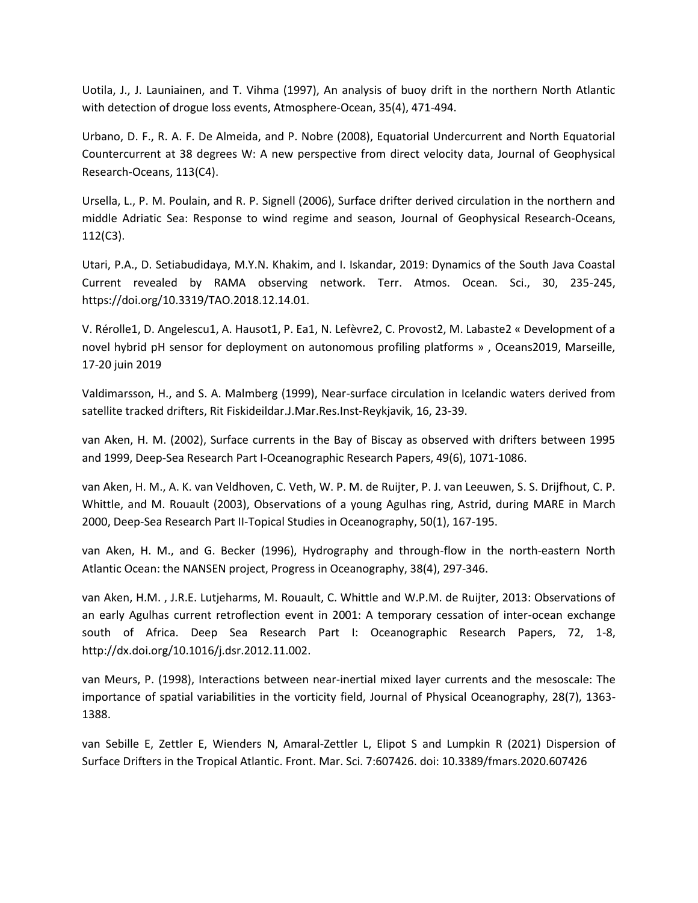Uotila, J., J. Launiainen, and T. Vihma (1997), An analysis of buoy drift in the northern North Atlantic with detection of drogue loss events, Atmosphere-Ocean, 35(4), 471-494.

Urbano, D. F., R. A. F. De Almeida, and P. Nobre (2008), Equatorial Undercurrent and North Equatorial Countercurrent at 38 degrees W: A new perspective from direct velocity data, Journal of Geophysical Research-Oceans, 113(C4).

Ursella, L., P. M. Poulain, and R. P. Signell (2006), Surface drifter derived circulation in the northern and middle Adriatic Sea: Response to wind regime and season, Journal of Geophysical Research-Oceans, 112(C3).

Utari, P.A., D. Setiabudidaya, M.Y.N. Khakim, and I. Iskandar, 2019: Dynamics of the South Java Coastal Current revealed by RAMA observing network. Terr. Atmos. Ocean. Sci., 30, 235-245, https://doi.org/10.3319/TAO.2018.12.14.01.

V. Rérolle1, D. Angelescu1, A. Hausot1, P. Ea1, N. Lefèvre2, C. Provost2, M. Labaste2 « Development of a novel hybrid pH sensor for deployment on autonomous profiling platforms » , Oceans2019, Marseille, 17-20 juin 2019

Valdimarsson, H., and S. A. Malmberg (1999), Near-surface circulation in Icelandic waters derived from satellite tracked drifters, Rit Fiskideildar.J.Mar.Res.Inst-Reykjavik, 16, 23-39.

van Aken, H. M. (2002), Surface currents in the Bay of Biscay as observed with drifters between 1995 and 1999, Deep-Sea Research Part I-Oceanographic Research Papers, 49(6), 1071-1086.

van Aken, H. M., A. K. van Veldhoven, C. Veth, W. P. M. de Ruijter, P. J. van Leeuwen, S. S. Drijfhout, C. P. Whittle, and M. Rouault (2003), Observations of a young Agulhas ring, Astrid, during MARE in March 2000, Deep-Sea Research Part II-Topical Studies in Oceanography, 50(1), 167-195.

van Aken, H. M., and G. Becker (1996), Hydrography and through-flow in the north-eastern North Atlantic Ocean: the NANSEN project, Progress in Oceanography, 38(4), 297-346.

van Aken, H.M. , J.R.E. Lutjeharms, M. Rouault, C. Whittle and W.P.M. de Ruijter, 2013: Observations of an early Agulhas current retroflection event in 2001: A temporary cessation of inter-ocean exchange south of Africa. Deep Sea Research Part I: Oceanographic Research Papers, 72, 1-8, http://dx.doi.org/10.1016/j.dsr.2012.11.002.

van Meurs, P. (1998), Interactions between near-inertial mixed layer currents and the mesoscale: The importance of spatial variabilities in the vorticity field, Journal of Physical Oceanography, 28(7), 1363-1388.

van Sebille E, Zettler E, Wienders N, Amaral-Zettler L, Elipot S and Lumpkin R (2021) Dispersion of Surface Drifters in the Tropical Atlantic. Front. Mar. Sci. 7:607426. doi: 10.3389/fmars.2020.607426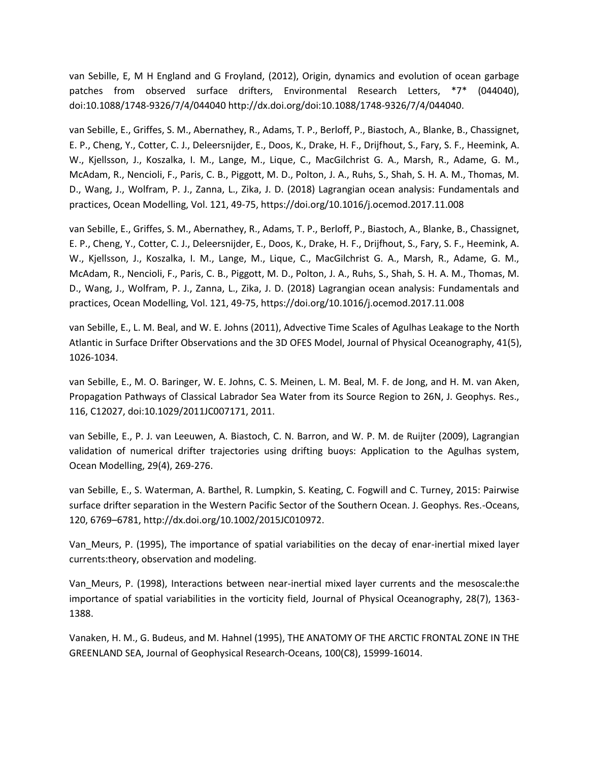van Sebille, E, M H England and G Froyland, (2012), Origin, dynamics and evolution of ocean garbage patches from observed surface drifters, Environmental Research Letters, *7* (044040), doi:10.1088/1748-9326/7/4/044040 http://dx.doi.org/doi:10.1088/1748-9326/7/4/044040.

van Sebille, E., Griffes, S. M., Abernathey, R., Adams, T. P., Berloff, P., Biastoch, A., Blanke, B., Chassignet, E. P., Cheng, Y., Cotter, C. J., Deleersnijder, E., Doos, K., Drake, H. F., Drijfhout, S., Fary, S. F., Heemink, A. W., Kjellsson, J., Koszalka, I. M., Lange, M., Lique, C., MacGilchrist G. A., Marsh, R., Adame, G. M., McAdam, R., Nencioli, F., Paris, C. B., Piggott, M. D., Polton, J. A., Ruhs, S., Shah, S. H. A. M., Thomas, M. D., Wang, J., Wolfram, P. J., Zanna, L., Zika, J. D. (2018) Lagrangian ocean analysis: Fundamentals and practices, Ocean Modelling, Vol. 121, 49-75, https://doi.org/10.1016/j.ocemod.2017.11.008

van Sebille, E., Griffes, S. M., Abernathey, R., Adams, T. P., Berloff, P., Biastoch, A., Blanke, B., Chassignet, E. P., Cheng, Y., Cotter, C. J., Deleersnijder, E., Doos, K., Drake, H. F., Drijfhout, S., Fary, S. F., Heemink, A. W., Kjellsson, J., Koszalka, I. M., Lange, M., Lique, C., MacGilchrist G. A., Marsh, R., Adame, G. M., McAdam, R., Nencioli, F., Paris, C. B., Piggott, M. D., Polton, J. A., Ruhs, S., Shah, S. H. A. M., Thomas, M. D., Wang, J., Wolfram, P. J., Zanna, L., Zika, J. D. (2018) Lagrangian ocean analysis: Fundamentals and practices, Ocean Modelling, Vol. 121, 49-75, https://doi.org/10.1016/j.ocemod.2017.11.008

van Sebille, E., L. M. Beal, and W. E. Johns (2011), Advective Time Scales of Agulhas Leakage to the North Atlantic in Surface Drifter Observations and the 3D OFES Model, Journal of Physical Oceanography, 41(5), 1026-1034.

van Sebille, E., M. O. Baringer, W. E. Johns, C. S. Meinen, L. M. Beal, M. F. de Jong, and H. M. van Aken, Propagation Pathways of Classical Labrador Sea Water from its Source Region to 26N, J. Geophys. Res., 116, C12027, doi:10.1029/2011JC007171, 2011.

van Sebille, E., P. J. van Leeuwen, A. Biastoch, C. N. Barron, and W. P. M. de Ruijter (2009), Lagrangian validation of numerical drifter trajectories using drifting buoys: Application to the Agulhas system, Ocean Modelling, 29(4), 269-276.

van Sebille, E., S. Waterman, A. Barthel, R. Lumpkin, S. Keating, C. Fogwill and C. Turney, 2015: Pairwise surface drifter separation in the Western Pacific Sector of the Southern Ocean. J. Geophys. Res.-Oceans, 120, 6769–6781, http://dx.doi.org/10.1002/2015JC010972.

Van_Meurs, P. (1995), The importance of spatial variabilities on the decay of enar-inertial mixed layer currents:theory, observation and modeling.

Van_Meurs, P. (1998), Interactions between near-inertial mixed layer currents and the mesoscale:the importance of spatial variabilities in the vorticity field, Journal of Physical Oceanography, 28(7), 1363-1388.

Vanaken, H. M., G. Budeus, and M. Hahnel (1995), THE ANATOMY OF THE ARCTIC FRONTAL ZONE IN THE GREENLAND SEA, Journal of Geophysical Research-Oceans, 100(C8), 15999-16014.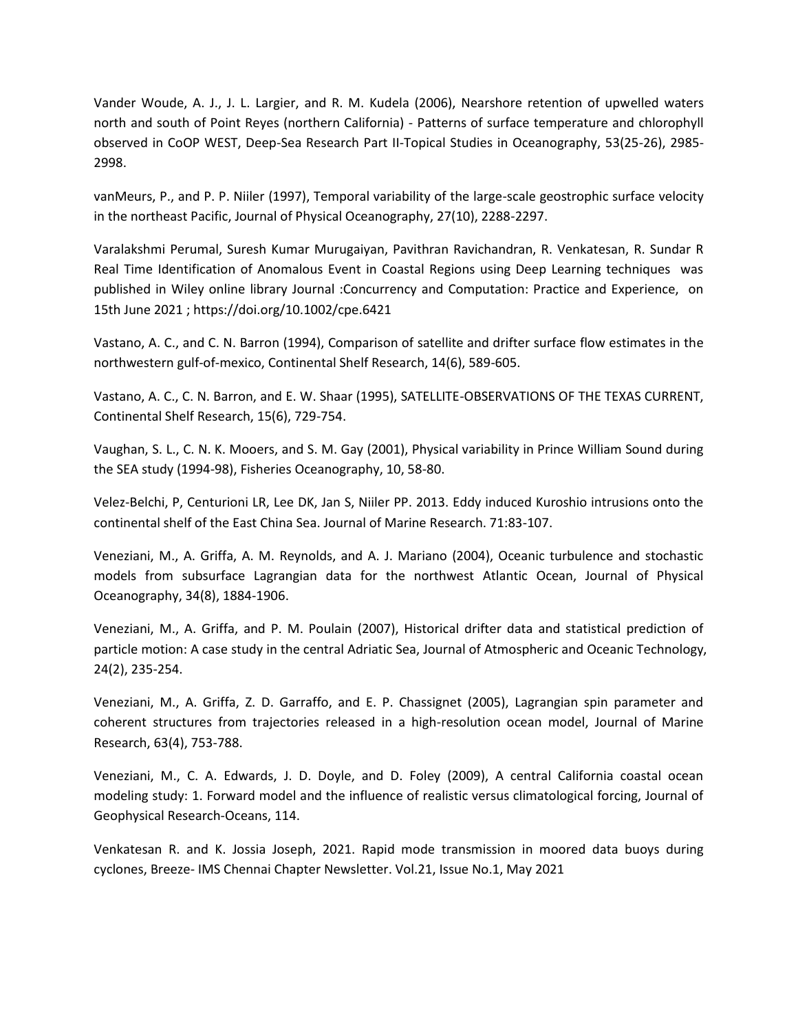Vander Woude, A. J., J. L. Largier, and R. M. Kudela (2006), Nearshore retention of upwelled waters north and south of Point Reyes (northern California) - Patterns of surface temperature and chlorophyll observed in CoOP WEST, Deep-Sea Research Part II-Topical Studies in Oceanography, 53(25-26), 2985-2998.

vanMeurs, P., and P. P. Niiler (1997), Temporal variability of the large-scale geostrophic surface velocity in the northeast Pacific, Journal of Physical Oceanography, 27(10), 2288-2297.

Varalakshmi Perumal, Suresh Kumar Murugaiyan, Pavithran Ravichandran, R. Venkatesan, R. Sundar R Real Time Identification of Anomalous Event in Coastal Regions using Deep Learning techniques was published in Wiley online library Journal :Concurrency and Computation: Practice and Experience, on 15th June 2021 ; https://doi.org/10.1002/cpe.6421

Vastano, A. C., and C. N. Barron (1994), Comparison of satellite and drifter surface flow estimates in the northwestern gulf-of-mexico, Continental Shelf Research, 14(6), 589-605.

Vastano, A. C., C. N. Barron, and E. W. Shaar (1995), SATELLITE-OBSERVATIONS OF THE TEXAS CURRENT, Continental Shelf Research, 15(6), 729-754.

Vaughan, S. L., C. N. K. Mooers, and S. M. Gay (2001), Physical variability in Prince William Sound during the SEA study (1994-98), Fisheries Oceanography, 10, 58-80.

Velez-Belchi, P, Centurioni LR, Lee DK, Jan S, Niiler PP. 2013. Eddy induced Kuroshio intrusions onto the continental shelf of the East China Sea. Journal of Marine Research. 71:83-107.

Veneziani, M., A. Griffa, A. M. Reynolds, and A. J. Mariano (2004), Oceanic turbulence and stochastic models from subsurface Lagrangian data for the northwest Atlantic Ocean, Journal of Physical Oceanography, 34(8), 1884-1906.

Veneziani, M., A. Griffa, and P. M. Poulain (2007), Historical drifter data and statistical prediction of particle motion: A case study in the central Adriatic Sea, Journal of Atmospheric and Oceanic Technology, 24(2), 235-254.

Veneziani, M., A. Griffa, Z. D. Garraffo, and E. P. Chassignet (2005), Lagrangian spin parameter and coherent structures from trajectories released in a high-resolution ocean model, Journal of Marine Research, 63(4), 753-788.

Veneziani, M., C. A. Edwards, J. D. Doyle, and D. Foley (2009), A central California coastal ocean modeling study: 1. Forward model and the influence of realistic versus climatological forcing, Journal of Geophysical Research-Oceans, 114.

Venkatesan R. and K. Jossia Joseph, 2021. Rapid mode transmission in moored data buoys during cyclones, Breeze- IMS Chennai Chapter Newsletter. Vol.21, Issue No.1, May 2021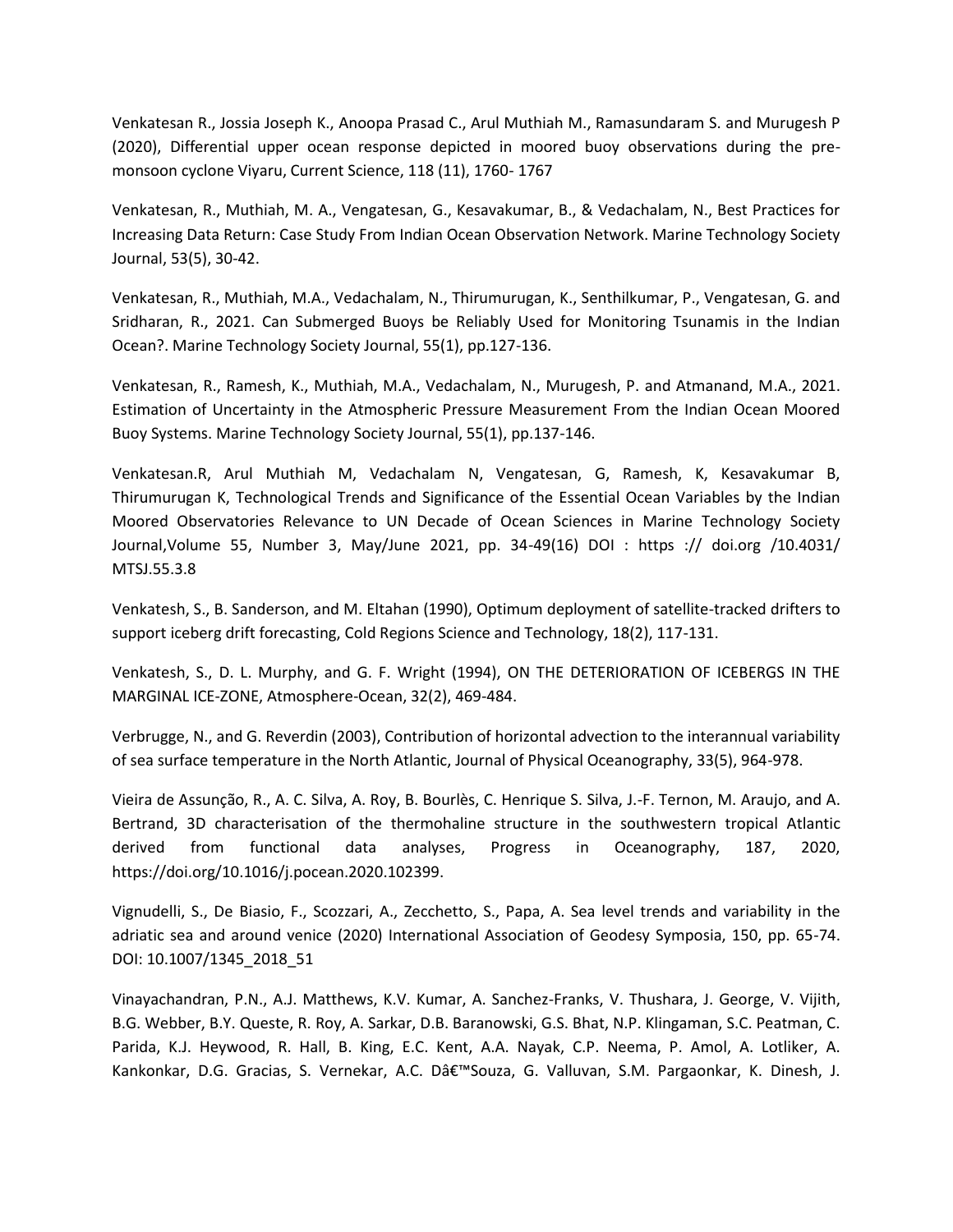Venkatesan R., Jossia Joseph K., Anoopa Prasad C., Arul Muthiah M., Ramasundaram S. and Murugesh P (2020), Differential upper ocean response depicted in moored buoy observations during the pre-monsoon cyclone Viyaru, Current Science, 118 (11), 1760- 1767

Venkatesan, R., Muthiah, M. A., Vengatesan, G., Kesavakumar, B., & Vedachalam, N., Best Practices for Increasing Data Return: Case Study From Indian Ocean Observation Network. Marine Technology Society Journal, 53(5), 30-42.

Venkatesan, R., Muthiah, M.A., Vedachalam, N., Thirumurugan, K., Senthilkumar, P., Vengatesan, G. and Sridharan, R., 2021. Can Submerged Buoys be Reliably Used for Monitoring Tsunamis in the Indian Ocean?. Marine Technology Society Journal, 55(1), pp.127-136.

Venkatesan, R., Ramesh, K., Muthiah, M.A., Vedachalam, N., Murugesh, P. and Atmanand, M.A., 2021. Estimation of Uncertainty in the Atmospheric Pressure Measurement From the Indian Ocean Moored Buoy Systems. Marine Technology Society Journal, 55(1), pp.137-146.

Venkatesan.R, Arul Muthiah M, Vedachalam N, Vengatesan, G, Ramesh, K, Kesavakumar B, Thirumurugan K, Technological Trends and Significance of the Essential Ocean Variables by the Indian Moored Observatories Relevance to UN Decade of Ocean Sciences in Marine Technology Society Journal,Volume 55, Number 3, May/June 2021, pp. 34-49(16) DOI : https :// doi.org /10.4031/ MTSJ.55.3.8

Venkatesh, S., B. Sanderson, and M. Eltahan (1990), Optimum deployment of satellite-tracked drifters to support iceberg drift forecasting, Cold Regions Science and Technology, 18(2), 117-131.

Venkatesh, S., D. L. Murphy, and G. F. Wright (1994), ON THE DETERIORATION OF ICEBERGS IN THE MARGINAL ICE-ZONE, Atmosphere-Ocean, 32(2), 469-484.

Verbrugge, N., and G. Reverdin (2003), Contribution of horizontal advection to the interannual variability of sea surface temperature in the North Atlantic, Journal of Physical Oceanography, 33(5), 964-978.

Vieira de Assunção, R., A. C. Silva, A. Roy, B. Bourlès, C. Henrique S. Silva, J.-F. Ternon, M. Araujo, and A. Bertrand, 3D characterisation of the thermohaline structure in the southwestern tropical Atlantic derived from functional data analyses, Progress in Oceanography, 187, 2020, https://doi.org/10.1016/j.pocean.2020.102399.

Vignudelli, S., De Biasio, F., Scozzari, A., Zecchetto, S., Papa, A. Sea level trends and variability in the adriatic sea and around venice (2020) International Association of Geodesy Symposia, 150, pp. 65-74. DOI: 10.1007/1345_2018_51

Vinayachandran, P.N., A.J. Matthews, K.V. Kumar, A. Sanchez-Franks, V. Thushara, J. George, V. Vijith, B.G. Webber, B.Y. Queste, R. Roy, A. Sarkar, D.B. Baranowski, G.S. Bhat, N.P. Klingaman, S.C. Peatman, C. Parida, K.J. Heywood, R. Hall, B. King, E.C. Kent, A.A. Nayak, C.P. Neema, P. Amol, A. Lotliker, A. Kankonkar, D.G. Gracias, S. Vernekar, A.C. Dâ€™Souza, G. Valluvan, S.M. Pargaonkar, K. Dinesh, J.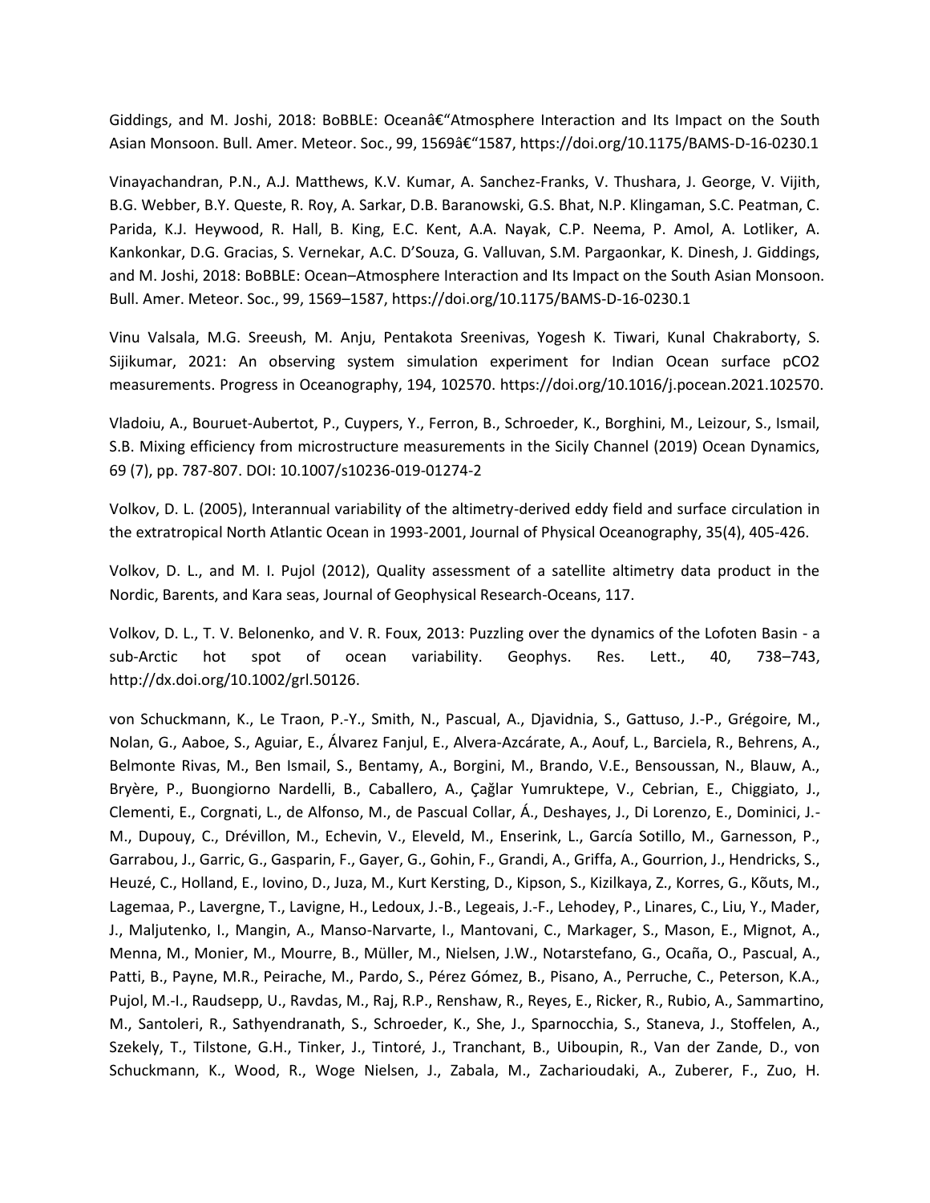Giddings, and M. Joshi, 2018: BoBBLE: Oceanâ€"Atmosphere Interaction and Its Impact on the South Asian Monsoon. Bull. Amer. Meteor. Soc., 99, 1569â€"1587, https://doi.org/10.1175/BAMS-D-16-0230.1

Vinayachandran, P.N., A.J. Matthews, K.V. Kumar, A. Sanchez-Franks, V. Thushara, J. George, V. Vijith, B.G. Webber, B.Y. Queste, R. Roy, A. Sarkar, D.B. Baranowski, G.S. Bhat, N.P. Klingaman, S.C. Peatman, C. Parida, K.J. Heywood, R. Hall, B. King, E.C. Kent, A.A. Nayak, C.P. Neema, P. Amol, A. Lotliker, A. Kankonkar, D.G. Gracias, S. Vernekar, A.C. D'Souza, G. Valluvan, S.M. Pargaonkar, K. Dinesh, J. Giddings, and M. Joshi, 2018: BoBBLE: Ocean–Atmosphere Interaction and Its Impact on the South Asian Monsoon. Bull. Amer. Meteor. Soc., 99, 1569–1587, https://doi.org/10.1175/BAMS-D-16-0230.1

Vinu Valsala, M.G. Sreeush, M. Anju, Pentakota Sreenivas, Yogesh K. Tiwari, Kunal Chakraborty, S. Sijikumar, 2021: An observing system simulation experiment for Indian Ocean surface pCO2 measurements. Progress in Oceanography, 194, 102570. https://doi.org/10.1016/j.pocean.2021.102570.

Vladoiu, A., Bouruet-Aubertot, P., Cuypers, Y., Ferron, B., Schroeder, K., Borghini, M., Leizour, S., Ismail, S.B. Mixing efficiency from microstructure measurements in the Sicily Channel (2019) Ocean Dynamics, 69 (7), pp. 787-807. DOI: 10.1007/s10236-019-01274-2

Volkov, D. L. (2005), Interannual variability of the altimetry-derived eddy field and surface circulation in the extratropical North Atlantic Ocean in 1993-2001, Journal of Physical Oceanography, 35(4), 405-426.

Volkov, D. L., and M. I. Pujol (2012), Quality assessment of a satellite altimetry data product in the Nordic, Barents, and Kara seas, Journal of Geophysical Research-Oceans, 117.

Volkov, D. L., T. V. Belonenko, and V. R. Foux, 2013: Puzzling over the dynamics of the Lofoten Basin - a sub-Arctic hot spot of ocean variability. Geophys. Res. Lett., 40, 738–743, http://dx.doi.org/10.1002/grl.50126.

von Schuckmann, K., Le Traon, P.-Y., Smith, N., Pascual, A., Djavidnia, S., Gattuso, J.-P., Grégoire, M., Nolan, G., Aaboe, S., Aguiar, E., Álvarez Fanjul, E., Alvera-Azcárate, A., Aouf, L., Barciela, R., Behrens, A., Belmonte Rivas, M., Ben Ismail, S., Bentamy, A., Borgini, M., Brando, V.E., Bensoussan, N., Blauw, A., Bryère, P., Buongiorno Nardelli, B., Caballero, A., Çağlar Yumruktepe, V., Cebrian, E., Chiggiato, J., Clementi, E., Corgnati, L., de Alfonso, M., de Pascual Collar, Á., Deshayes, J., Di Lorenzo, E., Dominici, J.-M., Dupouy, C., Drévillon, M., Echevin, V., Eleveld, M., Enserink, L., García Sotillo, M., Garnesson, P., Garrabou, J., Garric, G., Gasparin, F., Gayer, G., Gohin, F., Grandi, A., Griffa, A., Gourrion, J., Hendricks, S., Heuzé, C., Holland, E., Iovino, D., Juza, M., Kurt Kersting, D., Kipson, S., Kizilkaya, Z., Korres, G., Kõuts, M., Lagemaa, P., Lavergne, T., Lavigne, H., Ledoux, J.-B., Legeais, J.-F., Lehodey, P., Linares, C., Liu, Y., Mader, J., Maljutenko, I., Mangin, A., Manso-Narvarte, I., Mantovani, C., Markager, S., Mason, E., Mignot, A., Menna, M., Monier, M., Mourre, B., Müller, M., Nielsen, J.W., Notarstefano, G., Ocaña, O., Pascual, A., Patti, B., Payne, M.R., Peirache, M., Pardo, S., Pérez Gómez, B., Pisano, A., Perruche, C., Peterson, K.A., Pujol, M.-I., Raudsepp, U., Ravdas, M., Raj, R.P., Renshaw, R., Reyes, E., Ricker, R., Rubio, A., Sammartino, M., Santoleri, R., Sathyendranath, S., Schroeder, K., She, J., Sparnocchia, S., Staneva, J., Stoffelen, A., Szekely, T., Tilstone, G.H., Tinker, J., Tintoré, J., Tranchant, B., Uiboupin, R., Van der Zande, D., von Schuckmann, K., Wood, R., Woge Nielsen, J., Zabala, M., Zacharioudaki, A., Zuberer, F., Zuo, H.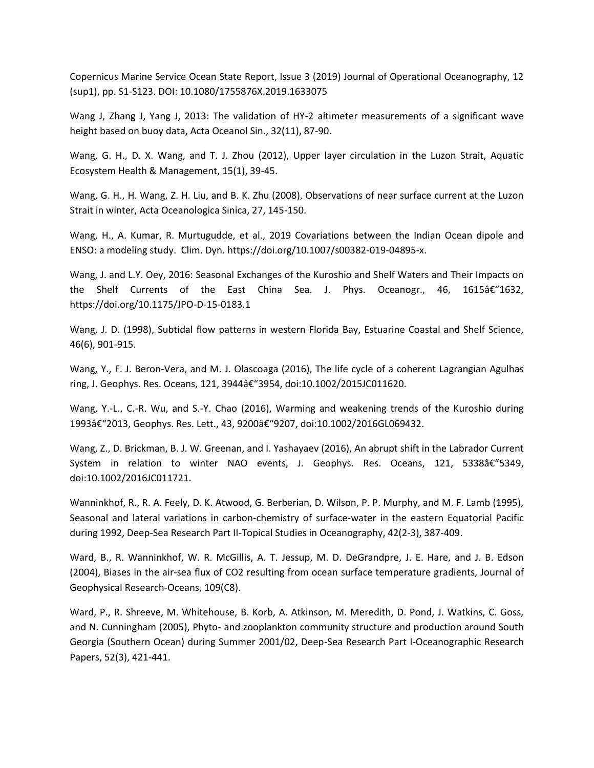Copernicus Marine Service Ocean State Report, Issue 3 (2019) Journal of Operational Oceanography, 12 (sup1), pp. S1-S123. DOI: 10.1080/1755876X.2019.1633075

Wang J, Zhang J, Yang J, 2013: The validation of HY-2 altimeter measurements of a significant wave height based on buoy data, Acta Oceanol Sin., 32(11), 87-90.

Wang, G. H., D. X. Wang, and T. J. Zhou (2012), Upper layer circulation in the Luzon Strait, Aquatic Ecosystem Health & Management, 15(1), 39-45.

Wang, G. H., H. Wang, Z. H. Liu, and B. K. Zhu (2008), Observations of near surface current at the Luzon Strait in winter, Acta Oceanologica Sinica, 27, 145-150.

Wang, H., A. Kumar, R. Murtugudde, et al., 2019 Covariations between the Indian Ocean dipole and ENSO: a modeling study. Clim. Dyn. https://doi.org/10.1007/s00382-019-04895-x.

Wang, J. and L.Y. Oey, 2016: Seasonal Exchanges of the Kuroshio and Shelf Waters and Their Impacts on the Shelf Currents of the East China Sea. J. Phys. Oceanogr., 46, 1615â€“1632, https://doi.org/10.1175/JPO-D-15-0183.1

Wang, J. D. (1998), Subtidal flow patterns in western Florida Bay, Estuarine Coastal and Shelf Science, 46(6), 901-915.

Wang, Y., F. J. Beron-Vera, and M. J. Olascoaga (2016), The life cycle of a coherent Lagrangian Agulhas ring, J. Geophys. Res. Oceans, 121, 3944â€“3954, doi:10.1002/2015JC011620.

Wang, Y.-L., C.-R. Wu, and S.-Y. Chao (2016), Warming and weakening trends of the Kuroshio during 1993â€“2013, Geophys. Res. Lett., 43, 9200â€“9207, doi:10.1002/2016GL069432.

Wang, Z., D. Brickman, B. J. W. Greenan, and I. Yashayaev (2016), An abrupt shift in the Labrador Current System in relation to winter NAO events, J. Geophys. Res. Oceans, 121, 5338â€“5349, doi:10.1002/2016JC011721.

Wanninkhof, R., R. A. Feely, D. K. Atwood, G. Berberian, D. Wilson, P. P. Murphy, and M. F. Lamb (1995), Seasonal and lateral variations in carbon-chemistry of surface-water in the eastern Equatorial Pacific during 1992, Deep-Sea Research Part II-Topical Studies in Oceanography, 42(2-3), 387-409.

Ward, B., R. Wanninkhof, W. R. McGillis, A. T. Jessup, M. D. DeGrandpre, J. E. Hare, and J. B. Edson (2004), Biases in the air-sea flux of CO2 resulting from ocean surface temperature gradients, Journal of Geophysical Research-Oceans, 109(C8).

Ward, P., R. Shreeve, M. Whitehouse, B. Korb, A. Atkinson, M. Meredith, D. Pond, J. Watkins, C. Goss, and N. Cunningham (2005), Phyto- and zooplankton community structure and production around South Georgia (Southern Ocean) during Summer 2001/02, Deep-Sea Research Part I-Oceanographic Research Papers, 52(3), 421-441.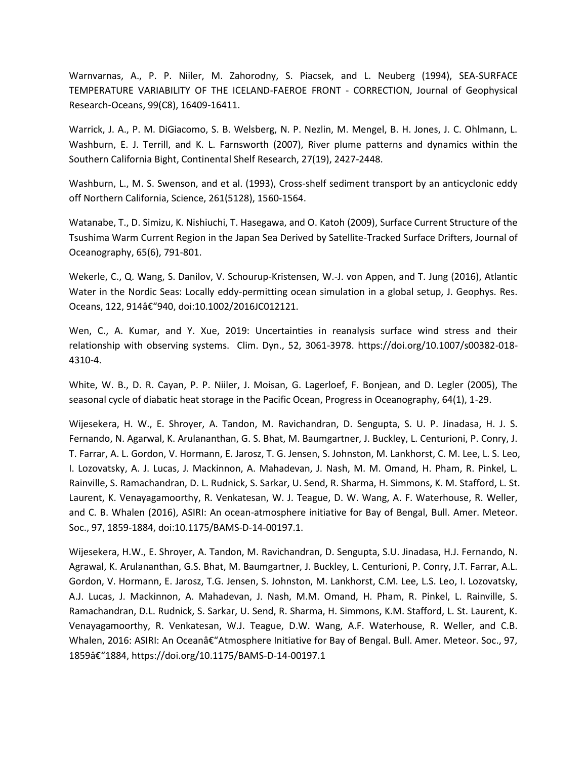Warnvarnas, A., P. P. Niiler, M. Zahorodny, S. Piacsek, and L. Neuberg (1994), SEA-SURFACE TEMPERATURE VARIABILITY OF THE ICELAND-FAEROE FRONT - CORRECTION, Journal of Geophysical Research-Oceans, 99(C8), 16409-16411.

Warrick, J. A., P. M. DiGiacomo, S. B. Welsberg, N. P. Nezlin, M. Mengel, B. H. Jones, J. C. Ohlmann, L. Washburn, E. J. Terrill, and K. L. Farnsworth (2007), River plume patterns and dynamics within the Southern California Bight, Continental Shelf Research, 27(19), 2427-2448.

Washburn, L., M. S. Swenson, and et al. (1993), Cross-shelf sediment transport by an anticyclonic eddy off Northern California, Science, 261(5128), 1560-1564.

Watanabe, T., D. Simizu, K. Nishiuchi, T. Hasegawa, and O. Katoh (2009), Surface Current Structure of the Tsushima Warm Current Region in the Japan Sea Derived by Satellite-Tracked Surface Drifters, Journal of Oceanography, 65(6), 791-801.

Wekerle, C., Q. Wang, S. Danilov, V. Schourup-Kristensen, W.-J. von Appen, and T. Jung (2016), Atlantic Water in the Nordic Seas: Locally eddy-permitting ocean simulation in a global setup, J. Geophys. Res. Oceans, 122, 914â€“940, doi:10.1002/2016JC012121.

Wen, C., A. Kumar, and Y. Xue, 2019: Uncertainties in reanalysis surface wind stress and their relationship with observing systems. Clim. Dyn., 52, 3061-3978. https://doi.org/10.1007/s00382-018-4310-4.

White, W. B., D. R. Cayan, P. P. Niiler, J. Moisan, G. Lagerloef, F. Bonjean, and D. Legler (2005), The seasonal cycle of diabatic heat storage in the Pacific Ocean, Progress in Oceanography, 64(1), 1-29.

Wijesekera, H. W., E. Shroyer, A. Tandon, M. Ravichandran, D. Sengupta, S. U. P. Jinadasa, H. J. S. Fernando, N. Agarwal, K. Arulananthan, G. S. Bhat, M. Baumgartner, J. Buckley, L. Centurioni, P. Conry, J. T. Farrar, A. L. Gordon, V. Hormann, E. Jarosz, T. G. Jensen, S. Johnston, M. Lankhorst, C. M. Lee, L. S. Leo, I. Lozovatsky, A. J. Lucas, J. Mackinnon, A. Mahadevan, J. Nash, M. M. Omand, H. Pham, R. Pinkel, L. Rainville, S. Ramachandran, D. L. Rudnick, S. Sarkar, U. Send, R. Sharma, H. Simmons, K. M. Stafford, L. St. Laurent, K. Venayagamoorthy, R. Venkatesan, W. J. Teague, D. W. Wang, A. F. Waterhouse, R. Weller, and C. B. Whalen (2016), ASIRI: An ocean-atmosphere initiative for Bay of Bengal, Bull. Amer. Meteor. Soc., 97, 1859-1884, doi:10.1175/BAMS-D-14-00197.1.

Wijesekera, H.W., E. Shroyer, A. Tandon, M. Ravichandran, D. Sengupta, S.U. Jinadasa, H.J. Fernando, N. Agrawal, K. Arulananthan, G.S. Bhat, M. Baumgartner, J. Buckley, L. Centurioni, P. Conry, J.T. Farrar, A.L. Gordon, V. Hormann, E. Jarosz, T.G. Jensen, S. Johnston, M. Lankhorst, C.M. Lee, L.S. Leo, I. Lozovatsky, A.J. Lucas, J. Mackinnon, A. Mahadevan, J. Nash, M.M. Omand, H. Pham, R. Pinkel, L. Rainville, S. Ramachandran, D.L. Rudnick, S. Sarkar, U. Send, R. Sharma, H. Simmons, K.M. Stafford, L. St. Laurent, K. Venayagamoorthy, R. Venkatesan, W.J. Teague, D.W. Wang, A.F. Waterhouse, R. Weller, and C.B. Whalen, 2016: ASIRI: An Oceanâ€“Atmosphere Initiative for Bay of Bengal. Bull. Amer. Meteor. Soc., 97, 1859â€“1884, https://doi.org/10.1175/BAMS-D-14-00197.1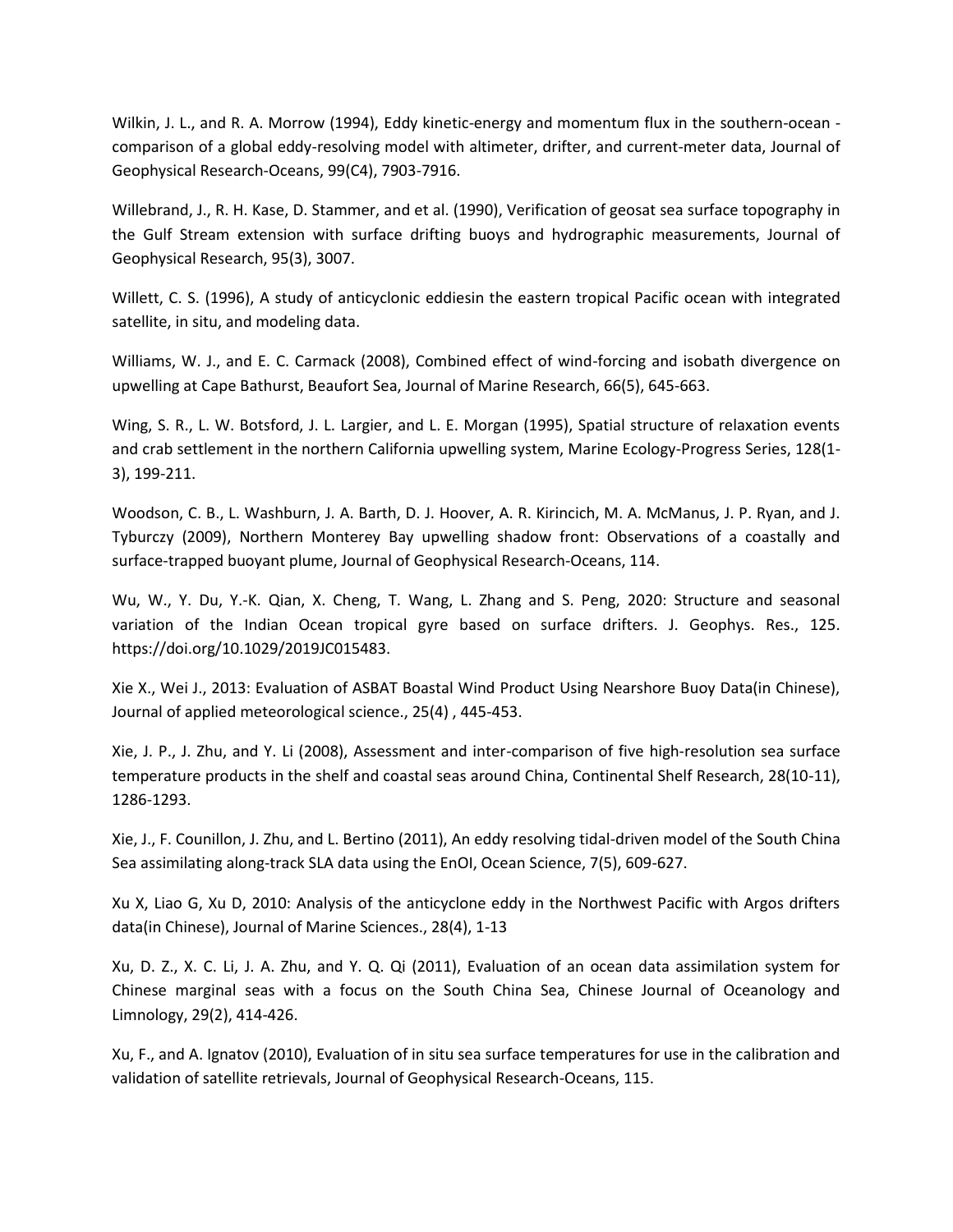Wilkin, J. L., and R. A. Morrow (1994), Eddy kinetic-energy and momentum flux in the southern-ocean - comparison of a global eddy-resolving model with altimeter, drifter, and current-meter data, Journal of Geophysical Research-Oceans, 99(C4), 7903-7916.

Willebrand, J., R. H. Kase, D. Stammer, and et al. (1990), Verification of geosat sea surface topography in the Gulf Stream extension with surface drifting buoys and hydrographic measurements, Journal of Geophysical Research, 95(3), 3007.

Willett, C. S. (1996), A study of anticyclonic eddiesin the eastern tropical Pacific ocean with integrated satellite, in situ, and modeling data.

Williams, W. J., and E. C. Carmack (2008), Combined effect of wind-forcing and isobath divergence on upwelling at Cape Bathurst, Beaufort Sea, Journal of Marine Research, 66(5), 645-663.

Wing, S. R., L. W. Botsford, J. L. Largier, and L. E. Morgan (1995), Spatial structure of relaxation events and crab settlement in the northern California upwelling system, Marine Ecology-Progress Series, 128(1-3), 199-211.

Woodson, C. B., L. Washburn, J. A. Barth, D. J. Hoover, A. R. Kirincich, M. A. McManus, J. P. Ryan, and J. Tyburczy (2009), Northern Monterey Bay upwelling shadow front: Observations of a coastally and surface-trapped buoyant plume, Journal of Geophysical Research-Oceans, 114.

Wu, W., Y. Du, Y.-K. Qian, X. Cheng, T. Wang, L. Zhang and S. Peng, 2020: Structure and seasonal variation of the Indian Ocean tropical gyre based on surface drifters. J. Geophys. Res., 125. https://doi.org/10.1029/2019JC015483.

Xie X., Wei J., 2013: Evaluation of ASBAT Boastal Wind Product Using Nearshore Buoy Data(in Chinese), Journal of applied meteorological science., 25(4) , 445-453.

Xie, J. P., J. Zhu, and Y. Li (2008), Assessment and inter-comparison of five high-resolution sea surface temperature products in the shelf and coastal seas around China, Continental Shelf Research, 28(10-11), 1286-1293.

Xie, J., F. Counillon, J. Zhu, and L. Bertino (2011), An eddy resolving tidal-driven model of the South China Sea assimilating along-track SLA data using the EnOI, Ocean Science, 7(5), 609-627.

Xu X, Liao G, Xu D, 2010: Analysis of the anticyclone eddy in the Northwest Pacific with Argos drifters data(in Chinese), Journal of Marine Sciences., 28(4), 1-13

Xu, D. Z., X. C. Li, J. A. Zhu, and Y. Q. Qi (2011), Evaluation of an ocean data assimilation system for Chinese marginal seas with a focus on the South China Sea, Chinese Journal of Oceanology and Limnology, 29(2), 414-426.

Xu, F., and A. Ignatov (2010), Evaluation of in situ sea surface temperatures for use in the calibration and validation of satellite retrievals, Journal of Geophysical Research-Oceans, 115.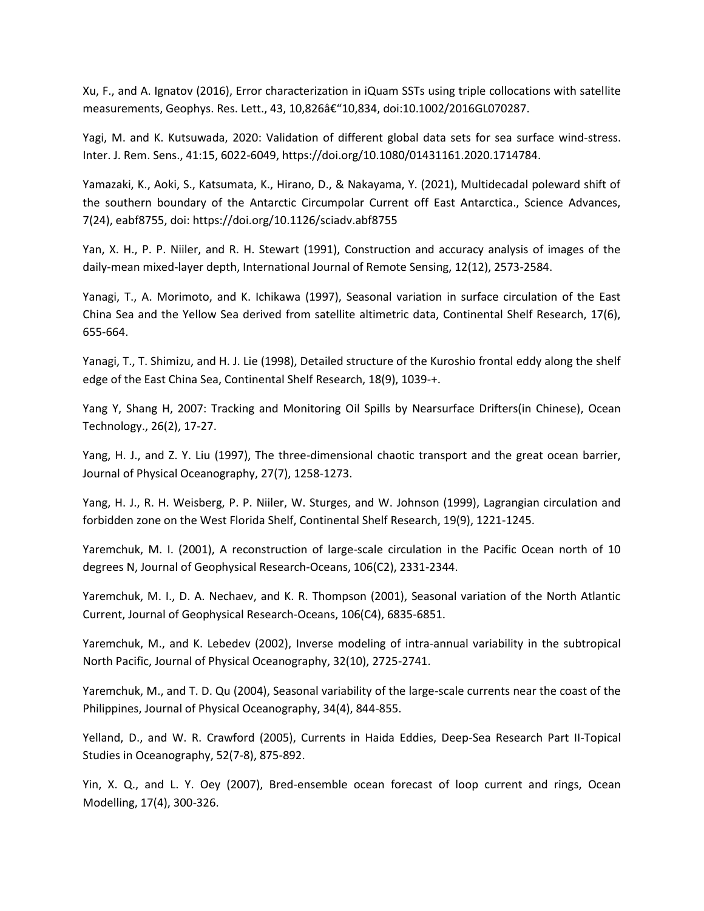Xu, F., and A. Ignatov (2016), Error characterization in iQuam SSTs using triple collocations with satellite measurements, Geophys. Res. Lett., 43, 10,826â€"10,834, doi:10.1002/2016GL070287.

Yagi, M. and K. Kutsuwada, 2020: Validation of different global data sets for sea surface wind-stress. Inter. J. Rem. Sens., 41:15, 6022-6049, https://doi.org/10.1080/01431161.2020.1714784.

Yamazaki, K., Aoki, S., Katsumata, K., Hirano, D., & Nakayama, Y. (2021), Multidecadal poleward shift of the southern boundary of the Antarctic Circumpolar Current off East Antarctica., Science Advances, 7(24), eabf8755, doi: https://doi.org/10.1126/sciadv.abf8755

Yan, X. H., P. P. Niiler, and R. H. Stewart (1991), Construction and accuracy analysis of images of the daily-mean mixed-layer depth, International Journal of Remote Sensing, 12(12), 2573-2584.

Yanagi, T., A. Morimoto, and K. Ichikawa (1997), Seasonal variation in surface circulation of the East China Sea and the Yellow Sea derived from satellite altimetric data, Continental Shelf Research, 17(6), 655-664.

Yanagi, T., T. Shimizu, and H. J. Lie (1998), Detailed structure of the Kuroshio frontal eddy along the shelf edge of the East China Sea, Continental Shelf Research, 18(9), 1039-+.

Yang Y, Shang H, 2007: Tracking and Monitoring Oil Spills by Nearsurface Drifters(in Chinese), Ocean Technology., 26(2), 17-27.

Yang, H. J., and Z. Y. Liu (1997), The three-dimensional chaotic transport and the great ocean barrier, Journal of Physical Oceanography, 27(7), 1258-1273.

Yang, H. J., R. H. Weisberg, P. P. Niiler, W. Sturges, and W. Johnson (1999), Lagrangian circulation and forbidden zone on the West Florida Shelf, Continental Shelf Research, 19(9), 1221-1245.

Yaremchuk, M. I. (2001), A reconstruction of large-scale circulation in the Pacific Ocean north of 10 degrees N, Journal of Geophysical Research-Oceans, 106(C2), 2331-2344.

Yaremchuk, M. I., D. A. Nechaev, and K. R. Thompson (2001), Seasonal variation of the North Atlantic Current, Journal of Geophysical Research-Oceans, 106(C4), 6835-6851.

Yaremchuk, M., and K. Lebedev (2002), Inverse modeling of intra-annual variability in the subtropical North Pacific, Journal of Physical Oceanography, 32(10), 2725-2741.

Yaremchuk, M., and T. D. Qu (2004), Seasonal variability of the large-scale currents near the coast of the Philippines, Journal of Physical Oceanography, 34(4), 844-855.

Yelland, D., and W. R. Crawford (2005), Currents in Haida Eddies, Deep-Sea Research Part II-Topical Studies in Oceanography, 52(7-8), 875-892.

Yin, X. Q., and L. Y. Oey (2007), Bred-ensemble ocean forecast of loop current and rings, Ocean Modelling, 17(4), 300-326.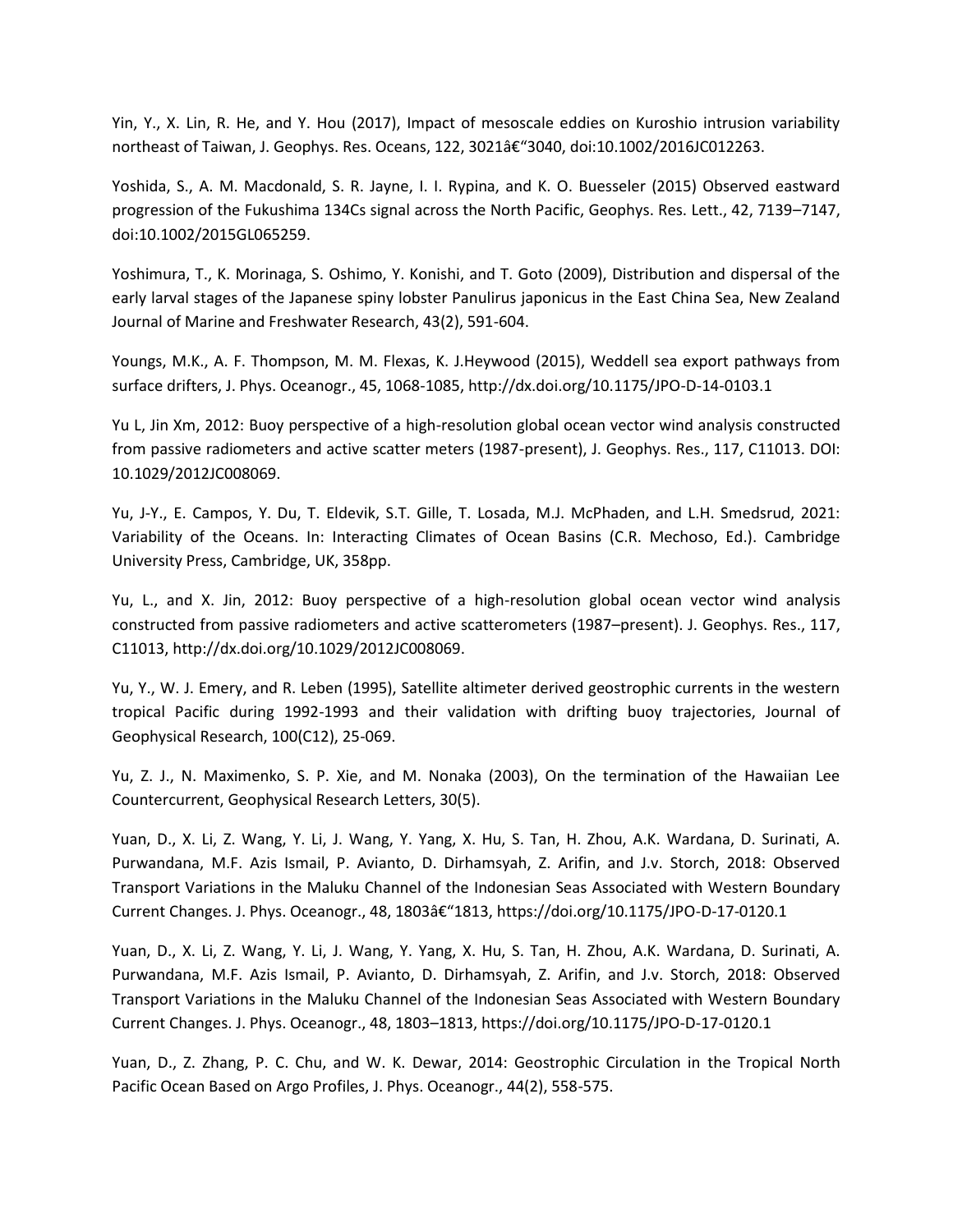Yin, Y., X. Lin, R. He, and Y. Hou (2017), Impact of mesoscale eddies on Kuroshio intrusion variability northeast of Taiwan, J. Geophys. Res. Oceans, 122, 3021â€"3040, doi:10.1002/2016JC012263.

Yoshida, S., A. M. Macdonald, S. R. Jayne, I. I. Rypina, and K. O. Buesseler (2015) Observed eastward progression of the Fukushima 134Cs signal across the North Pacific, Geophys. Res. Lett., 42, 7139–7147, doi:10.1002/2015GL065259.

Yoshimura, T., K. Morinaga, S. Oshimo, Y. Konishi, and T. Goto (2009), Distribution and dispersal of the early larval stages of the Japanese spiny lobster Panulirus japonicus in the East China Sea, New Zealand Journal of Marine and Freshwater Research, 43(2), 591-604.

Youngs, M.K., A. F. Thompson, M. M. Flexas, K. J.Heywood (2015), Weddell sea export pathways from surface drifters, J. Phys. Oceanogr., 45, 1068-1085, http://dx.doi.org/10.1175/JPO-D-14-0103.1

Yu L, Jin Xm, 2012: Buoy perspective of a high-resolution global ocean vector wind analysis constructed from passive radiometers and active scatter meters (1987-present), J. Geophys. Res., 117, C11013. DOI: 10.1029/2012JC008069.

Yu, J-Y., E. Campos, Y. Du, T. Eldevik, S.T. Gille, T. Losada, M.J. McPhaden, and L.H. Smedsrud, 2021: Variability of the Oceans. In: Interacting Climates of Ocean Basins (C.R. Mechoso, Ed.). Cambridge University Press, Cambridge, UK, 358pp.

Yu, L., and X. Jin, 2012: Buoy perspective of a high-resolution global ocean vector wind analysis constructed from passive radiometers and active scatterometers (1987–present). J. Geophys. Res., 117, C11013, http://dx.doi.org/10.1029/2012JC008069.

Yu, Y., W. J. Emery, and R. Leben (1995), Satellite altimeter derived geostrophic currents in the western tropical Pacific during 1992-1993 and their validation with drifting buoy trajectories, Journal of Geophysical Research, 100(C12), 25-069.

Yu, Z. J., N. Maximenko, S. P. Xie, and M. Nonaka (2003), On the termination of the Hawaiian Lee Countercurrent, Geophysical Research Letters, 30(5).

Yuan, D., X. Li, Z. Wang, Y. Li, J. Wang, Y. Yang, X. Hu, S. Tan, H. Zhou, A.K. Wardana, D. Surinati, A. Purwandana, M.F. Azis Ismail, P. Avianto, D. Dirhamsyah, Z. Arifin, and J.v. Storch, 2018: Observed Transport Variations in the Maluku Channel of the Indonesian Seas Associated with Western Boundary Current Changes. J. Phys. Oceanogr., 48, 1803â€"1813, https://doi.org/10.1175/JPO-D-17-0120.1

Yuan, D., X. Li, Z. Wang, Y. Li, J. Wang, Y. Yang, X. Hu, S. Tan, H. Zhou, A.K. Wardana, D. Surinati, A. Purwandana, M.F. Azis Ismail, P. Avianto, D. Dirhamsyah, Z. Arifin, and J.v. Storch, 2018: Observed Transport Variations in the Maluku Channel of the Indonesian Seas Associated with Western Boundary Current Changes. J. Phys. Oceanogr., 48, 1803–1813, https://doi.org/10.1175/JPO-D-17-0120.1

Yuan, D., Z. Zhang, P. C. Chu, and W. K. Dewar, 2014: Geostrophic Circulation in the Tropical North Pacific Ocean Based on Argo Profiles, J. Phys. Oceanogr., 44(2), 558-575.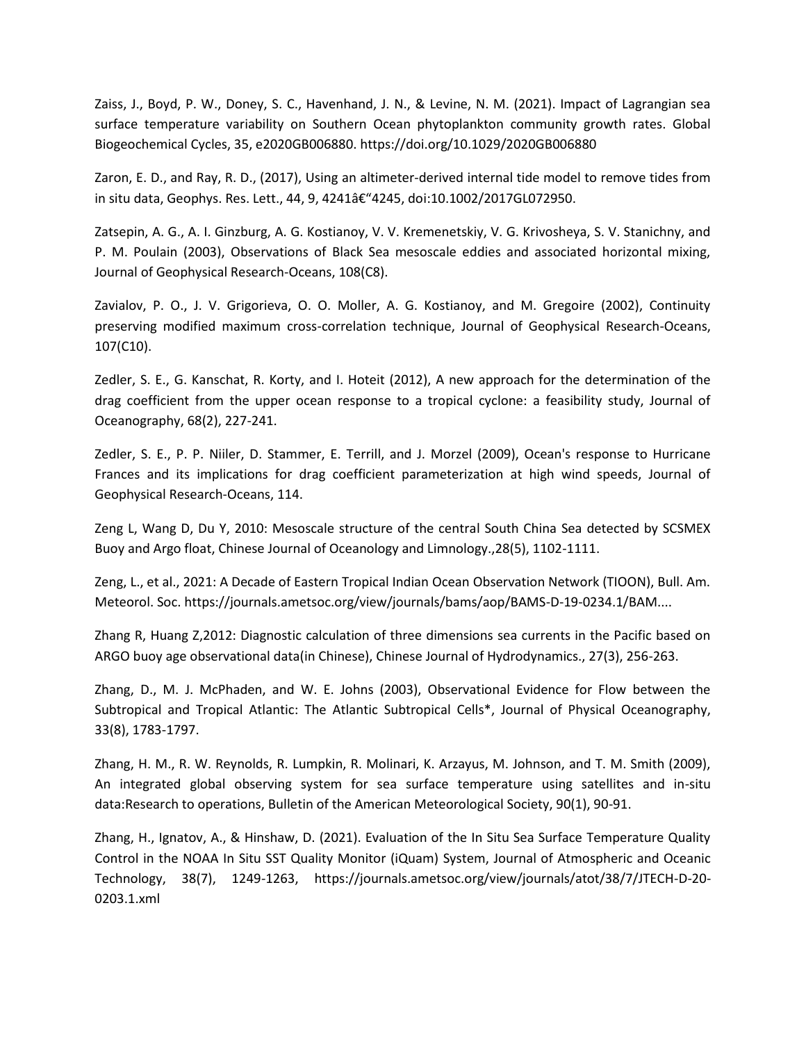Zaiss, J., Boyd, P. W., Doney, S. C., Havenhand, J. N., & Levine, N. M. (2021). Impact of Lagrangian sea surface temperature variability on Southern Ocean phytoplankton community growth rates. Global Biogeochemical Cycles, 35, e2020GB006880. https://doi.org/10.1029/2020GB006880

Zaron, E. D., and Ray, R. D., (2017), Using an altimeter-derived internal tide model to remove tides from in situ data, Geophys. Res. Lett., 44, 9, 4241â€“4245, doi:10.1002/2017GL072950.

Zatsepin, A. G., A. I. Ginzburg, A. G. Kostianoy, V. V. Kremenetskiy, V. G. Krivosheya, S. V. Stanichny, and P. M. Poulain (2003), Observations of Black Sea mesoscale eddies and associated horizontal mixing, Journal of Geophysical Research-Oceans, 108(C8).

Zavialov, P. O., J. V. Grigorieva, O. O. Moller, A. G. Kostianoy, and M. Gregoire (2002), Continuity preserving modified maximum cross-correlation technique, Journal of Geophysical Research-Oceans, 107(C10).

Zedler, S. E., G. Kanschat, R. Korty, and I. Hoteit (2012), A new approach for the determination of the drag coefficient from the upper ocean response to a tropical cyclone: a feasibility study, Journal of Oceanography, 68(2), 227-241.

Zedler, S. E., P. P. Niiler, D. Stammer, E. Terrill, and J. Morzel (2009), Ocean's response to Hurricane Frances and its implications for drag coefficient parameterization at high wind speeds, Journal of Geophysical Research-Oceans, 114.

Zeng L, Wang D, Du Y, 2010: Mesoscale structure of the central South China Sea detected by SCSMEX Buoy and Argo float, Chinese Journal of Oceanology and Limnology.,28(5), 1102-1111.

Zeng, L., et al., 2021: A Decade of Eastern Tropical Indian Ocean Observation Network (TIOON), Bull. Am. Meteorol. Soc. https://journals.ametsoc.org/view/journals/bams/aop/BAMS-D-19-0234.1/BAM....

Zhang R, Huang Z,2012: Diagnostic calculation of three dimensions sea currents in the Pacific based on ARGO buoy age observational data(in Chinese), Chinese Journal of Hydrodynamics., 27(3), 256-263.

Zhang, D., M. J. McPhaden, and W. E. Johns (2003), Observational Evidence for Flow between the Subtropical and Tropical Atlantic: The Atlantic Subtropical Cells*, Journal of Physical Oceanography, 33(8), 1783-1797.

Zhang, H. M., R. W. Reynolds, R. Lumpkin, R. Molinari, K. Arzayus, M. Johnson, and T. M. Smith (2009), An integrated global observing system for sea surface temperature using satellites and in-situ data:Research to operations, Bulletin of the American Meteorological Society, 90(1), 90-91.

Zhang, H., Ignatov, A., & Hinshaw, D. (2021). Evaluation of the In Situ Sea Surface Temperature Quality Control in the NOAA In Situ SST Quality Monitor (iQuam) System, Journal of Atmospheric and Oceanic Technology, 38(7), 1249-1263, https://journals.ametsoc.org/view/journals/atot/38/7/JTECH-D-20-0203.1.xml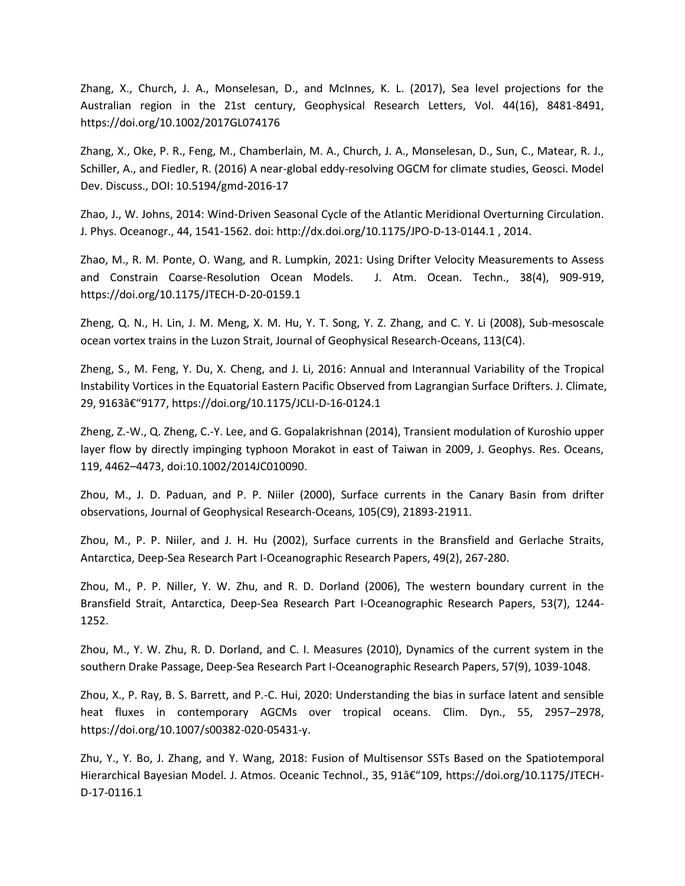Zhang, X., Church, J. A., Monselesan, D., and McInnes, K. L. (2017), Sea level projections for the Australian region in the 21st century, Geophysical Research Letters, Vol. 44(16), 8481-8491, https://doi.org/10.1002/2017GL074176

Zhang, X., Oke, P. R., Feng, M., Chamberlain, M. A., Church, J. A., Monselesan, D., Sun, C., Matear, R. J., Schiller, A., and Fiedler, R. (2016) A near-global eddy-resolving OGCM for climate studies, Geosci. Model Dev. Discuss., DOI: 10.5194/gmd-2016-17

Zhao, J., W. Johns, 2014: Wind-Driven Seasonal Cycle of the Atlantic Meridional Overturning Circulation. J. Phys. Oceanogr., 44, 1541-1562. doi: http://dx.doi.org/10.1175/JPO-D-13-0144.1 , 2014.

Zhao, M., R. M. Ponte, O. Wang, and R. Lumpkin, 2021: Using Drifter Velocity Measurements to Assess and Constrain Coarse-Resolution Ocean Models. J. Atm. Ocean. Techn., 38(4), 909-919, https://doi.org/10.1175/JTECH-D-20-0159.1

Zheng, Q. N., H. Lin, J. M. Meng, X. M. Hu, Y. T. Song, Y. Z. Zhang, and C. Y. Li (2008), Sub-mesoscale ocean vortex trains in the Luzon Strait, Journal of Geophysical Research-Oceans, 113(C4).

Zheng, S., M. Feng, Y. Du, X. Cheng, and J. Li, 2016: Annual and Interannual Variability of the Tropical Instability Vortices in the Equatorial Eastern Pacific Observed from Lagrangian Surface Drifters. J. Climate, 29, 9163â€"9177, https://doi.org/10.1175/JCLI-D-16-0124.1

Zheng, Z.-W., Q. Zheng, C.-Y. Lee, and G. Gopalakrishnan (2014), Transient modulation of Kuroshio upper layer flow by directly impinging typhoon Morakot in east of Taiwan in 2009, J. Geophys. Res. Oceans, 119, 4462–4473, doi:10.1002/2014JC010090.

Zhou, M., J. D. Paduan, and P. P. Niiler (2000), Surface currents in the Canary Basin from drifter observations, Journal of Geophysical Research-Oceans, 105(C9), 21893-21911.

Zhou, M., P. P. Niiler, and J. H. Hu (2002), Surface currents in the Bransfield and Gerlache Straits, Antarctica, Deep-Sea Research Part I-Oceanographic Research Papers, 49(2), 267-280.

Zhou, M., P. P. Niller, Y. W. Zhu, and R. D. Dorland (2006), The western boundary current in the Bransfield Strait, Antarctica, Deep-Sea Research Part I-Oceanographic Research Papers, 53(7), 1244-1252.

Zhou, M., Y. W. Zhu, R. D. Dorland, and C. I. Measures (2010), Dynamics of the current system in the southern Drake Passage, Deep-Sea Research Part I-Oceanographic Research Papers, 57(9), 1039-1048.

Zhou, X., P. Ray, B. S. Barrett, and P.-C. Hui, 2020: Understanding the bias in surface latent and sensible heat fluxes in contemporary AGCMs over tropical oceans. Clim. Dyn., 55, 2957–2978, https://doi.org/10.1007/s00382-020-05431-y.

Zhu, Y., Y. Bo, J. Zhang, and Y. Wang, 2018: Fusion of Multisensor SSTs Based on the Spatiotemporal Hierarchical Bayesian Model. J. Atmos. Oceanic Technol., 35, 91â€"109, https://doi.org/10.1175/JTECH-D-17-0116.1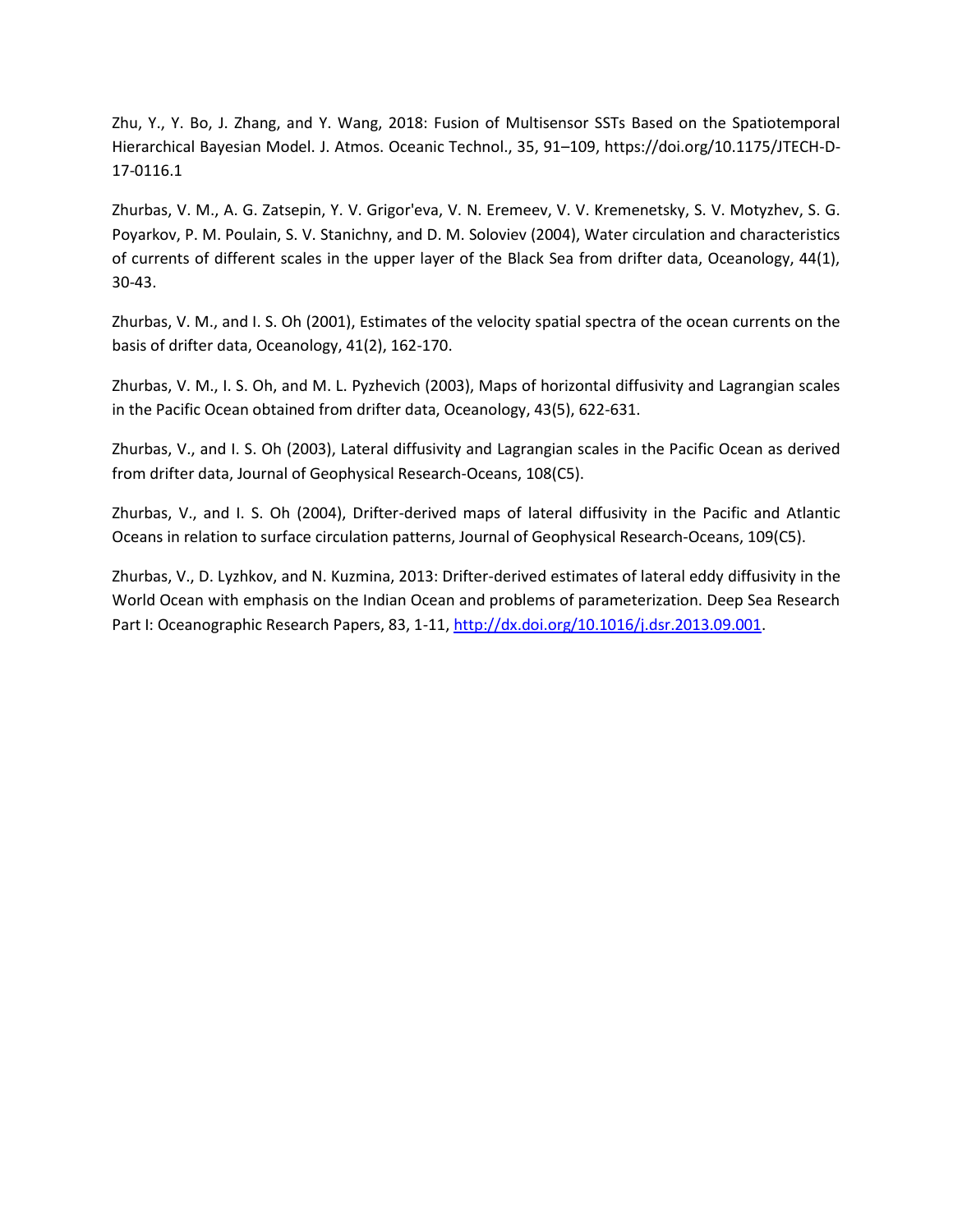Zhu, Y., Y. Bo, J. Zhang, and Y. Wang, 2018: Fusion of Multisensor SSTs Based on the Spatiotemporal Hierarchical Bayesian Model. J. Atmos. Oceanic Technol., 35, 91–109, https://doi.org/10.1175/JTECH-D-17-0116.1

Zhurbas, V. M., A. G. Zatsepin, Y. V. Grigor'eva, V. N. Eremeev, V. V. Kremenetsky, S. V. Motyzhev, S. G. Poyarkov, P. M. Poulain, S. V. Stanichny, and D. M. Soloviev (2004), Water circulation and characteristics of currents of different scales in the upper layer of the Black Sea from drifter data, Oceanology, 44(1), 30-43.

Zhurbas, V. M., and I. S. Oh (2001), Estimates of the velocity spatial spectra of the ocean currents on the basis of drifter data, Oceanology, 41(2), 162-170.

Zhurbas, V. M., I. S. Oh, and M. L. Pyzhevich (2003), Maps of horizontal diffusivity and Lagrangian scales in the Pacific Ocean obtained from drifter data, Oceanology, 43(5), 622-631.

Zhurbas, V., and I. S. Oh (2003), Lateral diffusivity and Lagrangian scales in the Pacific Ocean as derived from drifter data, Journal of Geophysical Research-Oceans, 108(C5).

Zhurbas, V., and I. S. Oh (2004), Drifter-derived maps of lateral diffusivity in the Pacific and Atlantic Oceans in relation to surface circulation patterns, Journal of Geophysical Research-Oceans, 109(C5).

Zhurbas, V., D. Lyzhkov, and N. Kuzmina, 2013: Drifter-derived estimates of lateral eddy diffusivity in the World Ocean with emphasis on the Indian Ocean and problems of parameterization. Deep Sea Research Part I: Oceanographic Research Papers, 83, 1-11, http://dx.doi.org/10.1016/j.dsr.2013.09.001.